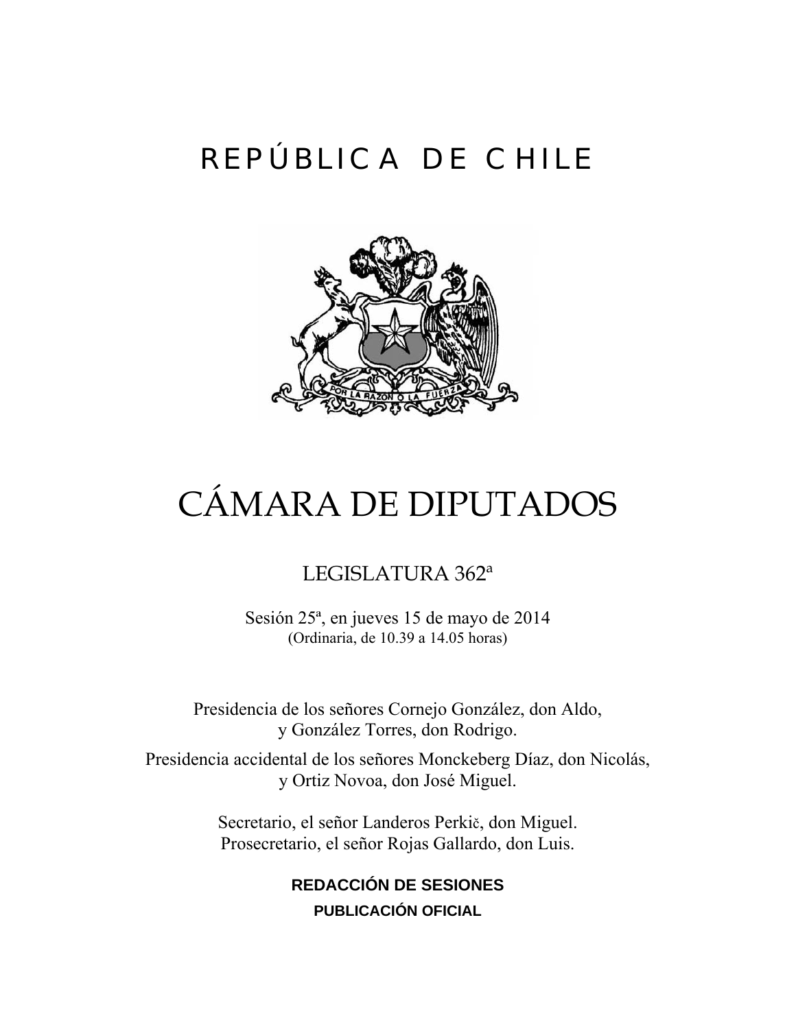# REPÚBLICA DE CHILE

# CÁMARA DE DIPUTADOS

LEGISLATURA 362ª

Sesión 25ª, en jueves 15 de mayo de 2014

(Ordinaria, de 10.39 a 14.05 horas)

Presidencia de los señores Cornejo González, don Aldo, y González Torres, don Rodrigo.

Presidencia accidental de los señores Monckeberg Díaz, don Nicolás, y Ortiz Novoa, don José Miguel.

Secretario, el señor Landeros Perkič, don Miguel.

Prosecretario, el señor Rojas Gallardo, don Luis.

**REDACCIÓN DE SESIONES**

**PUBLICACIÓN OFICIAL**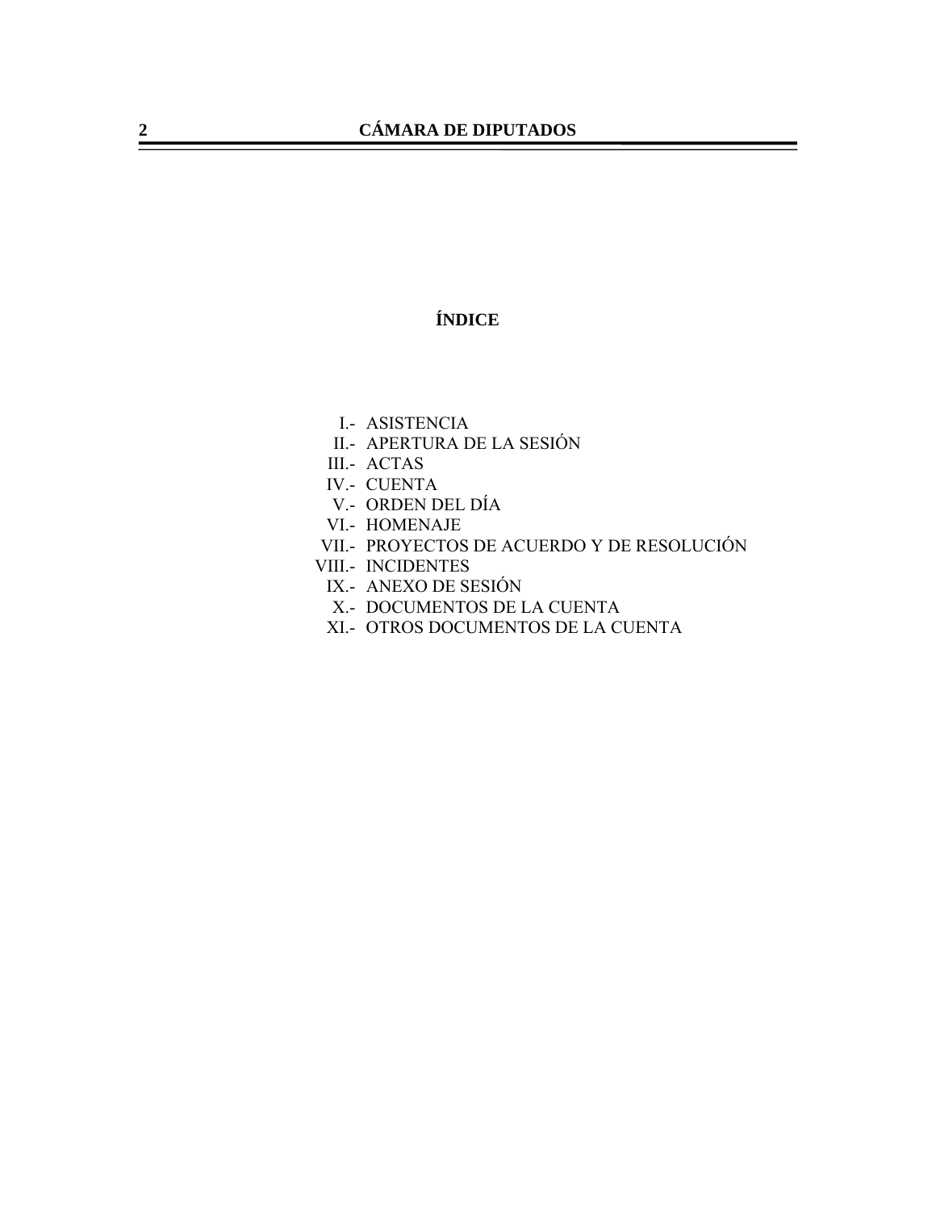# ÍNDICE

I.- ASISTENCIA
II.- APERTURA DE LA SESIÓN
III.- ACTAS
IV.- CUENTA
V.- ORDEN DEL DÍA
VI.- HOMENAJE
VII.- PROYECTOS DE ACUERDO Y DE RESOLUCIÓN
VIII.- INCIDENTES
IX.- ANEXO DE SESIÓN
X.- DOCUMENTOS DE LA CUENTA
XI.- OTROS DOCUMENTOS DE LA CUENTA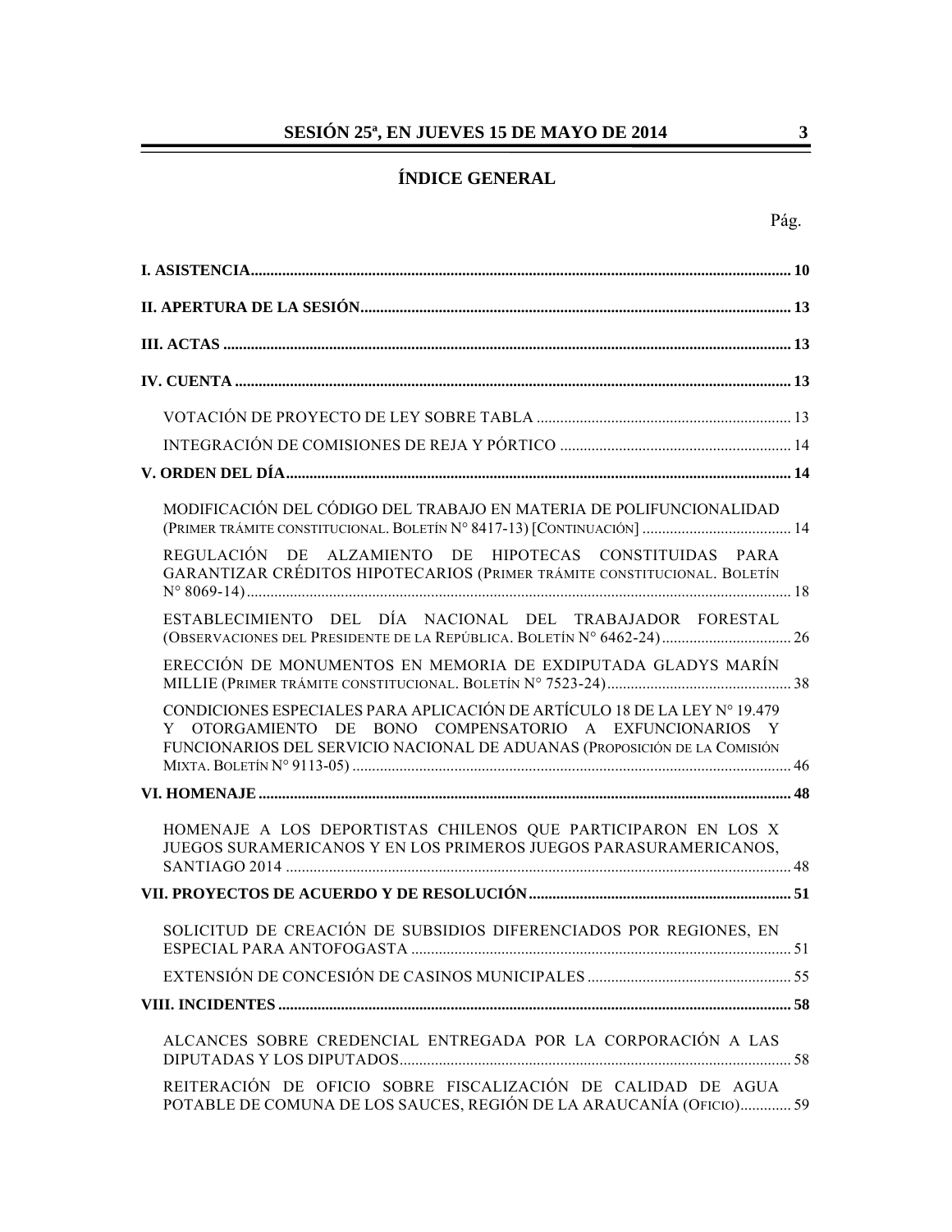# ÍNDICE GENERAL

Pág.

**I. ASISTENCIA** ........................................................................................................................ **10**

**II. APERTURA DE LA SESIÓN** ............................................................................................. **13**

**III. ACTAS** ................................................................................................................................ **13**

**IV. CUENTA** ............................................................................................................................. **13**

VOTACIÓN DE PROYECTO DE LEY SOBRE TABLA ................................................................ 13

INTEGRACIÓN DE COMISIONES DE REJA Y PÓRTICO .......................................................... 14

**V. ORDEN DEL DÍA** ................................................................................................................ **14**

MODIFICACIÓN DEL CÓDIGO DEL TRABAJO EN MATERIA DE POLIFUNCIONALIDAD (PRIMER TRÁMITE CONSTITUCIONAL. BOLETÍN N° 8417-13) [CONTINUACIÓN] ...................................... 14

REGULACIÓN DE ALZAMIENTO DE HIPOTECAS CONSTITUIDAS PARA GARANTIZAR CRÉDITOS HIPOTECARIOS (PRIMER TRÁMITE CONSTITUCIONAL. BOLETÍN N° 8069-14) ........................................................................................................................... 18

ESTABLECIMIENTO DEL DÍA NACIONAL DEL TRABAJADOR FORESTAL (OBSERVACIONES DEL PRESIDENTE DE LA REPÚBLICA. BOLETÍN N° 6462-24) ................................. 26

ERECCIÓN DE MONUMENTOS EN MEMORIA DE EXDIPUTADA GLADYS MARÍN MILLIE (PRIMER TRÁMITE CONSTITUCIONAL. BOLETÍN N° 7523-24) ............................................... 38

CONDICIONES ESPECIALES PARA APLICACIÓN DE ARTÍCULO 18 DE LA LEY N° 19.479 Y OTORGAMIENTO DE BONO COMPENSATORIO A EXFUNCIONARIOS Y FUNCIONARIOS DEL SERVICIO NACIONAL DE ADUANAS (PROPOSICIÓN DE LA COMISIÓN MIXTA. BOLETÍN N° 9113-05) ............................................................................................... 46

**VI. HOMENAJE** ....................................................................................................................... **48**

HOMENAJE A LOS DEPORTISTAS CHILENOS QUE PARTICIPARON EN LOS X JUEGOS SURAMERICANOS Y EN LOS PRIMEROS JUEGOS PARASURAMERICANOS, SANTIAGO 2014 ................................................................................................................ 48

**VII. PROYECTOS DE ACUERDO Y DE RESOLUCIÓN** ................................................................... **51**

SOLICITUD DE CREACIÓN DE SUBSIDIOS DIFERENCIADOS POR REGIONES, EN ESPECIAL PARA ANTOFOGASTA ................................................................................. 51

EXTENSIÓN DE CONCESIÓN DE CASINOS MUNICIPALES .................................................... 55

**VIII. INCIDENTES** .................................................................................................................. **58**

ALCANCES SOBRE CREDENCIAL ENTREGADA POR LA CORPORACIÓN A LAS DIPUTADAS Y LOS DIPUTADOS ................................................................................................... 58

REITERACIÓN DE OFICIO SOBRE FISCALIZACIÓN DE CALIDAD DE AGUA POTABLE DE COMUNA DE LOS SAUCES, REGIÓN DE LA ARAUCANÍA (OFICIO) ............. 59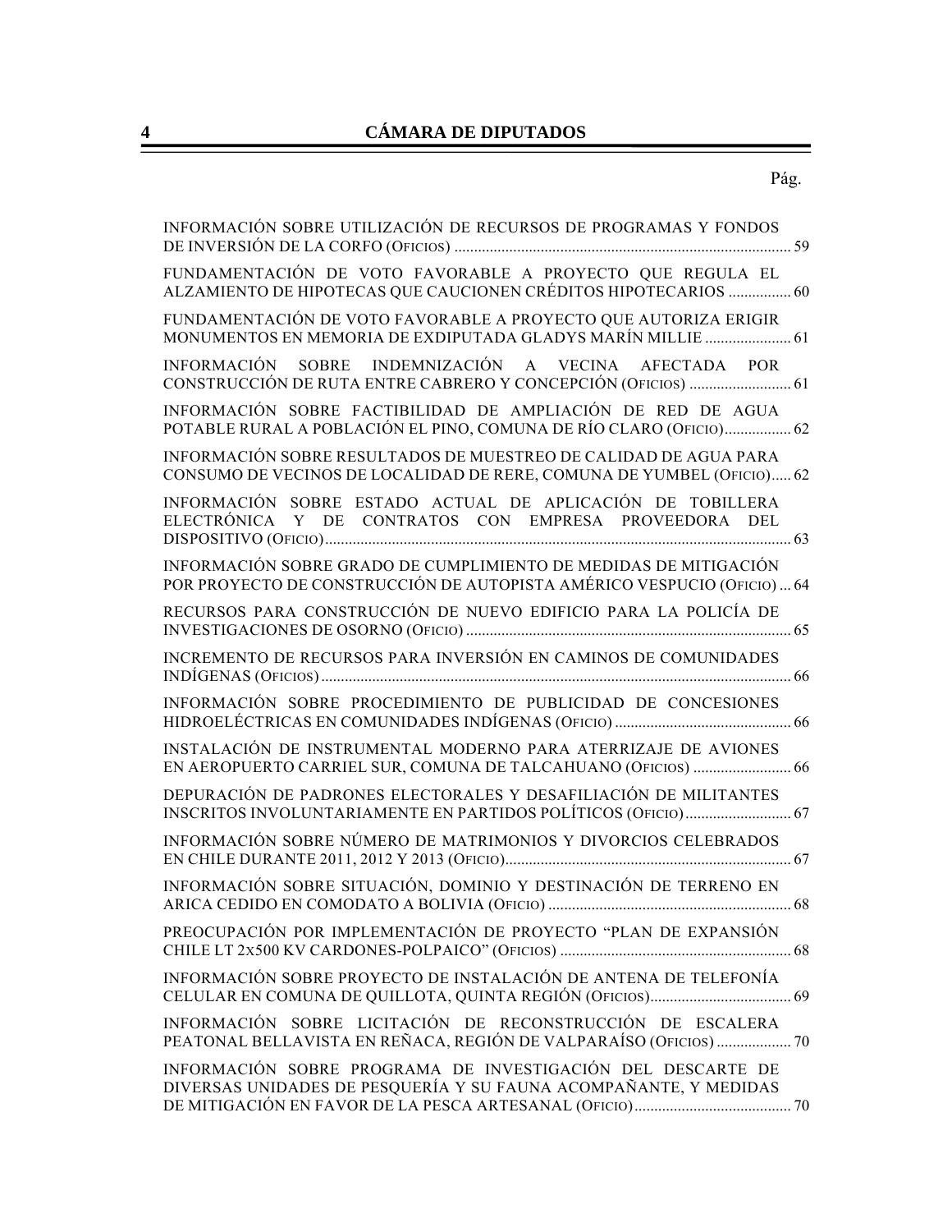Pág.

INFORMACIÓN SOBRE UTILIZACIÓN DE RECURSOS DE PROGRAMAS Y FONDOS DE INVERSIÓN DE LA CORFO (OFICIOS) ..................................................................................... 59

FUNDAMENTACIÓN DE VOTO FAVORABLE A PROYECTO QUE REGULA EL ALZAMIENTO DE HIPOTECAS QUE CAUCIONEN CRÉDITOS HIPOTECARIOS ................ 60

FUNDAMENTACIÓN DE VOTO FAVORABLE A PROYECTO QUE AUTORIZA ERIGIR MONUMENTOS EN MEMORIA DE EXDIPUTADA GLADYS MARÍN MILLIE ...................... 61

INFORMACIÓN SOBRE INDEMNIZACIÓN A VECINA AFECTADA POR CONSTRUCCIÓN DE RUTA ENTRE CABRERO Y CONCEPCIÓN (OFICIOS) .......................... 61

INFORMACIÓN SOBRE FACTIBILIDAD DE AMPLIACIÓN DE RED DE AGUA POTABLE RURAL A POBLACIÓN EL PINO, COMUNA DE RÍO CLARO (OFICIO)................. 62

INFORMACIÓN SOBRE RESULTADOS DE MUESTREO DE CALIDAD DE AGUA PARA CONSUMO DE VECINOS DE LOCALIDAD DE RERE, COMUNA DE YUMBEL (OFICIO)..... 62

INFORMACIÓN SOBRE ESTADO ACTUAL DE APLICACIÓN DE TOBILLERA ELECTRÓNICA Y DE CONTRATOS CON EMPRESA PROVEEDORA DEL DISPOSITIVO (OFICIO)...................................................................................................................... 63

INFORMACIÓN SOBRE GRADO DE CUMPLIMIENTO DE MEDIDAS DE MITIGACIÓN POR PROYECTO DE CONSTRUCCIÓN DE AUTOPISTA AMÉRICO VESPUCIO (OFICIO) ... 64

RECURSOS PARA CONSTRUCCIÓN DE NUEVO EDIFICIO PARA LA POLICÍA DE INVESTIGACIONES DE OSORNO (OFICIO) .................................................................................. 65

INCREMENTO DE RECURSOS PARA INVERSIÓN EN CAMINOS DE COMUNIDADES INDÍGENAS (OFICIOS)....................................................................................................................... 66

INFORMACIÓN SOBRE PROCEDIMIENTO DE PUBLICIDAD DE CONCESIONES HIDROELÉCTRICAS EN COMUNIDADES INDÍGENAS (OFICIO) ............................................. 66

INSTALACIÓN DE INSTRUMENTAL MODERNO PARA ATERRIZAJE DE AVIONES EN AEROPUERTO CARRIEL SUR, COMUNA DE TALCAHUANO (OFICIOS) ......................... 66

DEPURACIÓN DE PADRONES ELECTORALES Y DESAFILIACIÓN DE MILITANTES INSCRITOS INVOLUNTARIAMENTE EN PARTIDOS POLÍTICOS (OFICIO)........................... 67

INFORMACIÓN SOBRE NÚMERO DE MATRIMONIOS Y DIVORCIOS CELEBRADOS EN CHILE DURANTE 2011, 2012 Y 2013 (OFICIO)......................................................................... 67

INFORMACIÓN SOBRE SITUACIÓN, DOMINIO Y DESTINACIÓN DE TERRENO EN ARICA CEDIDO EN COMODATO A BOLIVIA (OFICIO) .............................................................. 68

PREOCUPACIÓN POR IMPLEMENTACIÓN DE PROYECTO "PLAN DE EXPANSIÓN CHILE LT 2X500 KV CARDONES-POLPAICO" (OFICIOS) ........................................................... 68

INFORMACIÓN SOBRE PROYECTO DE INSTALACIÓN DE ANTENA DE TELEFONÍA CELULAR EN COMUNA DE QUILLOTA, QUINTA REGIÓN (OFICIOS).................................... 69

INFORMACIÓN SOBRE LICITACIÓN DE RECONSTRUCCIÓN DE ESCALERA PEATONAL BELLAVISTA EN REÑACA, REGIÓN DE VALPARAÍSO (OFICIOS) ................... 70

INFORMACIÓN SOBRE PROGRAMA DE INVESTIGACIÓN DEL DESCARTE DE DIVERSAS UNIDADES DE PESQUERÍA Y SU FAUNA ACOMPAÑANTE, Y MEDIDAS DE MITIGACIÓN EN FAVOR DE LA PESCA ARTESANAL (OFICIO)........................................ 70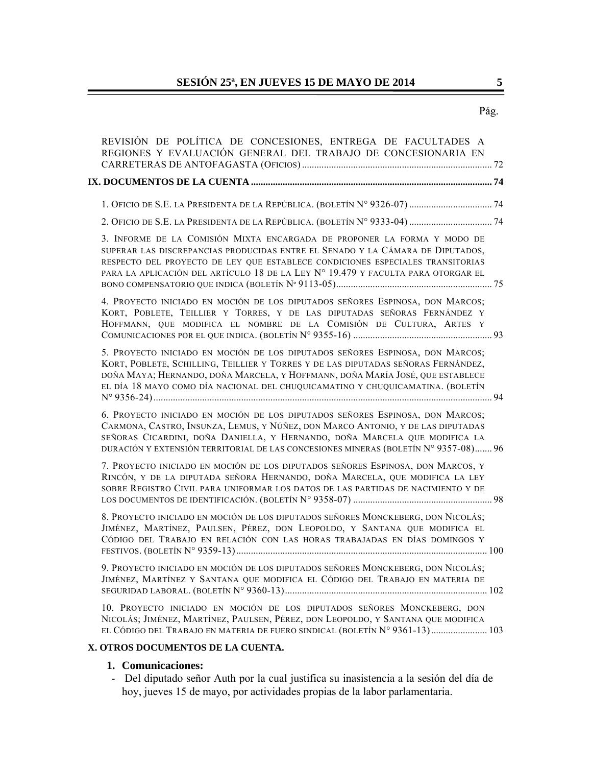Pág.

REVISIÓN DE POLÍTICA DE CONCESIONES, ENTREGA DE FACULTADES A REGIONES Y EVALUACIÓN GENERAL DEL TRABAJO DE CONCESIONARIA EN CARRETERAS DE ANTOFAGASTA (OFICIOS) ..... 72

**IX. DOCUMENTOS DE LA CUENTA** ..... 74

1. OFICIO DE S.E. LA PRESIDENTA DE LA REPÚBLICA. (BOLETÍN N° 9326-07) ..... 74

2. OFICIO DE S.E. LA PRESIDENTA DE LA REPÚBLICA. (BOLETÍN N° 9333-04) ..... 74

3. INFORME DE LA COMISIÓN MIXTA ENCARGADA DE PROPONER LA FORMA Y MODO DE SUPERAR LAS DISCREPANCIAS PRODUCIDAS ENTRE EL SENADO Y LA CÁMARA DE DIPUTADOS, RESPECTO DEL PROYECTO DE LEY QUE ESTABLECE CONDICIONES ESPECIALES TRANSITORIAS PARA LA APLICACIÓN DEL ARTÍCULO 18 DE LA LEY N° 19.479 Y FACULTA PARA OTORGAR EL BONO COMPENSATORIO QUE INDICA (BOLETÍN Nº 9113-05) ..... 75

4. PROYECTO INICIADO EN MOCIÓN DE LOS DIPUTADOS SEÑORES ESPINOSA, DON MARCOS; KORT, POBLETE, TEILLIER Y TORRES, Y DE LAS DIPUTADAS SEÑORAS FERNÁNDEZ Y HOFFMANN, QUE MODIFICA EL NOMBRE DE LA COMISIÓN DE CULTURA, ARTES Y COMUNICACIONES POR EL QUE INDICA. (BOLETÍN N° 9355-16) ..... 93

5. PROYECTO INICIADO EN MOCIÓN DE LOS DIPUTADOS SEÑORES ESPINOSA, DON MARCOS; KORT, POBLETE, SCHILLING, TEILLIER Y TORRES Y DE LAS DIPUTADAS SEÑORAS FERNÁNDEZ, DOÑA MAYA; HERNANDO, DOÑA MARCELA, Y HOFFMANN, DOÑA MARÍA JOSÉ, QUE ESTABLECE EL DÍA 18 MAYO COMO DÍA NACIONAL DEL CHUQUICAMATINO Y CHUQUICAMATINA. (BOLETÍN N° 9356-24) ..... 94

6. PROYECTO INICIADO EN MOCIÓN DE LOS DIPUTADOS SEÑORES ESPINOSA, DON MARCOS; CARMONA, CASTRO, INSUNZA, LEMUS, Y NÚÑEZ, DON MARCO ANTONIO, Y DE LAS DIPUTADAS SEÑORAS CICARDINI, DOÑA DANIELLA, Y HERNANDO, DOÑA MARCELA QUE MODIFICA LA DURACIÓN Y EXTENSIÓN TERRITORIAL DE LAS CONCESIONES MINERAS (BOLETÍN N° 9357-08) ..... 96

7. PROYECTO INICIADO EN MOCIÓN DE LOS DIPUTADOS SEÑORES ESPINOSA, DON MARCOS, Y RINCÓN, Y DE LA DIPUTADA SEÑORA HERNANDO, DOÑA MARCELA, QUE MODIFICA LA LEY SOBRE REGISTRO CIVIL PARA UNIFORMAR LOS DATOS DE LAS PARTIDAS DE NACIMIENTO Y DE LOS DOCUMENTOS DE IDENTIFICACIÓN. (BOLETÍN N° 9358-07) ..... 98

8. PROYECTO INICIADO EN MOCIÓN DE LOS DIPUTADOS SEÑORES MONCKEBERG, DON NICOLÁS; JIMÉNEZ, MARTÍNEZ, PAULSEN, PÉREZ, DON LEOPOLDO, Y SANTANA QUE MODIFICA EL CÓDIGO DEL TRABAJO EN RELACIÓN CON LAS HORAS TRABAJADAS EN DÍAS DOMINGOS Y FESTIVOS. (BOLETÍN N° 9359-13) ..... 100

9. PROYECTO INICIADO EN MOCIÓN DE LOS DIPUTADOS SEÑORES MONCKEBERG, DON NICOLÁS; JIMÉNEZ, MARTÍNEZ Y SANTANA QUE MODIFICA EL CÓDIGO DEL TRABAJO EN MATERIA DE SEGURIDAD LABORAL. (BOLETÍN N° 9360-13) ..... 102

10. PROYECTO INICIADO EN MOCIÓN DE LOS DIPUTADOS SEÑORES MONCKEBERG, DON NICOLÁS; JIMÉNEZ, MARTÍNEZ, PAULSEN, PÉREZ, DON LEOPOLDO, Y SANTANA QUE MODIFICA EL CÓDIGO DEL TRABAJO EN MATERIA DE FUERO SINDICAL (BOLETÍN N° 9361-13) ..... 103

**X. OTROS DOCUMENTOS DE LA CUENTA.**

1. **Comunicaciones:**

- Del diputado señor Auth por la cual justifica su inasistencia a la sesión del día de hoy, jueves 15 de mayo, por actividades propias de la labor parlamentaria.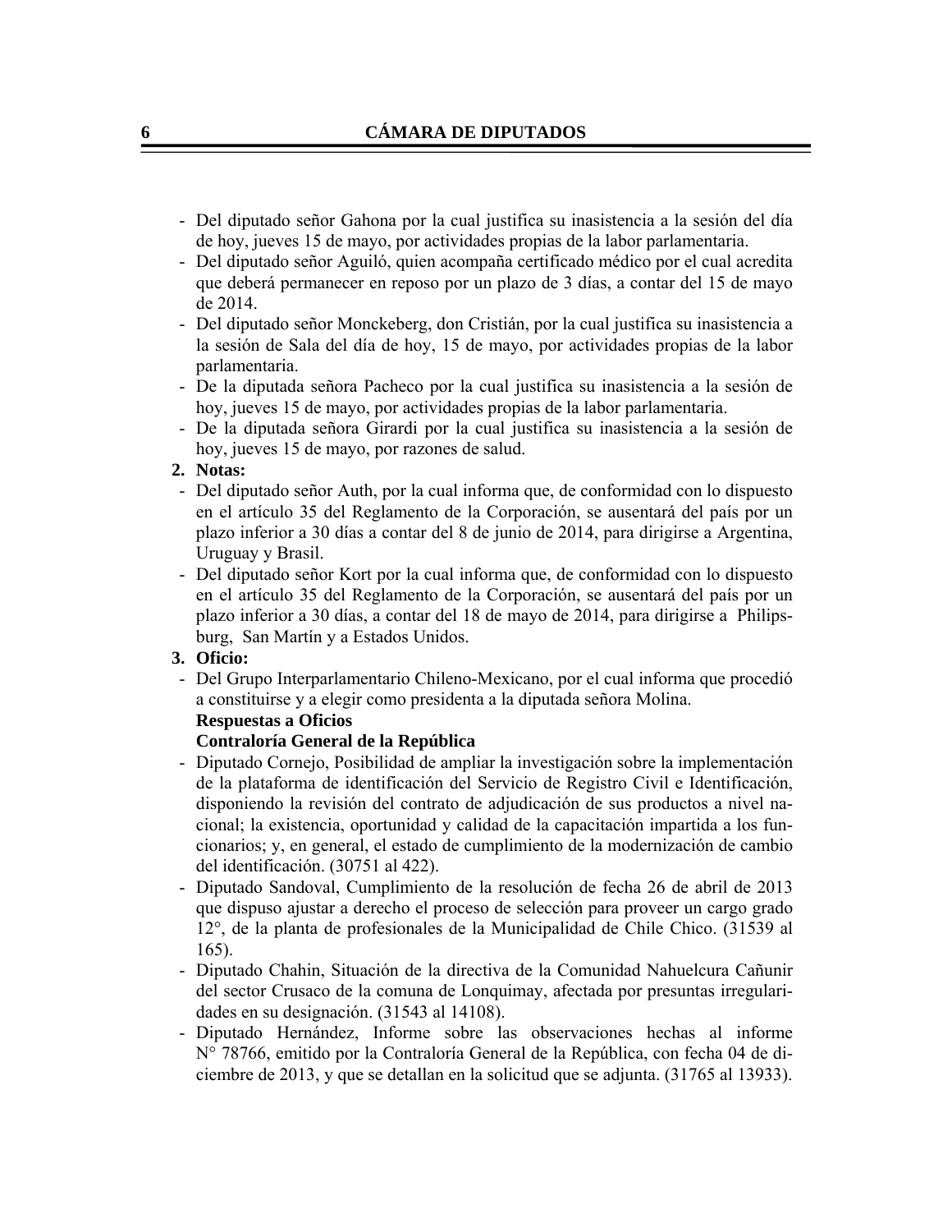- Del diputado señor Gahona por la cual justifica su inasistencia a la sesión del día de hoy, jueves 15 de mayo, por actividades propias de la labor parlamentaria.
- Del diputado señor Aguiló, quien acompaña certificado médico por el cual acredita que deberá permanecer en reposo por un plazo de 3 días, a contar del 15 de mayo de 2014.
- Del diputado señor Monckeberg, don Cristián, por la cual justifica su inasistencia a la sesión de Sala del día de hoy, 15 de mayo, por actividades propias de la labor parlamentaria.
- De la diputada señora Pacheco por la cual justifica su inasistencia a la sesión de hoy, jueves 15 de mayo, por actividades propias de la labor parlamentaria.
- De la diputada señora Girardi por la cual justifica su inasistencia a la sesión de hoy, jueves 15 de mayo, por razones de salud.

**2. Notas:**

- Del diputado señor Auth, por la cual informa que, de conformidad con lo dispuesto en el artículo 35 del Reglamento de la Corporación, se ausentará del país por un plazo inferior a 30 días a contar del 8 de junio de 2014, para dirigirse a Argentina, Uruguay y Brasil.
- Del diputado señor Kort por la cual informa que, de conformidad con lo dispuesto en el artículo 35 del Reglamento de la Corporación, se ausentará del país por un plazo inferior a 30 días, a contar del 18 de mayo de 2014, para dirigirse a Philipsburg, San Martín y a Estados Unidos.

**3. Oficio:**

- Del Grupo Interparlamentario Chileno-Mexicano, por el cual informa que procedió a constituirse y a elegir como presidenta a la diputada señora Molina.

**Respuestas a Oficios**

**Contraloría General de la República**

- Diputado Cornejo, Posibilidad de ampliar la investigación sobre la implementación de la plataforma de identificación del Servicio de Registro Civil e Identificación, disponiendo la revisión del contrato de adjudicación de sus productos a nivel nacional; la existencia, oportunidad y calidad de la capacitación impartida a los funcionarios; y, en general, el estado de cumplimiento de la modernización de cambio del identificación. (30751 al 422).
- Diputado Sandoval, Cumplimiento de la resolución de fecha 26 de abril de 2013 que dispuso ajustar a derecho el proceso de selección para proveer un cargo grado 12°, de la planta de profesionales de la Municipalidad de Chile Chico. (31539 al 165).
- Diputado Chahin, Situación de la directiva de la Comunidad Nahuelcura Cañunir del sector Crusaco de la comuna de Lonquimay, afectada por presuntas irregularidades en su designación. (31543 al 14108).
- Diputado Hernández, Informe sobre las observaciones hechas al informe N° 78766, emitido por la Contraloría General de la República, con fecha 04 de diciembre de 2013, y que se detallan en la solicitud que se adjunta. (31765 al 13933).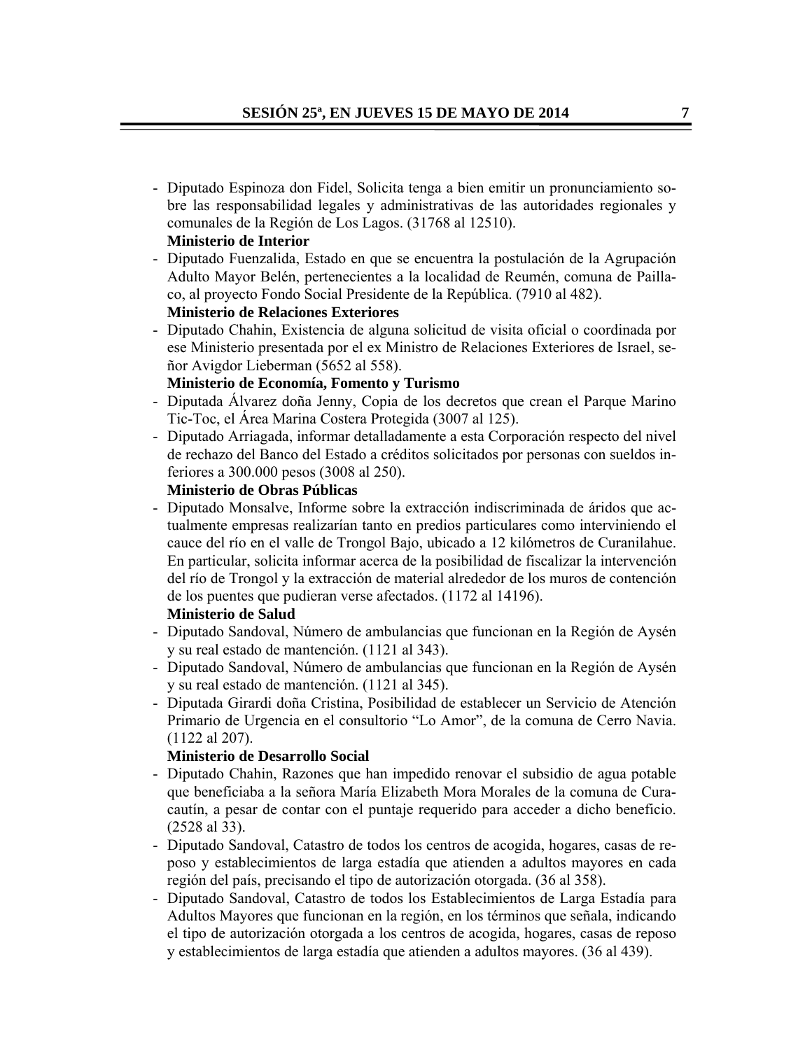- Diputado Espinoza don Fidel, Solicita tenga a bien emitir un pronunciamiento sobre las responsabilidad legales y administrativas de las autoridades regionales y comunales de la Región de Los Lagos. (31768 al 12510).

**Ministerio de Interior**

- Diputado Fuenzalida, Estado en que se encuentra la postulación de la Agrupación Adulto Mayor Belén, pertenecientes a la localidad de Reumén, comuna de Paillaco, al proyecto Fondo Social Presidente de la República. (7910 al 482).

**Ministerio de Relaciones Exteriores**

- Diputado Chahin, Existencia de alguna solicitud de visita oficial o coordinada por ese Ministerio presentada por el ex Ministro de Relaciones Exteriores de Israel, señor Avigdor Lieberman (5652 al 558).

**Ministerio de Economía, Fomento y Turismo**

- Diputada Álvarez doña Jenny, Copia de los decretos que crean el Parque Marino Tic-Toc, el Área Marina Costera Protegida (3007 al 125).
- Diputado Arriagada, informar detalladamente a esta Corporación respecto del nivel de rechazo del Banco del Estado a créditos solicitados por personas con sueldos inferiores a 300.000 pesos (3008 al 250).

**Ministerio de Obras Públicas**

- Diputado Monsalve, Informe sobre la extracción indiscriminada de áridos que actualmente empresas realizarían tanto en predios particulares como interviniendo el cauce del río en el valle de Trongol Bajo, ubicado a 12 kilómetros de Curanilahue. En particular, solicita informar acerca de la posibilidad de fiscalizar la intervención del río de Trongol y la extracción de material alrededor de los muros de contención de los puentes que pudieran verse afectados. (1172 al 14196).

**Ministerio de Salud**

- Diputado Sandoval, Número de ambulancias que funcionan en la Región de Aysén y su real estado de mantención. (1121 al 343).
- Diputado Sandoval, Número de ambulancias que funcionan en la Región de Aysén y su real estado de mantención. (1121 al 345).
- Diputada Girardi doña Cristina, Posibilidad de establecer un Servicio de Atención Primario de Urgencia en el consultorio “Lo Amor”, de la comuna de Cerro Navia. (1122 al 207).

**Ministerio de Desarrollo Social**

- Diputado Chahin, Razones que han impedido renovar el subsidio de agua potable que beneficiaba a la señora María Elizabeth Mora Morales de la comuna de Curacautín, a pesar de contar con el puntaje requerido para acceder a dicho beneficio. (2528 al 33).
- Diputado Sandoval, Catastro de todos los centros de acogida, hogares, casas de reposo y establecimientos de larga estadía que atienden a adultos mayores en cada región del país, precisando el tipo de autorización otorgada. (36 al 358).
- Diputado Sandoval, Catastro de todos los Establecimientos de Larga Estadía para Adultos Mayores que funcionan en la región, en los términos que señala, indicando el tipo de autorización otorgada a los centros de acogida, hogares, casas de reposo y establecimientos de larga estadía que atienden a adultos mayores. (36 al 439).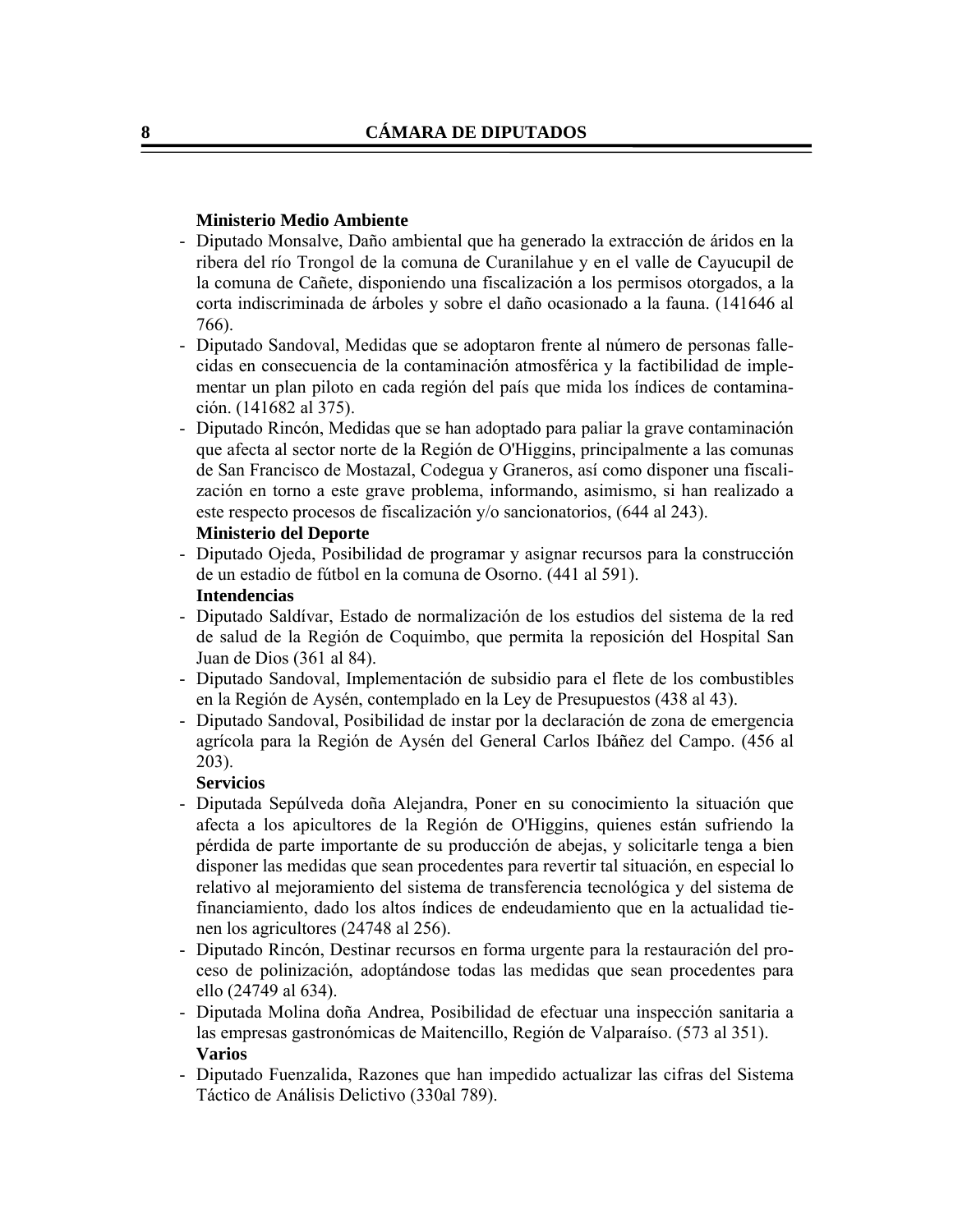**Ministerio Medio Ambiente**

- Diputado Monsalve, Daño ambiental que ha generado la extracción de áridos en la ribera del río Trongol de la comuna de Curanilahue y en el valle de Cayucupil de la comuna de Cañete, disponiendo una fiscalización a los permisos otorgados, a la corta indiscriminada de árboles y sobre el daño ocasionado a la fauna. (141646 al 766).
- Diputado Sandoval, Medidas que se adoptaron frente al número de personas fallecidas en consecuencia de la contaminación atmosférica y la factibilidad de implementar un plan piloto en cada región del país que mida los índices de contaminación. (141682 al 375).
- Diputado Rincón, Medidas que se han adoptado para paliar la grave contaminación que afecta al sector norte de la Región de O'Higgins, principalmente a las comunas de San Francisco de Mostazal, Codegua y Graneros, así como disponer una fiscalización en torno a este grave problema, informando, asimismo, si han realizado a este respecto procesos de fiscalización y/o sancionatorios, (644 al 243).

**Ministerio del Deporte**

- Diputado Ojeda, Posibilidad de programar y asignar recursos para la construcción de un estadio de fútbol en la comuna de Osorno. (441 al 591).

**Intendencias**

- Diputado Saldívar, Estado de normalización de los estudios del sistema de la red de salud de la Región de Coquimbo, que permita la reposición del Hospital San Juan de Dios (361 al 84).
- Diputado Sandoval, Implementación de subsidio para el flete de los combustibles en la Región de Aysén, contemplado en la Ley de Presupuestos (438 al 43).
- Diputado Sandoval, Posibilidad de instar por la declaración de zona de emergencia agrícola para la Región de Aysén del General Carlos Ibáñez del Campo. (456 al 203).

**Servicios**

- Diputada Sepúlveda doña Alejandra, Poner en su conocimiento la situación que afecta a los apicultores de la Región de O'Higgins, quienes están sufriendo la pérdida de parte importante de su producción de abejas, y solicitarle tenga a bien disponer las medidas que sean procedentes para revertir tal situación, en especial lo relativo al mejoramiento del sistema de transferencia tecnológica y del sistema de financiamiento, dado los altos índices de endeudamiento que en la actualidad tienen los agricultores (24748 al 256).
- Diputado Rincón, Destinar recursos en forma urgente para la restauración del proceso de polinización, adoptándose todas las medidas que sean procedentes para ello (24749 al 634).
- Diputada Molina doña Andrea, Posibilidad de efectuar una inspección sanitaria a las empresas gastronómicas de Maitencillo, Región de Valparaíso. (573 al 351).

**Varios**

- Diputado Fuenzalida, Razones que han impedido actualizar las cifras del Sistema Táctico de Análisis Delictivo (330al 789).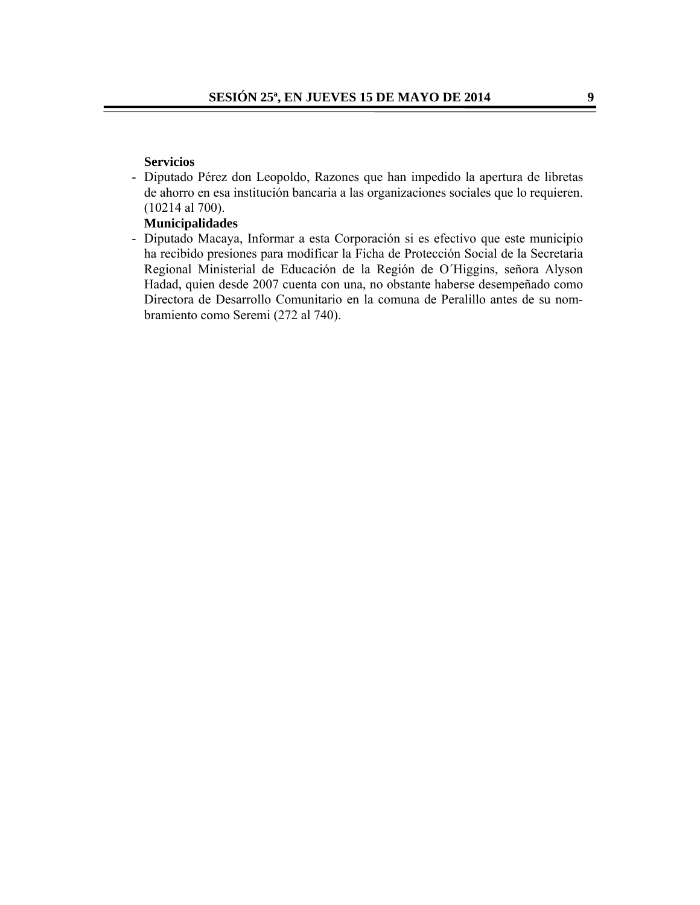**Servicios**

- Diputado Pérez don Leopoldo, Razones que han impedido la apertura de libretas de ahorro en esa institución bancaria a las organizaciones sociales que lo requieren. (10214 al 700).

**Municipalidades**

- Diputado Macaya, Informar a esta Corporación si es efectivo que este municipio ha recibido presiones para modificar la Ficha de Protección Social de la Secretaria Regional Ministerial de Educación de la Región de O´Higgins, señora Alyson Hadad, quien desde 2007 cuenta con una, no obstante haberse desempeñado como Directora de Desarrollo Comunitario en la comuna de Peralillo antes de su nombramiento como Seremi (272 al 740).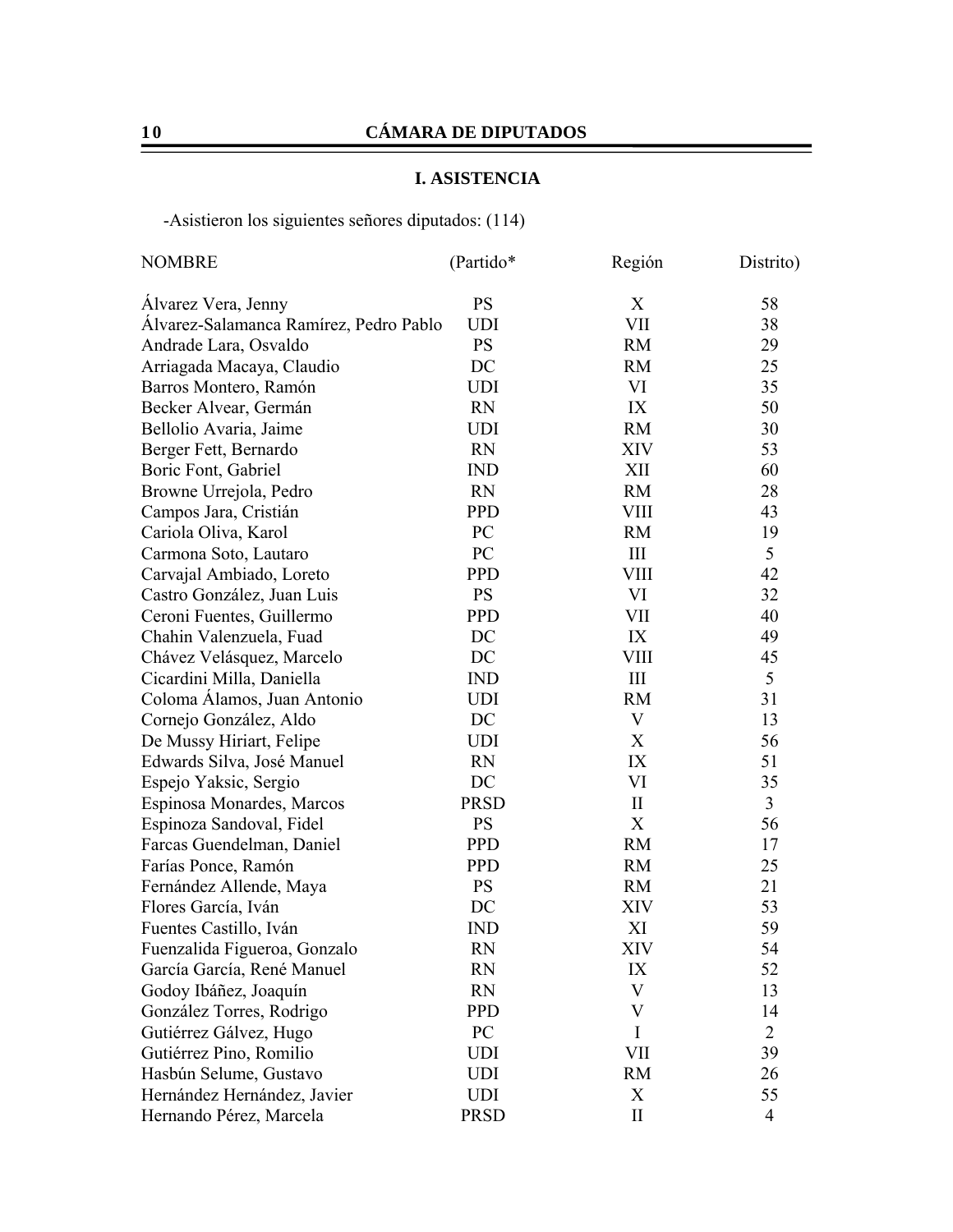## I. ASISTENCIA

-Asistieron los siguientes señores diputados: (114)

| NOMBRE | (Partido* | Región | Distrito) |
|---|---|---|---|
| Álvarez Vera, Jenny | PS | X | 58 |
| Álvarez-Salamanca Ramírez, Pedro Pablo | UDI | VII | 38 |
| Andrade Lara, Osvaldo | PS | RM | 29 |
| Arriagada Macaya, Claudio | DC | RM | 25 |
| Barros Montero, Ramón | UDI | VI | 35 |
| Becker Alvear, Germán | RN | IX | 50 |
| Bellolio Avaria, Jaime | UDI | RM | 30 |
| Berger Fett, Bernardo | RN | XIV | 53 |
| Boric Font, Gabriel | IND | XII | 60 |
| Browne Urrejola, Pedro | RN | RM | 28 |
| Campos Jara, Cristián | PPD | VIII | 43 |
| Cariola Oliva, Karol | PC | RM | 19 |
| Carmona Soto, Lautaro | PC | III | 5 |
| Carvajal Ambiado, Loreto | PPD | VIII | 42 |
| Castro González, Juan Luis | PS | VI | 32 |
| Ceroni Fuentes, Guillermo | PPD | VII | 40 |
| Chahin Valenzuela, Fuad | DC | IX | 49 |
| Chávez Velásquez, Marcelo | DC | VIII | 45 |
| Cicardini Milla, Daniella | IND | III | 5 |
| Coloma Álamos, Juan Antonio | UDI | RM | 31 |
| Cornejo González, Aldo | DC | V | 13 |
| De Mussy Hiriart, Felipe | UDI | X | 56 |
| Edwards Silva, José Manuel | RN | IX | 51 |
| Espejo Yaksic, Sergio | DC | VI | 35 |
| Espinosa Monardes, Marcos | PRSD | II | 3 |
| Espinoza Sandoval, Fidel | PS | X | 56 |
| Farcas Guendelman, Daniel | PPD | RM | 17 |
| Farías Ponce, Ramón | PPD | RM | 25 |
| Fernández Allende, Maya | PS | RM | 21 |
| Flores García, Iván | DC | XIV | 53 |
| Fuentes Castillo, Iván | IND | XI | 59 |
| Fuenzalida Figueroa, Gonzalo | RN | XIV | 54 |
| García García, René Manuel | RN | IX | 52 |
| Godoy Ibáñez, Joaquín | RN | V | 13 |
| González Torres, Rodrigo | PPD | V | 14 |
| Gutiérrez Gálvez, Hugo | PC | I | 2 |
| Gutiérrez Pino, Romilio | UDI | VII | 39 |
| Hasbún Selume, Gustavo | UDI | RM | 26 |
| Hernández Hernández, Javier | UDI | X | 55 |
| Hernando Pérez, Marcela | PRSD | II | 4 |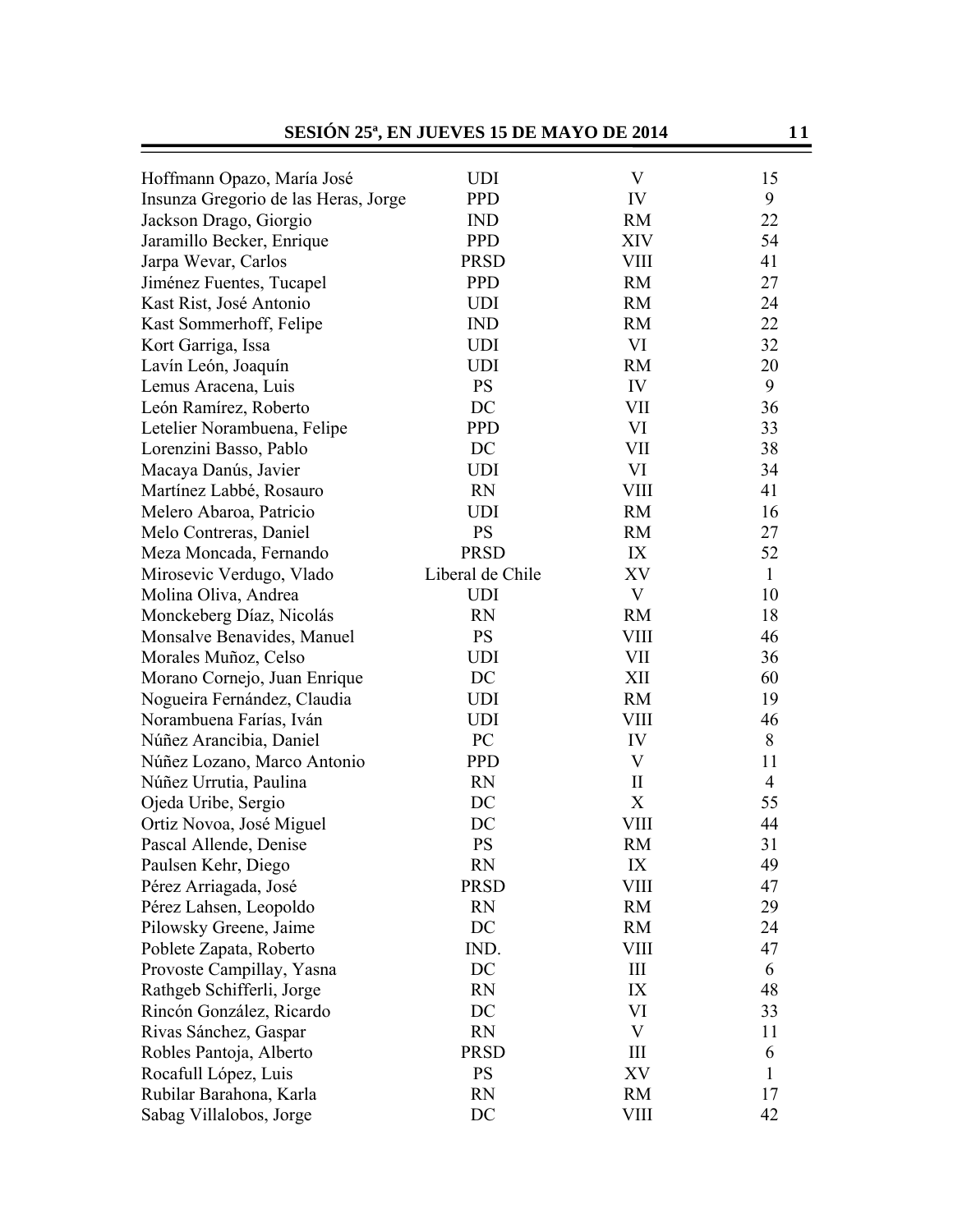| | | | |
|---|---|---|---|
| Hoffmann Opazo, María José | UDI | V | 15 |
| Insunza Gregorio de las Heras, Jorge | PPD | IV | 9 |
| Jackson Drago, Giorgio | IND | RM | 22 |
| Jaramillo Becker, Enrique | PPD | XIV | 54 |
| Jarpa Wevar, Carlos | PRSD | VIII | 41 |
| Jiménez Fuentes, Tucapel | PPD | RM | 27 |
| Kast Rist, José Antonio | UDI | RM | 24 |
| Kast Sommerhoff, Felipe | IND | RM | 22 |
| Kort Garriga, Issa | UDI | VI | 32 |
| Lavín León, Joaquín | UDI | RM | 20 |
| Lemus Aracena, Luis | PS | IV | 9 |
| León Ramírez, Roberto | DC | VII | 36 |
| Letelier Norambuena, Felipe | PPD | VI | 33 |
| Lorenzini Basso, Pablo | DC | VII | 38 |
| Macaya Danús, Javier | UDI | VI | 34 |
| Martínez Labbé, Rosauro | RN | VIII | 41 |
| Melero Abaroa, Patricio | UDI | RM | 16 |
| Melo Contreras, Daniel | PS | RM | 27 |
| Meza Moncada, Fernando | PRSD | IX | 52 |
| Mirosevic Verdugo, Vlado | Liberal de Chile | XV | 1 |
| Molina Oliva, Andrea | UDI | V | 10 |
| Monckeberg Díaz, Nicolás | RN | RM | 18 |
| Monsalve Benavides, Manuel | PS | VIII | 46 |
| Morales Muñoz, Celso | UDI | VII | 36 |
| Morano Cornejo, Juan Enrique | DC | XII | 60 |
| Nogueira Fernández, Claudia | UDI | RM | 19 |
| Norambuena Farías, Iván | UDI | VIII | 46 |
| Núñez Arancibia, Daniel | PC | IV | 8 |
| Núñez Lozano, Marco Antonio | PPD | V | 11 |
| Núñez Urrutia, Paulina | RN | II | 4 |
| Ojeda Uribe, Sergio | DC | X | 55 |
| Ortiz Novoa, José Miguel | DC | VIII | 44 |
| Pascal Allende, Denise | PS | RM | 31 |
| Paulsen Kehr, Diego | RN | IX | 49 |
| Pérez Arriagada, José | PRSD | VIII | 47 |
| Pérez Lahsen, Leopoldo | RN | RM | 29 |
| Pilowsky Greene, Jaime | DC | RM | 24 |
| Poblete Zapata, Roberto | IND. | VIII | 47 |
| Provoste Campillay, Yasna | DC | III | 6 |
| Rathgeb Schifferli, Jorge | RN | IX | 48 |
| Rincón González, Ricardo | DC | VI | 33 |
| Rivas Sánchez, Gaspar | RN | V | 11 |
| Robles Pantoja, Alberto | PRSD | III | 6 |
| Rocafull López, Luis | PS | XV | 1 |
| Rubilar Barahona, Karla | RN | RM | 17 |
| Sabag Villalobos, Jorge | DC | VIII | 42 |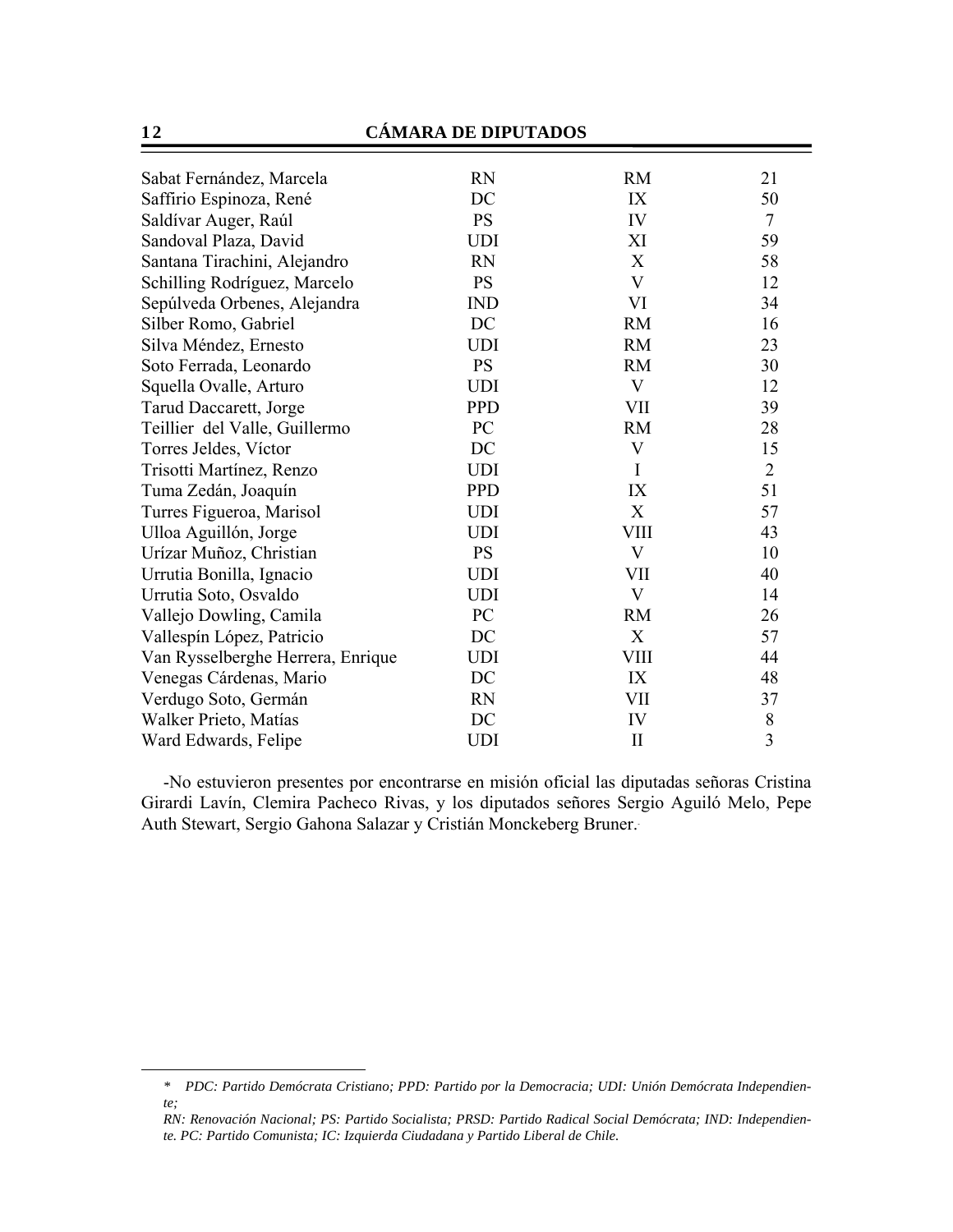| | | | |
|---|---|---|---|
| Sabat Fernández, Marcela | RN | RM | 21 |
| Saffirio Espinoza, René | DC | IX | 50 |
| Saldívar Auger, Raúl | PS | IV | 7 |
| Sandoval Plaza, David | UDI | XI | 59 |
| Santana Tirachini, Alejandro | RN | X | 58 |
| Schilling Rodríguez, Marcelo | PS | V | 12 |
| Sepúlveda Orbenes, Alejandra | IND | VI | 34 |
| Silber Romo, Gabriel | DC | RM | 16 |
| Silva Méndez, Ernesto | UDI | RM | 23 |
| Soto Ferrada, Leonardo | PS | RM | 30 |
| Squella Ovalle, Arturo | UDI | V | 12 |
| Tarud Daccarett, Jorge | PPD | VII | 39 |
| Teillier del Valle, Guillermo | PC | RM | 28 |
| Torres Jeldes, Víctor | DC | V | 15 |
| Trisotti Martínez, Renzo | UDI | I | 2 |
| Tuma Zedán, Joaquín | PPD | IX | 51 |
| Turres Figueroa, Marisol | UDI | X | 57 |
| Ulloa Aguillón, Jorge | UDI | VIII | 43 |
| Urízar Muñoz, Christian | PS | V | 10 |
| Urrutia Bonilla, Ignacio | UDI | VII | 40 |
| Urrutia Soto, Osvaldo | UDI | V | 14 |
| Vallejo Dowling, Camila | PC | RM | 26 |
| Vallespín López, Patricio | DC | X | 57 |
| Van Rysselberghe Herrera, Enrique | UDI | VIII | 44 |
| Venegas Cárdenas, Mario | DC | IX | 48 |
| Verdugo Soto, Germán | RN | VII | 37 |
| Walker Prieto, Matías | DC | IV | 8 |
| Ward Edwards, Felipe | UDI | II | 3 |

-No estuvieron presentes por encontrarse en misión oficial las diputadas señoras Cristina Girardi Lavín, Clemira Pacheco Rivas, y los diputados señores Sergio Aguiló Melo, Pepe Auth Stewart, Sergio Gahona Salazar y Cristián Monckeberg Bruner.

---

*\* PDC: Partido Demócrata Cristiano; PPD: Partido por la Democracia; UDI: Unión Demócrata Independiente;*
*RN: Renovación Nacional; PS: Partido Socialista; PRSD: Partido Radical Social Demócrata; IND: Independiente. PC: Partido Comunista; IC: Izquierda Ciudadana y Partido Liberal de Chile.*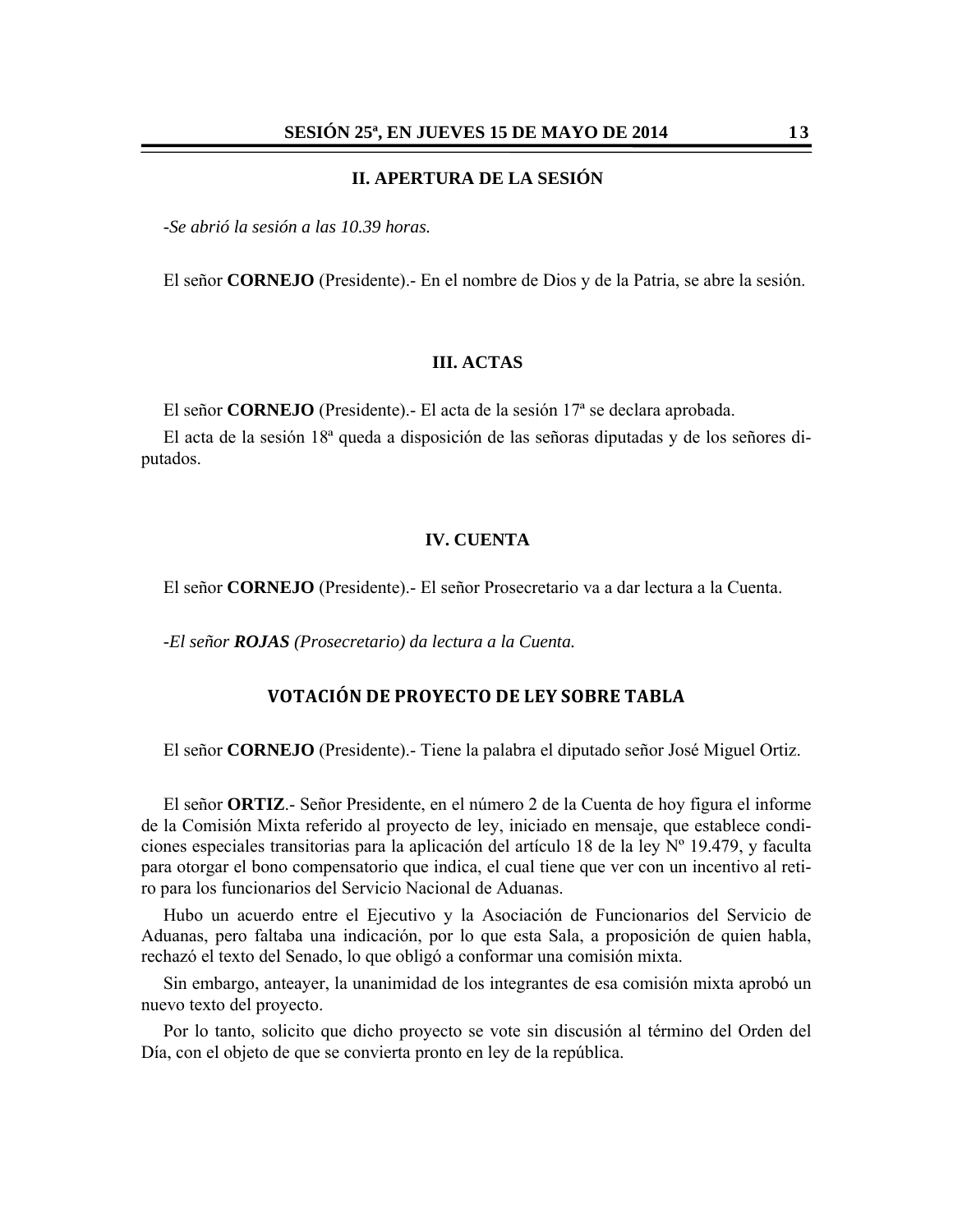## II. APERTURA DE LA SESIÓN

*-Se abrió la sesión a las 10.39 horas.*

El señor **CORNEJO** (Presidente).- En el nombre de Dios y de la Patria, se abre la sesión.

## III. ACTAS

El señor **CORNEJO** (Presidente).- El acta de la sesión 17ª se declara aprobada.

El acta de la sesión 18ª queda a disposición de las señoras diputadas y de los señores diputados.

## IV. CUENTA

El señor **CORNEJO** (Presidente).- El señor Prosecretario va a dar lectura a la Cuenta.

*-El señor **ROJAS** (Prosecretario) da lectura a la Cuenta.*

### VOTACIÓN DE PROYECTO DE LEY SOBRE TABLA

El señor **CORNEJO** (Presidente).- Tiene la palabra el diputado señor José Miguel Ortiz.

El señor **ORTIZ**.- Señor Presidente, en el número 2 de la Cuenta de hoy figura el informe de la Comisión Mixta referido al proyecto de ley, iniciado en mensaje, que establece condiciones especiales transitorias para la aplicación del artículo 18 de la ley Nº 19.479, y faculta para otorgar el bono compensatorio que indica, el cual tiene que ver con un incentivo al retiro para los funcionarios del Servicio Nacional de Aduanas.

Hubo un acuerdo entre el Ejecutivo y la Asociación de Funcionarios del Servicio de Aduanas, pero faltaba una indicación, por lo que esta Sala, a proposición de quien habla, rechazó el texto del Senado, lo que obligó a conformar una comisión mixta.

Sin embargo, anteayer, la unanimidad de los integrantes de esa comisión mixta aprobó un nuevo texto del proyecto.

Por lo tanto, solicito que dicho proyecto se vote sin discusión al término del Orden del Día, con el objeto de que se convierta pronto en ley de la república.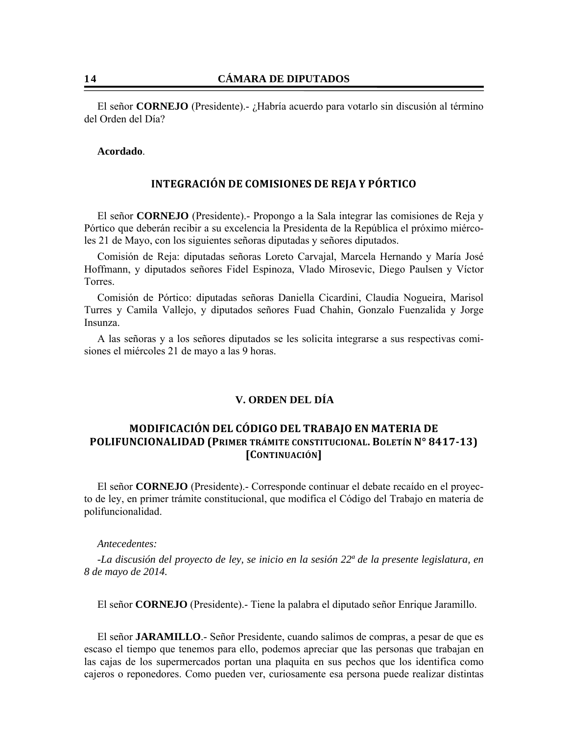El señor **CORNEJO** (Presidente).- ¿Habría acuerdo para votarlo sin discusión al término del Orden del Día?

**Acordado**.

## INTEGRACIÓN DE COMISIONES DE REJA Y PÓRTICO

El señor **CORNEJO** (Presidente).- Propongo a la Sala integrar las comisiones de Reja y Pórtico que deberán recibir a su excelencia la Presidenta de la República el próximo miércoles 21 de Mayo, con los siguientes señoras diputadas y señores diputados.

Comisión de Reja: diputadas señoras Loreto Carvajal, Marcela Hernando y María José Hoffmann, y diputados señores Fidel Espinoza, Vlado Mirosevic, Diego Paulsen y Víctor Torres.

Comisión de Pórtico: diputadas señoras Daniella Cicardini, Claudia Nogueira, Marisol Turres y Camila Vallejo, y diputados señores Fuad Chahin, Gonzalo Fuenzalida y Jorge Insunza.

A las señoras y a los señores diputados se les solicita integrarse a sus respectivas comisiones el miércoles 21 de mayo a las 9 horas.

## V. ORDEN DEL DÍA

## MODIFICACIÓN DEL CÓDIGO DEL TRABAJO EN MATERIA DE POLIFUNCIONALIDAD (PRIMER TRÁMITE CONSTITUCIONAL. BOLETÍN N° 8417-13) [CONTINUACIÓN]

El señor **CORNEJO** (Presidente).- Corresponde continuar el debate recaído en el proyecto de ley, en primer trámite constitucional, que modifica el Código del Trabajo en materia de polifuncionalidad.

*Antecedentes:*

*-La discusión del proyecto de ley, se inicio en la sesión 22ª de la presente legislatura, en 8 de mayo de 2014.*

El señor **CORNEJO** (Presidente).- Tiene la palabra el diputado señor Enrique Jaramillo.

El señor **JARAMILLO**.- Señor Presidente, cuando salimos de compras, a pesar de que es escaso el tiempo que tenemos para ello, podemos apreciar que las personas que trabajan en las cajas de los supermercados portan una plaquita en sus pechos que los identifica como cajeros o reponedores. Como pueden ver, curiosamente esa persona puede realizar distintas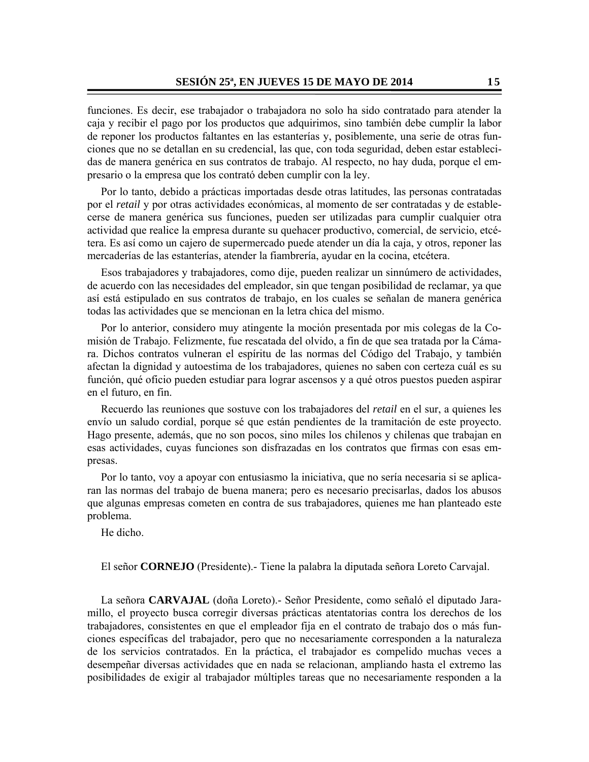funciones. Es decir, ese trabajador o trabajadora no solo ha sido contratado para atender la caja y recibir el pago por los productos que adquirimos, sino también debe cumplir la labor de reponer los productos faltantes en las estanterías y, posiblemente, una serie de otras funciones que no se detallan en su credencial, las que, con toda seguridad, deben estar establecidas de manera genérica en sus contratos de trabajo. Al respecto, no hay duda, porque el empresario o la empresa que los contrató deben cumplir con la ley.

Por lo tanto, debido a prácticas importadas desde otras latitudes, las personas contratadas por el *retail* y por otras actividades económicas, al momento de ser contratadas y de establecerse de manera genérica sus funciones, pueden ser utilizadas para cumplir cualquier otra actividad que realice la empresa durante su quehacer productivo, comercial, de servicio, etcétera. Es así como un cajero de supermercado puede atender un día la caja, y otros, reponer las mercaderías de las estanterías, atender la fiambrería, ayudar en la cocina, etcétera.

Esos trabajadores y trabajadores, como dije, pueden realizar un sinnúmero de actividades, de acuerdo con las necesidades del empleador, sin que tengan posibilidad de reclamar, ya que así está estipulado en sus contratos de trabajo, en los cuales se señalan de manera genérica todas las actividades que se mencionan en la letra chica del mismo.

Por lo anterior, considero muy atingente la moción presentada por mis colegas de la Comisión de Trabajo. Felizmente, fue rescatada del olvido, a fin de que sea tratada por la Cámara. Dichos contratos vulneran el espíritu de las normas del Código del Trabajo, y también afectan la dignidad y autoestima de los trabajadores, quienes no saben con certeza cuál es su función, qué oficio pueden estudiar para lograr ascensos y a qué otros puestos pueden aspirar en el futuro, en fin.

Recuerdo las reuniones que sostuve con los trabajadores del *retail* en el sur, a quienes les envío un saludo cordial, porque sé que están pendientes de la tramitación de este proyecto. Hago presente, además, que no son pocos, sino miles los chilenos y chilenas que trabajan en esas actividades, cuyas funciones son disfrazadas en los contratos que firmas con esas empresas.

Por lo tanto, voy a apoyar con entusiasmo la iniciativa, que no sería necesaria si se aplicaran las normas del trabajo de buena manera; pero es necesario precisarlas, dados los abusos que algunas empresas cometen en contra de sus trabajadores, quienes me han planteado este problema.

He dicho.

El señor **CORNEJO** (Presidente).- Tiene la palabra la diputada señora Loreto Carvajal.

La señora **CARVAJAL** (doña Loreto).- Señor Presidente, como señaló el diputado Jaramillo, el proyecto busca corregir diversas prácticas atentatorias contra los derechos de los trabajadores, consistentes en que el empleador fija en el contrato de trabajo dos o más funciones específicas del trabajador, pero que no necesariamente corresponden a la naturaleza de los servicios contratados. En la práctica, el trabajador es compelido muchas veces a desempeñar diversas actividades que en nada se relacionan, ampliando hasta el extremo las posibilidades de exigir al trabajador múltiples tareas que no necesariamente responden a la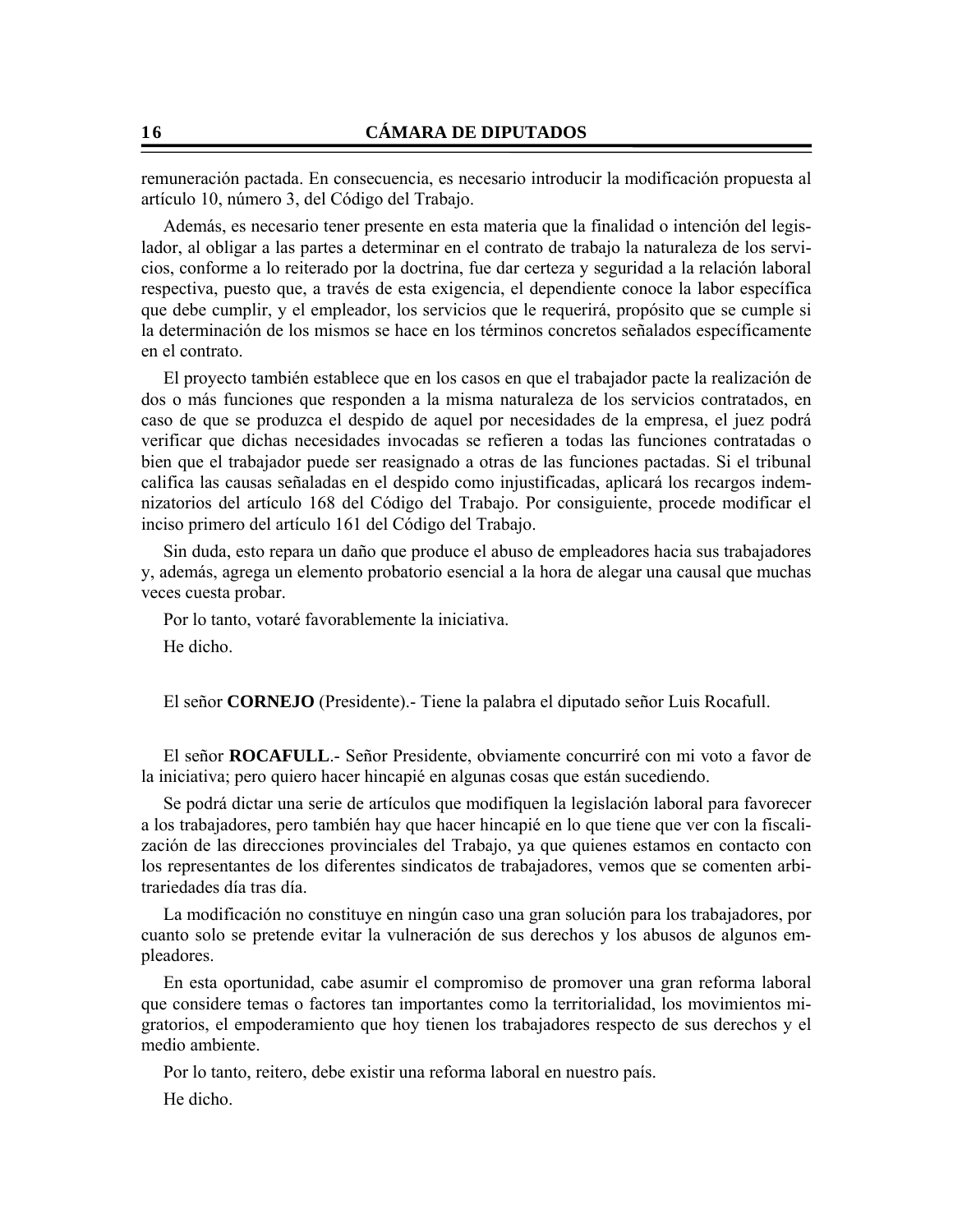remuneración pactada. En consecuencia, es necesario introducir la modificación propuesta al artículo 10, número 3, del Código del Trabajo.

Además, es necesario tener presente en esta materia que la finalidad o intención del legislador, al obligar a las partes a determinar en el contrato de trabajo la naturaleza de los servicios, conforme a lo reiterado por la doctrina, fue dar certeza y seguridad a la relación laboral respectiva, puesto que, a través de esta exigencia, el dependiente conoce la labor específica que debe cumplir, y el empleador, los servicios que le requerirá, propósito que se cumple si la determinación de los mismos se hace en los términos concretos señalados específicamente en el contrato.

El proyecto también establece que en los casos en que el trabajador pacte la realización de dos o más funciones que responden a la misma naturaleza de los servicios contratados, en caso de que se produzca el despido de aquel por necesidades de la empresa, el juez podrá verificar que dichas necesidades invocadas se refieren a todas las funciones contratadas o bien que el trabajador puede ser reasignado a otras de las funciones pactadas. Si el tribunal califica las causas señaladas en el despido como injustificadas, aplicará los recargos indemnizatorios del artículo 168 del Código del Trabajo. Por consiguiente, procede modificar el inciso primero del artículo 161 del Código del Trabajo.

Sin duda, esto repara un daño que produce el abuso de empleadores hacia sus trabajadores y, además, agrega un elemento probatorio esencial a la hora de alegar una causal que muchas veces cuesta probar.

Por lo tanto, votaré favorablemente la iniciativa.

He dicho.

El señor **CORNEJO** (Presidente).- Tiene la palabra el diputado señor Luis Rocafull.

El señor **ROCAFULL**.- Señor Presidente, obviamente concurriré con mi voto a favor de la iniciativa; pero quiero hacer hincapié en algunas cosas que están sucediendo.

Se podrá dictar una serie de artículos que modifiquen la legislación laboral para favorecer a los trabajadores, pero también hay que hacer hincapié en lo que tiene que ver con la fiscalización de las direcciones provinciales del Trabajo, ya que quienes estamos en contacto con los representantes de los diferentes sindicatos de trabajadores, vemos que se comenten arbitrariedades día tras día.

La modificación no constituye en ningún caso una gran solución para los trabajadores, por cuanto solo se pretende evitar la vulneración de sus derechos y los abusos de algunos empleadores.

En esta oportunidad, cabe asumir el compromiso de promover una gran reforma laboral que considere temas o factores tan importantes como la territorialidad, los movimientos migratorios, el empoderamiento que hoy tienen los trabajadores respecto de sus derechos y el medio ambiente.

Por lo tanto, reitero, debe existir una reforma laboral en nuestro país.

He dicho.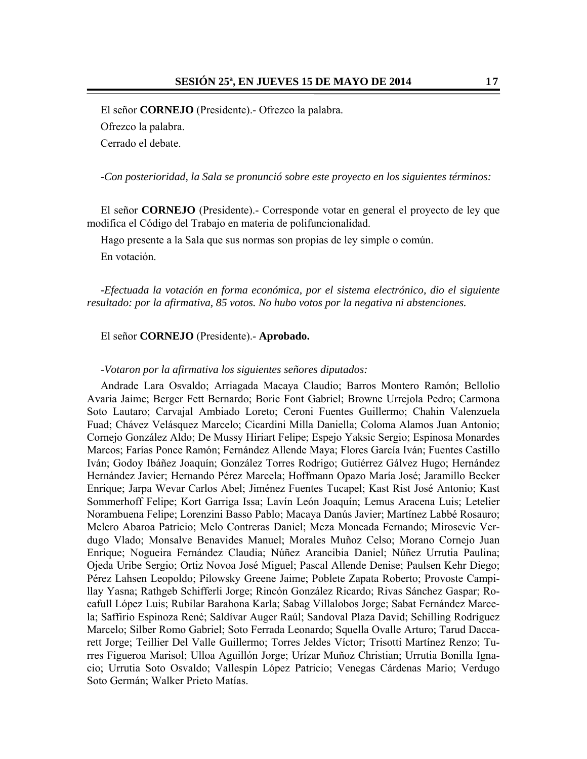El señor **CORNEJO** (Presidente).- Ofrezco la palabra.

Ofrezco la palabra.

Cerrado el debate.

*-Con posterioridad, la Sala se pronunció sobre este proyecto en los siguientes términos:*

El señor **CORNEJO** (Presidente).- Corresponde votar en general el proyecto de ley que modifica el Código del Trabajo en materia de polifuncionalidad.

Hago presente a la Sala que sus normas son propias de ley simple o común.

En votación.

*-Efectuada la votación en forma económica, por el sistema electrónico, dio el siguiente resultado: por la afirmativa, 85 votos. No hubo votos por la negativa ni abstenciones.*

El señor **CORNEJO** (Presidente).- **Aprobado.**

*-Votaron por la afirmativa los siguientes señores diputados:*

Andrade Lara Osvaldo; Arriagada Macaya Claudio; Barros Montero Ramón; Bellolio Avaria Jaime; Berger Fett Bernardo; Boric Font Gabriel; Browne Urrejola Pedro; Carmona Soto Lautaro; Carvajal Ambiado Loreto; Ceroni Fuentes Guillermo; Chahin Valenzuela Fuad; Chávez Velásquez Marcelo; Cicardini Milla Daniella; Coloma Alamos Juan Antonio; Cornejo González Aldo; De Mussy Hiriart Felipe; Espejo Yaksic Sergio; Espinosa Monardes Marcos; Farías Ponce Ramón; Fernández Allende Maya; Flores García Iván; Fuentes Castillo Iván; Godoy Ibáñez Joaquín; González Torres Rodrigo; Gutiérrez Gálvez Hugo; Hernández Hernández Javier; Hernando Pérez Marcela; Hoffmann Opazo María José; Jaramillo Becker Enrique; Jarpa Wevar Carlos Abel; Jiménez Fuentes Tucapel; Kast Rist José Antonio; Kast Sommerhoff Felipe; Kort Garriga Issa; Lavín León Joaquín; Lemus Aracena Luis; Letelier Norambuena Felipe; Lorenzini Basso Pablo; Macaya Danús Javier; Martínez Labbé Rosauro; Melero Abaroa Patricio; Melo Contreras Daniel; Meza Moncada Fernando; Mirosevic Verdugo Vlado; Monsalve Benavides Manuel; Morales Muñoz Celso; Morano Cornejo Juan Enrique; Nogueira Fernández Claudia; Núñez Arancibia Daniel; Núñez Urrutia Paulina; Ojeda Uribe Sergio; Ortiz Novoa José Miguel; Pascal Allende Denise; Paulsen Kehr Diego; Pérez Lahsen Leopoldo; Pilowsky Greene Jaime; Poblete Zapata Roberto; Provoste Campillay Yasna; Rathgeb Schifferli Jorge; Rincón González Ricardo; Rivas Sánchez Gaspar; Rocafull López Luis; Rubilar Barahona Karla; Sabag Villalobos Jorge; Sabat Fernández Marcela; Saffirio Espinoza René; Saldívar Auger Raúl; Sandoval Plaza David; Schilling Rodríguez Marcelo; Silber Romo Gabriel; Soto Ferrada Leonardo; Squella Ovalle Arturo; Tarud Daccarett Jorge; Teillier Del Valle Guillermo; Torres Jeldes Víctor; Trisotti Martínez Renzo; Turres Figueroa Marisol; Ulloa Aguillón Jorge; Urízar Muñoz Christian; Urrutia Bonilla Ignacio; Urrutia Soto Osvaldo; Vallespín López Patricio; Venegas Cárdenas Mario; Verdugo Soto Germán; Walker Prieto Matías.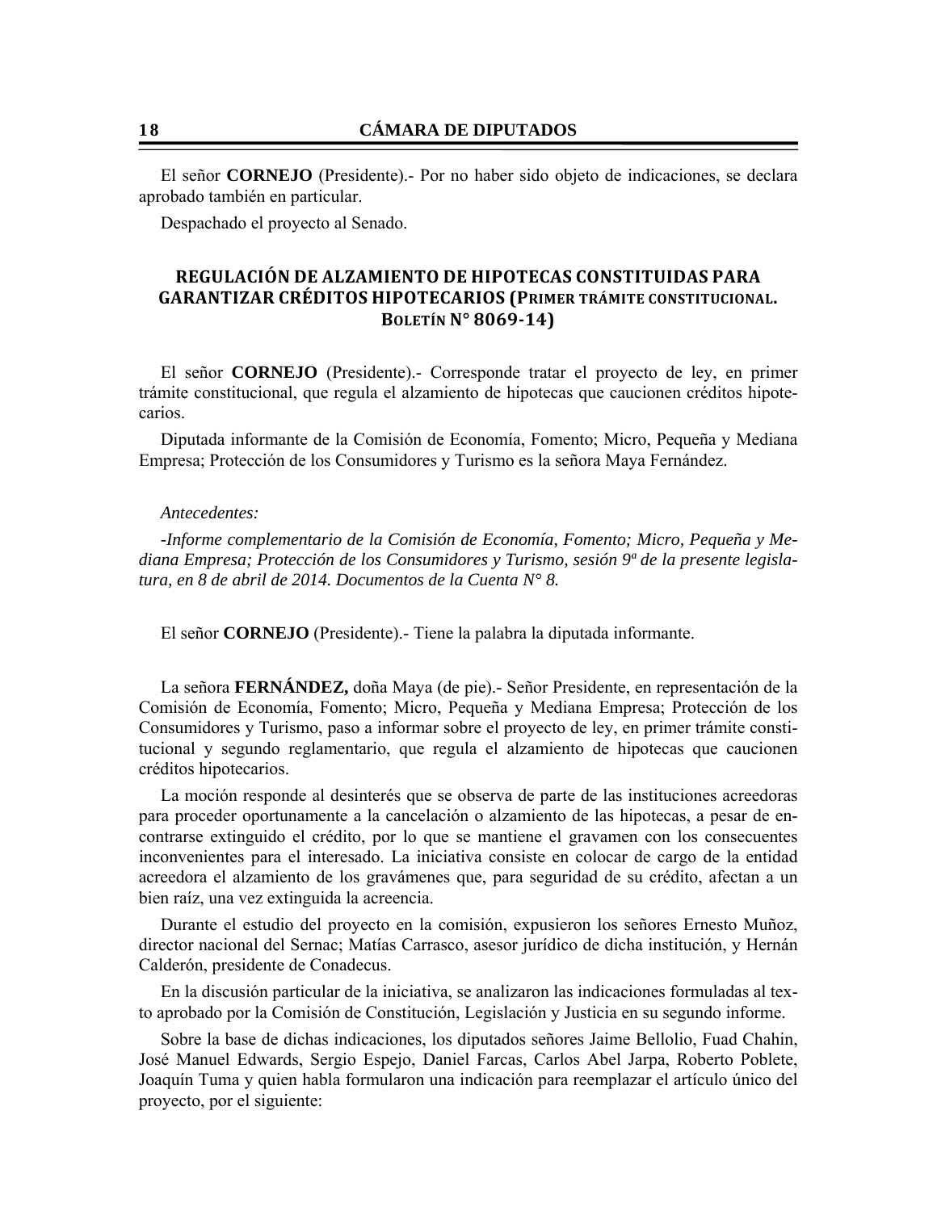El señor **CORNEJO** (Presidente).- Por no haber sido objeto de indicaciones, se declara aprobado también en particular.

Despachado el proyecto al Senado.

## REGULACIÓN DE ALZAMIENTO DE HIPOTECAS CONSTITUIDAS PARA GARANTIZAR CRÉDITOS HIPOTECARIOS (PRIMER TRÁMITE CONSTITUCIONAL. BOLETÍN N° 8069-14)

El señor **CORNEJO** (Presidente).- Corresponde tratar el proyecto de ley, en primer trámite constitucional, que regula el alzamiento de hipotecas que caucionen créditos hipotecarios.

Diputada informante de la Comisión de Economía, Fomento; Micro, Pequeña y Mediana Empresa; Protección de los Consumidores y Turismo es la señora Maya Fernández.

*Antecedentes:*

*-Informe complementario de la Comisión de Economía, Fomento; Micro, Pequeña y Mediana Empresa; Protección de los Consumidores y Turismo, sesión 9ª de la presente legislatura, en 8 de abril de 2014. Documentos de la Cuenta N° 8.*

El señor **CORNEJO** (Presidente).- Tiene la palabra la diputada informante.

La señora **FERNÁNDEZ,** doña Maya (de pie).- Señor Presidente, en representación de la Comisión de Economía, Fomento; Micro, Pequeña y Mediana Empresa; Protección de los Consumidores y Turismo, paso a informar sobre el proyecto de ley, en primer trámite constitucional y segundo reglamentario, que regula el alzamiento de hipotecas que caucionen créditos hipotecarios.

La moción responde al desinterés que se observa de parte de las instituciones acreedoras para proceder oportunamente a la cancelación o alzamiento de las hipotecas, a pesar de encontrarse extinguido el crédito, por lo que se mantiene el gravamen con los consecuentes inconvenientes para el interesado. La iniciativa consiste en colocar de cargo de la entidad acreedora el alzamiento de los gravámenes que, para seguridad de su crédito, afectan a un bien raíz, una vez extinguida la acreencia.

Durante el estudio del proyecto en la comisión, expusieron los señores Ernesto Muñoz, director nacional del Sernac; Matías Carrasco, asesor jurídico de dicha institución, y Hernán Calderón, presidente de Conadecus.

En la discusión particular de la iniciativa, se analizaron las indicaciones formuladas al texto aprobado por la Comisión de Constitución, Legislación y Justicia en su segundo informe.

Sobre la base de dichas indicaciones, los diputados señores Jaime Bellolio, Fuad Chahin, José Manuel Edwards, Sergio Espejo, Daniel Farcas, Carlos Abel Jarpa, Roberto Poblete, Joaquín Tuma y quien habla formularon una indicación para reemplazar el artículo único del proyecto, por el siguiente: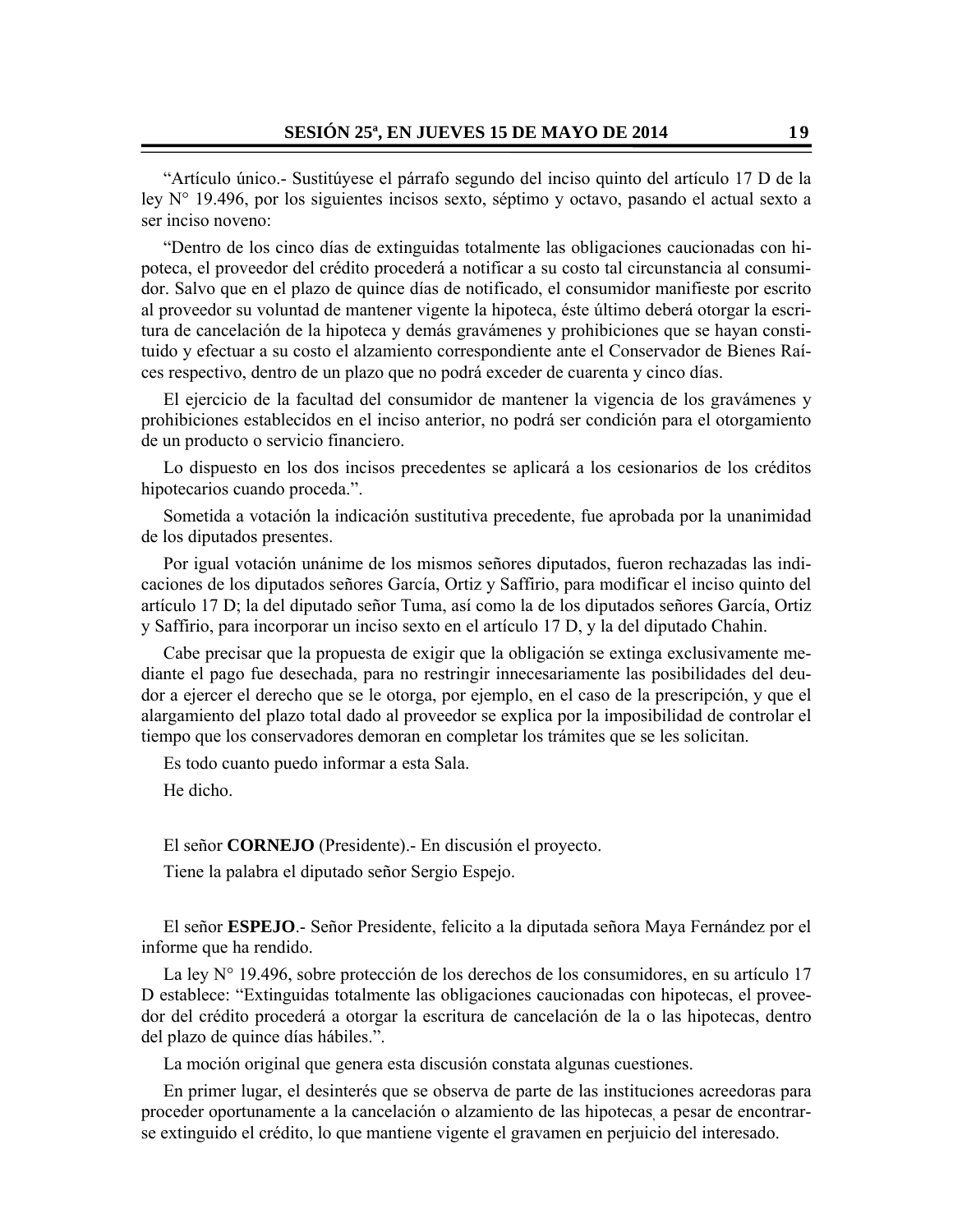"Artículo único.- Sustitúyese el párrafo segundo del inciso quinto del artículo 17 D de la ley N° 19.496, por los siguientes incisos sexto, séptimo y octavo, pasando el actual sexto a ser inciso noveno:

"Dentro de los cinco días de extinguidas totalmente las obligaciones caucionadas con hipoteca, el proveedor del crédito procederá a notificar a su costo tal circunstancia al consumidor. Salvo que en el plazo de quince días de notificado, el consumidor manifieste por escrito al proveedor su voluntad de mantener vigente la hipoteca, éste último deberá otorgar la escritura de cancelación de la hipoteca y demás gravámenes y prohibiciones que se hayan constituido y efectuar a su costo el alzamiento correspondiente ante el Conservador de Bienes Raíces respectivo, dentro de un plazo que no podrá exceder de cuarenta y cinco días.

El ejercicio de la facultad del consumidor de mantener la vigencia de los gravámenes y prohibiciones establecidos en el inciso anterior, no podrá ser condición para el otorgamiento de un producto o servicio financiero.

Lo dispuesto en los dos incisos precedentes se aplicará a los cesionarios de los créditos hipotecarios cuando proceda.".

Sometida a votación la indicación sustitutiva precedente, fue aprobada por la unanimidad de los diputados presentes.

Por igual votación unánime de los mismos señores diputados, fueron rechazadas las indicaciones de los diputados señores García, Ortiz y Saffirio, para modificar el inciso quinto del artículo 17 D; la del diputado señor Tuma, así como la de los diputados señores García, Ortiz y Saffirio, para incorporar un inciso sexto en el artículo 17 D, y la del diputado Chahin.

Cabe precisar que la propuesta de exigir que la obligación se extinga exclusivamente mediante el pago fue desechada, para no restringir innecesariamente las posibilidades del deudor a ejercer el derecho que se le otorga, por ejemplo, en el caso de la prescripción, y que el alargamiento del plazo total dado al proveedor se explica por la imposibilidad de controlar el tiempo que los conservadores demoran en completar los trámites que se les solicitan.

Es todo cuanto puedo informar a esta Sala.

He dicho.

El señor **CORNEJO** (Presidente).- En discusión el proyecto.

Tiene la palabra el diputado señor Sergio Espejo.

El señor **ESPEJO**.- Señor Presidente, felicito a la diputada señora Maya Fernández por el informe que ha rendido.

La ley N° 19.496, sobre protección de los derechos de los consumidores, en su artículo 17 D establece: "Extinguidas totalmente las obligaciones caucionadas con hipotecas, el proveedor del crédito procederá a otorgar la escritura de cancelación de la o las hipotecas, dentro del plazo de quince días hábiles.".

La moción original que genera esta discusión constata algunas cuestiones.

En primer lugar, el desinterés que se observa de parte de las instituciones acreedoras para proceder oportunamente a la cancelación o alzamiento de las hipotecas, a pesar de encontrarse extinguido el crédito, lo que mantiene vigente el gravamen en perjuicio del interesado.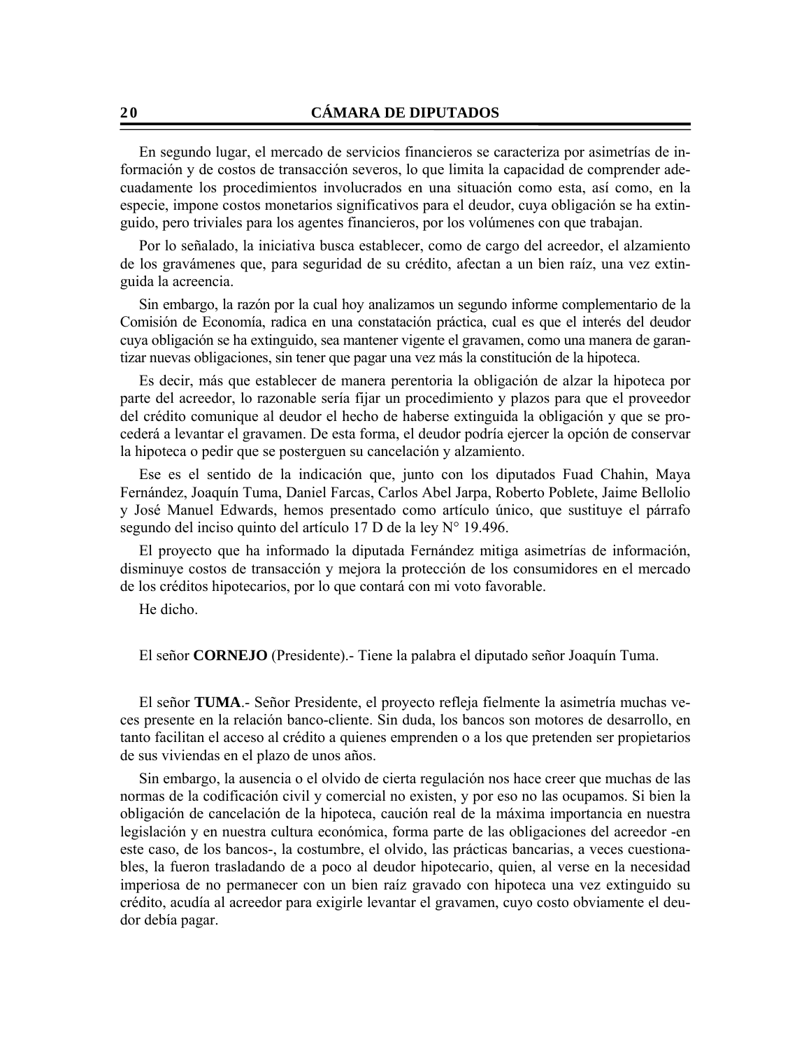En segundo lugar, el mercado de servicios financieros se caracteriza por asimetrías de información y de costos de transacción severos, lo que limita la capacidad de comprender adecuadamente los procedimientos involucrados en una situación como esta, así como, en la especie, impone costos monetarios significativos para el deudor, cuya obligación se ha extinguido, pero triviales para los agentes financieros, por los volúmenes con que trabajan.

Por lo señalado, la iniciativa busca establecer, como de cargo del acreedor, el alzamiento de los gravámenes que, para seguridad de su crédito, afectan a un bien raíz, una vez extinguida la acreencia.

Sin embargo, la razón por la cual hoy analizamos un segundo informe complementario de la Comisión de Economía, radica en una constatación práctica, cual es que el interés del deudor cuya obligación se ha extinguido, sea mantener vigente el gravamen, como una manera de garantizar nuevas obligaciones, sin tener que pagar una vez más la constitución de la hipoteca.

Es decir, más que establecer de manera perentoria la obligación de alzar la hipoteca por parte del acreedor, lo razonable sería fijar un procedimiento y plazos para que el proveedor del crédito comunique al deudor el hecho de haberse extinguida la obligación y que se procederá a levantar el gravamen. De esta forma, el deudor podría ejercer la opción de conservar la hipoteca o pedir que se posterguen su cancelación y alzamiento.

Ese es el sentido de la indicación que, junto con los diputados Fuad Chahin, Maya Fernández, Joaquín Tuma, Daniel Farcas, Carlos Abel Jarpa, Roberto Poblete, Jaime Bellolio y José Manuel Edwards, hemos presentado como artículo único, que sustituye el párrafo segundo del inciso quinto del artículo 17 D de la ley N° 19.496.

El proyecto que ha informado la diputada Fernández mitiga asimetrías de información, disminuye costos de transacción y mejora la protección de los consumidores en el mercado de los créditos hipotecarios, por lo que contará con mi voto favorable.

He dicho.

El señor **CORNEJO** (Presidente).- Tiene la palabra el diputado señor Joaquín Tuma.

El señor **TUMA**.- Señor Presidente, el proyecto refleja fielmente la asimetría muchas veces presente en la relación banco-cliente. Sin duda, los bancos son motores de desarrollo, en tanto facilitan el acceso al crédito a quienes emprenden o a los que pretenden ser propietarios de sus viviendas en el plazo de unos años.

Sin embargo, la ausencia o el olvido de cierta regulación nos hace creer que muchas de las normas de la codificación civil y comercial no existen, y por eso no las ocupamos. Si bien la obligación de cancelación de la hipoteca, caución real de la máxima importancia en nuestra legislación y en nuestra cultura económica, forma parte de las obligaciones del acreedor -en este caso, de los bancos-, la costumbre, el olvido, las prácticas bancarias, a veces cuestionables, la fueron trasladando de a poco al deudor hipotecario, quien, al verse en la necesidad imperiosa de no permanecer con un bien raíz gravado con hipoteca una vez extinguido su crédito, acudía al acreedor para exigirle levantar el gravamen, cuyo costo obviamente el deudor debía pagar.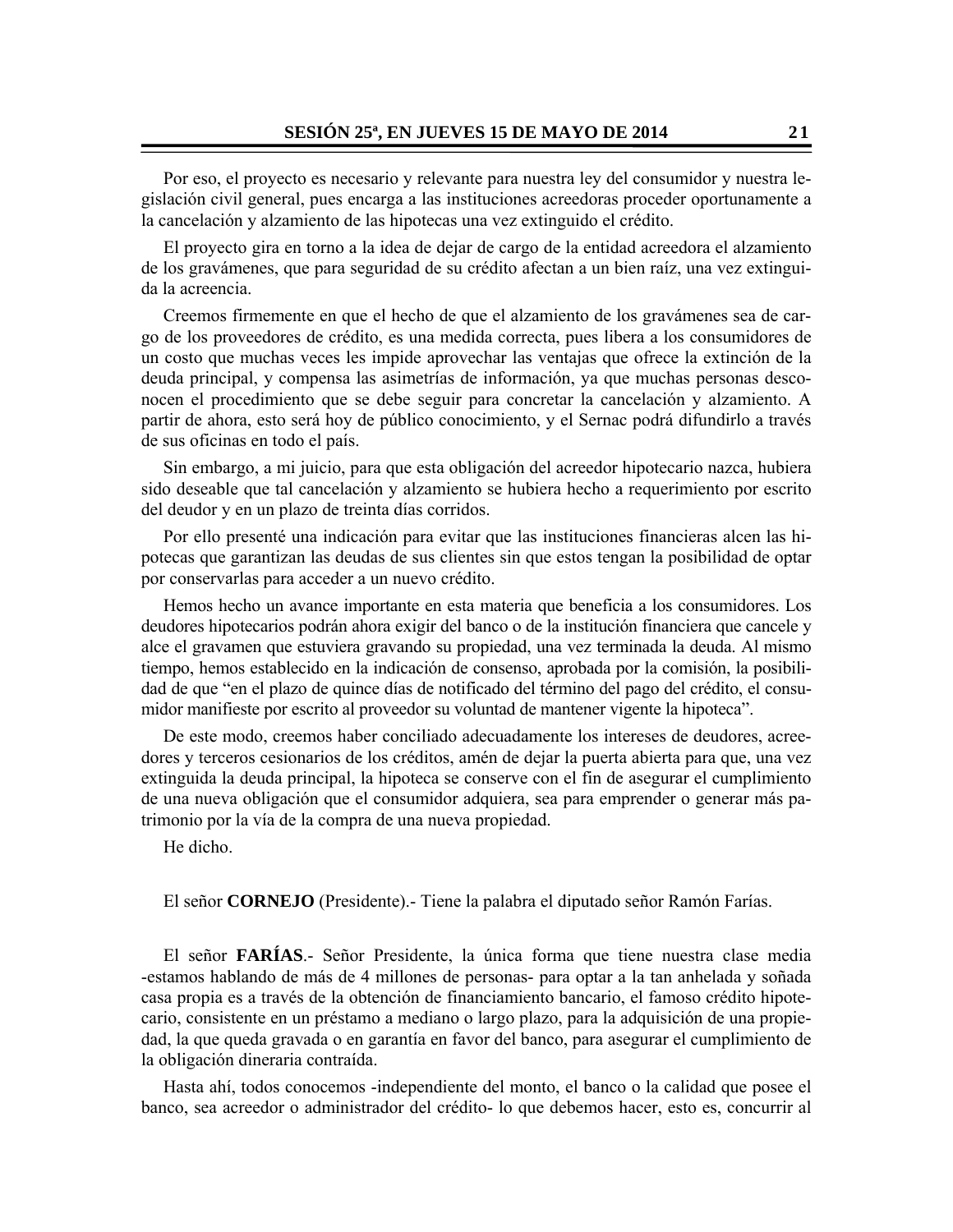Por eso, el proyecto es necesario y relevante para nuestra ley del consumidor y nuestra legislación civil general, pues encarga a las instituciones acreedoras proceder oportunamente a la cancelación y alzamiento de las hipotecas una vez extinguido el crédito.

El proyecto gira en torno a la idea de dejar de cargo de la entidad acreedora el alzamiento de los gravámenes, que para seguridad de su crédito afectan a un bien raíz, una vez extinguida la acreencia.

Creemos firmemente en que el hecho de que el alzamiento de los gravámenes sea de cargo de los proveedores de crédito, es una medida correcta, pues libera a los consumidores de un costo que muchas veces les impide aprovechar las ventajas que ofrece la extinción de la deuda principal, y compensa las asimetrías de información, ya que muchas personas desconocen el procedimiento que se debe seguir para concretar la cancelación y alzamiento. A partir de ahora, esto será hoy de público conocimiento, y el Sernac podrá difundirlo a través de sus oficinas en todo el país.

Sin embargo, a mi juicio, para que esta obligación del acreedor hipotecario nazca, hubiera sido deseable que tal cancelación y alzamiento se hubiera hecho a requerimiento por escrito del deudor y en un plazo de treinta días corridos.

Por ello presenté una indicación para evitar que las instituciones financieras alcen las hipotecas que garantizan las deudas de sus clientes sin que estos tengan la posibilidad de optar por conservarlas para acceder a un nuevo crédito.

Hemos hecho un avance importante en esta materia que beneficia a los consumidores. Los deudores hipotecarios podrán ahora exigir del banco o de la institución financiera que cancele y alce el gravamen que estuviera gravando su propiedad, una vez terminada la deuda. Al mismo tiempo, hemos establecido en la indicación de consenso, aprobada por la comisión, la posibilidad de que "en el plazo de quince días de notificado del término del pago del crédito, el consumidor manifieste por escrito al proveedor su voluntad de mantener vigente la hipoteca".

De este modo, creemos haber conciliado adecuadamente los intereses de deudores, acreedores y terceros cesionarios de los créditos, amén de dejar la puerta abierta para que, una vez extinguida la deuda principal, la hipoteca se conserve con el fin de asegurar el cumplimiento de una nueva obligación que el consumidor adquiera, sea para emprender o generar más patrimonio por la vía de la compra de una nueva propiedad.

He dicho.

El señor **CORNEJO** (Presidente).- Tiene la palabra el diputado señor Ramón Farías.

El señor **FARÍAS**.- Señor Presidente, la única forma que tiene nuestra clase media -estamos hablando de más de 4 millones de personas- para optar a la tan anhelada y soñada casa propia es a través de la obtención de financiamiento bancario, el famoso crédito hipotecario, consistente en un préstamo a mediano o largo plazo, para la adquisición de una propiedad, la que queda gravada o en garantía en favor del banco, para asegurar el cumplimiento de la obligación dineraria contraída.

Hasta ahí, todos conocemos -independiente del monto, el banco o la calidad que posee el banco, sea acreedor o administrador del crédito- lo que debemos hacer, esto es, concurrir al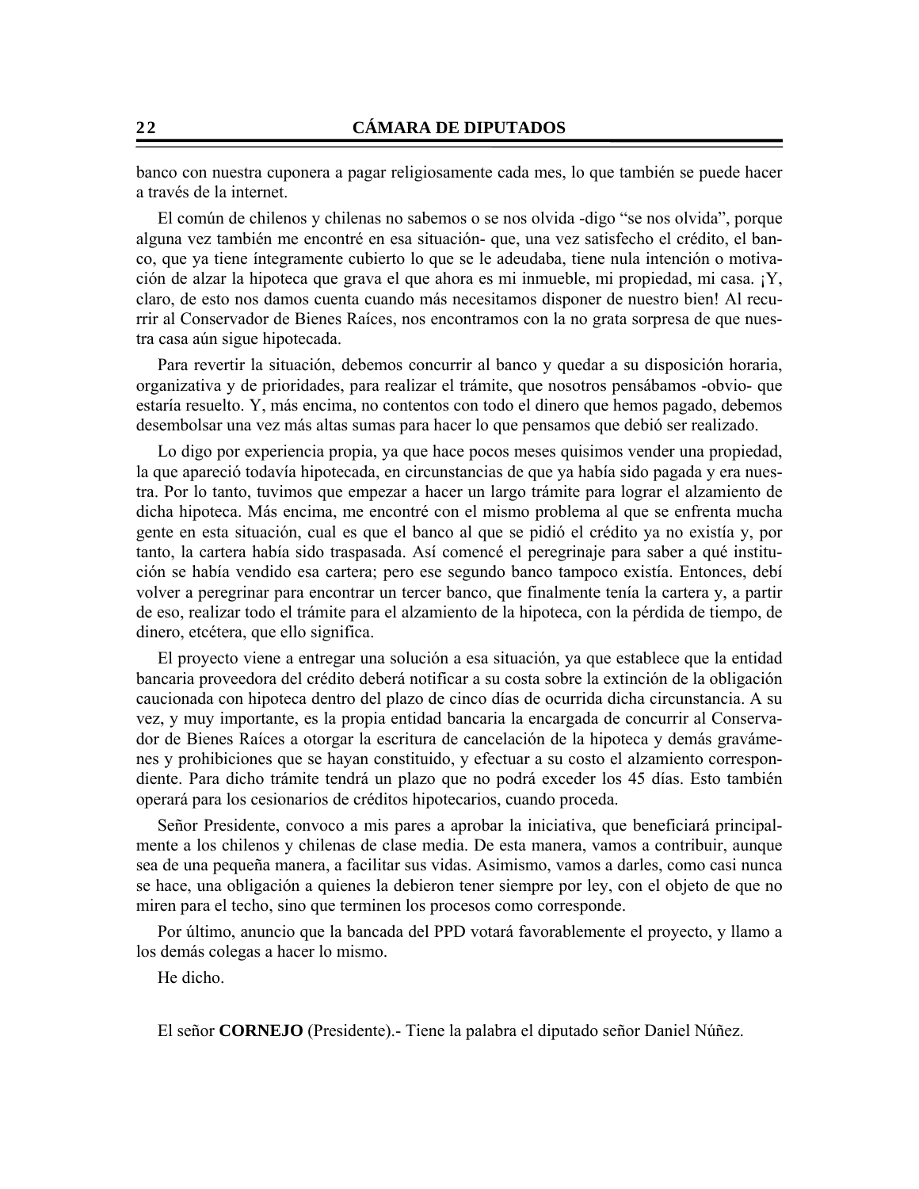banco con nuestra cuponera a pagar religiosamente cada mes, lo que también se puede hacer a través de la internet.

El común de chilenos y chilenas no sabemos o se nos olvida -digo "se nos olvida", porque alguna vez también me encontré en esa situación- que, una vez satisfecho el crédito, el banco, que ya tiene íntegramente cubierto lo que se le adeudaba, tiene nula intención o motivación de alzar la hipoteca que grava el que ahora es mi inmueble, mi propiedad, mi casa. ¡Y, claro, de esto nos damos cuenta cuando más necesitamos disponer de nuestro bien! Al recurrir al Conservador de Bienes Raíces, nos encontramos con la no grata sorpresa de que nuestra casa aún sigue hipotecada.

Para revertir la situación, debemos concurrir al banco y quedar a su disposición horaria, organizativa y de prioridades, para realizar el trámite, que nosotros pensábamos -obvio- que estaría resuelto. Y, más encima, no contentos con todo el dinero que hemos pagado, debemos desembolsar una vez más altas sumas para hacer lo que pensamos que debió ser realizado.

Lo digo por experiencia propia, ya que hace pocos meses quisimos vender una propiedad, la que apareció todavía hipotecada, en circunstancias de que ya había sido pagada y era nuestra. Por lo tanto, tuvimos que empezar a hacer un largo trámite para lograr el alzamiento de dicha hipoteca. Más encima, me encontré con el mismo problema al que se enfrenta mucha gente en esta situación, cual es que el banco al que se pidió el crédito ya no existía y, por tanto, la cartera había sido traspasada. Así comencé el peregrinaje para saber a qué institución se había vendido esa cartera; pero ese segundo banco tampoco existía. Entonces, debí volver a peregrinar para encontrar un tercer banco, que finalmente tenía la cartera y, a partir de eso, realizar todo el trámite para el alzamiento de la hipoteca, con la pérdida de tiempo, de dinero, etcétera, que ello significa.

El proyecto viene a entregar una solución a esa situación, ya que establece que la entidad bancaria proveedora del crédito deberá notificar a su costa sobre la extinción de la obligación caucionada con hipoteca dentro del plazo de cinco días de ocurrida dicha circunstancia. A su vez, y muy importante, es la propia entidad bancaria la encargada de concurrir al Conservador de Bienes Raíces a otorgar la escritura de cancelación de la hipoteca y demás gravámenes y prohibiciones que se hayan constituido, y efectuar a su costo el alzamiento correspondiente. Para dicho trámite tendrá un plazo que no podrá exceder los 45 días. Esto también operará para los cesionarios de créditos hipotecarios, cuando proceda.

Señor Presidente, convoco a mis pares a aprobar la iniciativa, que beneficiará principalmente a los chilenos y chilenas de clase media. De esta manera, vamos a contribuir, aunque sea de una pequeña manera, a facilitar sus vidas. Asimismo, vamos a darles, como casi nunca se hace, una obligación a quienes la debieron tener siempre por ley, con el objeto de que no miren para el techo, sino que terminen los procesos como corresponde.

Por último, anuncio que la bancada del PPD votará favorablemente el proyecto, y llamo a los demás colegas a hacer lo mismo.

He dicho.

El señor **CORNEJO** (Presidente).- Tiene la palabra el diputado señor Daniel Núñez.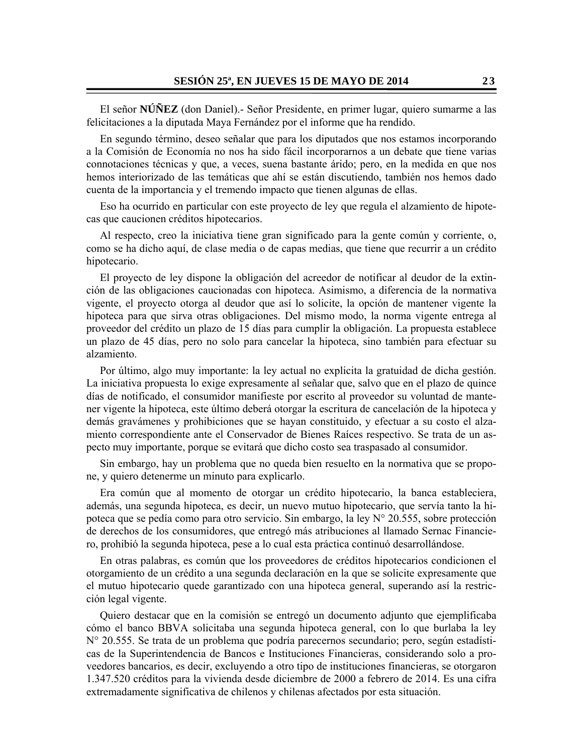El señor **NÚÑEZ** (don Daniel).- Señor Presidente, en primer lugar, quiero sumarme a las felicitaciones a la diputada Maya Fernández por el informe que ha rendido.

En segundo término, deseo señalar que para los diputados que nos estamos incorporando a la Comisión de Economía no nos ha sido fácil incorporarnos a un debate que tiene varias connotaciones técnicas y que, a veces, suena bastante árido; pero, en la medida en que nos hemos interiorizado de las temáticas que ahí se están discutiendo, también nos hemos dado cuenta de la importancia y el tremendo impacto que tienen algunas de ellas.

Eso ha ocurrido en particular con este proyecto de ley que regula el alzamiento de hipotecas que caucionen créditos hipotecarios.

Al respecto, creo la iniciativa tiene gran significado para la gente común y corriente, o, como se ha dicho aquí, de clase media o de capas medias, que tiene que recurrir a un crédito hipotecario.

El proyecto de ley dispone la obligación del acreedor de notificar al deudor de la extinción de las obligaciones caucionadas con hipoteca. Asimismo, a diferencia de la normativa vigente, el proyecto otorga al deudor que así lo solicite, la opción de mantener vigente la hipoteca para que sirva otras obligaciones. Del mismo modo, la norma vigente entrega al proveedor del crédito un plazo de 15 días para cumplir la obligación. La propuesta establece un plazo de 45 días, pero no solo para cancelar la hipoteca, sino también para efectuar su alzamiento.

Por último, algo muy importante: la ley actual no explicita la gratuidad de dicha gestión. La iniciativa propuesta lo exige expresamente al señalar que, salvo que en el plazo de quince días de notificado, el consumidor manifieste por escrito al proveedor su voluntad de mantener vigente la hipoteca, este último deberá otorgar la escritura de cancelación de la hipoteca y demás gravámenes y prohibiciones que se hayan constituido, y efectuar a su costo el alzamiento correspondiente ante el Conservador de Bienes Raíces respectivo. Se trata de un aspecto muy importante, porque se evitará que dicho costo sea traspasado al consumidor.

Sin embargo, hay un problema que no queda bien resuelto en la normativa que se propone, y quiero detenerme un minuto para explicarlo.

Era común que al momento de otorgar un crédito hipotecario, la banca estableciera, además, una segunda hipoteca, es decir, un nuevo mutuo hipotecario, que servía tanto la hipoteca que se pedía como para otro servicio. Sin embargo, la ley N° 20.555, sobre protección de derechos de los consumidores, que entregó más atribuciones al llamado Sernac Financiero, prohibió la segunda hipoteca, pese a lo cual esta práctica continuó desarrollándose.

En otras palabras, es común que los proveedores de créditos hipotecarios condicionen el otorgamiento de un crédito a una segunda declaración en la que se solicite expresamente que el mutuo hipotecario quede garantizado con una hipoteca general, superando así la restricción legal vigente.

Quiero destacar que en la comisión se entregó un documento adjunto que ejemplificaba cómo el banco BBVA solicitaba una segunda hipoteca general, con lo que burlaba la ley N° 20.555. Se trata de un problema que podría parecernos secundario; pero, según estadísticas de la Superintendencia de Bancos e Instituciones Financieras, considerando solo a proveedores bancarios, es decir, excluyendo a otro tipo de instituciones financieras, se otorgaron 1.347.520 créditos para la vivienda desde diciembre de 2000 a febrero de 2014. Es una cifra extremadamente significativa de chilenos y chilenas afectados por esta situación.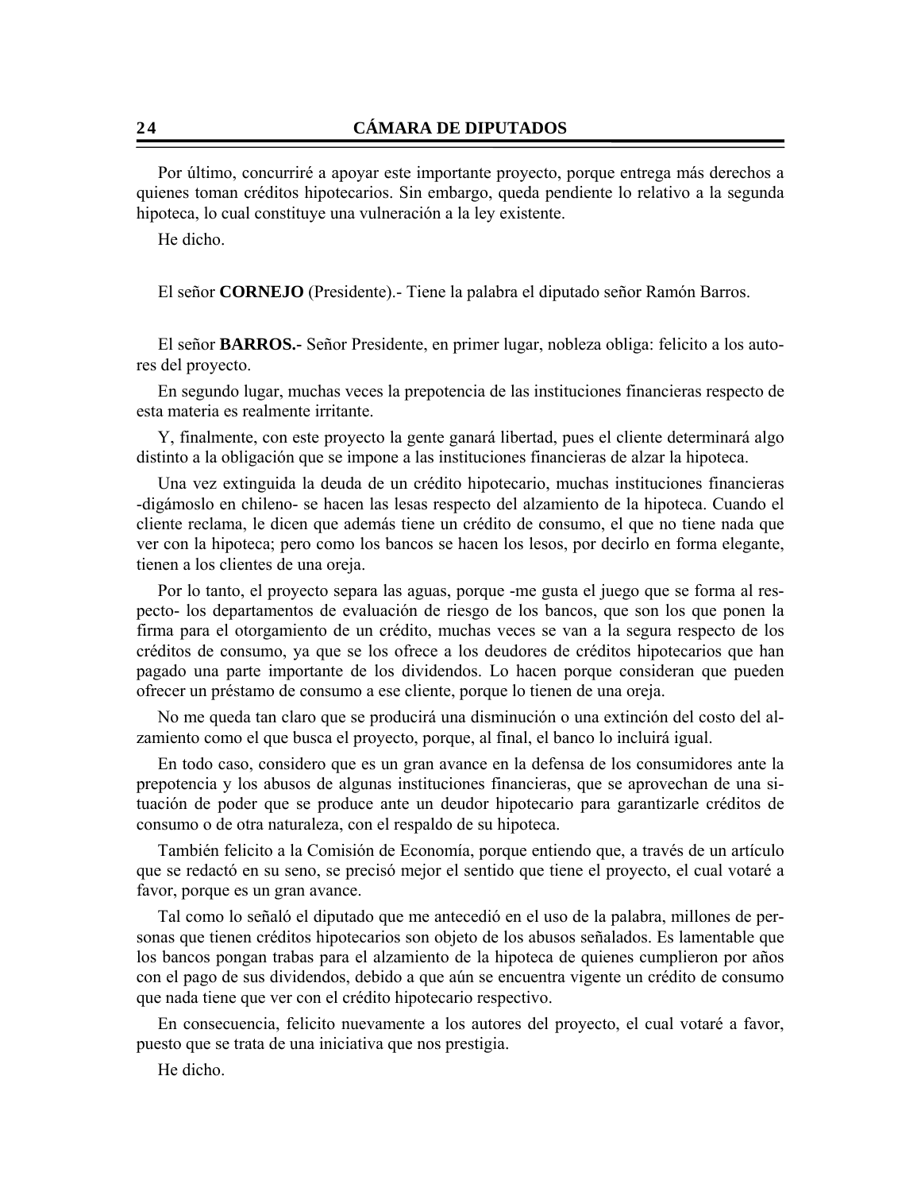Por último, concurriré a apoyar este importante proyecto, porque entrega más derechos a quienes toman créditos hipotecarios. Sin embargo, queda pendiente lo relativo a la segunda hipoteca, lo cual constituye una vulneración a la ley existente.

He dicho.

El señor **CORNEJO** (Presidente).- Tiene la palabra el diputado señor Ramón Barros.

El señor **BARROS.-** Señor Presidente, en primer lugar, nobleza obliga: felicito a los autores del proyecto.

En segundo lugar, muchas veces la prepotencia de las instituciones financieras respecto de esta materia es realmente irritante.

Y, finalmente, con este proyecto la gente ganará libertad, pues el cliente determinará algo distinto a la obligación que se impone a las instituciones financieras de alzar la hipoteca.

Una vez extinguida la deuda de un crédito hipotecario, muchas instituciones financieras -digámoslo en chileno- se hacen las lesas respecto del alzamiento de la hipoteca. Cuando el cliente reclama, le dicen que además tiene un crédito de consumo, el que no tiene nada que ver con la hipoteca; pero como los bancos se hacen los lesos, por decirlo en forma elegante, tienen a los clientes de una oreja.

Por lo tanto, el proyecto separa las aguas, porque -me gusta el juego que se forma al respecto- los departamentos de evaluación de riesgo de los bancos, que son los que ponen la firma para el otorgamiento de un crédito, muchas veces se van a la segura respecto de los créditos de consumo, ya que se los ofrece a los deudores de créditos hipotecarios que han pagado una parte importante de los dividendos. Lo hacen porque consideran que pueden ofrecer un préstamo de consumo a ese cliente, porque lo tienen de una oreja.

No me queda tan claro que se producirá una disminución o una extinción del costo del alzamiento como el que busca el proyecto, porque, al final, el banco lo incluirá igual.

En todo caso, considero que es un gran avance en la defensa de los consumidores ante la prepotencia y los abusos de algunas instituciones financieras, que se aprovechan de una situación de poder que se produce ante un deudor hipotecario para garantizarle créditos de consumo o de otra naturaleza, con el respaldo de su hipoteca.

También felicito a la Comisión de Economía, porque entiendo que, a través de un artículo que se redactó en su seno, se precisó mejor el sentido que tiene el proyecto, el cual votaré a favor, porque es un gran avance.

Tal como lo señaló el diputado que me antecedió en el uso de la palabra, millones de personas que tienen créditos hipotecarios son objeto de los abusos señalados. Es lamentable que los bancos pongan trabas para el alzamiento de la hipoteca de quienes cumplieron por años con el pago de sus dividendos, debido a que aún se encuentra vigente un crédito de consumo que nada tiene que ver con el crédito hipotecario respectivo.

En consecuencia, felicito nuevamente a los autores del proyecto, el cual votaré a favor, puesto que se trata de una iniciativa que nos prestigia.

He dicho.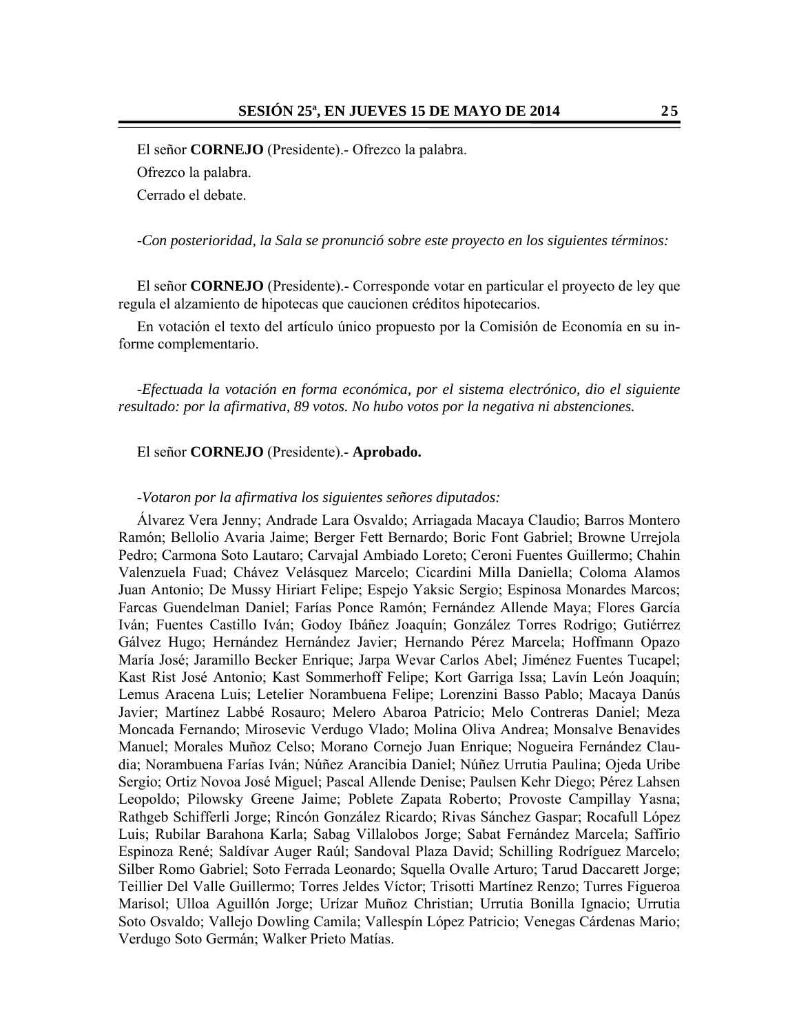El señor **CORNEJO** (Presidente).- Ofrezco la palabra.

Ofrezco la palabra.

Cerrado el debate.

*-Con posterioridad, la Sala se pronunció sobre este proyecto en los siguientes términos:*

El señor **CORNEJO** (Presidente).- Corresponde votar en particular el proyecto de ley que regula el alzamiento de hipotecas que caucionen créditos hipotecarios.

En votación el texto del artículo único propuesto por la Comisión de Economía en su informe complementario.

*-Efectuada la votación en forma económica, por el sistema electrónico, dio el siguiente resultado: por la afirmativa, 89 votos. No hubo votos por la negativa ni abstenciones.*

El señor **CORNEJO** (Presidente).- **Aprobado.**

*-Votaron por la afirmativa los siguientes señores diputados:*

Álvarez Vera Jenny; Andrade Lara Osvaldo; Arriagada Macaya Claudio; Barros Montero Ramón; Bellolio Avaria Jaime; Berger Fett Bernardo; Boric Font Gabriel; Browne Urrejola Pedro; Carmona Soto Lautaro; Carvajal Ambiado Loreto; Ceroni Fuentes Guillermo; Chahin Valenzuela Fuad; Chávez Velásquez Marcelo; Cicardini Milla Daniella; Coloma Alamos Juan Antonio; De Mussy Hiriart Felipe; Espejo Yaksic Sergio; Espinosa Monardes Marcos; Farcas Guendelman Daniel; Farías Ponce Ramón; Fernández Allende Maya; Flores García Iván; Fuentes Castillo Iván; Godoy Ibáñez Joaquín; González Torres Rodrigo; Gutiérrez Gálvez Hugo; Hernández Hernández Javier; Hernando Pérez Marcela; Hoffmann Opazo María José; Jaramillo Becker Enrique; Jarpa Wevar Carlos Abel; Jiménez Fuentes Tucapel; Kast Rist José Antonio; Kast Sommerhoff Felipe; Kort Garriga Issa; Lavín León Joaquín; Lemus Aracena Luis; Letelier Norambuena Felipe; Lorenzini Basso Pablo; Macaya Danús Javier; Martínez Labbé Rosauro; Melero Abaroa Patricio; Melo Contreras Daniel; Meza Moncada Fernando; Mirosevic Verdugo Vlado; Molina Oliva Andrea; Monsalve Benavides Manuel; Morales Muñoz Celso; Morano Cornejo Juan Enrique; Nogueira Fernández Claudia; Norambuena Farías Iván; Núñez Arancibia Daniel; Núñez Urrutia Paulina; Ojeda Uribe Sergio; Ortiz Novoa José Miguel; Pascal Allende Denise; Paulsen Kehr Diego; Pérez Lahsen Leopoldo; Pilowsky Greene Jaime; Poblete Zapata Roberto; Provoste Campillay Yasna; Rathgeb Schifferli Jorge; Rincón González Ricardo; Rivas Sánchez Gaspar; Rocafull López Luis; Rubilar Barahona Karla; Sabag Villalobos Jorge; Sabat Fernández Marcela; Saffirio Espinoza René; Saldívar Auger Raúl; Sandoval Plaza David; Schilling Rodríguez Marcelo; Silber Romo Gabriel; Soto Ferrada Leonardo; Squella Ovalle Arturo; Tarud Daccarett Jorge; Teillier Del Valle Guillermo; Torres Jeldes Víctor; Trisotti Martínez Renzo; Turres Figueroa Marisol; Ulloa Aguillón Jorge; Urízar Muñoz Christian; Urrutia Bonilla Ignacio; Urrutia Soto Osvaldo; Vallejo Dowling Camila; Vallespín López Patricio; Venegas Cárdenas Mario; Verdugo Soto Germán; Walker Prieto Matías.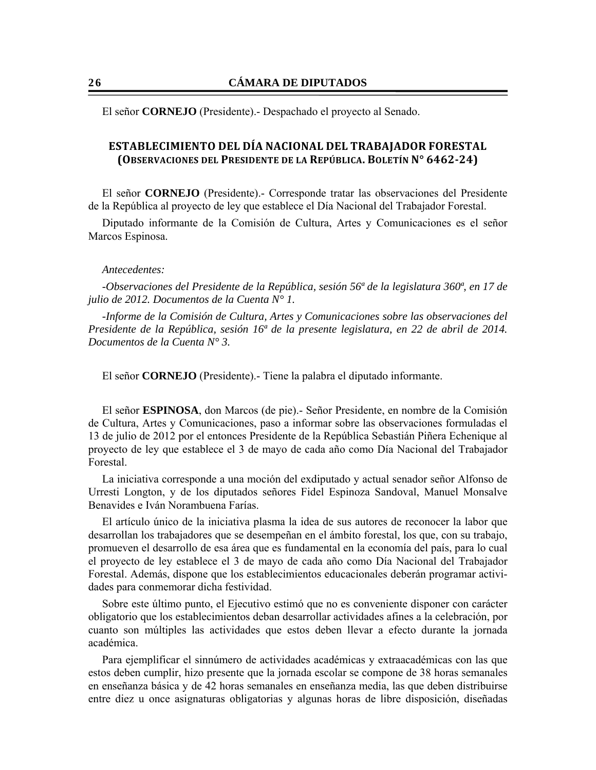El señor **CORNEJO** (Presidente).- Despachado el proyecto al Senado.

## ESTABLECIMIENTO DEL DÍA NACIONAL DEL TRABAJADOR FORESTAL (OBSERVACIONES DEL PRESIDENTE DE LA REPÚBLICA. BOLETÍN N° 6462-24)

El señor **CORNEJO** (Presidente).- Corresponde tratar las observaciones del Presidente de la República al proyecto de ley que establece el Día Nacional del Trabajador Forestal.

Diputado informante de la Comisión de Cultura, Artes y Comunicaciones es el señor Marcos Espinosa.

*Antecedentes:*

*-Observaciones del Presidente de la República, sesión 56ª de la legislatura 360ª, en 17 de julio de 2012. Documentos de la Cuenta N° 1.*

*-Informe de la Comisión de Cultura, Artes y Comunicaciones sobre las observaciones del Presidente de la República, sesión 16ª de la presente legislatura, en 22 de abril de 2014. Documentos de la Cuenta N° 3.*

El señor **CORNEJO** (Presidente).- Tiene la palabra el diputado informante.

El señor **ESPINOSA**, don Marcos (de pie).- Señor Presidente, en nombre de la Comisión de Cultura, Artes y Comunicaciones, paso a informar sobre las observaciones formuladas el 13 de julio de 2012 por el entonces Presidente de la República Sebastián Piñera Echenique al proyecto de ley que establece el 3 de mayo de cada año como Día Nacional del Trabajador Forestal.

La iniciativa corresponde a una moción del exdiputado y actual senador señor Alfonso de Urresti Longton, y de los diputados señores Fidel Espinoza Sandoval, Manuel Monsalve Benavides e Iván Norambuena Farías.

El artículo único de la iniciativa plasma la idea de sus autores de reconocer la labor que desarrollan los trabajadores que se desempeñan en el ámbito forestal, los que, con su trabajo, promueven el desarrollo de esa área que es fundamental en la economía del país, para lo cual el proyecto de ley establece el 3 de mayo de cada año como Día Nacional del Trabajador Forestal. Además, dispone que los establecimientos educacionales deberán programar actividades para conmemorar dicha festividad.

Sobre este último punto, el Ejecutivo estimó que no es conveniente disponer con carácter obligatorio que los establecimientos deban desarrollar actividades afines a la celebración, por cuanto son múltiples las actividades que estos deben llevar a efecto durante la jornada académica.

Para ejemplificar el sinnúmero de actividades académicas y extraacadémicas con las que estos deben cumplir, hizo presente que la jornada escolar se compone de 38 horas semanales en enseñanza básica y de 42 horas semanales en enseñanza media, las que deben distribuirse entre diez u once asignaturas obligatorias y algunas horas de libre disposición, diseñadas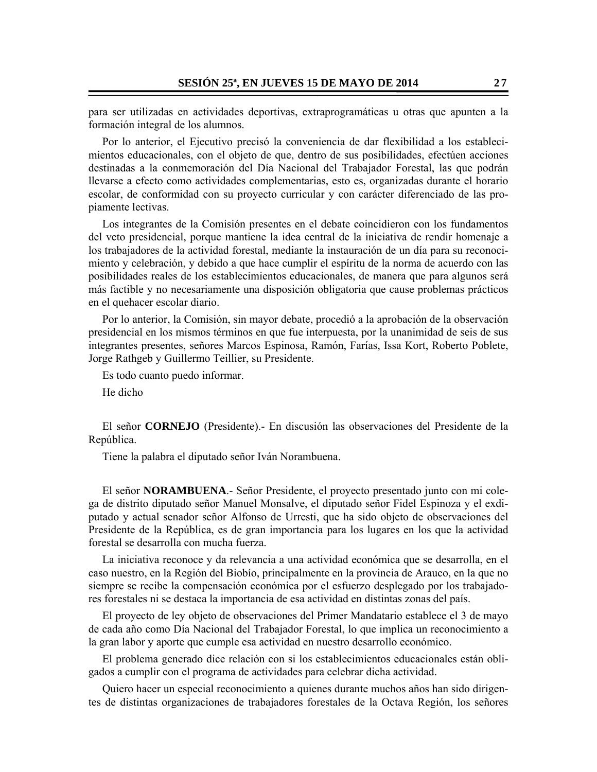para ser utilizadas en actividades deportivas, extraprogramáticas u otras que apunten a la formación integral de los alumnos.

Por lo anterior, el Ejecutivo precisó la conveniencia de dar flexibilidad a los establecimientos educacionales, con el objeto de que, dentro de sus posibilidades, efectúen acciones destinadas a la conmemoración del Día Nacional del Trabajador Forestal, las que podrán llevarse a efecto como actividades complementarias, esto es, organizadas durante el horario escolar, de conformidad con su proyecto curricular y con carácter diferenciado de las propiamente lectivas.

Los integrantes de la Comisión presentes en el debate coincidieron con los fundamentos del veto presidencial, porque mantiene la idea central de la iniciativa de rendir homenaje a los trabajadores de la actividad forestal, mediante la instauración de un día para su reconocimiento y celebración, y debido a que hace cumplir el espíritu de la norma de acuerdo con las posibilidades reales de los establecimientos educacionales, de manera que para algunos será más factible y no necesariamente una disposición obligatoria que cause problemas prácticos en el quehacer escolar diario.

Por lo anterior, la Comisión, sin mayor debate, procedió a la aprobación de la observación presidencial en los mismos términos en que fue interpuesta, por la unanimidad de seis de sus integrantes presentes, señores Marcos Espinosa, Ramón, Farías, Issa Kort, Roberto Poblete, Jorge Rathgeb y Guillermo Teillier, su Presidente.

Es todo cuanto puedo informar.

He dicho

El señor **CORNEJO** (Presidente).- En discusión las observaciones del Presidente de la República.

Tiene la palabra el diputado señor Iván Norambuena.

El señor **NORAMBUENA**.- Señor Presidente, el proyecto presentado junto con mi colega de distrito diputado señor Manuel Monsalve, el diputado señor Fidel Espinoza y el exdiputado y actual senador señor Alfonso de Urresti, que ha sido objeto de observaciones del Presidente de la República, es de gran importancia para los lugares en los que la actividad forestal se desarrolla con mucha fuerza.

La iniciativa reconoce y da relevancia a una actividad económica que se desarrolla, en el caso nuestro, en la Región del Biobío, principalmente en la provincia de Arauco, en la que no siempre se recibe la compensación económica por el esfuerzo desplegado por los trabajadores forestales ni se destaca la importancia de esa actividad en distintas zonas del país.

El proyecto de ley objeto de observaciones del Primer Mandatario establece el 3 de mayo de cada año como Día Nacional del Trabajador Forestal, lo que implica un reconocimiento a la gran labor y aporte que cumple esa actividad en nuestro desarrollo económico.

El problema generado dice relación con si los establecimientos educacionales están obligados a cumplir con el programa de actividades para celebrar dicha actividad.

Quiero hacer un especial reconocimiento a quienes durante muchos años han sido dirigentes de distintas organizaciones de trabajadores forestales de la Octava Región, los señores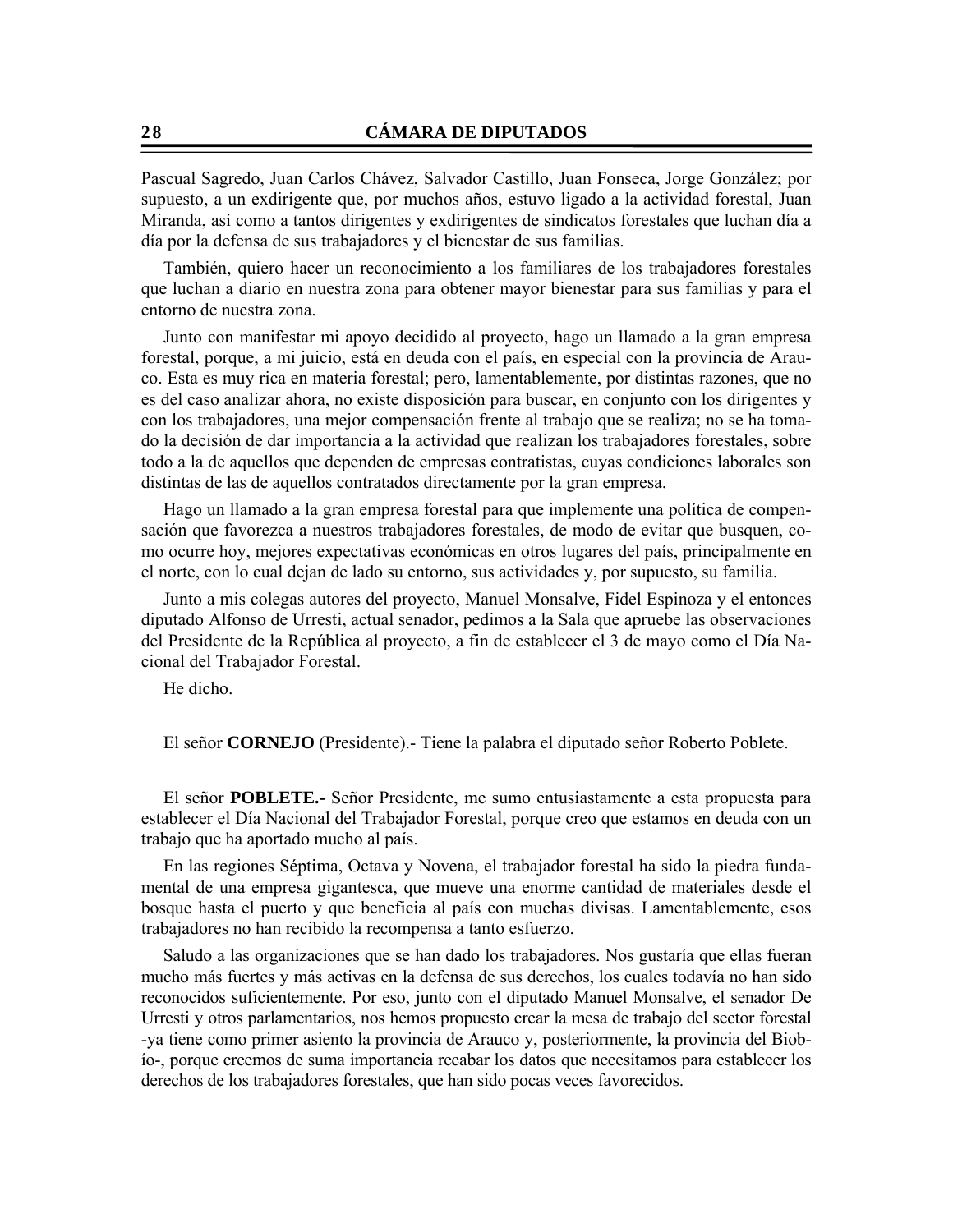Pascual Sagredo, Juan Carlos Chávez, Salvador Castillo, Juan Fonseca, Jorge González; por supuesto, a un exdirigente que, por muchos años, estuvo ligado a la actividad forestal, Juan Miranda, así como a tantos dirigentes y exdirigentes de sindicatos forestales que luchan día a día por la defensa de sus trabajadores y el bienestar de sus familias.

También, quiero hacer un reconocimiento a los familiares de los trabajadores forestales que luchan a diario en nuestra zona para obtener mayor bienestar para sus familias y para el entorno de nuestra zona.

Junto con manifestar mi apoyo decidido al proyecto, hago un llamado a la gran empresa forestal, porque, a mi juicio, está en deuda con el país, en especial con la provincia de Arauco. Esta es muy rica en materia forestal; pero, lamentablemente, por distintas razones, que no es del caso analizar ahora, no existe disposición para buscar, en conjunto con los dirigentes y con los trabajadores, una mejor compensación frente al trabajo que se realiza; no se ha tomado la decisión de dar importancia a la actividad que realizan los trabajadores forestales, sobre todo a la de aquellos que dependen de empresas contratistas, cuyas condiciones laborales son distintas de las de aquellos contratados directamente por la gran empresa.

Hago un llamado a la gran empresa forestal para que implemente una política de compensación que favorezca a nuestros trabajadores forestales, de modo de evitar que busquen, como ocurre hoy, mejores expectativas económicas en otros lugares del país, principalmente en el norte, con lo cual dejan de lado su entorno, sus actividades y, por supuesto, su familia.

Junto a mis colegas autores del proyecto, Manuel Monsalve, Fidel Espinoza y el entonces diputado Alfonso de Urresti, actual senador, pedimos a la Sala que apruebe las observaciones del Presidente de la República al proyecto, a fin de establecer el 3 de mayo como el Día Nacional del Trabajador Forestal.

He dicho.

El señor **CORNEJO** (Presidente).- Tiene la palabra el diputado señor Roberto Poblete.

El señor **POBLETE.-** Señor Presidente, me sumo entusiastamente a esta propuesta para establecer el Día Nacional del Trabajador Forestal, porque creo que estamos en deuda con un trabajo que ha aportado mucho al país.

En las regiones Séptima, Octava y Novena, el trabajador forestal ha sido la piedra fundamental de una empresa gigantesca, que mueve una enorme cantidad de materiales desde el bosque hasta el puerto y que beneficia al país con muchas divisas. Lamentablemente, esos trabajadores no han recibido la recompensa a tanto esfuerzo.

Saludo a las organizaciones que se han dado los trabajadores. Nos gustaría que ellas fueran mucho más fuertes y más activas en la defensa de sus derechos, los cuales todavía no han sido reconocidos suficientemente. Por eso, junto con el diputado Manuel Monsalve, el senador De Urresti y otros parlamentarios, nos hemos propuesto crear la mesa de trabajo del sector forestal -ya tiene como primer asiento la provincia de Arauco y, posteriormente, la provincia del Biobío-, porque creemos de suma importancia recabar los datos que necesitamos para establecer los derechos de los trabajadores forestales, que han sido pocas veces favorecidos.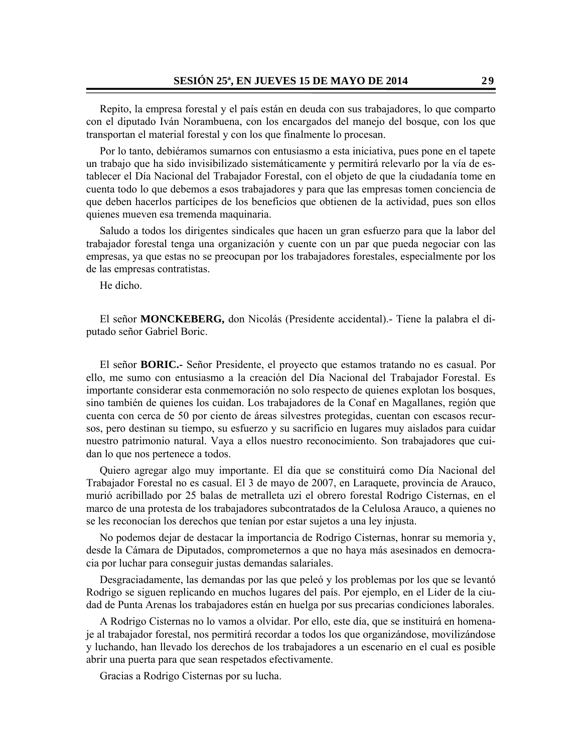Repito, la empresa forestal y el país están en deuda con sus trabajadores, lo que comparto con el diputado Iván Norambuena, con los encargados del manejo del bosque, con los que transportan el material forestal y con los que finalmente lo procesan.

Por lo tanto, debiéramos sumarnos con entusiasmo a esta iniciativa, pues pone en el tapete un trabajo que ha sido invisibilizado sistemáticamente y permitirá relevarlo por la vía de establecer el Día Nacional del Trabajador Forestal, con el objeto de que la ciudadanía tome en cuenta todo lo que debemos a esos trabajadores y para que las empresas tomen conciencia de que deben hacerlos partícipes de los beneficios que obtienen de la actividad, pues son ellos quienes mueven esa tremenda maquinaria.

Saludo a todos los dirigentes sindicales que hacen un gran esfuerzo para que la labor del trabajador forestal tenga una organización y cuente con un par que pueda negociar con las empresas, ya que estas no se preocupan por los trabajadores forestales, especialmente por los de las empresas contratistas.

He dicho.

El señor **MONCKEBERG,** don Nicolás (Presidente accidental).- Tiene la palabra el diputado señor Gabriel Boric.

El señor **BORIC.-** Señor Presidente, el proyecto que estamos tratando no es casual. Por ello, me sumo con entusiasmo a la creación del Día Nacional del Trabajador Forestal. Es importante considerar esta conmemoración no solo respecto de quienes explotan los bosques, sino también de quienes los cuidan. Los trabajadores de la Conaf en Magallanes, región que cuenta con cerca de 50 por ciento de áreas silvestres protegidas, cuentan con escasos recursos, pero destinan su tiempo, su esfuerzo y su sacrificio en lugares muy aislados para cuidar nuestro patrimonio natural. Vaya a ellos nuestro reconocimiento. Son trabajadores que cuidan lo que nos pertenece a todos.

Quiero agregar algo muy importante. El día que se constituirá como Día Nacional del Trabajador Forestal no es casual. El 3 de mayo de 2007, en Laraquete, provincia de Arauco, murió acribillado por 25 balas de metralleta uzi el obrero forestal Rodrigo Cisternas, en el marco de una protesta de los trabajadores subcontratados de la Celulosa Arauco, a quienes no se les reconocían los derechos que tenían por estar sujetos a una ley injusta.

No podemos dejar de destacar la importancia de Rodrigo Cisternas, honrar su memoria y, desde la Cámara de Diputados, comprometernos a que no haya más asesinados en democracia por luchar para conseguir justas demandas salariales.

Desgraciadamente, las demandas por las que peleó y los problemas por los que se levantó Rodrigo se siguen replicando en muchos lugares del país. Por ejemplo, en el Lider de la ciudad de Punta Arenas los trabajadores están en huelga por sus precarias condiciones laborales.

A Rodrigo Cisternas no lo vamos a olvidar. Por ello, este día, que se instituirá en homenaje al trabajador forestal, nos permitirá recordar a todos los que organizándose, movilizándose y luchando, han llevado los derechos de los trabajadores a un escenario en el cual es posible abrir una puerta para que sean respetados efectivamente.

Gracias a Rodrigo Cisternas por su lucha.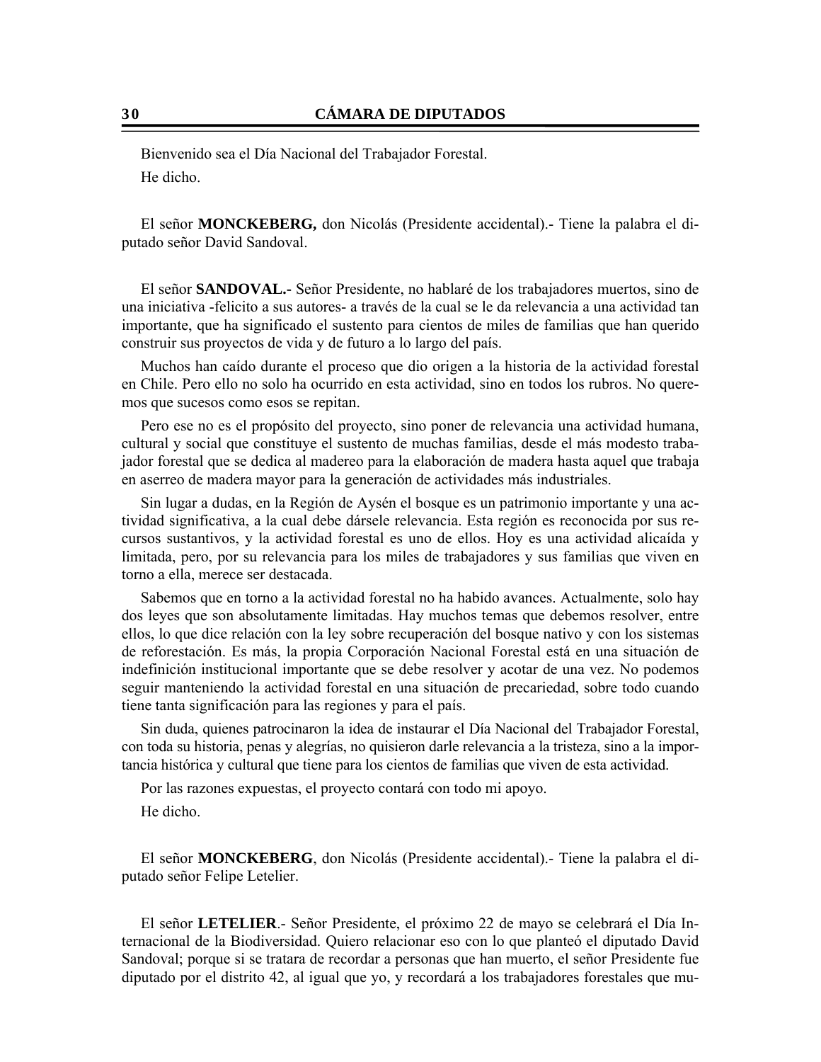Bienvenido sea el Día Nacional del Trabajador Forestal.

He dicho.

El señor **MONCKEBERG,** don Nicolás (Presidente accidental).- Tiene la palabra el diputado señor David Sandoval.

El señor **SANDOVAL.-** Señor Presidente, no hablaré de los trabajadores muertos, sino de una iniciativa -felicito a sus autores- a través de la cual se le da relevancia a una actividad tan importante, que ha significado el sustento para cientos de miles de familias que han querido construir sus proyectos de vida y de futuro a lo largo del país.

Muchos han caído durante el proceso que dio origen a la historia de la actividad forestal en Chile. Pero ello no solo ha ocurrido en esta actividad, sino en todos los rubros. No queremos que sucesos como esos se repitan.

Pero ese no es el propósito del proyecto, sino poner de relevancia una actividad humana, cultural y social que constituye el sustento de muchas familias, desde el más modesto trabajador forestal que se dedica al madereo para la elaboración de madera hasta aquel que trabaja en aserreo de madera mayor para la generación de actividades más industriales.

Sin lugar a dudas, en la Región de Aysén el bosque es un patrimonio importante y una actividad significativa, a la cual debe dársele relevancia. Esta región es reconocida por sus recursos sustantivos, y la actividad forestal es uno de ellos. Hoy es una actividad alicaída y limitada, pero, por su relevancia para los miles de trabajadores y sus familias que viven en torno a ella, merece ser destacada.

Sabemos que en torno a la actividad forestal no ha habido avances. Actualmente, solo hay dos leyes que son absolutamente limitadas. Hay muchos temas que debemos resolver, entre ellos, lo que dice relación con la ley sobre recuperación del bosque nativo y con los sistemas de reforestación. Es más, la propia Corporación Nacional Forestal está en una situación de indefinición institucional importante que se debe resolver y acotar de una vez. No podemos seguir manteniendo la actividad forestal en una situación de precariedad, sobre todo cuando tiene tanta significación para las regiones y para el país.

Sin duda, quienes patrocinaron la idea de instaurar el Día Nacional del Trabajador Forestal, con toda su historia, penas y alegrías, no quisieron darle relevancia a la tristeza, sino a la importancia histórica y cultural que tiene para los cientos de familias que viven de esta actividad.

Por las razones expuestas, el proyecto contará con todo mi apoyo.

He dicho.

El señor **MONCKEBERG**, don Nicolás (Presidente accidental).- Tiene la palabra el diputado señor Felipe Letelier.

El señor **LETELIER**.- Señor Presidente, el próximo 22 de mayo se celebrará el Día Internacional de la Biodiversidad. Quiero relacionar eso con lo que planteó el diputado David Sandoval; porque si se tratara de recordar a personas que han muerto, el señor Presidente fue diputado por el distrito 42, al igual que yo, y recordará a los trabajadores forestales que mu-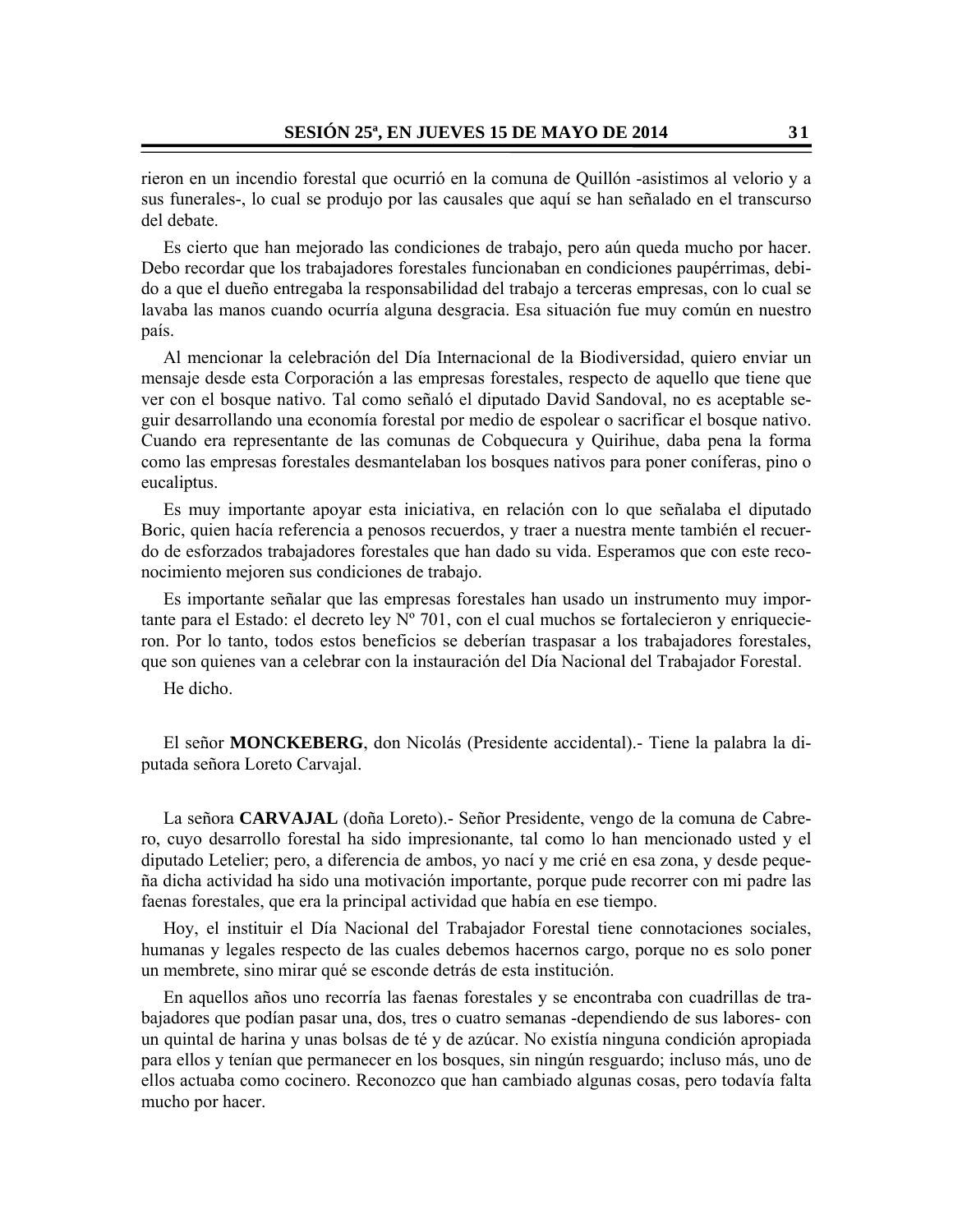rieron en un incendio forestal que ocurrió en la comuna de Quillón -asistimos al velorio y a sus funerales-, lo cual se produjo por las causales que aquí se han señalado en el transcurso del debate.

Es cierto que han mejorado las condiciones de trabajo, pero aún queda mucho por hacer. Debo recordar que los trabajadores forestales funcionaban en condiciones paupérrimas, debido a que el dueño entregaba la responsabilidad del trabajo a terceras empresas, con lo cual se lavaba las manos cuando ocurría alguna desgracia. Esa situación fue muy común en nuestro país.

Al mencionar la celebración del Día Internacional de la Biodiversidad, quiero enviar un mensaje desde esta Corporación a las empresas forestales, respecto de aquello que tiene que ver con el bosque nativo. Tal como señaló el diputado David Sandoval, no es aceptable seguir desarrollando una economía forestal por medio de espolear o sacrificar el bosque nativo. Cuando era representante de las comunas de Cobquecura y Quirihue, daba pena la forma como las empresas forestales desmantelaban los bosques nativos para poner coníferas, pino o eucaliptus.

Es muy importante apoyar esta iniciativa, en relación con lo que señalaba el diputado Boric, quien hacía referencia a penosos recuerdos, y traer a nuestra mente también el recuerdo de esforzados trabajadores forestales que han dado su vida. Esperamos que con este reconocimiento mejoren sus condiciones de trabajo.

Es importante señalar que las empresas forestales han usado un instrumento muy importante para el Estado: el decreto ley Nº 701, con el cual muchos se fortalecieron y enriquecieron. Por lo tanto, todos estos beneficios se deberían traspasar a los trabajadores forestales, que son quienes van a celebrar con la instauración del Día Nacional del Trabajador Forestal.

He dicho.

El señor **MONCKEBERG**, don Nicolás (Presidente accidental).- Tiene la palabra la diputada señora Loreto Carvajal.

La señora **CARVAJAL** (doña Loreto).- Señor Presidente, vengo de la comuna de Cabrero, cuyo desarrollo forestal ha sido impresionante, tal como lo han mencionado usted y el diputado Letelier; pero, a diferencia de ambos, yo nací y me crié en esa zona, y desde pequeña dicha actividad ha sido una motivación importante, porque pude recorrer con mi padre las faenas forestales, que era la principal actividad que había en ese tiempo.

Hoy, el instituir el Día Nacional del Trabajador Forestal tiene connotaciones sociales, humanas y legales respecto de las cuales debemos hacernos cargo, porque no es solo poner un membrete, sino mirar qué se esconde detrás de esta institución.

En aquellos años uno recorría las faenas forestales y se encontraba con cuadrillas de trabajadores que podían pasar una, dos, tres o cuatro semanas -dependiendo de sus labores- con un quintal de harina y unas bolsas de té y de azúcar. No existía ninguna condición apropiada para ellos y tenían que permanecer en los bosques, sin ningún resguardo; incluso más, uno de ellos actuaba como cocinero. Reconozco que han cambiado algunas cosas, pero todavía falta mucho por hacer.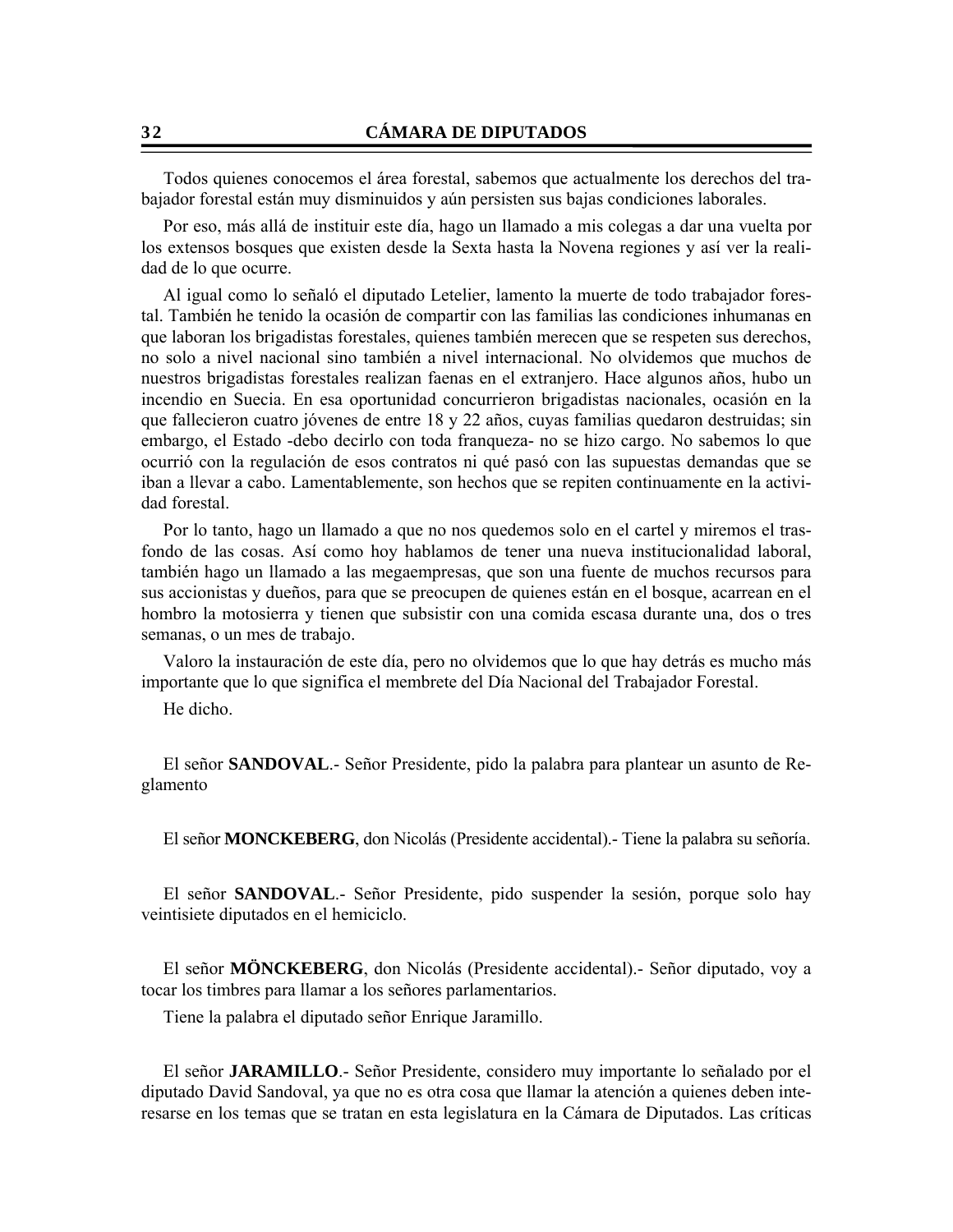Todos quienes conocemos el área forestal, sabemos que actualmente los derechos del trabajador forestal están muy disminuidos y aún persisten sus bajas condiciones laborales.

Por eso, más allá de instituir este día, hago un llamado a mis colegas a dar una vuelta por los extensos bosques que existen desde la Sexta hasta la Novena regiones y así ver la realidad de lo que ocurre.

Al igual como lo señaló el diputado Letelier, lamento la muerte de todo trabajador forestal. También he tenido la ocasión de compartir con las familias las condiciones inhumanas en que laboran los brigadistas forestales, quienes también merecen que se respeten sus derechos, no solo a nivel nacional sino también a nivel internacional. No olvidemos que muchos de nuestros brigadistas forestales realizan faenas en el extranjero. Hace algunos años, hubo un incendio en Suecia. En esa oportunidad concurrieron brigadistas nacionales, ocasión en la que fallecieron cuatro jóvenes de entre 18 y 22 años, cuyas familias quedaron destruidas; sin embargo, el Estado -debo decirlo con toda franqueza- no se hizo cargo. No sabemos lo que ocurrió con la regulación de esos contratos ni qué pasó con las supuestas demandas que se iban a llevar a cabo. Lamentablemente, son hechos que se repiten continuamente en la actividad forestal.

Por lo tanto, hago un llamado a que no nos quedemos solo en el cartel y miremos el trasfondo de las cosas. Así como hoy hablamos de tener una nueva institucionalidad laboral, también hago un llamado a las megaempresas, que son una fuente de muchos recursos para sus accionistas y dueños, para que se preocupen de quienes están en el bosque, acarrean en el hombro la motosierra y tienen que subsistir con una comida escasa durante una, dos o tres semanas, o un mes de trabajo.

Valoro la instauración de este día, pero no olvidemos que lo que hay detrás es mucho más importante que lo que significa el membrete del Día Nacional del Trabajador Forestal.

He dicho.

El señor **SANDOVAL**.- Señor Presidente, pido la palabra para plantear un asunto de Reglamento

El señor **MONCKEBERG**, don Nicolás (Presidente accidental).- Tiene la palabra su señoría.

El señor **SANDOVAL**.- Señor Presidente, pido suspender la sesión, porque solo hay veintisiete diputados en el hemiciclo.

El señor **MÖNCKEBERG**, don Nicolás (Presidente accidental).- Señor diputado, voy a tocar los timbres para llamar a los señores parlamentarios.

Tiene la palabra el diputado señor Enrique Jaramillo.

El señor **JARAMILLO**.- Señor Presidente, considero muy importante lo señalado por el diputado David Sandoval, ya que no es otra cosa que llamar la atención a quienes deben interesarse en los temas que se tratan en esta legislatura en la Cámara de Diputados. Las críticas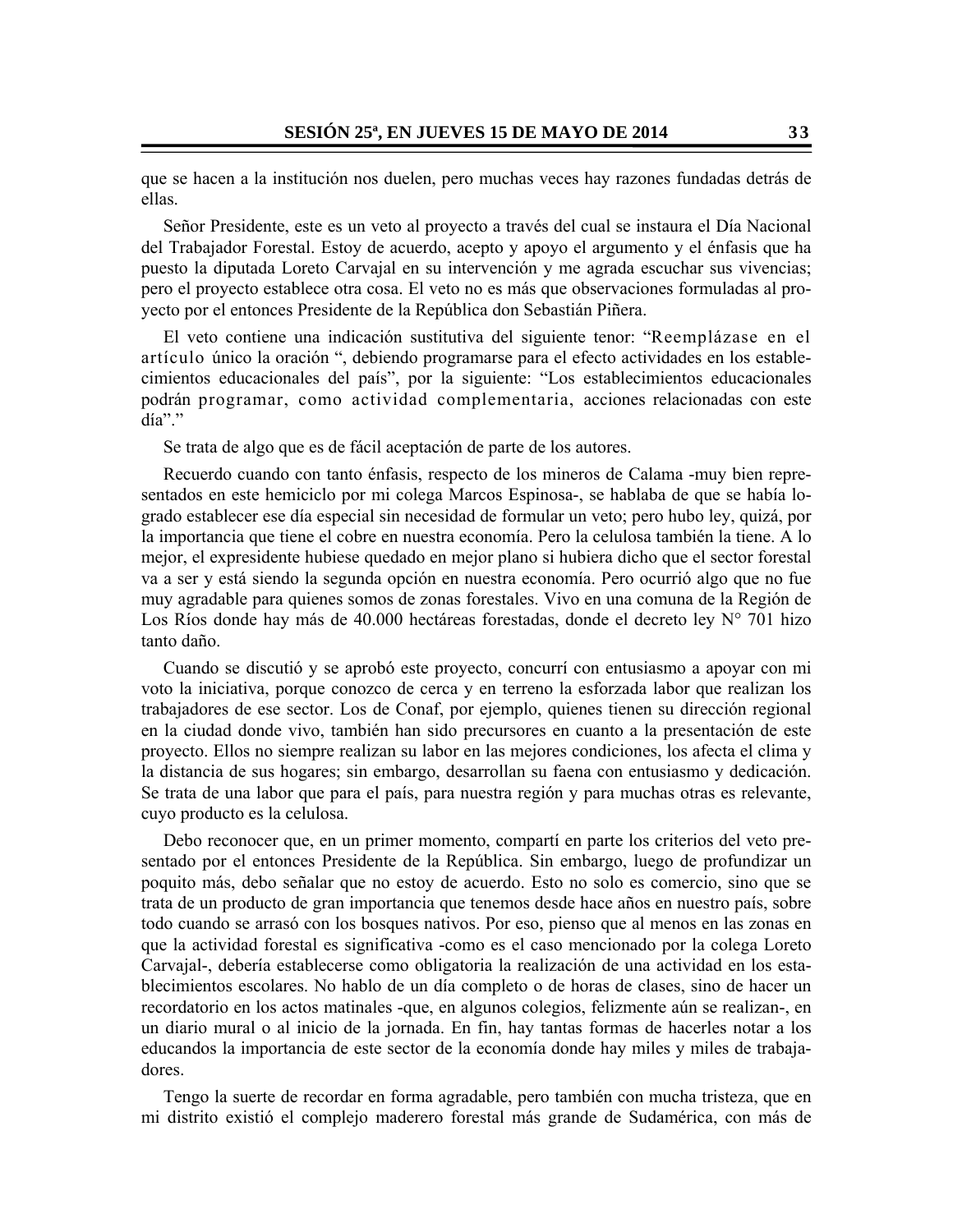que se hacen a la institución nos duelen, pero muchas veces hay razones fundadas detrás de ellas.

Señor Presidente, este es un veto al proyecto a través del cual se instaura el Día Nacional del Trabajador Forestal. Estoy de acuerdo, acepto y apoyo el argumento y el énfasis que ha puesto la diputada Loreto Carvajal en su intervención y me agrada escuchar sus vivencias; pero el proyecto establece otra cosa. El veto no es más que observaciones formuladas al proyecto por el entonces Presidente de la República don Sebastián Piñera.

El veto contiene una indicación sustitutiva del siguiente tenor: "Reemplázase en el artículo único la oración ", debiendo programarse para el efecto actividades en los establecimientos educacionales del país", por la siguiente: "Los establecimientos educacionales podrán programar, como actividad complementaria, acciones relacionadas con este día"."

Se trata de algo que es de fácil aceptación de parte de los autores.

Recuerdo cuando con tanto énfasis, respecto de los mineros de Calama -muy bien representados en este hemiciclo por mi colega Marcos Espinosa-, se hablaba de que se había logrado establecer ese día especial sin necesidad de formular un veto; pero hubo ley, quizá, por la importancia que tiene el cobre en nuestra economía. Pero la celulosa también la tiene. A lo mejor, el expresidente hubiese quedado en mejor plano si hubiera dicho que el sector forestal va a ser y está siendo la segunda opción en nuestra economía. Pero ocurrió algo que no fue muy agradable para quienes somos de zonas forestales. Vivo en una comuna de la Región de Los Ríos donde hay más de 40.000 hectáreas forestadas, donde el decreto ley N° 701 hizo tanto daño.

Cuando se discutió y se aprobó este proyecto, concurrí con entusiasmo a apoyar con mi voto la iniciativa, porque conozco de cerca y en terreno la esforzada labor que realizan los trabajadores de ese sector. Los de Conaf, por ejemplo, quienes tienen su dirección regional en la ciudad donde vivo, también han sido precursores en cuanto a la presentación de este proyecto. Ellos no siempre realizan su labor en las mejores condiciones, los afecta el clima y la distancia de sus hogares; sin embargo, desarrollan su faena con entusiasmo y dedicación. Se trata de una labor que para el país, para nuestra región y para muchas otras es relevante, cuyo producto es la celulosa.

Debo reconocer que, en un primer momento, compartí en parte los criterios del veto presentado por el entonces Presidente de la República. Sin embargo, luego de profundizar un poquito más, debo señalar que no estoy de acuerdo. Esto no solo es comercio, sino que se trata de un producto de gran importancia que tenemos desde hace años en nuestro país, sobre todo cuando se arrasó con los bosques nativos. Por eso, pienso que al menos en las zonas en que la actividad forestal es significativa -como es el caso mencionado por la colega Loreto Carvajal-, debería establecerse como obligatoria la realización de una actividad en los establecimientos escolares. No hablo de un día completo o de horas de clases, sino de hacer un recordatorio en los actos matinales -que, en algunos colegios, felizmente aún se realizan-, en un diario mural o al inicio de la jornada. En fin, hay tantas formas de hacerles notar a los educandos la importancia de este sector de la economía donde hay miles y miles de trabajadores.

Tengo la suerte de recordar en forma agradable, pero también con mucha tristeza, que en mi distrito existió el complejo maderero forestal más grande de Sudamérica, con más de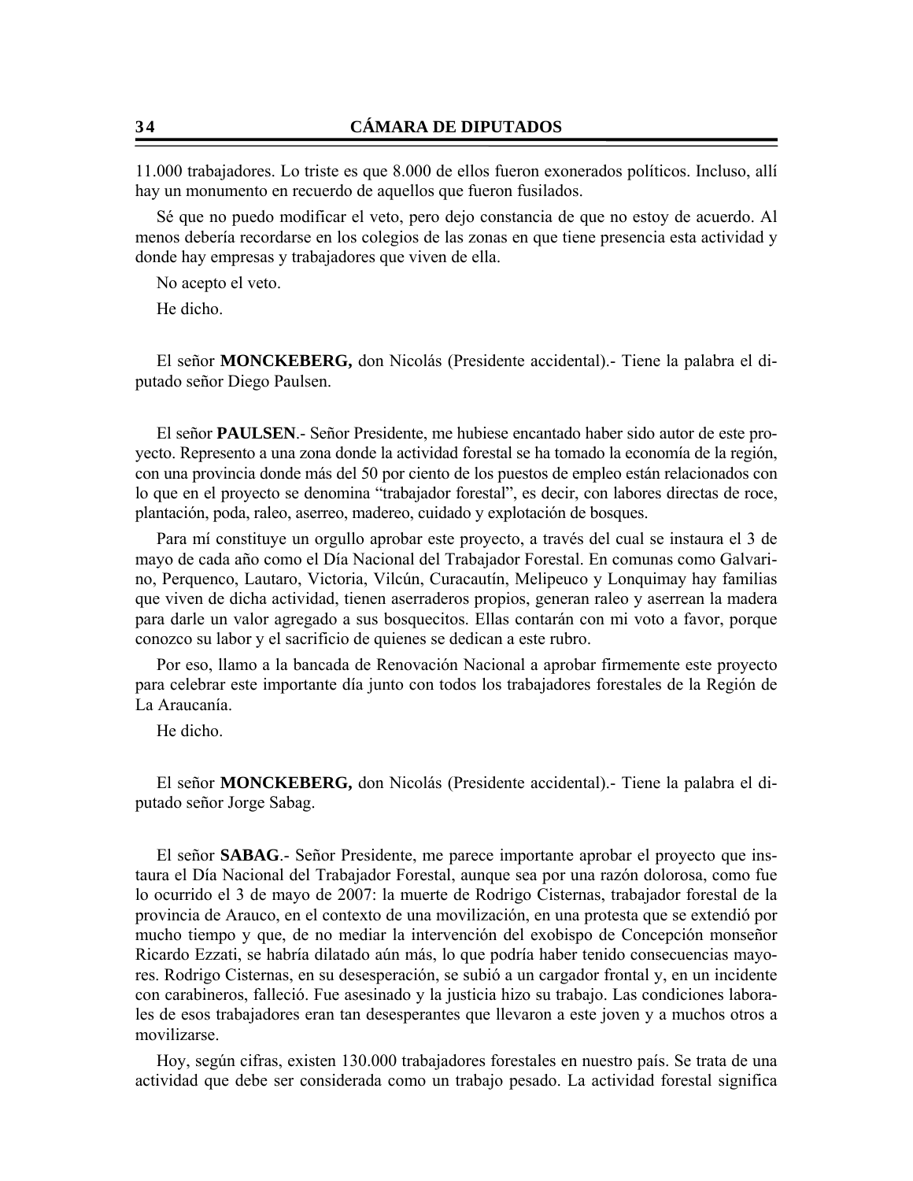11.000 trabajadores. Lo triste es que 8.000 de ellos fueron exonerados políticos. Incluso, allí hay un monumento en recuerdo de aquellos que fueron fusilados.

Sé que no puedo modificar el veto, pero dejo constancia de que no estoy de acuerdo. Al menos debería recordarse en los colegios de las zonas en que tiene presencia esta actividad y donde hay empresas y trabajadores que viven de ella.

No acepto el veto.

He dicho.

El señor **MONCKEBERG,** don Nicolás (Presidente accidental).- Tiene la palabra el diputado señor Diego Paulsen.

El señor **PAULSEN**.- Señor Presidente, me hubiese encantado haber sido autor de este proyecto. Represento a una zona donde la actividad forestal se ha tomado la economía de la región, con una provincia donde más del 50 por ciento de los puestos de empleo están relacionados con lo que en el proyecto se denomina "trabajador forestal", es decir, con labores directas de roce, plantación, poda, raleo, aserreo, madereo, cuidado y explotación de bosques.

Para mí constituye un orgullo aprobar este proyecto, a través del cual se instaura el 3 de mayo de cada año como el Día Nacional del Trabajador Forestal. En comunas como Galvarino, Perquenco, Lautaro, Victoria, Vilcún, Curacautín, Melipeuco y Lonquimay hay familias que viven de dicha actividad, tienen aserraderos propios, generan raleo y aserrean la madera para darle un valor agregado a sus bosquecitos. Ellas contarán con mi voto a favor, porque conozco su labor y el sacrificio de quienes se dedican a este rubro.

Por eso, llamo a la bancada de Renovación Nacional a aprobar firmemente este proyecto para celebrar este importante día junto con todos los trabajadores forestales de la Región de La Araucanía.

He dicho.

El señor **MONCKEBERG,** don Nicolás (Presidente accidental).- Tiene la palabra el diputado señor Jorge Sabag.

El señor **SABAG**.- Señor Presidente, me parece importante aprobar el proyecto que instaura el Día Nacional del Trabajador Forestal, aunque sea por una razón dolorosa, como fue lo ocurrido el 3 de mayo de 2007: la muerte de Rodrigo Cisternas, trabajador forestal de la provincia de Arauco, en el contexto de una movilización, en una protesta que se extendió por mucho tiempo y que, de no mediar la intervención del exobispo de Concepción monseñor Ricardo Ezzati, se habría dilatado aún más, lo que podría haber tenido consecuencias mayores. Rodrigo Cisternas, en su desesperación, se subió a un cargador frontal y, en un incidente con carabineros, falleció. Fue asesinado y la justicia hizo su trabajo. Las condiciones laborales de esos trabajadores eran tan desesperantes que llevaron a este joven y a muchos otros a movilizarse.

Hoy, según cifras, existen 130.000 trabajadores forestales en nuestro país. Se trata de una actividad que debe ser considerada como un trabajo pesado. La actividad forestal significa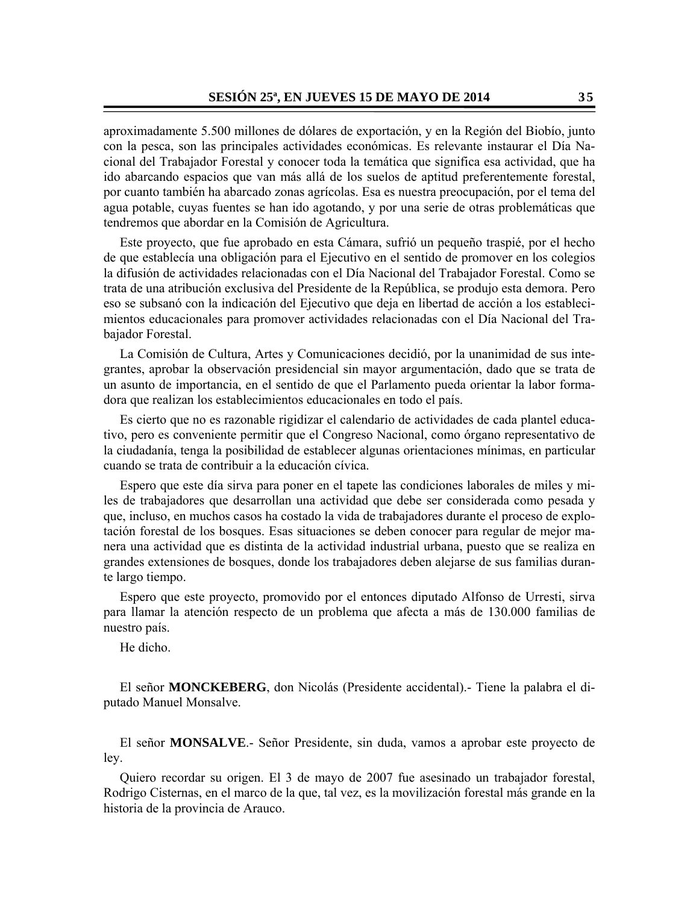aproximadamente 5.500 millones de dólares de exportación, y en la Región del Biobío, junto con la pesca, son las principales actividades económicas. Es relevante instaurar el Día Nacional del Trabajador Forestal y conocer toda la temática que significa esa actividad, que ha ido abarcando espacios que van más allá de los suelos de aptitud preferentemente forestal, por cuanto también ha abarcado zonas agrícolas. Esa es nuestra preocupación, por el tema del agua potable, cuyas fuentes se han ido agotando, y por una serie de otras problemáticas que tendremos que abordar en la Comisión de Agricultura.

Este proyecto, que fue aprobado en esta Cámara, sufrió un pequeño traspié, por el hecho de que establecía una obligación para el Ejecutivo en el sentido de promover en los colegios la difusión de actividades relacionadas con el Día Nacional del Trabajador Forestal. Como se trata de una atribución exclusiva del Presidente de la República, se produjo esta demora. Pero eso se subsanó con la indicación del Ejecutivo que deja en libertad de acción a los establecimientos educacionales para promover actividades relacionadas con el Día Nacional del Trabajador Forestal.

La Comisión de Cultura, Artes y Comunicaciones decidió, por la unanimidad de sus integrantes, aprobar la observación presidencial sin mayor argumentación, dado que se trata de un asunto de importancia, en el sentido de que el Parlamento pueda orientar la labor formadora que realizan los establecimientos educacionales en todo el país.

Es cierto que no es razonable rigidizar el calendario de actividades de cada plantel educativo, pero es conveniente permitir que el Congreso Nacional, como órgano representativo de la ciudadanía, tenga la posibilidad de establecer algunas orientaciones mínimas, en particular cuando se trata de contribuir a la educación cívica.

Espero que este día sirva para poner en el tapete las condiciones laborales de miles y miles de trabajadores que desarrollan una actividad que debe ser considerada como pesada y que, incluso, en muchos casos ha costado la vida de trabajadores durante el proceso de explotación forestal de los bosques. Esas situaciones se deben conocer para regular de mejor manera una actividad que es distinta de la actividad industrial urbana, puesto que se realiza en grandes extensiones de bosques, donde los trabajadores deben alejarse de sus familias durante largo tiempo.

Espero que este proyecto, promovido por el entonces diputado Alfonso de Urresti, sirva para llamar la atención respecto de un problema que afecta a más de 130.000 familias de nuestro país.

He dicho.

El señor **MONCKEBERG**, don Nicolás (Presidente accidental).- Tiene la palabra el diputado Manuel Monsalve.

El señor **MONSALVE**.- Señor Presidente, sin duda, vamos a aprobar este proyecto de ley.

Quiero recordar su origen. El 3 de mayo de 2007 fue asesinado un trabajador forestal, Rodrigo Cisternas, en el marco de la que, tal vez, es la movilización forestal más grande en la historia de la provincia de Arauco.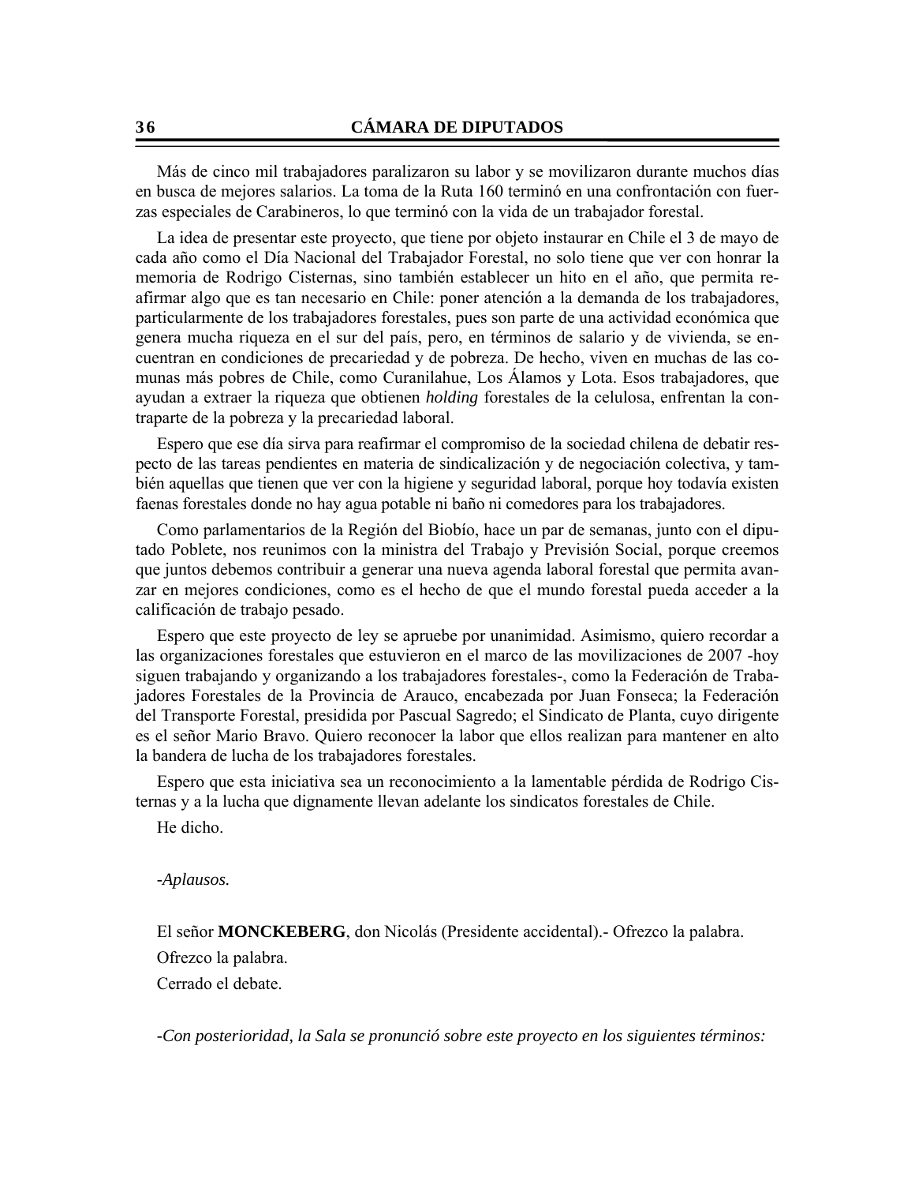Más de cinco mil trabajadores paralizaron su labor y se movilizaron durante muchos días en busca de mejores salarios. La toma de la Ruta 160 terminó en una confrontación con fuerzas especiales de Carabineros, lo que terminó con la vida de un trabajador forestal.

La idea de presentar este proyecto, que tiene por objeto instaurar en Chile el 3 de mayo de cada año como el Día Nacional del Trabajador Forestal, no solo tiene que ver con honrar la memoria de Rodrigo Cisternas, sino también establecer un hito en el año, que permita reafirmar algo que es tan necesario en Chile: poner atención a la demanda de los trabajadores, particularmente de los trabajadores forestales, pues son parte de una actividad económica que genera mucha riqueza en el sur del país, pero, en términos de salario y de vivienda, se encuentran en condiciones de precariedad y de pobreza. De hecho, viven en muchas de las comunas más pobres de Chile, como Curanilahue, Los Álamos y Lota. Esos trabajadores, que ayudan a extraer la riqueza que obtienen *holding* forestales de la celulosa, enfrentan la contraparte de la pobreza y la precariedad laboral.

Espero que ese día sirva para reafirmar el compromiso de la sociedad chilena de debatir respecto de las tareas pendientes en materia de sindicalización y de negociación colectiva, y también aquellas que tienen que ver con la higiene y seguridad laboral, porque hoy todavía existen faenas forestales donde no hay agua potable ni baño ni comedores para los trabajadores.

Como parlamentarios de la Región del Biobío, hace un par de semanas, junto con el diputado Poblete, nos reunimos con la ministra del Trabajo y Previsión Social, porque creemos que juntos debemos contribuir a generar una nueva agenda laboral forestal que permita avanzar en mejores condiciones, como es el hecho de que el mundo forestal pueda acceder a la calificación de trabajo pesado.

Espero que este proyecto de ley se apruebe por unanimidad. Asimismo, quiero recordar a las organizaciones forestales que estuvieron en el marco de las movilizaciones de 2007 -hoy siguen trabajando y organizando a los trabajadores forestales-, como la Federación de Trabajadores Forestales de la Provincia de Arauco, encabezada por Juan Fonseca; la Federación del Transporte Forestal, presidida por Pascual Sagredo; el Sindicato de Planta, cuyo dirigente es el señor Mario Bravo. Quiero reconocer la labor que ellos realizan para mantener en alto la bandera de lucha de los trabajadores forestales.

Espero que esta iniciativa sea un reconocimiento a la lamentable pérdida de Rodrigo Cisternas y a la lucha que dignamente llevan adelante los sindicatos forestales de Chile.

He dicho.

*-Aplausos.*

El señor **MONCKEBERG**, don Nicolás (Presidente accidental).- Ofrezco la palabra.

Ofrezco la palabra.

Cerrado el debate.

*-Con posterioridad, la Sala se pronunció sobre este proyecto en los siguientes términos:*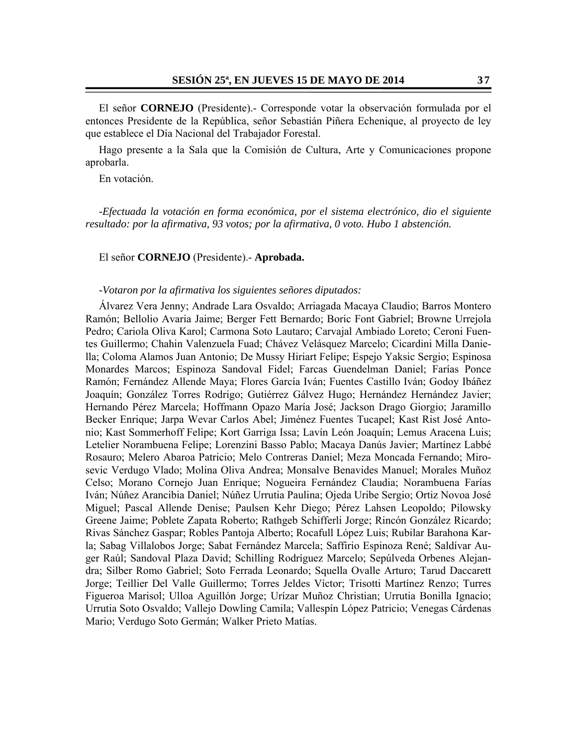El señor **CORNEJO** (Presidente).- Corresponde votar la observación formulada por el entonces Presidente de la República, señor Sebastián Piñera Echenique, al proyecto de ley que establece el Día Nacional del Trabajador Forestal.

Hago presente a la Sala que la Comisión de Cultura, Arte y Comunicaciones propone aprobarla.

En votación.

*-Efectuada la votación en forma económica, por el sistema electrónico, dio el siguiente resultado: por la afirmativa, 93 votos; por la afirmativa, 0 voto. Hubo 1 abstención.*

El señor **CORNEJO** (Presidente).- **Aprobada.**

*-Votaron por la afirmativa los siguientes señores diputados:*

Álvarez Vera Jenny; Andrade Lara Osvaldo; Arriagada Macaya Claudio; Barros Montero Ramón; Bellolio Avaria Jaime; Berger Fett Bernardo; Boric Font Gabriel; Browne Urrejola Pedro; Cariola Oliva Karol; Carmona Soto Lautaro; Carvajal Ambiado Loreto; Ceroni Fuentes Guillermo; Chahin Valenzuela Fuad; Chávez Velásquez Marcelo; Cicardini Milla Daniella; Coloma Alamos Juan Antonio; De Mussy Hiriart Felipe; Espejo Yaksic Sergio; Espinosa Monardes Marcos; Espinoza Sandoval Fidel; Farcas Guendelman Daniel; Farías Ponce Ramón; Fernández Allende Maya; Flores García Iván; Fuentes Castillo Iván; Godoy Ibáñez Joaquín; González Torres Rodrigo; Gutiérrez Gálvez Hugo; Hernández Hernández Javier; Hernando Pérez Marcela; Hoffmann Opazo María José; Jackson Drago Giorgio; Jaramillo Becker Enrique; Jarpa Wevar Carlos Abel; Jiménez Fuentes Tucapel; Kast Rist José Antonio; Kast Sommerhoff Felipe; Kort Garriga Issa; Lavín León Joaquín; Lemus Aracena Luis; Letelier Norambuena Felipe; Lorenzini Basso Pablo; Macaya Danús Javier; Martínez Labbé Rosauro; Melero Abaroa Patricio; Melo Contreras Daniel; Meza Moncada Fernando; Mirosevic Verdugo Vlado; Molina Oliva Andrea; Monsalve Benavides Manuel; Morales Muñoz Celso; Morano Cornejo Juan Enrique; Nogueira Fernández Claudia; Norambuena Farías Iván; Núñez Arancibia Daniel; Núñez Urrutia Paulina; Ojeda Uribe Sergio; Ortiz Novoa José Miguel; Pascal Allende Denise; Paulsen Kehr Diego; Pérez Lahsen Leopoldo; Pilowsky Greene Jaime; Poblete Zapata Roberto; Rathgeb Schifferli Jorge; Rincón González Ricardo; Rivas Sánchez Gaspar; Robles Pantoja Alberto; Rocafull López Luis; Rubilar Barahona Karla; Sabag Villalobos Jorge; Sabat Fernández Marcela; Saffirio Espinoza René; Saldívar Auger Raúl; Sandoval Plaza David; Schilling Rodríguez Marcelo; Sepúlveda Orbenes Alejandra; Silber Romo Gabriel; Soto Ferrada Leonardo; Squella Ovalle Arturo; Tarud Daccarett Jorge; Teillier Del Valle Guillermo; Torres Jeldes Víctor; Trisotti Martínez Renzo; Turres Figueroa Marisol; Ulloa Aguillón Jorge; Urízar Muñoz Christian; Urrutia Bonilla Ignacio; Urrutia Soto Osvaldo; Vallejo Dowling Camila; Vallespín López Patricio; Venegas Cárdenas Mario; Verdugo Soto Germán; Walker Prieto Matías.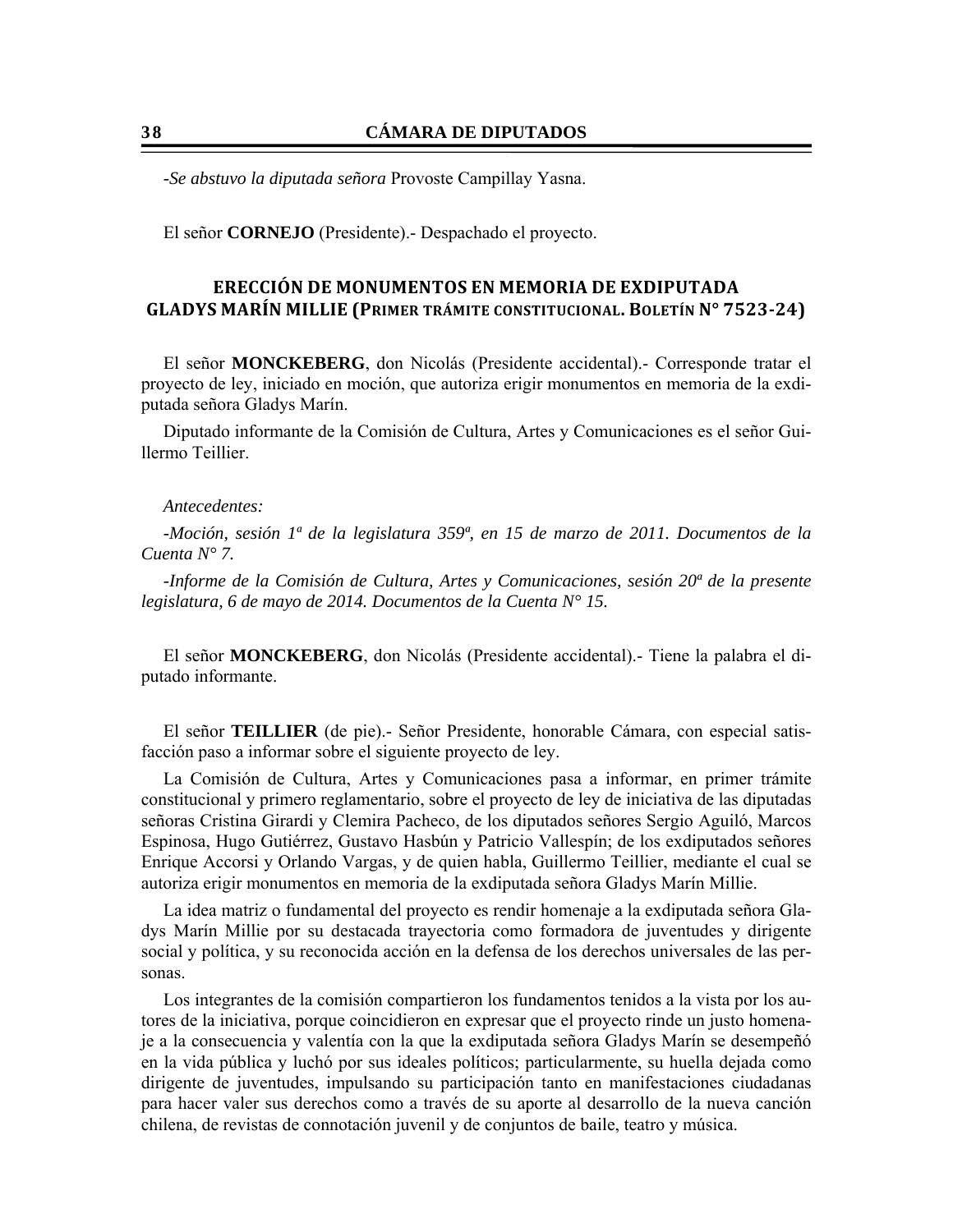*-Se abstuvo la diputada señora* Provoste Campillay Yasna.

El señor **CORNEJO** (Presidente).- Despachado el proyecto.

## ERECCIÓN DE MONUMENTOS EN MEMORIA DE EXDIPUTADA GLADYS MARÍN MILLIE (PRIMER TRÁMITE CONSTITUCIONAL. BOLETÍN N° 7523-24)

El señor **MONCKEBERG**, don Nicolás (Presidente accidental).- Corresponde tratar el proyecto de ley, iniciado en moción, que autoriza erigir monumentos en memoria de la exdiputada señora Gladys Marín.

Diputado informante de la Comisión de Cultura, Artes y Comunicaciones es el señor Guillermo Teillier.

*Antecedentes:*

*-Moción, sesión 1ª de la legislatura 359ª, en 15 de marzo de 2011. Documentos de la Cuenta N° 7.*

*-Informe de la Comisión de Cultura, Artes y Comunicaciones, sesión 20ª de la presente legislatura, 6 de mayo de 2014. Documentos de la Cuenta N° 15.*

El señor **MONCKEBERG**, don Nicolás (Presidente accidental).- Tiene la palabra el diputado informante.

El señor **TEILLIER** (de pie).- Señor Presidente, honorable Cámara, con especial satisfacción paso a informar sobre el siguiente proyecto de ley.

La Comisión de Cultura, Artes y Comunicaciones pasa a informar, en primer trámite constitucional y primero reglamentario, sobre el proyecto de ley de iniciativa de las diputadas señoras Cristina Girardi y Clemira Pacheco, de los diputados señores Sergio Aguiló, Marcos Espinosa, Hugo Gutiérrez, Gustavo Hasbún y Patricio Vallespín; de los exdiputados señores Enrique Accorsi y Orlando Vargas, y de quien habla, Guillermo Teillier, mediante el cual se autoriza erigir monumentos en memoria de la exdiputada señora Gladys Marín Millie.

La idea matriz o fundamental del proyecto es rendir homenaje a la exdiputada señora Gladys Marín Millie por su destacada trayectoria como formadora de juventudes y dirigente social y política, y su reconocida acción en la defensa de los derechos universales de las personas.

Los integrantes de la comisión compartieron los fundamentos tenidos a la vista por los autores de la iniciativa, porque coincidieron en expresar que el proyecto rinde un justo homenaje a la consecuencia y valentía con la que la exdiputada señora Gladys Marín se desempeñó en la vida pública y luchó por sus ideales políticos; particularmente, su huella dejada como dirigente de juventudes, impulsando su participación tanto en manifestaciones ciudadanas para hacer valer sus derechos como a través de su aporte al desarrollo de la nueva canción chilena, de revistas de connotación juvenil y de conjuntos de baile, teatro y música.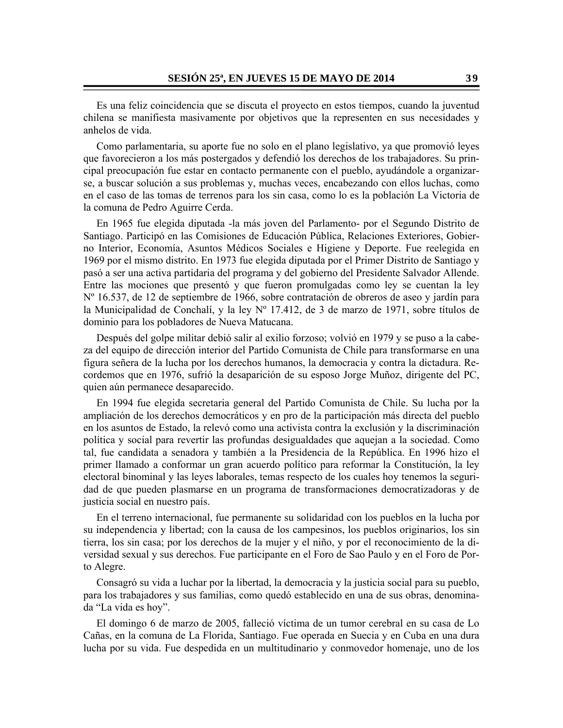Es una feliz coincidencia que se discuta el proyecto en estos tiempos, cuando la juventud chilena se manifiesta masivamente por objetivos que la representen en sus necesidades y anhelos de vida.

Como parlamentaria, su aporte fue no solo en el plano legislativo, ya que promovió leyes que favorecieron a los más postergados y defendió los derechos de los trabajadores. Su principal preocupación fue estar en contacto permanente con el pueblo, ayudándole a organizarse, a buscar solución a sus problemas y, muchas veces, encabezando con ellos luchas, como en el caso de las tomas de terrenos para los sin casa, como lo es la población La Victoria de la comuna de Pedro Aguirre Cerda.

En 1965 fue elegida diputada -la más joven del Parlamento- por el Segundo Distrito de Santiago. Participó en las Comisiones de Educación Pública, Relaciones Exteriores, Gobierno Interior, Economía, Asuntos Médicos Sociales e Higiene y Deporte. Fue reelegida en 1969 por el mismo distrito. En 1973 fue elegida diputada por el Primer Distrito de Santiago y pasó a ser una activa partidaria del programa y del gobierno del Presidente Salvador Allende. Entre las mociones que presentó y que fueron promulgadas como ley se cuentan la ley Nº 16.537, de 12 de septiembre de 1966, sobre contratación de obreros de aseo y jardín para la Municipalidad de Conchalí, y la ley Nº 17.412, de 3 de marzo de 1971, sobre títulos de dominio para los pobladores de Nueva Matucana.

Después del golpe militar debió salir al exilio forzoso; volvió en 1979 y se puso a la cabeza del equipo de dirección interior del Partido Comunista de Chile para transformarse en una figura señera de la lucha por los derechos humanos, la democracia y contra la dictadura. Recordemos que en 1976, sufrió la desaparición de su esposo Jorge Muñoz, dirigente del PC, quien aún permanece desaparecido.

En 1994 fue elegida secretaria general del Partido Comunista de Chile. Su lucha por la ampliación de los derechos democráticos y en pro de la participación más directa del pueblo en los asuntos de Estado, la relevó como una activista contra la exclusión y la discriminación política y social para revertir las profundas desigualdades que aquejan a la sociedad. Como tal, fue candidata a senadora y también a la Presidencia de la República. En 1996 hizo el primer llamado a conformar un gran acuerdo político para reformar la Constitución, la ley electoral binominal y las leyes laborales, temas respecto de los cuales hoy tenemos la seguridad de que pueden plasmarse en un programa de transformaciones democratizadoras y de justicia social en nuestro país.

En el terreno internacional, fue permanente su solidaridad con los pueblos en la lucha por su independencia y libertad; con la causa de los campesinos, los pueblos originarios, los sin tierra, los sin casa; por los derechos de la mujer y el niño, y por el reconocimiento de la diversidad sexual y sus derechos. Fue participante en el Foro de Sao Paulo y en el Foro de Porto Alegre.

Consagró su vida a luchar por la libertad, la democracia y la justicia social para su pueblo, para los trabajadores y sus familias, como quedó establecido en una de sus obras, denominada "La vida es hoy".

El domingo 6 de marzo de 2005, falleció víctima de un tumor cerebral en su casa de Lo Cañas, en la comuna de La Florida, Santiago. Fue operada en Suecia y en Cuba en una dura lucha por su vida. Fue despedida en un multitudinario y conmovedor homenaje, uno de los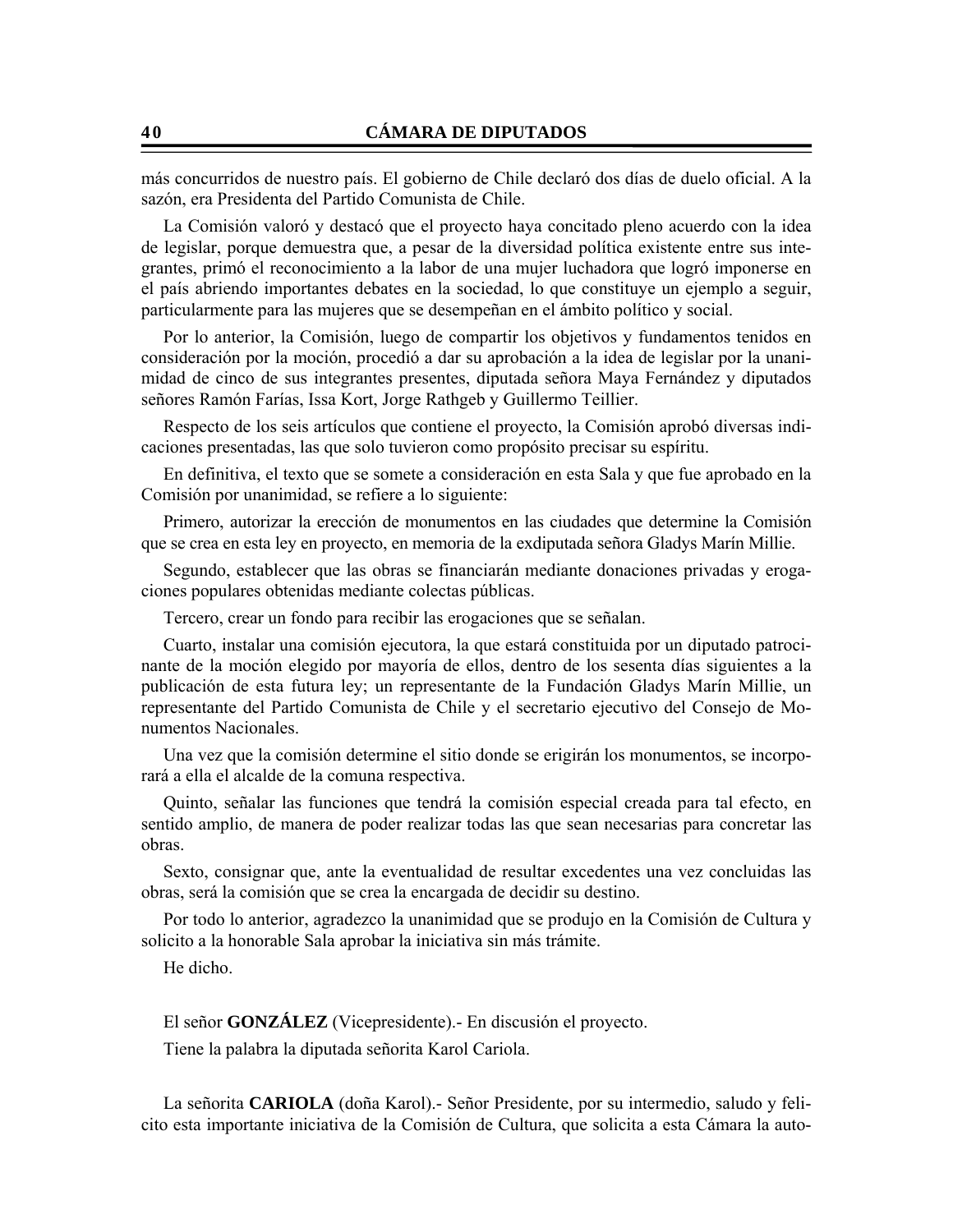más concurridos de nuestro país. El gobierno de Chile declaró dos días de duelo oficial. A la sazón, era Presidenta del Partido Comunista de Chile.

La Comisión valoró y destacó que el proyecto haya concitado pleno acuerdo con la idea de legislar, porque demuestra que, a pesar de la diversidad política existente entre sus integrantes, primó el reconocimiento a la labor de una mujer luchadora que logró imponerse en el país abriendo importantes debates en la sociedad, lo que constituye un ejemplo a seguir, particularmente para las mujeres que se desempeñan en el ámbito político y social.

Por lo anterior, la Comisión, luego de compartir los objetivos y fundamentos tenidos en consideración por la moción, procedió a dar su aprobación a la idea de legislar por la unanimidad de cinco de sus integrantes presentes, diputada señora Maya Fernández y diputados señores Ramón Farías, Issa Kort, Jorge Rathgeb y Guillermo Teillier.

Respecto de los seis artículos que contiene el proyecto, la Comisión aprobó diversas indicaciones presentadas, las que solo tuvieron como propósito precisar su espíritu.

En definitiva, el texto que se somete a consideración en esta Sala y que fue aprobado en la Comisión por unanimidad, se refiere a lo siguiente:

Primero, autorizar la erección de monumentos en las ciudades que determine la Comisión que se crea en esta ley en proyecto, en memoria de la exdiputada señora Gladys Marín Millie.

Segundo, establecer que las obras se financiarán mediante donaciones privadas y erogaciones populares obtenidas mediante colectas públicas.

Tercero, crear un fondo para recibir las erogaciones que se señalan.

Cuarto, instalar una comisión ejecutora, la que estará constituida por un diputado patrocinante de la moción elegido por mayoría de ellos, dentro de los sesenta días siguientes a la publicación de esta futura ley; un representante de la Fundación Gladys Marín Millie, un representante del Partido Comunista de Chile y el secretario ejecutivo del Consejo de Monumentos Nacionales.

Una vez que la comisión determine el sitio donde se erigirán los monumentos, se incorporará a ella el alcalde de la comuna respectiva.

Quinto, señalar las funciones que tendrá la comisión especial creada para tal efecto, en sentido amplio, de manera de poder realizar todas las que sean necesarias para concretar las obras.

Sexto, consignar que, ante la eventualidad de resultar excedentes una vez concluidas las obras, será la comisión que se crea la encargada de decidir su destino.

Por todo lo anterior, agradezco la unanimidad que se produjo en la Comisión de Cultura y solicito a la honorable Sala aprobar la iniciativa sin más trámite.

He dicho.

El señor **GONZÁLEZ** (Vicepresidente).- En discusión el proyecto.

Tiene la palabra la diputada señorita Karol Cariola.

La señorita **CARIOLA** (doña Karol).- Señor Presidente, por su intermedio, saludo y felicito esta importante iniciativa de la Comisión de Cultura, que solicita a esta Cámara la auto-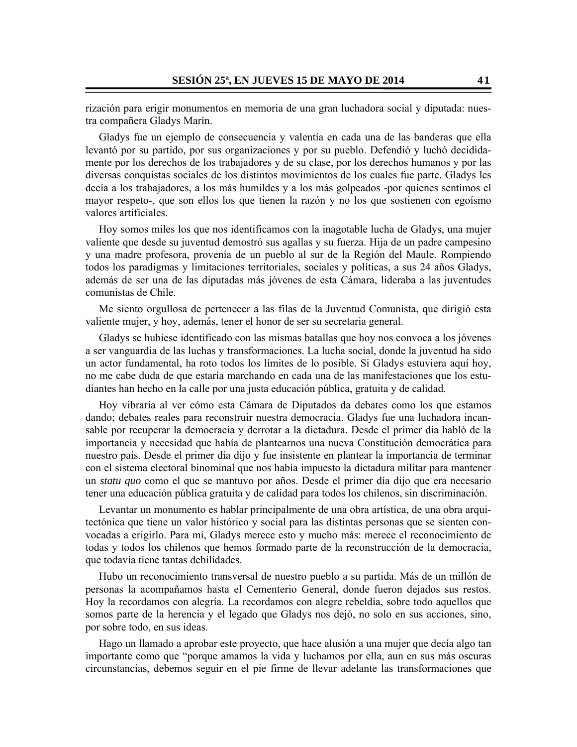rización para erigir monumentos en memoria de una gran luchadora social y diputada: nuestra compañera Gladys Marín.

Gladys fue un ejemplo de consecuencia y valentía en cada una de las banderas que ella levantó por su partido, por sus organizaciones y por su pueblo. Defendió y luchó decididamente por los derechos de los trabajadores y de su clase, por los derechos humanos y por las diversas conquistas sociales de los distintos movimientos de los cuales fue parte. Gladys les decía a los trabajadores, a los más humildes y a los más golpeados -por quienes sentimos el mayor respeto-, que son ellos los que tienen la razón y no los que sostienen con egoísmo valores artificiales.

Hoy somos miles los que nos identificamos con la inagotable lucha de Gladys, una mujer valiente que desde su juventud demostró sus agallas y su fuerza. Hija de un padre campesino y una madre profesora, provenía de un pueblo al sur de la Región del Maule. Rompiendo todos los paradigmas y limitaciones territoriales, sociales y políticas, a sus 24 años Gladys, además de ser una de las diputadas más jóvenes de esta Cámara, lideraba a las juventudes comunistas de Chile.

Me siento orgullosa de pertenecer a las filas de la Juventud Comunista, que dirigió esta valiente mujer, y hoy, además, tener el honor de ser su secretaria general.

Gladys se hubiese identificado con las mismas batallas que hoy nos convoca a los jóvenes a ser vanguardia de las luchas y transformaciones. La lucha social, donde la juventud ha sido un actor fundamental, ha roto todos los límites de lo posible. Si Gladys estuviera aquí hoy, no me cabe duda de que estaría marchando en cada una de las manifestaciones que los estudiantes han hecho en la calle por una justa educación pública, gratuita y de calidad.

Hoy vibraría al ver cómo esta Cámara de Diputados da debates como los que estamos dando; debates reales para reconstruir nuestra democracia. Gladys fue una luchadora incansable por recuperar la democracia y derrotar a la dictadura. Desde el primer día habló de la importancia y necesidad que había de plantearnos una nueva Constitución democrática para nuestro país. Desde el primer día dijo y fue insistente en plantear la importancia de terminar con el sistema electoral binominal que nos había impuesto la dictadura militar para mantener un *statu quo* como el que se mantuvo por años. Desde el primer día dijo que era necesario tener una educación pública gratuita y de calidad para todos los chilenos, sin discriminación.

Levantar un monumento es hablar principalmente de una obra artística, de una obra arquitectónica que tiene un valor histórico y social para las distintas personas que se sienten convocadas a erigirlo. Para mí, Gladys merece esto y mucho más: merece el reconocimiento de todas y todos los chilenos que hemos formado parte de la reconstrucción de la democracia, que todavía tiene tantas debilidades.

Hubo un reconocimiento transversal de nuestro pueblo a su partida. Más de un millón de personas la acompañamos hasta el Cementerio General, donde fueron dejados sus restos. Hoy la recordamos con alegría. La recordamos con alegre rebeldía, sobre todo aquellos que somos parte de la herencia y el legado que Gladys nos dejó, no solo en sus acciones, sino, por sobre todo, en sus ideas.

Hago un llamado a aprobar este proyecto, que hace alusión a una mujer que decía algo tan importante como que "porque amamos la vida y luchamos por ella, aun en sus más oscuras circunstancias, debemos seguir en el pie firme de llevar adelante las transformaciones que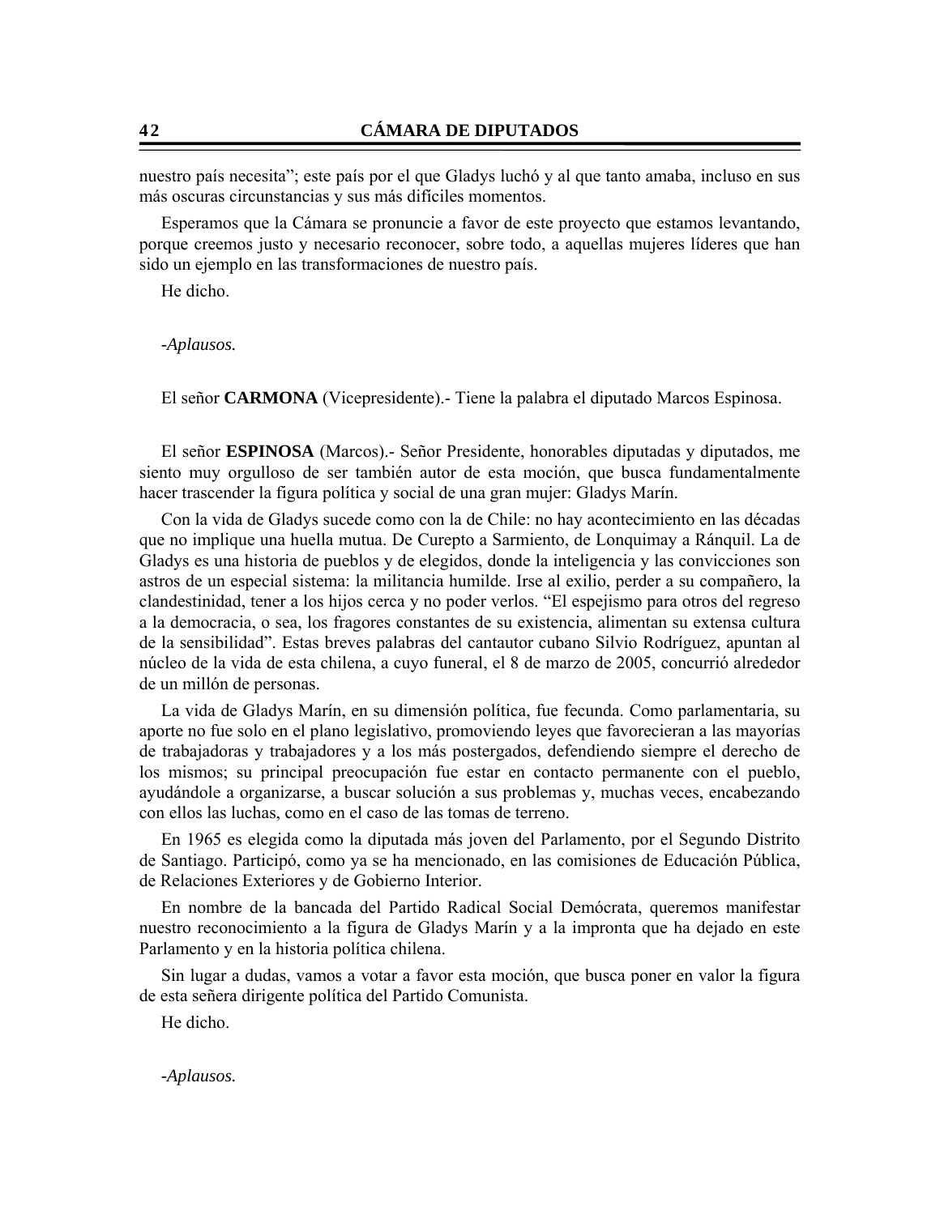nuestro país necesita"; este país por el que Gladys luchó y al que tanto amaba, incluso en sus más oscuras circunstancias y sus más difíciles momentos.

Esperamos que la Cámara se pronuncie a favor de este proyecto que estamos levantando, porque creemos justo y necesario reconocer, sobre todo, a aquellas mujeres líderes que han sido un ejemplo en las transformaciones de nuestro país.

He dicho.

*-Aplausos.*

El señor **CARMONA** (Vicepresidente).- Tiene la palabra el diputado Marcos Espinosa.

El señor **ESPINOSA** (Marcos).- Señor Presidente, honorables diputadas y diputados, me siento muy orgulloso de ser también autor de esta moción, que busca fundamentalmente hacer trascender la figura política y social de una gran mujer: Gladys Marín.

Con la vida de Gladys sucede como con la de Chile: no hay acontecimiento en las décadas que no implique una huella mutua. De Curepto a Sarmiento, de Lonquimay a Ránquil. La de Gladys es una historia de pueblos y de elegidos, donde la inteligencia y las convicciones son astros de un especial sistema: la militancia humilde. Irse al exilio, perder a su compañero, la clandestinidad, tener a los hijos cerca y no poder verlos. "El espejismo para otros del regreso a la democracia, o sea, los fragores constantes de su existencia, alimentan su extensa cultura de la sensibilidad". Estas breves palabras del cantautor cubano Silvio Rodríguez, apuntan al núcleo de la vida de esta chilena, a cuyo funeral, el 8 de marzo de 2005, concurrió alrededor de un millón de personas.

La vida de Gladys Marín, en su dimensión política, fue fecunda. Como parlamentaria, su aporte no fue solo en el plano legislativo, promoviendo leyes que favorecieran a las mayorías de trabajadoras y trabajadores y a los más postergados, defendiendo siempre el derecho de los mismos; su principal preocupación fue estar en contacto permanente con el pueblo, ayudándole a organizarse, a buscar solución a sus problemas y, muchas veces, encabezando con ellos las luchas, como en el caso de las tomas de terreno.

En 1965 es elegida como la diputada más joven del Parlamento, por el Segundo Distrito de Santiago. Participó, como ya se ha mencionado, en las comisiones de Educación Pública, de Relaciones Exteriores y de Gobierno Interior.

En nombre de la bancada del Partido Radical Social Demócrata, queremos manifestar nuestro reconocimiento a la figura de Gladys Marín y a la impronta que ha dejado en este Parlamento y en la historia política chilena.

Sin lugar a dudas, vamos a votar a favor esta moción, que busca poner en valor la figura de esta señera dirigente política del Partido Comunista.

He dicho.

*-Aplausos.*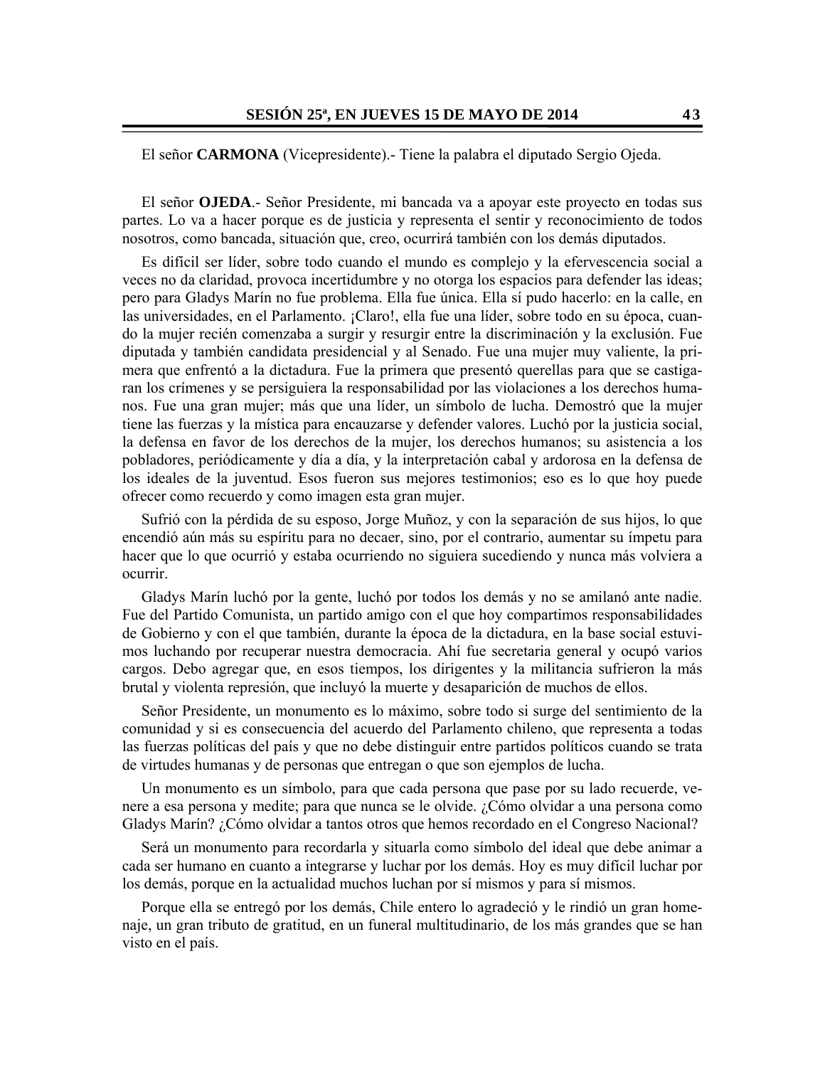El señor **CARMONA** (Vicepresidente).- Tiene la palabra el diputado Sergio Ojeda.

El señor **OJEDA**.- Señor Presidente, mi bancada va a apoyar este proyecto en todas sus partes. Lo va a hacer porque es de justicia y representa el sentir y reconocimiento de todos nosotros, como bancada, situación que, creo, ocurrirá también con los demás diputados.

Es difícil ser líder, sobre todo cuando el mundo es complejo y la efervescencia social a veces no da claridad, provoca incertidumbre y no otorga los espacios para defender las ideas; pero para Gladys Marín no fue problema. Ella fue única. Ella sí pudo hacerlo: en la calle, en las universidades, en el Parlamento. ¡Claro!, ella fue una líder, sobre todo en su época, cuando la mujer recién comenzaba a surgir y resurgir entre la discriminación y la exclusión. Fue diputada y también candidata presidencial y al Senado. Fue una mujer muy valiente, la primera que enfrentó a la dictadura. Fue la primera que presentó querellas para que se castigaran los crímenes y se persiguiera la responsabilidad por las violaciones a los derechos humanos. Fue una gran mujer; más que una líder, un símbolo de lucha. Demostró que la mujer tiene las fuerzas y la mística para encauzarse y defender valores. Luchó por la justicia social, la defensa en favor de los derechos de la mujer, los derechos humanos; su asistencia a los pobladores, periódicamente y día a día, y la interpretación cabal y ardorosa en la defensa de los ideales de la juventud. Esos fueron sus mejores testimonios; eso es lo que hoy puede ofrecer como recuerdo y como imagen esta gran mujer.

Sufrió con la pérdida de su esposo, Jorge Muñoz, y con la separación de sus hijos, lo que encendió aún más su espíritu para no decaer, sino, por el contrario, aumentar su ímpetu para hacer que lo que ocurrió y estaba ocurriendo no siguiera sucediendo y nunca más volviera a ocurrir.

Gladys Marín luchó por la gente, luchó por todos los demás y no se amilanó ante nadie. Fue del Partido Comunista, un partido amigo con el que hoy compartimos responsabilidades de Gobierno y con el que también, durante la época de la dictadura, en la base social estuvimos luchando por recuperar nuestra democracia. Ahí fue secretaria general y ocupó varios cargos. Debo agregar que, en esos tiempos, los dirigentes y la militancia sufrieron la más brutal y violenta represión, que incluyó la muerte y desaparición de muchos de ellos.

Señor Presidente, un monumento es lo máximo, sobre todo si surge del sentimiento de la comunidad y si es consecuencia del acuerdo del Parlamento chileno, que representa a todas las fuerzas políticas del país y que no debe distinguir entre partidos políticos cuando se trata de virtudes humanas y de personas que entregan o que son ejemplos de lucha.

Un monumento es un símbolo, para que cada persona que pase por su lado recuerde, venere a esa persona y medite; para que nunca se le olvide. ¿Cómo olvidar a una persona como Gladys Marín? ¿Cómo olvidar a tantos otros que hemos recordado en el Congreso Nacional?

Será un monumento para recordarla y situarla como símbolo del ideal que debe animar a cada ser humano en cuanto a integrarse y luchar por los demás. Hoy es muy difícil luchar por los demás, porque en la actualidad muchos luchan por sí mismos y para sí mismos.

Porque ella se entregó por los demás, Chile entero lo agradeció y le rindió un gran homenaje, un gran tributo de gratitud, en un funeral multitudinario, de los más grandes que se han visto en el país.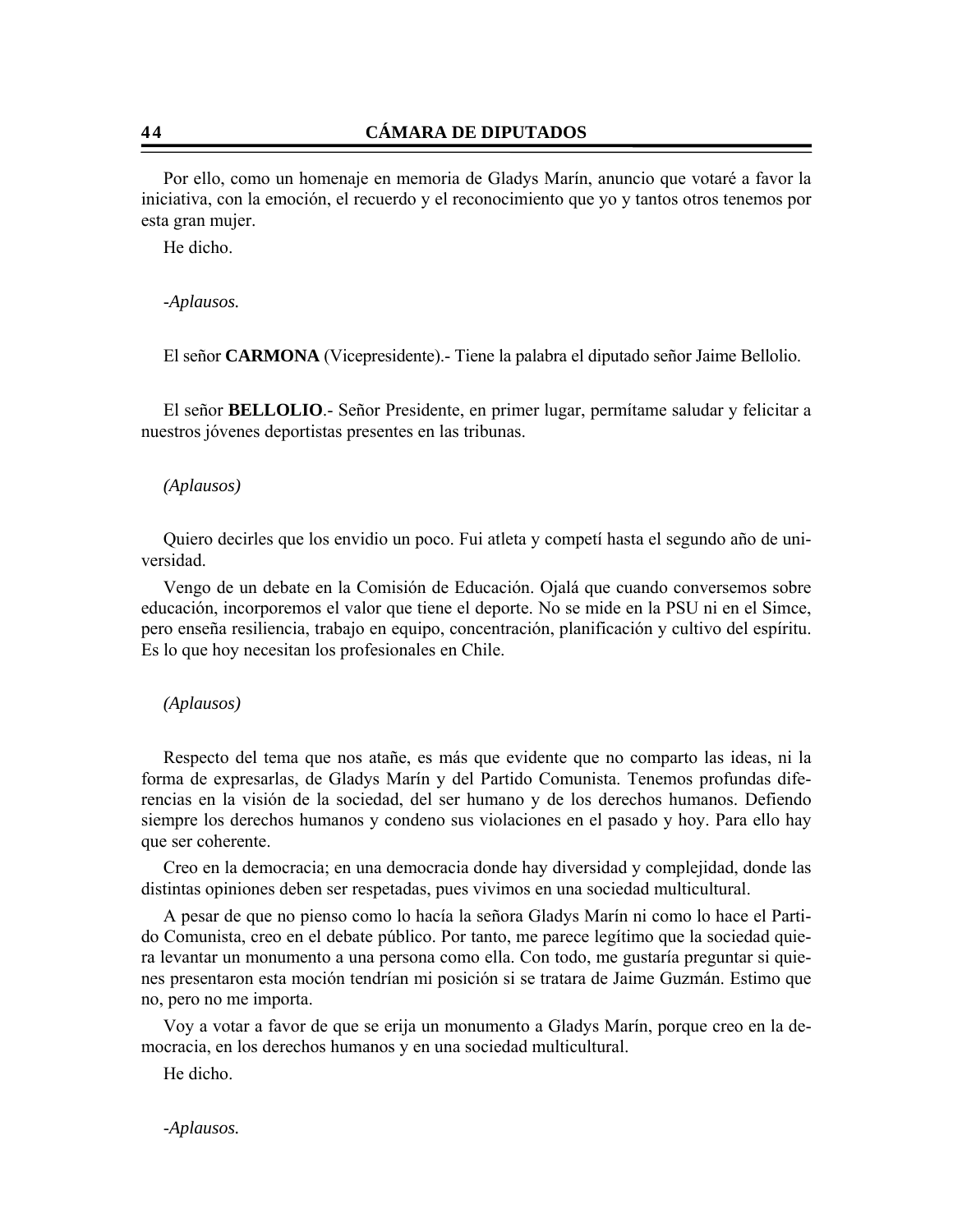Por ello, como un homenaje en memoria de Gladys Marín, anuncio que votaré a favor la iniciativa, con la emoción, el recuerdo y el reconocimiento que yo y tantos otros tenemos por esta gran mujer.

He dicho.

*-Aplausos.*

El señor **CARMONA** (Vicepresidente).- Tiene la palabra el diputado señor Jaime Bellolio.

El señor **BELLOLIO**.- Señor Presidente, en primer lugar, permítame saludar y felicitar a nuestros jóvenes deportistas presentes en las tribunas.

*(Aplausos)*

Quiero decirles que los envidio un poco. Fui atleta y competí hasta el segundo año de universidad.

Vengo de un debate en la Comisión de Educación. Ojalá que cuando conversemos sobre educación, incorporemos el valor que tiene el deporte. No se mide en la PSU ni en el Simce, pero enseña resiliencia, trabajo en equipo, concentración, planificación y cultivo del espíritu. Es lo que hoy necesitan los profesionales en Chile.

*(Aplausos)*

Respecto del tema que nos atañe, es más que evidente que no comparto las ideas, ni la forma de expresarlas, de Gladys Marín y del Partido Comunista. Tenemos profundas diferencias en la visión de la sociedad, del ser humano y de los derechos humanos. Defiendo siempre los derechos humanos y condeno sus violaciones en el pasado y hoy. Para ello hay que ser coherente.

Creo en la democracia; en una democracia donde hay diversidad y complejidad, donde las distintas opiniones deben ser respetadas, pues vivimos en una sociedad multicultural.

A pesar de que no pienso como lo hacía la señora Gladys Marín ni como lo hace el Partido Comunista, creo en el debate público. Por tanto, me parece legítimo que la sociedad quiera levantar un monumento a una persona como ella. Con todo, me gustaría preguntar si quienes presentaron esta moción tendrían mi posición si se tratara de Jaime Guzmán. Estimo que no, pero no me importa.

Voy a votar a favor de que se erija un monumento a Gladys Marín, porque creo en la democracia, en los derechos humanos y en una sociedad multicultural.

He dicho.

*-Aplausos.*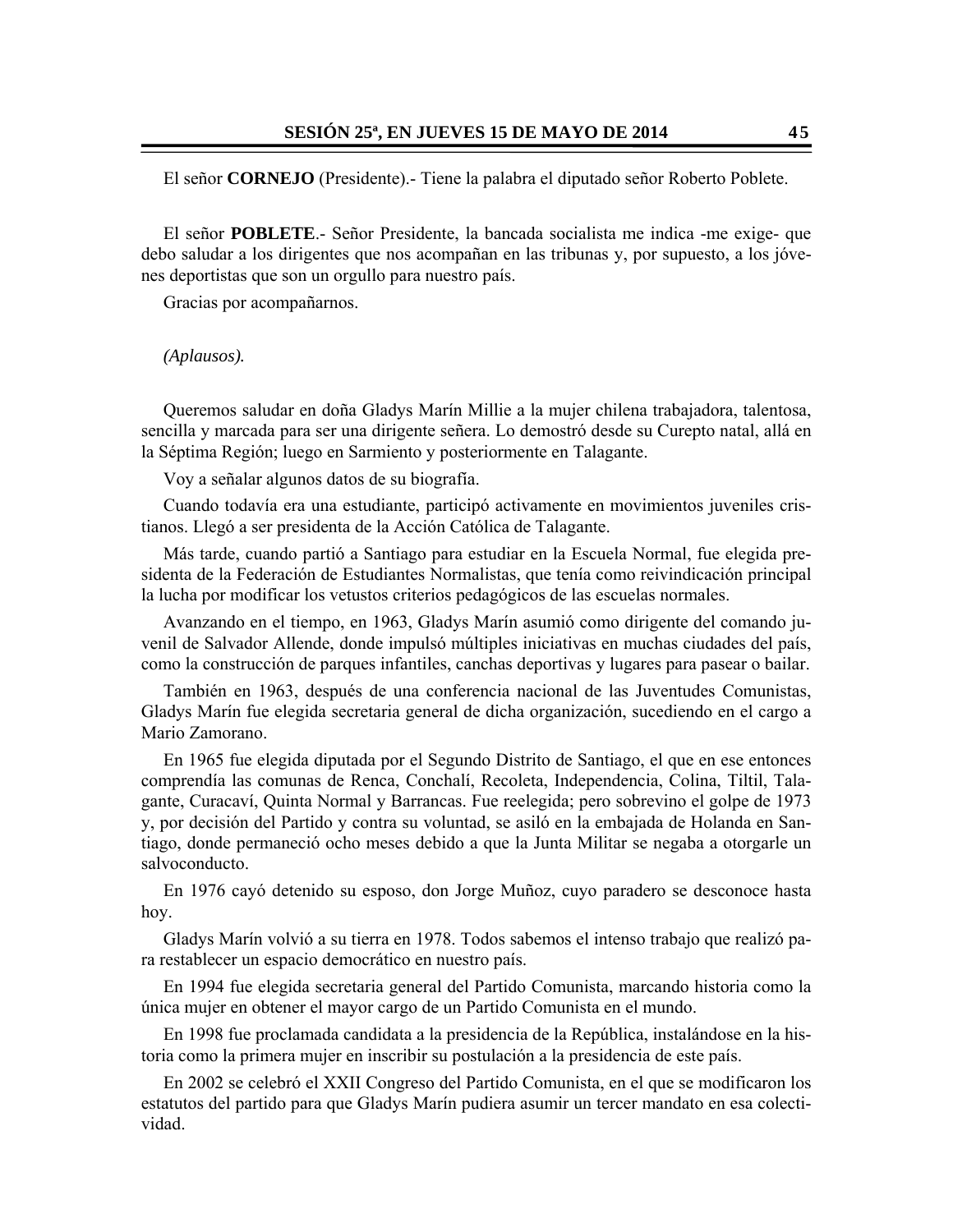El señor **CORNEJO** (Presidente).- Tiene la palabra el diputado señor Roberto Poblete.

El señor **POBLETE**.- Señor Presidente, la bancada socialista me indica -me exige- que debo saludar a los dirigentes que nos acompañan en las tribunas y, por supuesto, a los jóvenes deportistas que son un orgullo para nuestro país.

Gracias por acompañarnos.

*(Aplausos).*

Queremos saludar en doña Gladys Marín Millie a la mujer chilena trabajadora, talentosa, sencilla y marcada para ser una dirigente señera. Lo demostró desde su Curepto natal, allá en la Séptima Región; luego en Sarmiento y posteriormente en Talagante.

Voy a señalar algunos datos de su biografía.

Cuando todavía era una estudiante, participó activamente en movimientos juveniles cristianos. Llegó a ser presidenta de la Acción Católica de Talagante.

Más tarde, cuando partió a Santiago para estudiar en la Escuela Normal, fue elegida presidenta de la Federación de Estudiantes Normalistas, que tenía como reivindicación principal la lucha por modificar los vetustos criterios pedagógicos de las escuelas normales.

Avanzando en el tiempo, en 1963, Gladys Marín asumió como dirigente del comando juvenil de Salvador Allende, donde impulsó múltiples iniciativas en muchas ciudades del país, como la construcción de parques infantiles, canchas deportivas y lugares para pasear o bailar.

También en 1963, después de una conferencia nacional de las Juventudes Comunistas, Gladys Marín fue elegida secretaria general de dicha organización, sucediendo en el cargo a Mario Zamorano.

En 1965 fue elegida diputada por el Segundo Distrito de Santiago, el que en ese entonces comprendía las comunas de Renca, Conchalí, Recoleta, Independencia, Colina, Tiltil, Talagante, Curacaví, Quinta Normal y Barrancas. Fue reelegida; pero sobrevino el golpe de 1973 y, por decisión del Partido y contra su voluntad, se asiló en la embajada de Holanda en Santiago, donde permaneció ocho meses debido a que la Junta Militar se negaba a otorgarle un salvoconducto.

En 1976 cayó detenido su esposo, don Jorge Muñoz, cuyo paradero se desconoce hasta hoy.

Gladys Marín volvió a su tierra en 1978. Todos sabemos el intenso trabajo que realizó para restablecer un espacio democrático en nuestro país.

En 1994 fue elegida secretaria general del Partido Comunista, marcando historia como la única mujer en obtener el mayor cargo de un Partido Comunista en el mundo.

En 1998 fue proclamada candidata a la presidencia de la República, instalándose en la historia como la primera mujer en inscribir su postulación a la presidencia de este país.

En 2002 se celebró el XXII Congreso del Partido Comunista, en el que se modificaron los estatutos del partido para que Gladys Marín pudiera asumir un tercer mandato en esa colectividad.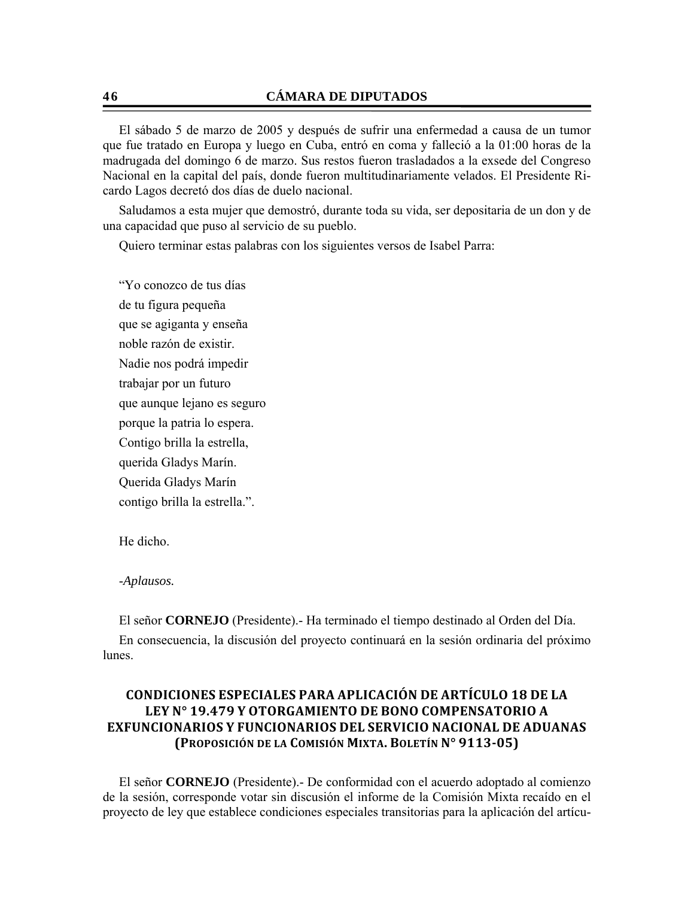El sábado 5 de marzo de 2005 y después de sufrir una enfermedad a causa de un tumor que fue tratado en Europa y luego en Cuba, entró en coma y falleció a la 01:00 horas de la madrugada del domingo 6 de marzo. Sus restos fueron trasladados a la exsede del Congreso Nacional en la capital del país, donde fueron multitudinariamente velados. El Presidente Ricardo Lagos decretó dos días de duelo nacional.

Saludamos a esta mujer que demostró, durante toda su vida, ser depositaria de un don y de una capacidad que puso al servicio de su pueblo.

Quiero terminar estas palabras con los siguientes versos de Isabel Parra:

"Yo conozco de tus días  
de tu figura pequeña  
que se agiganta y enseña  
noble razón de existir.  
Nadie nos podrá impedir  
trabajar por un futuro  
que aunque lejano es seguro  
porque la patria lo espera.  
Contigo brilla la estrella,  
querida Gladys Marín.  
Querida Gladys Marín  
contigo brilla la estrella.".

He dicho.

*-Aplausos.*

El señor **CORNEJO** (Presidente).- Ha terminado el tiempo destinado al Orden del Día.

En consecuencia, la discusión del proyecto continuará en la sesión ordinaria del próximo lunes.

## CONDICIONES ESPECIALES PARA APLICACIÓN DE ARTÍCULO 18 DE LA LEY N° 19.479 Y OTORGAMIENTO DE BONO COMPENSATORIO A EXFUNCIONARIOS Y FUNCIONARIOS DEL SERVICIO NACIONAL DE ADUANAS (PROPOSICIÓN DE LA COMISIÓN MIXTA. BOLETÍN N° 9113-05)

El señor **CORNEJO** (Presidente).- De conformidad con el acuerdo adoptado al comienzo de la sesión, corresponde votar sin discusión el informe de la Comisión Mixta recaído en el proyecto de ley que establece condiciones especiales transitorias para la aplicación del artícu-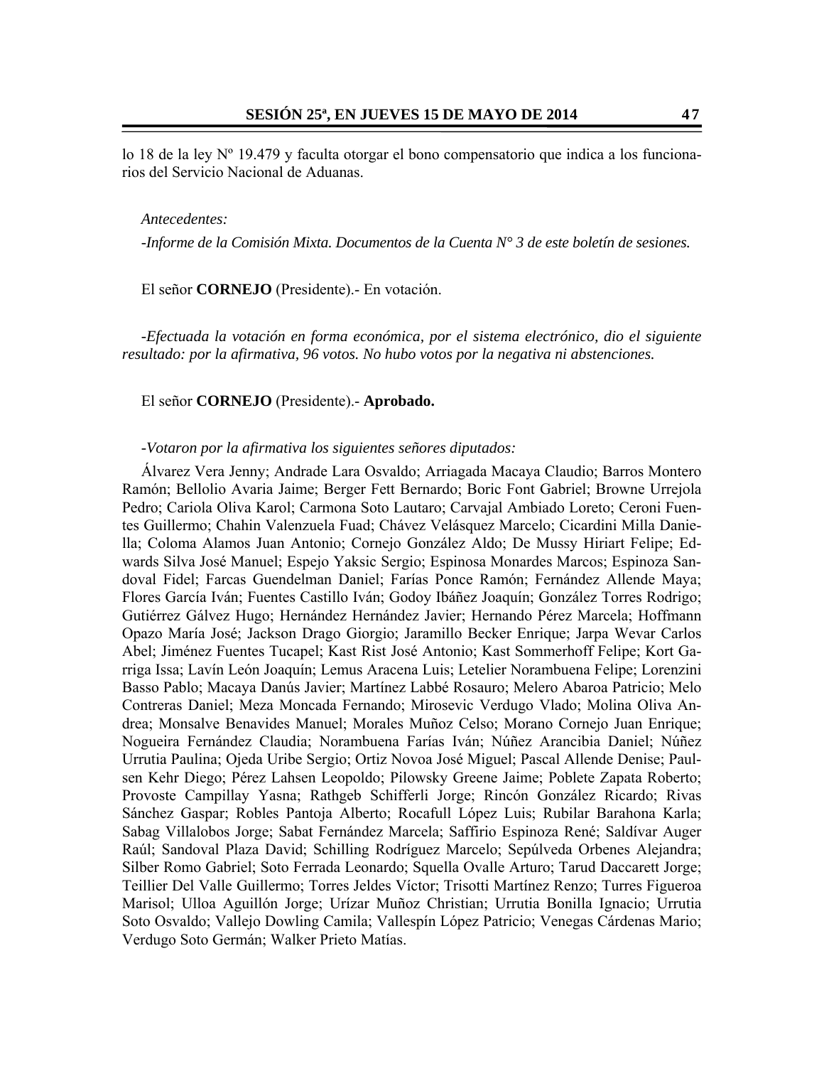lo 18 de la ley Nº 19.479 y faculta otorgar el bono compensatorio que indica a los funcionarios del Servicio Nacional de Aduanas.

*Antecedentes:*

*-Informe de la Comisión Mixta. Documentos de la Cuenta N° 3 de este boletín de sesiones.*

El señor **CORNEJO** (Presidente).- En votación.

*-Efectuada la votación en forma económica, por el sistema electrónico, dio el siguiente resultado: por la afirmativa, 96 votos. No hubo votos por la negativa ni abstenciones.*

El señor **CORNEJO** (Presidente).- **Aprobado.**

*-Votaron por la afirmativa los siguientes señores diputados:*

Álvarez Vera Jenny; Andrade Lara Osvaldo; Arriagada Macaya Claudio; Barros Montero Ramón; Bellolio Avaria Jaime; Berger Fett Bernardo; Boric Font Gabriel; Browne Urrejola Pedro; Cariola Oliva Karol; Carmona Soto Lautaro; Carvajal Ambiado Loreto; Ceroni Fuentes Guillermo; Chahin Valenzuela Fuad; Chávez Velásquez Marcelo; Cicardini Milla Daniella; Coloma Alamos Juan Antonio; Cornejo González Aldo; De Mussy Hiriart Felipe; Edwards Silva José Manuel; Espejo Yaksic Sergio; Espinosa Monardes Marcos; Espinoza Sandoval Fidel; Farcas Guendelman Daniel; Farías Ponce Ramón; Fernández Allende Maya; Flores García Iván; Fuentes Castillo Iván; Godoy Ibáñez Joaquín; González Torres Rodrigo; Gutiérrez Gálvez Hugo; Hernández Hernández Javier; Hernando Pérez Marcela; Hoffmann Opazo María José; Jackson Drago Giorgio; Jaramillo Becker Enrique; Jarpa Wevar Carlos Abel; Jiménez Fuentes Tucapel; Kast Rist José Antonio; Kast Sommerhoff Felipe; Kort Garriga Issa; Lavín León Joaquín; Lemus Aracena Luis; Letelier Norambuena Felipe; Lorenzini Basso Pablo; Macaya Danús Javier; Martínez Labbé Rosauro; Melero Abaroa Patricio; Melo Contreras Daniel; Meza Moncada Fernando; Mirosevic Verdugo Vlado; Molina Oliva Andrea; Monsalve Benavides Manuel; Morales Muñoz Celso; Morano Cornejo Juan Enrique; Nogueira Fernández Claudia; Norambuena Farías Iván; Núñez Arancibia Daniel; Núñez Urrutia Paulina; Ojeda Uribe Sergio; Ortiz Novoa José Miguel; Pascal Allende Denise; Paulsen Kehr Diego; Pérez Lahsen Leopoldo; Pilowsky Greene Jaime; Poblete Zapata Roberto; Provoste Campillay Yasna; Rathgeb Schifferli Jorge; Rincón González Ricardo; Rivas Sánchez Gaspar; Robles Pantoja Alberto; Rocafull López Luis; Rubilar Barahona Karla; Sabag Villalobos Jorge; Sabat Fernández Marcela; Saffirio Espinoza René; Saldívar Auger Raúl; Sandoval Plaza David; Schilling Rodríguez Marcelo; Sepúlveda Orbenes Alejandra; Silber Romo Gabriel; Soto Ferrada Leonardo; Squella Ovalle Arturo; Tarud Daccarett Jorge; Teillier Del Valle Guillermo; Torres Jeldes Víctor; Trisotti Martínez Renzo; Turres Figueroa Marisol; Ulloa Aguillón Jorge; Urízar Muñoz Christian; Urrutia Bonilla Ignacio; Urrutia Soto Osvaldo; Vallejo Dowling Camila; Vallespín López Patricio; Venegas Cárdenas Mario; Verdugo Soto Germán; Walker Prieto Matías.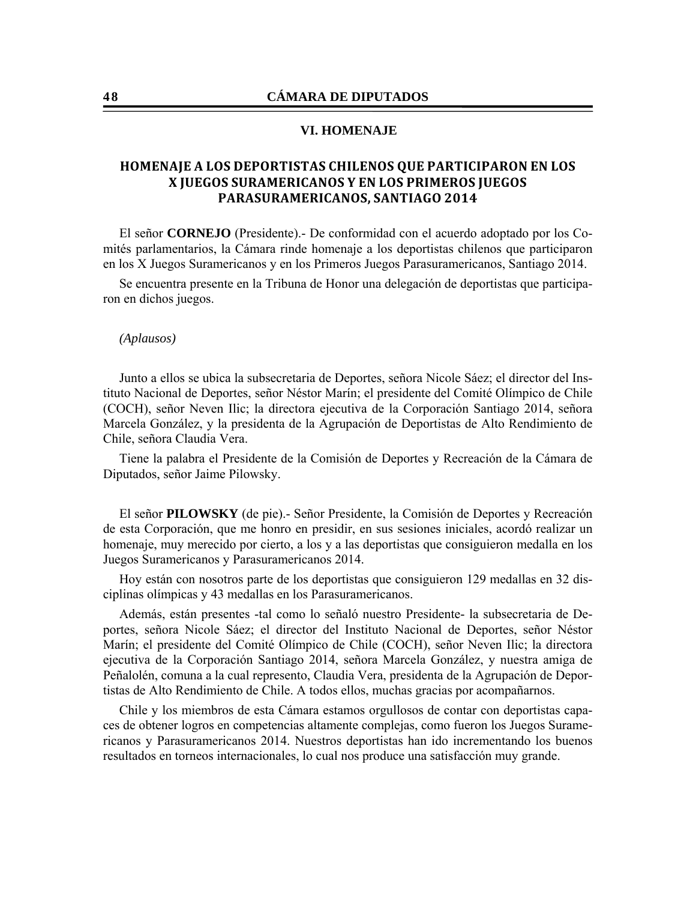## VI. HOMENAJE

### HOMENAJE A LOS DEPORTISTAS CHILENOS QUE PARTICIPARON EN LOS X JUEGOS SURAMERICANOS Y EN LOS PRIMEROS JUEGOS PARASURAMERICANOS, SANTIAGO 2014

El señor **CORNEJO** (Presidente).- De conformidad con el acuerdo adoptado por los Comités parlamentarios, la Cámara rinde homenaje a los deportistas chilenos que participaron en los X Juegos Suramericanos y en los Primeros Juegos Parasuramericanos, Santiago 2014.

Se encuentra presente en la Tribuna de Honor una delegación de deportistas que participaron en dichos juegos.

*(Aplausos)*

Junto a ellos se ubica la subsecretaria de Deportes, señora Nicole Sáez; el director del Instituto Nacional de Deportes, señor Néstor Marín; el presidente del Comité Olímpico de Chile (COCH), señor Neven Ilic; la directora ejecutiva de la Corporación Santiago 2014, señora Marcela González, y la presidenta de la Agrupación de Deportistas de Alto Rendimiento de Chile, señora Claudia Vera.

Tiene la palabra el Presidente de la Comisión de Deportes y Recreación de la Cámara de Diputados, señor Jaime Pilowsky.

El señor **PILOWSKY** (de pie).- Señor Presidente, la Comisión de Deportes y Recreación de esta Corporación, que me honro en presidir, en sus sesiones iniciales, acordó realizar un homenaje, muy merecido por cierto, a los y a las deportistas que consiguieron medalla en los Juegos Suramericanos y Parasuramericanos 2014.

Hoy están con nosotros parte de los deportistas que consiguieron 129 medallas en 32 disciplinas olímpicas y 43 medallas en los Parasuramericanos.

Además, están presentes -tal como lo señaló nuestro Presidente- la subsecretaria de Deportes, señora Nicole Sáez; el director del Instituto Nacional de Deportes, señor Néstor Marín; el presidente del Comité Olímpico de Chile (COCH), señor Neven Ilic; la directora ejecutiva de la Corporación Santiago 2014, señora Marcela González, y nuestra amiga de Peñalolén, comuna a la cual represento, Claudia Vera, presidenta de la Agrupación de Deportistas de Alto Rendimiento de Chile. A todos ellos, muchas gracias por acompañarnos.

Chile y los miembros de esta Cámara estamos orgullosos de contar con deportistas capaces de obtener logros en competencias altamente complejas, como fueron los Juegos Suramericanos y Parasuramericanos 2014. Nuestros deportistas han ido incrementando los buenos resultados en torneos internacionales, lo cual nos produce una satisfacción muy grande.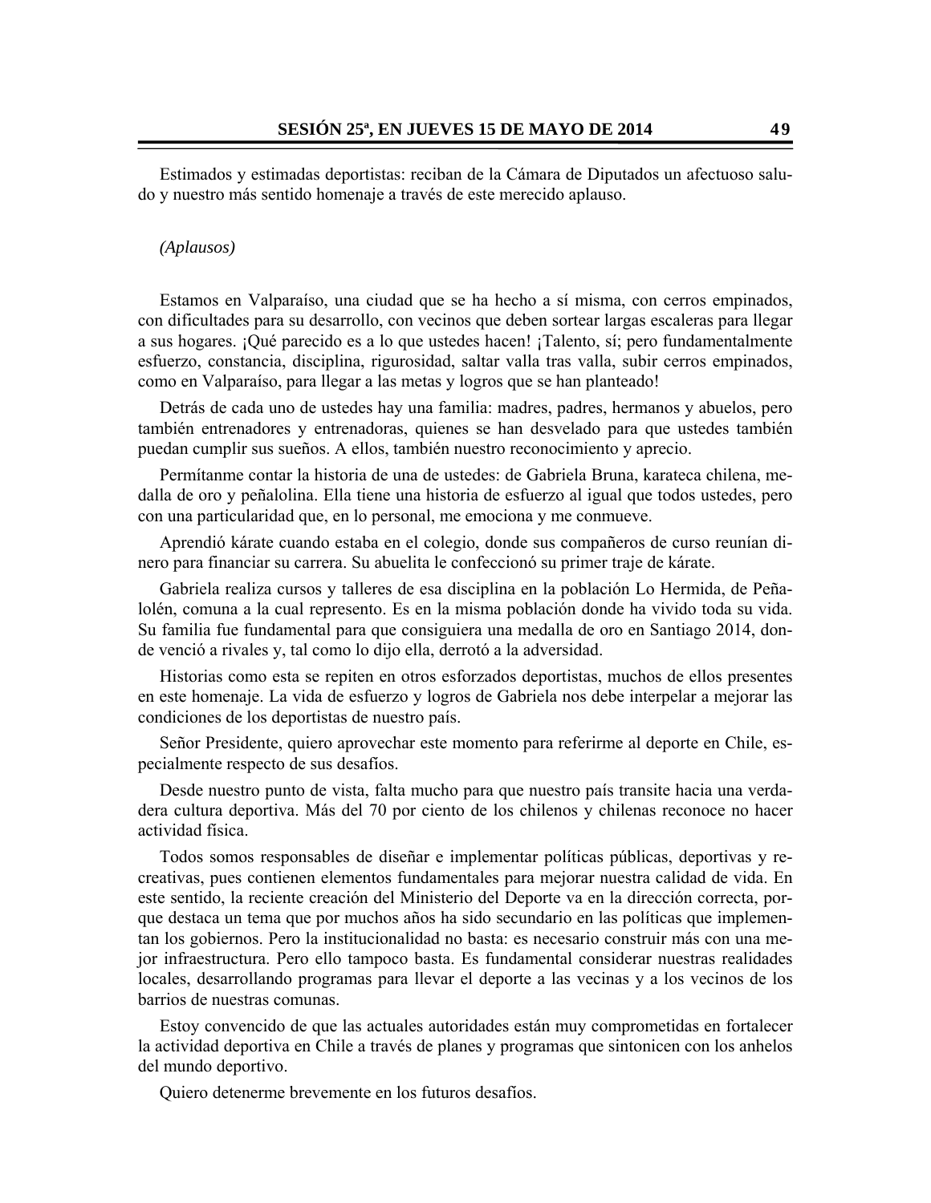Estimados y estimadas deportistas: reciban de la Cámara de Diputados un afectuoso saludo y nuestro más sentido homenaje a través de este merecido aplauso.

*(Aplausos)*

Estamos en Valparaíso, una ciudad que se ha hecho a sí misma, con cerros empinados, con dificultades para su desarrollo, con vecinos que deben sortear largas escaleras para llegar a sus hogares. ¡Qué parecido es a lo que ustedes hacen! ¡Talento, sí; pero fundamentalmente esfuerzo, constancia, disciplina, rigurosidad, saltar valla tras valla, subir cerros empinados, como en Valparaíso, para llegar a las metas y logros que se han planteado!

Detrás de cada uno de ustedes hay una familia: madres, padres, hermanos y abuelos, pero también entrenadores y entrenadoras, quienes se han desvelado para que ustedes también puedan cumplir sus sueños. A ellos, también nuestro reconocimiento y aprecio.

Permítanme contar la historia de una de ustedes: de Gabriela Bruna, karateca chilena, medalla de oro y peñalolina. Ella tiene una historia de esfuerzo al igual que todos ustedes, pero con una particularidad que, en lo personal, me emociona y me conmueve.

Aprendió kárate cuando estaba en el colegio, donde sus compañeros de curso reunían dinero para financiar su carrera. Su abuelita le confeccionó su primer traje de kárate.

Gabriela realiza cursos y talleres de esa disciplina en la población Lo Hermida, de Peñalolén, comuna a la cual represento. Es en la misma población donde ha vivido toda su vida. Su familia fue fundamental para que consiguiera una medalla de oro en Santiago 2014, donde venció a rivales y, tal como lo dijo ella, derrotó a la adversidad.

Historias como esta se repiten en otros esforzados deportistas, muchos de ellos presentes en este homenaje. La vida de esfuerzo y logros de Gabriela nos debe interpelar a mejorar las condiciones de los deportistas de nuestro país.

Señor Presidente, quiero aprovechar este momento para referirme al deporte en Chile, especialmente respecto de sus desafíos.

Desde nuestro punto de vista, falta mucho para que nuestro país transite hacia una verdadera cultura deportiva. Más del 70 por ciento de los chilenos y chilenas reconoce no hacer actividad física.

Todos somos responsables de diseñar e implementar políticas públicas, deportivas y recreativas, pues contienen elementos fundamentales para mejorar nuestra calidad de vida. En este sentido, la reciente creación del Ministerio del Deporte va en la dirección correcta, porque destaca un tema que por muchos años ha sido secundario en las políticas que implementan los gobiernos. Pero la institucionalidad no basta: es necesario construir más con una mejor infraestructura. Pero ello tampoco basta. Es fundamental considerar nuestras realidades locales, desarrollando programas para llevar el deporte a las vecinas y a los vecinos de los barrios de nuestras comunas.

Estoy convencido de que las actuales autoridades están muy comprometidas en fortalecer la actividad deportiva en Chile a través de planes y programas que sintonicen con los anhelos del mundo deportivo.

Quiero detenerme brevemente en los futuros desafíos.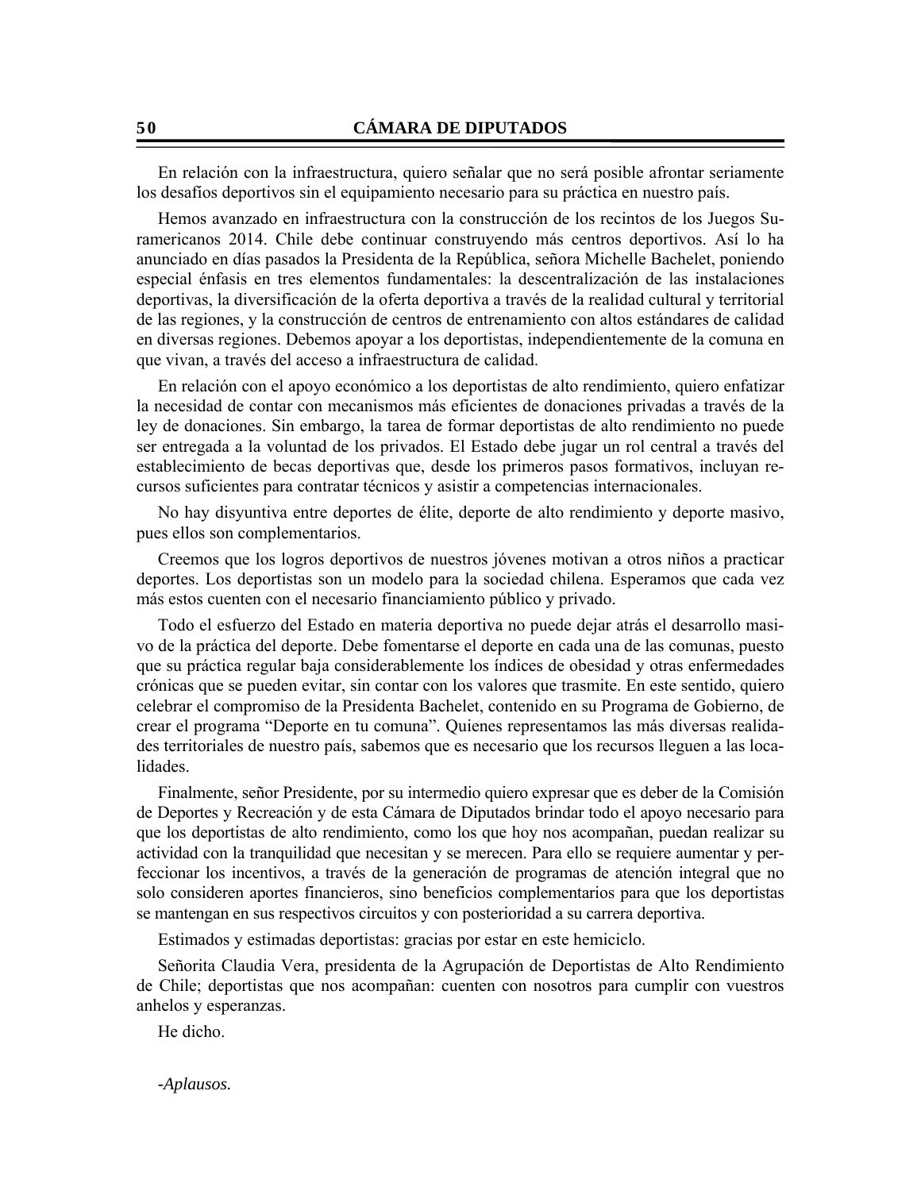En relación con la infraestructura, quiero señalar que no será posible afrontar seriamente los desafíos deportivos sin el equipamiento necesario para su práctica en nuestro país.

Hemos avanzado en infraestructura con la construcción de los recintos de los Juegos Suramericanos 2014. Chile debe continuar construyendo más centros deportivos. Así lo ha anunciado en días pasados la Presidenta de la República, señora Michelle Bachelet, poniendo especial énfasis en tres elementos fundamentales: la descentralización de las instalaciones deportivas, la diversificación de la oferta deportiva a través de la realidad cultural y territorial de las regiones, y la construcción de centros de entrenamiento con altos estándares de calidad en diversas regiones. Debemos apoyar a los deportistas, independientemente de la comuna en que vivan, a través del acceso a infraestructura de calidad.

En relación con el apoyo económico a los deportistas de alto rendimiento, quiero enfatizar la necesidad de contar con mecanismos más eficientes de donaciones privadas a través de la ley de donaciones. Sin embargo, la tarea de formar deportistas de alto rendimiento no puede ser entregada a la voluntad de los privados. El Estado debe jugar un rol central a través del establecimiento de becas deportivas que, desde los primeros pasos formativos, incluyan recursos suficientes para contratar técnicos y asistir a competencias internacionales.

No hay disyuntiva entre deportes de élite, deporte de alto rendimiento y deporte masivo, pues ellos son complementarios.

Creemos que los logros deportivos de nuestros jóvenes motivan a otros niños a practicar deportes. Los deportistas son un modelo para la sociedad chilena. Esperamos que cada vez más estos cuenten con el necesario financiamiento público y privado.

Todo el esfuerzo del Estado en materia deportiva no puede dejar atrás el desarrollo masivo de la práctica del deporte. Debe fomentarse el deporte en cada una de las comunas, puesto que su práctica regular baja considerablemente los índices de obesidad y otras enfermedades crónicas que se pueden evitar, sin contar con los valores que trasmite. En este sentido, quiero celebrar el compromiso de la Presidenta Bachelet, contenido en su Programa de Gobierno, de crear el programa "Deporte en tu comuna". Quienes representamos las más diversas realidades territoriales de nuestro país, sabemos que es necesario que los recursos lleguen a las localidades.

Finalmente, señor Presidente, por su intermedio quiero expresar que es deber de la Comisión de Deportes y Recreación y de esta Cámara de Diputados brindar todo el apoyo necesario para que los deportistas de alto rendimiento, como los que hoy nos acompañan, puedan realizar su actividad con la tranquilidad que necesitan y se merecen. Para ello se requiere aumentar y perfeccionar los incentivos, a través de la generación de programas de atención integral que no solo consideren aportes financieros, sino beneficios complementarios para que los deportistas se mantengan en sus respectivos circuitos y con posterioridad a su carrera deportiva.

Estimados y estimadas deportistas: gracias por estar en este hemiciclo.

Señorita Claudia Vera, presidenta de la Agrupación de Deportistas de Alto Rendimiento de Chile; deportistas que nos acompañan: cuenten con nosotros para cumplir con vuestros anhelos y esperanzas.

He dicho.

*-Aplausos.*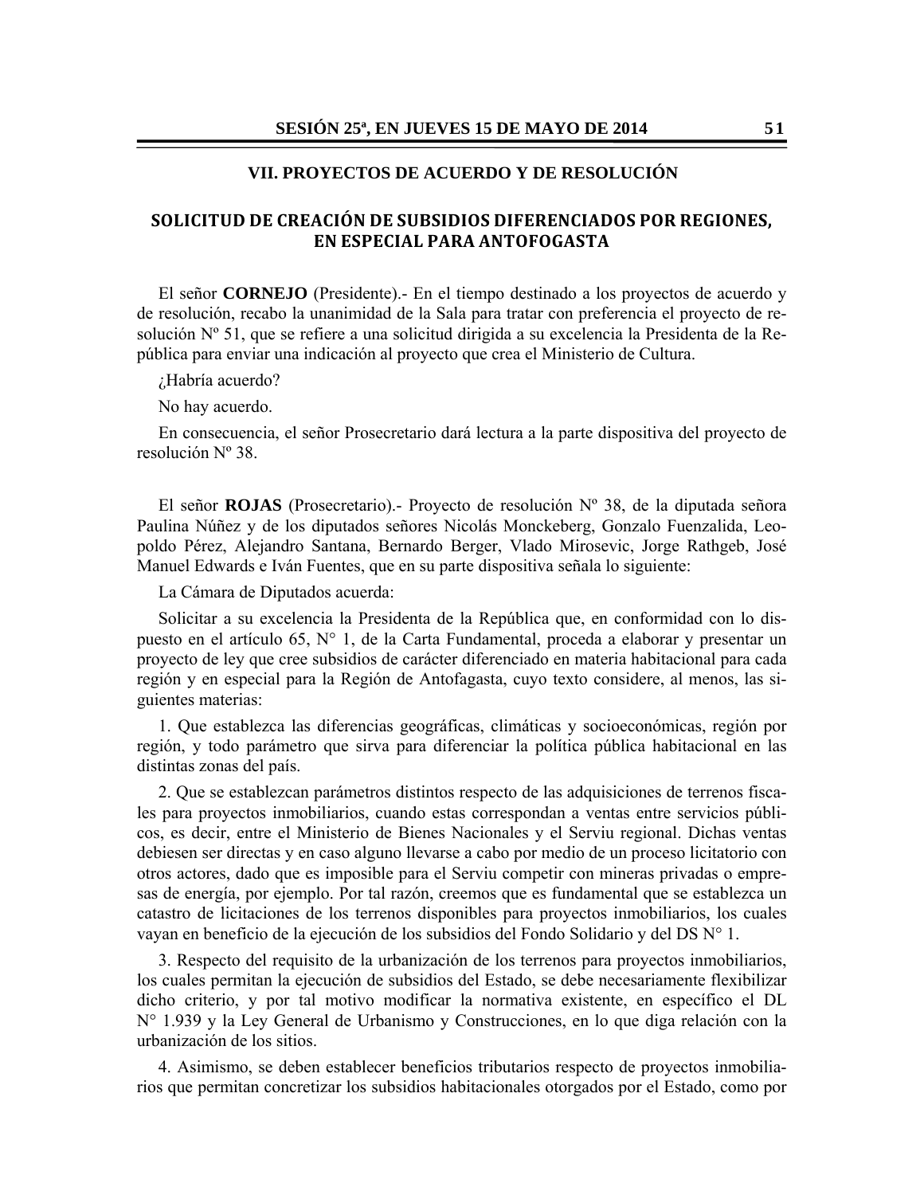## VII. PROYECTOS DE ACUERDO Y DE RESOLUCIÓN

### SOLICITUD DE CREACIÓN DE SUBSIDIOS DIFERENCIADOS POR REGIONES, EN ESPECIAL PARA ANTOFAGASTA

El señor **CORNEJO** (Presidente).- En el tiempo destinado a los proyectos de acuerdo y de resolución, recabo la unanimidad de la Sala para tratar con preferencia el proyecto de resolución Nº 51, que se refiere a una solicitud dirigida a su excelencia la Presidenta de la República para enviar una indicación al proyecto que crea el Ministerio de Cultura.

¿Habría acuerdo?

No hay acuerdo.

En consecuencia, el señor Prosecretario dará lectura a la parte dispositiva del proyecto de resolución Nº 38.

El señor **ROJAS** (Prosecretario).- Proyecto de resolución Nº 38, de la diputada señora Paulina Núñez y de los diputados señores Nicolás Monckeberg, Gonzalo Fuenzalida, Leopoldo Pérez, Alejandro Santana, Bernardo Berger, Vlado Mirosevic, Jorge Rathgeb, José Manuel Edwards e Iván Fuentes, que en su parte dispositiva señala lo siguiente:

La Cámara de Diputados acuerda:

Solicitar a su excelencia la Presidenta de la República que, en conformidad con lo dispuesto en el artículo 65, N° 1, de la Carta Fundamental, proceda a elaborar y presentar un proyecto de ley que cree subsidios de carácter diferenciado en materia habitacional para cada región y en especial para la Región de Antofagasta, cuyo texto considere, al menos, las siguientes materias:

1. Que establezca las diferencias geográficas, climáticas y socioeconómicas, región por región, y todo parámetro que sirva para diferenciar la política pública habitacional en las distintas zonas del país.

2. Que se establezcan parámetros distintos respecto de las adquisiciones de terrenos fiscales para proyectos inmobiliarios, cuando estas correspondan a ventas entre servicios públicos, es decir, entre el Ministerio de Bienes Nacionales y el Serviu regional. Dichas ventas debiesen ser directas y en caso alguno llevarse a cabo por medio de un proceso licitatorio con otros actores, dado que es imposible para el Serviu competir con mineras privadas o empresas de energía, por ejemplo. Por tal razón, creemos que es fundamental que se establezca un catastro de licitaciones de los terrenos disponibles para proyectos inmobiliarios, los cuales vayan en beneficio de la ejecución de los subsidios del Fondo Solidario y del DS N° 1.

3. Respecto del requisito de la urbanización de los terrenos para proyectos inmobiliarios, los cuales permitan la ejecución de subsidios del Estado, se debe necesariamente flexibilizar dicho criterio, y por tal motivo modificar la normativa existente, en específico el DL N° 1.939 y la Ley General de Urbanismo y Construcciones, en lo que diga relación con la urbanización de los sitios.

4. Asimismo, se deben establecer beneficios tributarios respecto de proyectos inmobiliarios que permitan concretizar los subsidios habitacionales otorgados por el Estado, como por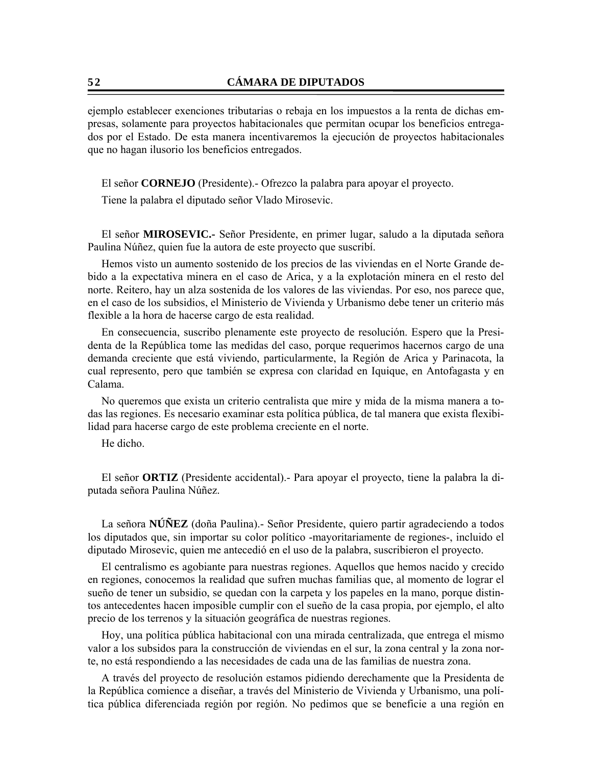ejemplo establecer exenciones tributarias o rebaja en los impuestos a la renta de dichas empresas, solamente para proyectos habitacionales que permitan ocupar los beneficios entregados por el Estado. De esta manera incentivaremos la ejecución de proyectos habitacionales que no hagan ilusorio los beneficios entregados.

El señor **CORNEJO** (Presidente).- Ofrezco la palabra para apoyar el proyecto.

Tiene la palabra el diputado señor Vlado Mirosevic.

El señor **MIROSEVIC.-** Señor Presidente, en primer lugar, saludo a la diputada señora Paulina Núñez, quien fue la autora de este proyecto que suscribí.

Hemos visto un aumento sostenido de los precios de las viviendas en el Norte Grande debido a la expectativa minera en el caso de Arica, y a la explotación minera en el resto del norte. Reitero, hay un alza sostenida de los valores de las viviendas. Por eso, nos parece que, en el caso de los subsidios, el Ministerio de Vivienda y Urbanismo debe tener un criterio más flexible a la hora de hacerse cargo de esta realidad.

En consecuencia, suscribo plenamente este proyecto de resolución. Espero que la Presidenta de la República tome las medidas del caso, porque requerimos hacernos cargo de una demanda creciente que está viviendo, particularmente, la Región de Arica y Parinacota, la cual represento, pero que también se expresa con claridad en Iquique, en Antofagasta y en Calama.

No queremos que exista un criterio centralista que mire y mida de la misma manera a todas las regiones. Es necesario examinar esta política pública, de tal manera que exista flexibilidad para hacerse cargo de este problema creciente en el norte.

He dicho.

El señor **ORTIZ** (Presidente accidental).- Para apoyar el proyecto, tiene la palabra la diputada señora Paulina Núñez.

La señora **NÚÑEZ** (doña Paulina).- Señor Presidente, quiero partir agradeciendo a todos los diputados que, sin importar su color político -mayoritariamente de regiones-, incluido el diputado Mirosevic, quien me antecedió en el uso de la palabra, suscribieron el proyecto.

El centralismo es agobiante para nuestras regiones. Aquellos que hemos nacido y crecido en regiones, conocemos la realidad que sufren muchas familias que, al momento de lograr el sueño de tener un subsidio, se quedan con la carpeta y los papeles en la mano, porque distintos antecedentes hacen imposible cumplir con el sueño de la casa propia, por ejemplo, el alto precio de los terrenos y la situación geográfica de nuestras regiones.

Hoy, una política pública habitacional con una mirada centralizada, que entrega el mismo valor a los subsidos para la construcción de viviendas en el sur, la zona central y la zona norte, no está respondiendo a las necesidades de cada una de las familias de nuestra zona.

A través del proyecto de resolución estamos pidiendo derechamente que la Presidenta de la República comience a diseñar, a través del Ministerio de Vivienda y Urbanismo, una política pública diferenciada región por región. No pedimos que se beneficie a una región en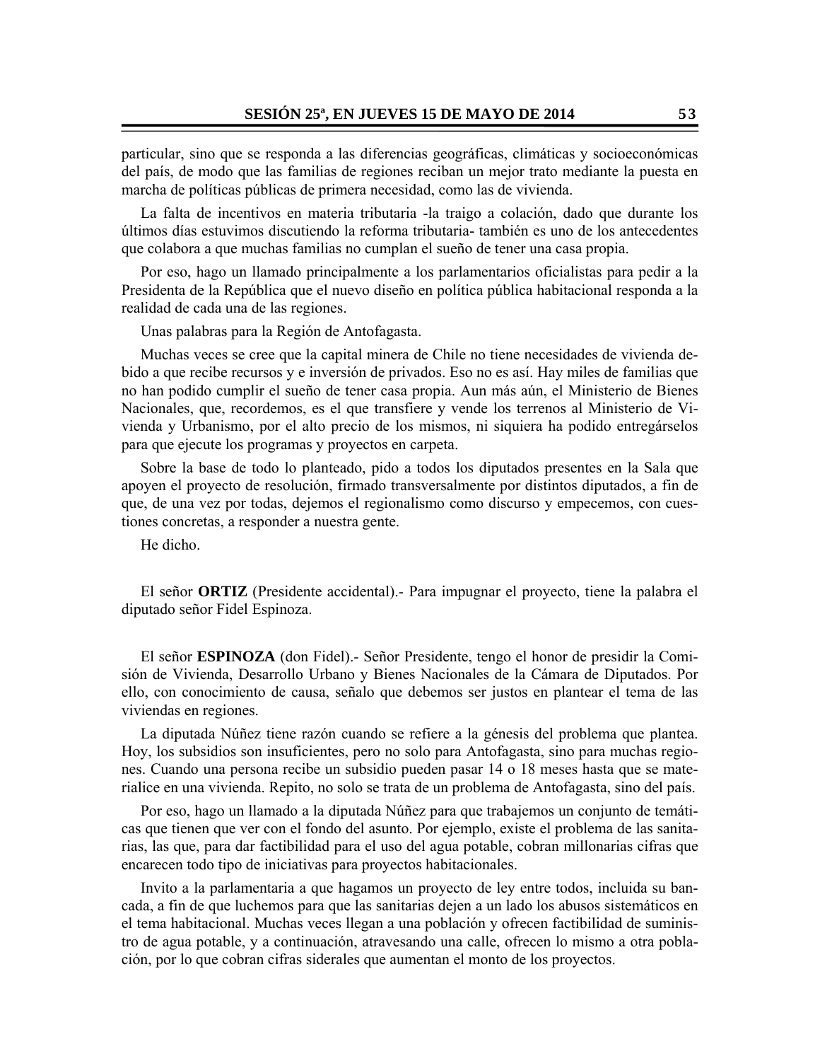particular, sino que se responda a las diferencias geográficas, climáticas y socioeconómicas del país, de modo que las familias de regiones reciban un mejor trato mediante la puesta en marcha de políticas públicas de primera necesidad, como las de vivienda.

La falta de incentivos en materia tributaria -la traigo a colación, dado que durante los últimos días estuvimos discutiendo la reforma tributaria- también es uno de los antecedentes que colabora a que muchas familias no cumplan el sueño de tener una casa propia.

Por eso, hago un llamado principalmente a los parlamentarios oficialistas para pedir a la Presidenta de la República que el nuevo diseño en política pública habitacional responda a la realidad de cada una de las regiones.

Unas palabras para la Región de Antofagasta.

Muchas veces se cree que la capital minera de Chile no tiene necesidades de vivienda debido a que recibe recursos y e inversión de privados. Eso no es así. Hay miles de familias que no han podido cumplir el sueño de tener casa propia. Aun más aún, el Ministerio de Bienes Nacionales, que, recordemos, es el que transfiere y vende los terrenos al Ministerio de Vivienda y Urbanismo, por el alto precio de los mismos, ni siquiera ha podido entregárselos para que ejecute los programas y proyectos en carpeta.

Sobre la base de todo lo planteado, pido a todos los diputados presentes en la Sala que apoyen el proyecto de resolución, firmado transversalmente por distintos diputados, a fin de que, de una vez por todas, dejemos el regionalismo como discurso y empecemos, con cuestiones concretas, a responder a nuestra gente.

He dicho.

El señor **ORTIZ** (Presidente accidental).- Para impugnar el proyecto, tiene la palabra el diputado señor Fidel Espinoza.

El señor **ESPINOZA** (don Fidel).- Señor Presidente, tengo el honor de presidir la Comisión de Vivienda, Desarrollo Urbano y Bienes Nacionales de la Cámara de Diputados. Por ello, con conocimiento de causa, señalo que debemos ser justos en plantear el tema de las viviendas en regiones.

La diputada Núñez tiene razón cuando se refiere a la génesis del problema que plantea. Hoy, los subsidios son insuficientes, pero no solo para Antofagasta, sino para muchas regiones. Cuando una persona recibe un subsidio pueden pasar 14 o 18 meses hasta que se materialice en una vivienda. Repito, no solo se trata de un problema de Antofagasta, sino del país.

Por eso, hago un llamado a la diputada Núñez para que trabajemos un conjunto de temáticas que tienen que ver con el fondo del asunto. Por ejemplo, existe el problema de las sanitarias, las que, para dar factibilidad para el uso del agua potable, cobran millonarias cifras que encarecen todo tipo de iniciativas para proyectos habitacionales.

Invito a la parlamentaria a que hagamos un proyecto de ley entre todos, incluida su bancada, a fin de que luchemos para que las sanitarias dejen a un lado los abusos sistemáticos en el tema habitacional. Muchas veces llegan a una población y ofrecen factibilidad de suministro de agua potable, y a continuación, atravesando una calle, ofrecen lo mismo a otra población, por lo que cobran cifras siderales que aumentan el monto de los proyectos.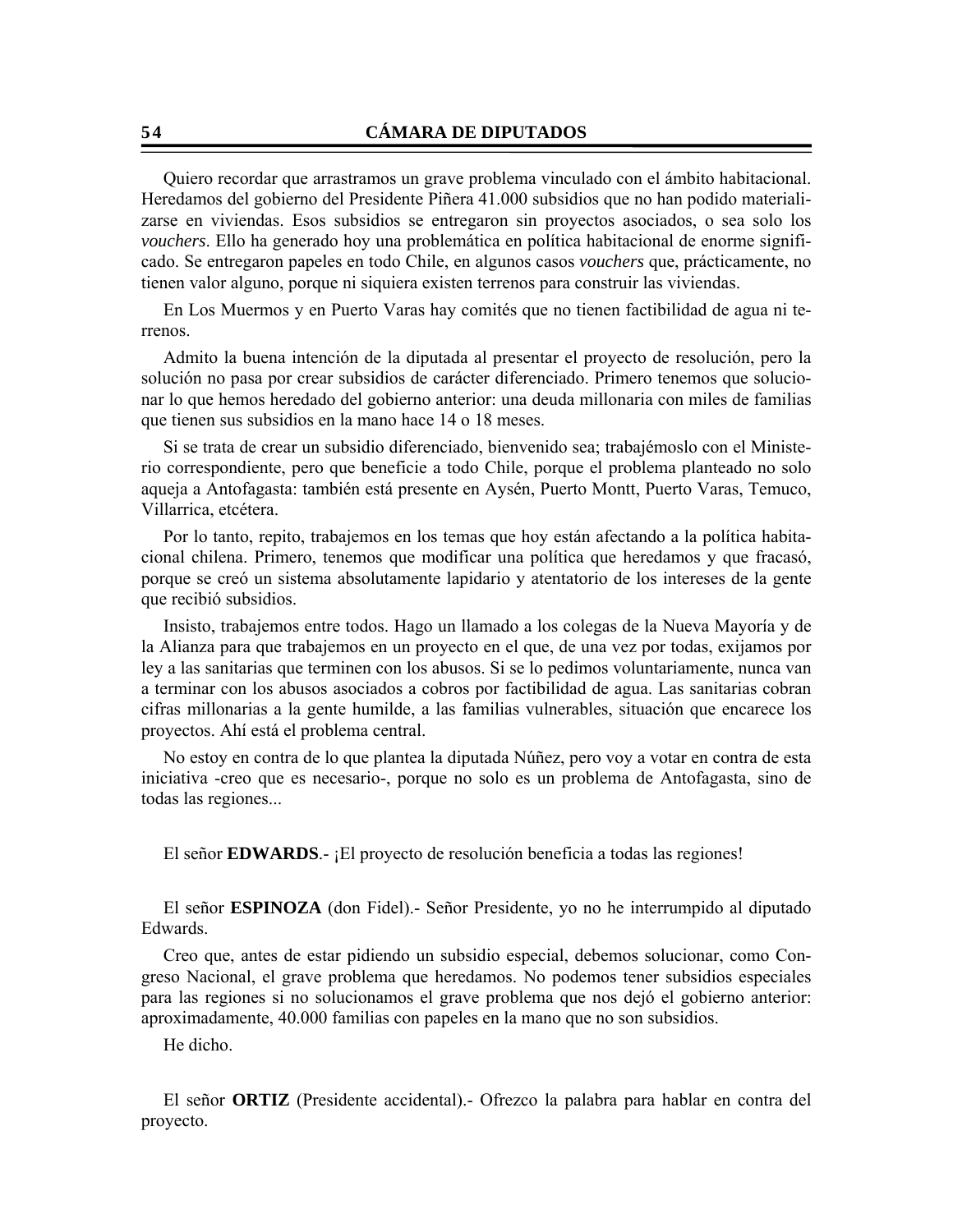Quiero recordar que arrastramos un grave problema vinculado con el ámbito habitacional. Heredamos del gobierno del Presidente Piñera 41.000 subsidios que no han podido materializarse en viviendas. Esos subsidios se entregaron sin proyectos asociados, o sea solo los *vouchers*. Ello ha generado hoy una problemática en política habitacional de enorme significado. Se entregaron papeles en todo Chile, en algunos casos *vouchers* que, prácticamente, no tienen valor alguno, porque ni siquiera existen terrenos para construir las viviendas.

En Los Muermos y en Puerto Varas hay comités que no tienen factibilidad de agua ni terrenos.

Admito la buena intención de la diputada al presentar el proyecto de resolución, pero la solución no pasa por crear subsidios de carácter diferenciado. Primero tenemos que solucionar lo que hemos heredado del gobierno anterior: una deuda millonaria con miles de familias que tienen sus subsidios en la mano hace 14 o 18 meses.

Si se trata de crear un subsidio diferenciado, bienvenido sea; trabajémoslo con el Ministerio correspondiente, pero que beneficie a todo Chile, porque el problema planteado no solo aqueja a Antofagasta: también está presente en Aysén, Puerto Montt, Puerto Varas, Temuco, Villarrica, etcétera.

Por lo tanto, repito, trabajemos en los temas que hoy están afectando a la política habitacional chilena. Primero, tenemos que modificar una política que heredamos y que fracasó, porque se creó un sistema absolutamente lapidario y atentatorio de los intereses de la gente que recibió subsidios.

Insisto, trabajemos entre todos. Hago un llamado a los colegas de la Nueva Mayoría y de la Alianza para que trabajemos en un proyecto en el que, de una vez por todas, exijamos por ley a las sanitarias que terminen con los abusos. Si se lo pedimos voluntariamente, nunca van a terminar con los abusos asociados a cobros por factibilidad de agua. Las sanitarias cobran cifras millonarias a la gente humilde, a las familias vulnerables, situación que encarece los proyectos. Ahí está el problema central.

No estoy en contra de lo que plantea la diputada Núñez, pero voy a votar en contra de esta iniciativa -creo que es necesario-, porque no solo es un problema de Antofagasta, sino de todas las regiones...

El señor **EDWARDS**.- ¡El proyecto de resolución beneficia a todas las regiones!

El señor **ESPINOZA** (don Fidel).- Señor Presidente, yo no he interrumpido al diputado Edwards.

Creo que, antes de estar pidiendo un subsidio especial, debemos solucionar, como Congreso Nacional, el grave problema que heredamos. No podemos tener subsidios especiales para las regiones si no solucionamos el grave problema que nos dejó el gobierno anterior: aproximadamente, 40.000 familias con papeles en la mano que no son subsidios.

He dicho.

El señor **ORTIZ** (Presidente accidental).- Ofrezco la palabra para hablar en contra del proyecto.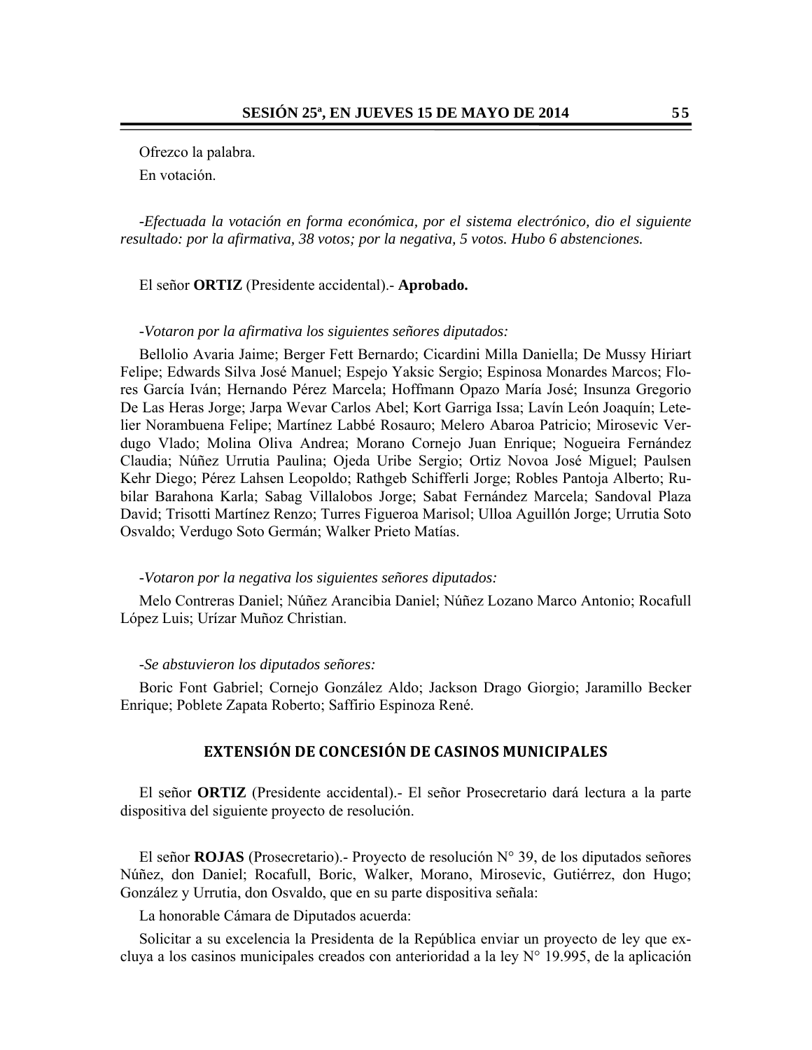Ofrezco la palabra.

En votación.

*-Efectuada la votación en forma económica, por el sistema electrónico, dio el siguiente resultado: por la afirmativa, 38 votos; por la negativa, 5 votos. Hubo 6 abstenciones.*

El señor **ORTIZ** (Presidente accidental).- **Aprobado.**

*-Votaron por la afirmativa los siguientes señores diputados:*

Bellolio Avaria Jaime; Berger Fett Bernardo; Cicardini Milla Daniella; De Mussy Hiriart Felipe; Edwards Silva José Manuel; Espejo Yaksic Sergio; Espinosa Monardes Marcos; Flores García Iván; Hernando Pérez Marcela; Hoffmann Opazo María José; Insunza Gregorio De Las Heras Jorge; Jarpa Wevar Carlos Abel; Kort Garriga Issa; Lavín León Joaquín; Letelier Norambuena Felipe; Martínez Labbé Rosauro; Melero Abaroa Patricio; Mirosevic Verdugo Vlado; Molina Oliva Andrea; Morano Cornejo Juan Enrique; Nogueira Fernández Claudia; Núñez Urrutia Paulina; Ojeda Uribe Sergio; Ortiz Novoa José Miguel; Paulsen Kehr Diego; Pérez Lahsen Leopoldo; Rathgeb Schifferli Jorge; Robles Pantoja Alberto; Rubilar Barahona Karla; Sabag Villalobos Jorge; Sabat Fernández Marcela; Sandoval Plaza David; Trisotti Martínez Renzo; Turres Figueroa Marisol; Ulloa Aguillón Jorge; Urrutia Soto Osvaldo; Verdugo Soto Germán; Walker Prieto Matías.

*-Votaron por la negativa los siguientes señores diputados:*

Melo Contreras Daniel; Núñez Arancibia Daniel; Núñez Lozano Marco Antonio; Rocafull López Luis; Urízar Muñoz Christian.

*-Se abstuvieron los diputados señores:*

Boric Font Gabriel; Cornejo González Aldo; Jackson Drago Giorgio; Jaramillo Becker Enrique; Poblete Zapata Roberto; Saffirio Espinoza René.

## EXTENSIÓN DE CONCESIÓN DE CASINOS MUNICIPALES

El señor **ORTIZ** (Presidente accidental).- El señor Prosecretario dará lectura a la parte dispositiva del siguiente proyecto de resolución.

El señor **ROJAS** (Prosecretario).- Proyecto de resolución N° 39, de los diputados señores Núñez, don Daniel; Rocafull, Boric, Walker, Morano, Mirosevic, Gutiérrez, don Hugo; González y Urrutia, don Osvaldo, que en su parte dispositiva señala:

La honorable Cámara de Diputados acuerda:

Solicitar a su excelencia la Presidenta de la República enviar un proyecto de ley que excluya a los casinos municipales creados con anterioridad a la ley N° 19.995, de la aplicación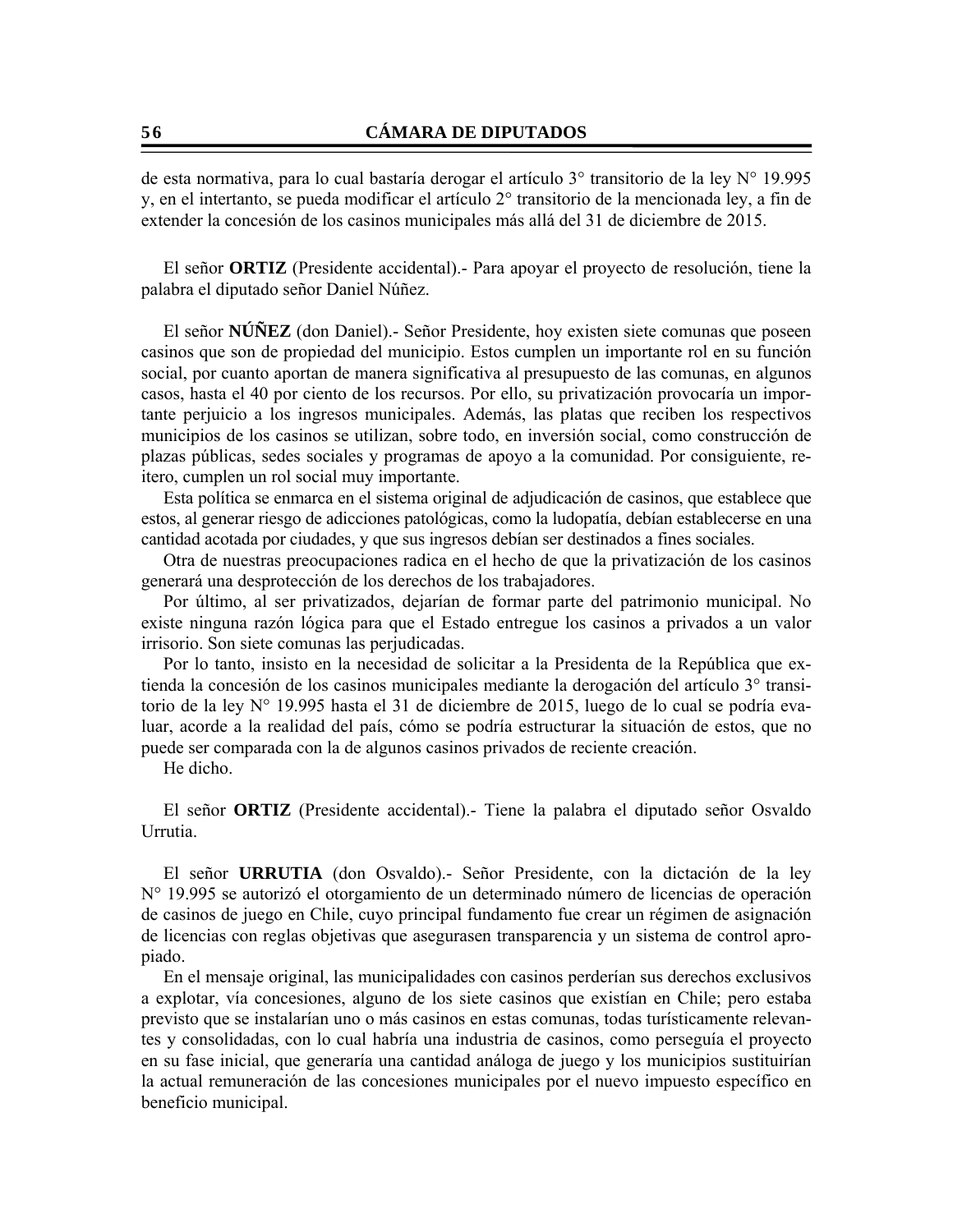de esta normativa, para lo cual bastaría derogar el artículo 3° transitorio de la ley N° 19.995 y, en el intertanto, se pueda modificar el artículo 2° transitorio de la mencionada ley, a fin de extender la concesión de los casinos municipales más allá del 31 de diciembre de 2015.

El señor **ORTIZ** (Presidente accidental).- Para apoyar el proyecto de resolución, tiene la palabra el diputado señor Daniel Núñez.

El señor **NÚÑEZ** (don Daniel).- Señor Presidente, hoy existen siete comunas que poseen casinos que son de propiedad del municipio. Estos cumplen un importante rol en su función social, por cuanto aportan de manera significativa al presupuesto de las comunas, en algunos casos, hasta el 40 por ciento de los recursos. Por ello, su privatización provocaría un importante perjuicio a los ingresos municipales. Además, las platas que reciben los respectivos municipios de los casinos se utilizan, sobre todo, en inversión social, como construcción de plazas públicas, sedes sociales y programas de apoyo a la comunidad. Por consiguiente, reitero, cumplen un rol social muy importante.

Esta política se enmarca en el sistema original de adjudicación de casinos, que establece que estos, al generar riesgo de adicciones patológicas, como la ludopatía, debían establecerse en una cantidad acotada por ciudades, y que sus ingresos debían ser destinados a fines sociales.

Otra de nuestras preocupaciones radica en el hecho de que la privatización de los casinos generará una desprotección de los derechos de los trabajadores.

Por último, al ser privatizados, dejarían de formar parte del patrimonio municipal. No existe ninguna razón lógica para que el Estado entregue los casinos a privados a un valor irrisorio. Son siete comunas las perjudicadas.

Por lo tanto, insisto en la necesidad de solicitar a la Presidenta de la República que extienda la concesión de los casinos municipales mediante la derogación del artículo 3° transitorio de la ley N° 19.995 hasta el 31 de diciembre de 2015, luego de lo cual se podría evaluar, acorde a la realidad del país, cómo se podría estructurar la situación de estos, que no puede ser comparada con la de algunos casinos privados de reciente creación.

He dicho.

El señor **ORTIZ** (Presidente accidental).- Tiene la palabra el diputado señor Osvaldo Urrutia.

El señor **URRUTIA** (don Osvaldo).- Señor Presidente, con la dictación de la ley N° 19.995 se autorizó el otorgamiento de un determinado número de licencias de operación de casinos de juego en Chile, cuyo principal fundamento fue crear un régimen de asignación de licencias con reglas objetivas que asegurasen transparencia y un sistema de control apropiado.

En el mensaje original, las municipalidades con casinos perderían sus derechos exclusivos a explotar, vía concesiones, alguno de los siete casinos que existían en Chile; pero estaba previsto que se instalarían uno o más casinos en estas comunas, todas turísticamente relevantes y consolidadas, con lo cual habría una industria de casinos, como perseguía el proyecto en su fase inicial, que generaría una cantidad análoga de juego y los municipios sustituirían la actual remuneración de las concesiones municipales por el nuevo impuesto específico en beneficio municipal.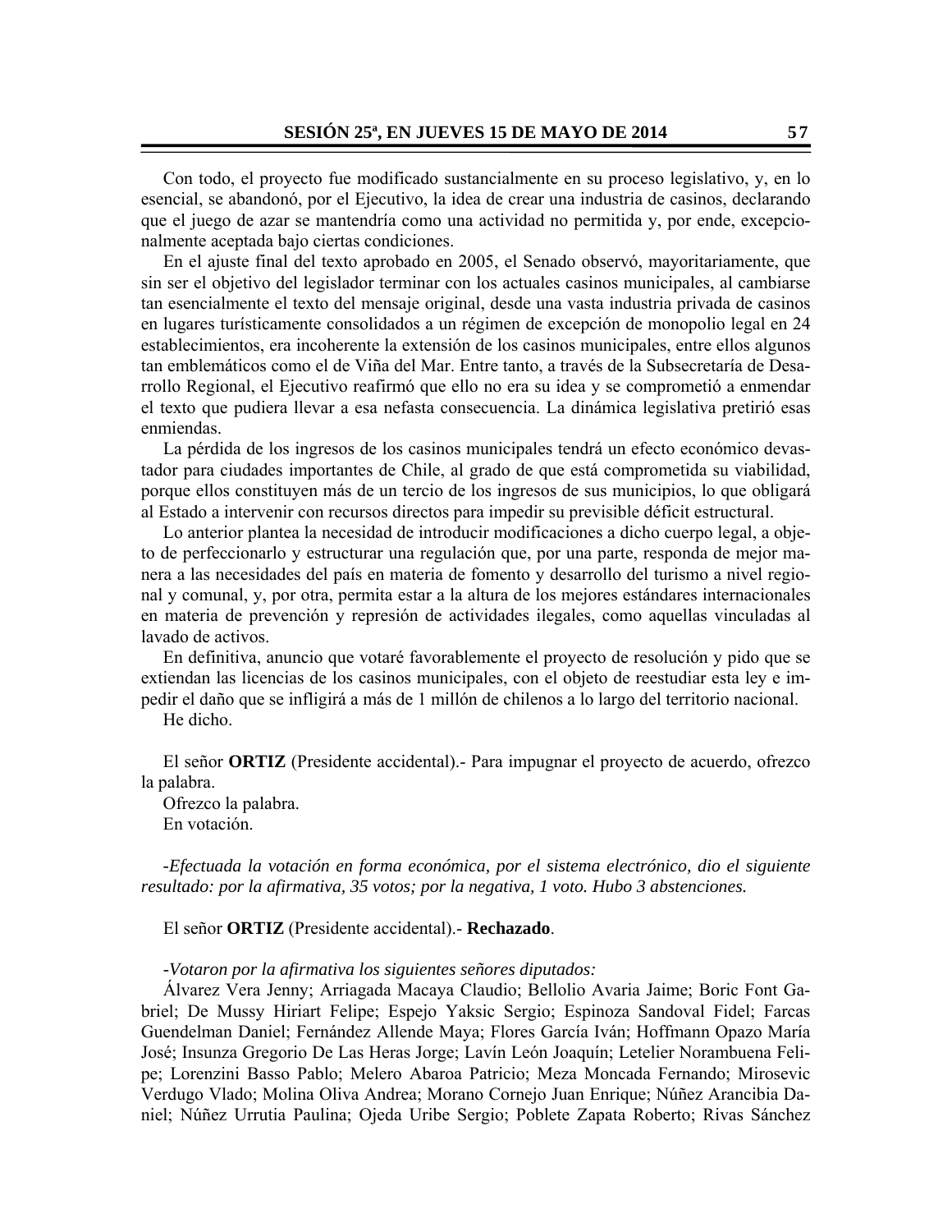Con todo, el proyecto fue modificado sustancialmente en su proceso legislativo, y, en lo esencial, se abandonó, por el Ejecutivo, la idea de crear una industria de casinos, declarando que el juego de azar se mantendría como una actividad no permitida y, por ende, excepcionalmente aceptada bajo ciertas condiciones.

En el ajuste final del texto aprobado en 2005, el Senado observó, mayoritariamente, que sin ser el objetivo del legislador terminar con los actuales casinos municipales, al cambiarse tan esencialmente el texto del mensaje original, desde una vasta industria privada de casinos en lugares turísticamente consolidados a un régimen de excepción de monopolio legal en 24 establecimientos, era incoherente la extensión de los casinos municipales, entre ellos algunos tan emblemáticos como el de Viña del Mar. Entre tanto, a través de la Subsecretaría de Desarrollo Regional, el Ejecutivo reafirmó que ello no era su idea y se comprometió a enmendar el texto que pudiera llevar a esa nefasta consecuencia. La dinámica legislativa pretirió esas enmiendas.

La pérdida de los ingresos de los casinos municipales tendrá un efecto económico devastador para ciudades importantes de Chile, al grado de que está comprometida su viabilidad, porque ellos constituyen más de un tercio de los ingresos de sus municipios, lo que obligará al Estado a intervenir con recursos directos para impedir su previsible déficit estructural.

Lo anterior plantea la necesidad de introducir modificaciones a dicho cuerpo legal, a objeto de perfeccionarlo y estructurar una regulación que, por una parte, responda de mejor manera a las necesidades del país en materia de fomento y desarrollo del turismo a nivel regional y comunal, y, por otra, permita estar a la altura de los mejores estándares internacionales en materia de prevención y represión de actividades ilegales, como aquellas vinculadas al lavado de activos.

En definitiva, anuncio que votaré favorablemente el proyecto de resolución y pido que se extiendan las licencias de los casinos municipales, con el objeto de reestudiar esta ley e impedir el daño que se infligirá a más de 1 millón de chilenos a lo largo del territorio nacional.

He dicho.

El señor **ORTIZ** (Presidente accidental).- Para impugnar el proyecto de acuerdo, ofrezco la palabra.

Ofrezco la palabra.

En votación.

*-Efectuada la votación en forma económica, por el sistema electrónico, dio el siguiente resultado: por la afirmativa, 35 votos; por la negativa, 1 voto. Hubo 3 abstenciones.*

El señor **ORTIZ** (Presidente accidental).- **Rechazado**.

*-Votaron por la afirmativa los siguientes señores diputados:*

Álvarez Vera Jenny; Arriagada Macaya Claudio; Bellolio Avaria Jaime; Boric Font Gabriel; De Mussy Hiriart Felipe; Espejo Yaksic Sergio; Espinoza Sandoval Fidel; Farcas Guendelman Daniel; Fernández Allende Maya; Flores García Iván; Hoffmann Opazo María José; Insunza Gregorio De Las Heras Jorge; Lavín León Joaquín; Letelier Norambuena Felipe; Lorenzini Basso Pablo; Melero Abaroa Patricio; Meza Moncada Fernando; Mirosevic Verdugo Vlado; Molina Oliva Andrea; Morano Cornejo Juan Enrique; Núñez Arancibia Daniel; Núñez Urrutia Paulina; Ojeda Uribe Sergio; Poblete Zapata Roberto; Rivas Sánchez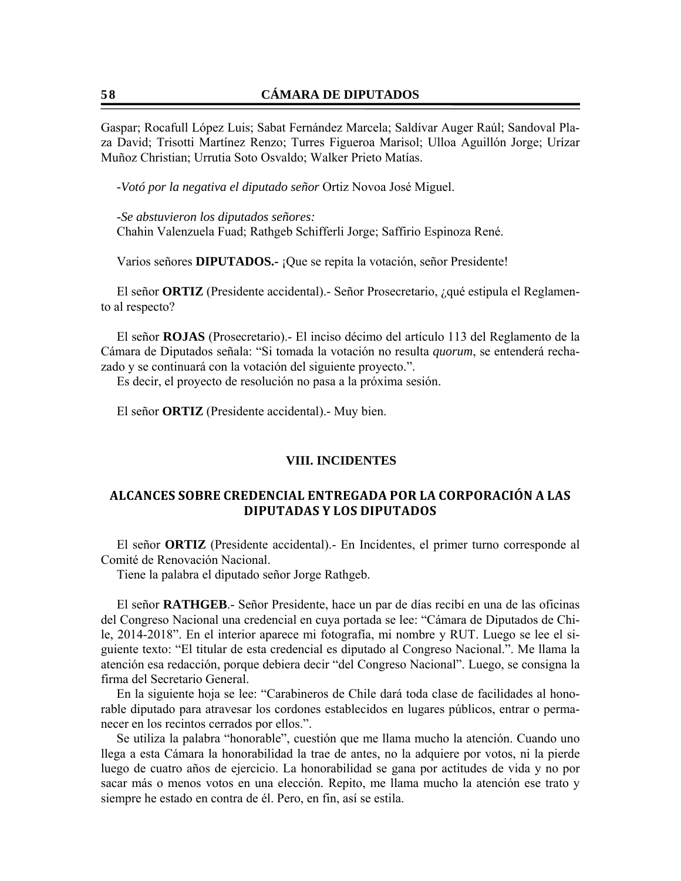Gaspar; Rocafull López Luis; Sabat Fernández Marcela; Saldívar Auger Raúl; Sandoval Plaza David; Trisotti Martínez Renzo; Turres Figueroa Marisol; Ulloa Aguillón Jorge; Urízar Muñoz Christian; Urrutia Soto Osvaldo; Walker Prieto Matías.

-*Votó por la negativa el diputado señor* Ortiz Novoa José Miguel.

-*Se abstuvieron los diputados señores:*
Chahin Valenzuela Fuad; Rathgeb Schifferli Jorge; Saffirio Espinoza René.

Varios señores **DIPUTADOS.-** ¡Que se repita la votación, señor Presidente!

El señor **ORTIZ** (Presidente accidental).- Señor Prosecretario, ¿qué estipula el Reglamento al respecto?

El señor **ROJAS** (Prosecretario).- El inciso décimo del artículo 113 del Reglamento de la Cámara de Diputados señala: "Si tomada la votación no resulta *quorum*, se entenderá rechazado y se continuará con la votación del siguiente proyecto.".
Es decir, el proyecto de resolución no pasa a la próxima sesión.

El señor **ORTIZ** (Presidente accidental).- Muy bien.

## VIII. INCIDENTES

### ALCANCES SOBRE CREDENCIAL ENTREGADA POR LA CORPORACIÓN A LAS DIPUTADAS Y LOS DIPUTADOS

El señor **ORTIZ** (Presidente accidental).- En Incidentes, el primer turno corresponde al Comité de Renovación Nacional.
Tiene la palabra el diputado señor Jorge Rathgeb.

El señor **RATHGEB**.- Señor Presidente, hace un par de días recibí en una de las oficinas del Congreso Nacional una credencial en cuya portada se lee: "Cámara de Diputados de Chile, 2014-2018". En el interior aparece mi fotografía, mi nombre y RUT. Luego se lee el siguiente texto: "El titular de esta credencial es diputado al Congreso Nacional.". Me llama la atención esa redacción, porque debiera decir "del Congreso Nacional". Luego, se consigna la firma del Secretario General.
En la siguiente hoja se lee: "Carabineros de Chile dará toda clase de facilidades al honorable diputado para atravesar los cordones establecidos en lugares públicos, entrar o permanecer en los recintos cerrados por ellos.".
Se utiliza la palabra "honorable", cuestión que me llama mucho la atención. Cuando uno llega a esta Cámara la honorabilidad la trae de antes, no la adquiere por votos, ni la pierde luego de cuatro años de ejercicio. La honorabilidad se gana por actitudes de vida y no por sacar más o menos votos en una elección. Repito, me llama mucho la atención ese trato y siempre he estado en contra de él. Pero, en fin, así se estila.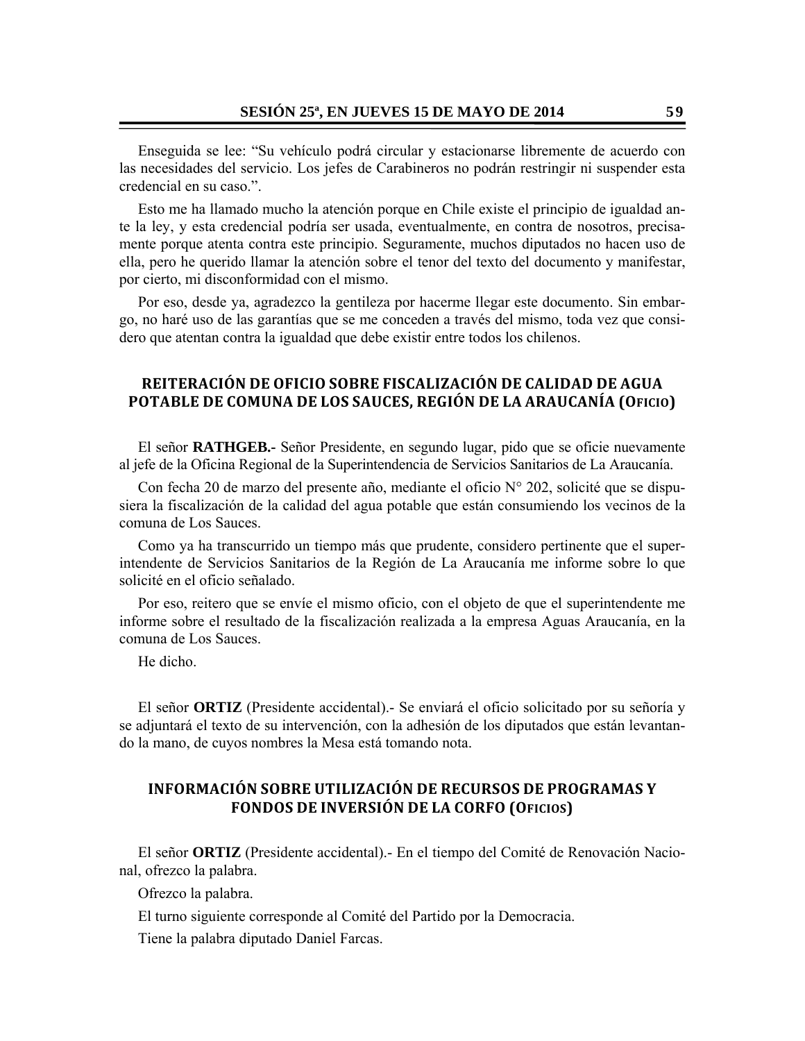Enseguida se lee: “Su vehículo podrá circular y estacionarse libremente de acuerdo con las necesidades del servicio. Los jefes de Carabineros no podrán restringir ni suspender esta credencial en su caso.”.

Esto me ha llamado mucho la atención porque en Chile existe el principio de igualdad ante la ley, y esta credencial podría ser usada, eventualmente, en contra de nosotros, precisamente porque atenta contra este principio. Seguramente, muchos diputados no hacen uso de ella, pero he querido llamar la atención sobre el tenor del texto del documento y manifestar, por cierto, mi disconformidad con el mismo.

Por eso, desde ya, agradezco la gentileza por hacerme llegar este documento. Sin embargo, no haré uso de las garantías que se me conceden a través del mismo, toda vez que considero que atentan contra la igualdad que debe existir entre todos los chilenos.

## REITERACIÓN DE OFICIO SOBRE FISCALIZACIÓN DE CALIDAD DE AGUA POTABLE DE COMUNA DE LOS SAUCES, REGIÓN DE LA ARAUCANÍA (OFICIO)

El señor **RATHGEB.-** Señor Presidente, en segundo lugar, pido que se oficie nuevamente al jefe de la Oficina Regional de la Superintendencia de Servicios Sanitarios de La Araucanía.

Con fecha 20 de marzo del presente año, mediante el oficio N° 202, solicité que se dispusiera la fiscalización de la calidad del agua potable que están consumiendo los vecinos de la comuna de Los Sauces.

Como ya ha transcurrido un tiempo más que prudente, considero pertinente que el superintendente de Servicios Sanitarios de la Región de La Araucanía me informe sobre lo que solicité en el oficio señalado.

Por eso, reitero que se envíe el mismo oficio, con el objeto de que el superintendente me informe sobre el resultado de la fiscalización realizada a la empresa Aguas Araucanía, en la comuna de Los Sauces.

He dicho.

El señor **ORTIZ** (Presidente accidental).- Se enviará el oficio solicitado por su señoría y se adjuntará el texto de su intervención, con la adhesión de los diputados que están levantando la mano, de cuyos nombres la Mesa está tomando nota.

## INFORMACIÓN SOBRE UTILIZACIÓN DE RECURSOS DE PROGRAMAS Y FONDOS DE INVERSIÓN DE LA CORFO (OFICIOS)

El señor **ORTIZ** (Presidente accidental).- En el tiempo del Comité de Renovación Nacional, ofrezco la palabra.

Ofrezco la palabra.

El turno siguiente corresponde al Comité del Partido por la Democracia.

Tiene la palabra diputado Daniel Farcas.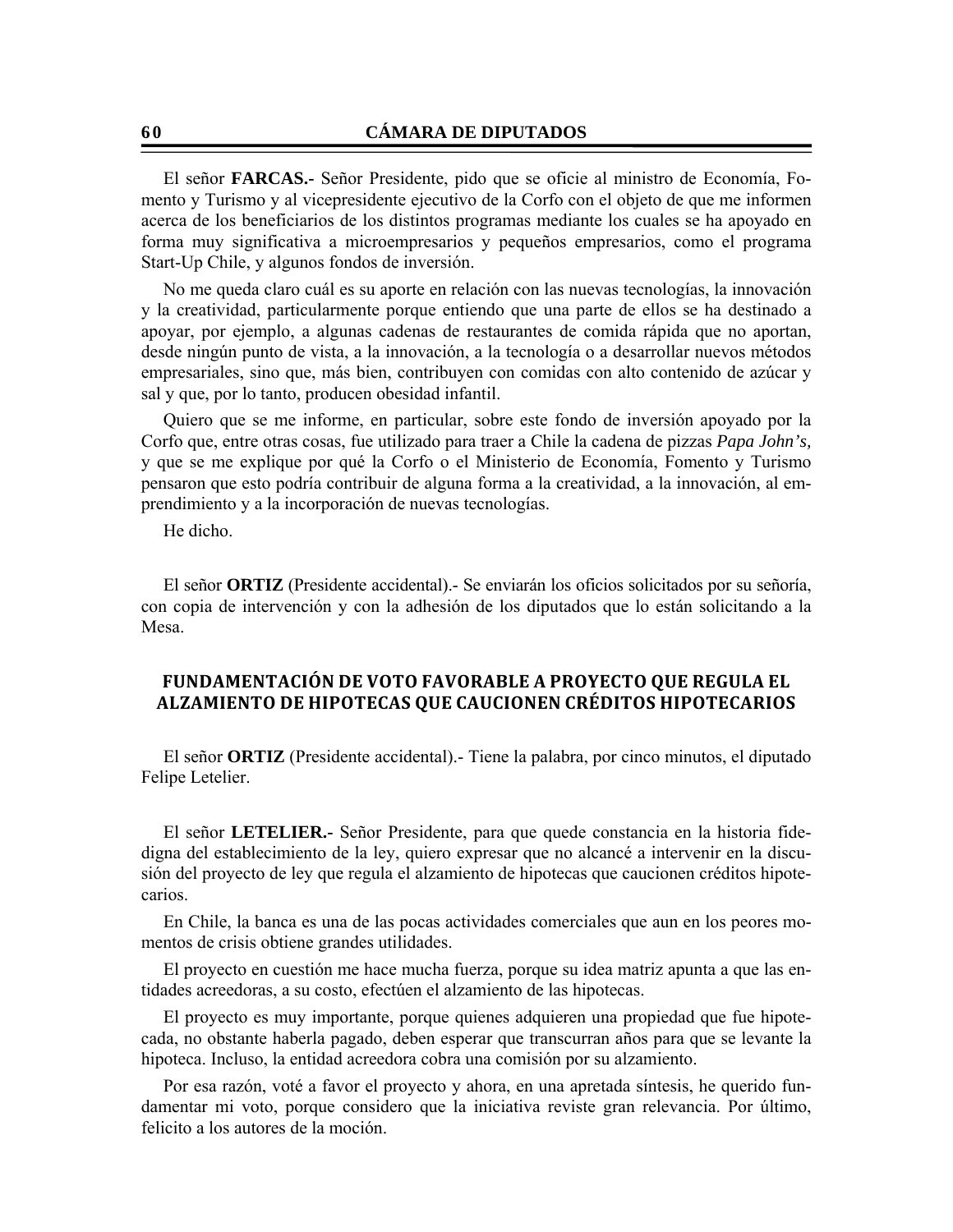El señor **FARCAS.-** Señor Presidente, pido que se oficie al ministro de Economía, Fomento y Turismo y al vicepresidente ejecutivo de la Corfo con el objeto de que me informen acerca de los beneficiarios de los distintos programas mediante los cuales se ha apoyado en forma muy significativa a microempresarios y pequeños empresarios, como el programa Start-Up Chile, y algunos fondos de inversión.

No me queda claro cuál es su aporte en relación con las nuevas tecnologías, la innovación y la creatividad, particularmente porque entiendo que una parte de ellos se ha destinado a apoyar, por ejemplo, a algunas cadenas de restaurantes de comida rápida que no aportan, desde ningún punto de vista, a la innovación, a la tecnología o a desarrollar nuevos métodos empresariales, sino que, más bien, contribuyen con comidas con alto contenido de azúcar y sal y que, por lo tanto, producen obesidad infantil.

Quiero que se me informe, en particular, sobre este fondo de inversión apoyado por la Corfo que, entre otras cosas, fue utilizado para traer a Chile la cadena de pizzas *Papa John's,* y que se me explique por qué la Corfo o el Ministerio de Economía, Fomento y Turismo pensaron que esto podría contribuir de alguna forma a la creatividad, a la innovación, al emprendimiento y a la incorporación de nuevas tecnologías.

He dicho.

El señor **ORTIZ** (Presidente accidental).- Se enviarán los oficios solicitados por su señoría, con copia de intervención y con la adhesión de los diputados que lo están solicitando a la Mesa.

## FUNDAMENTACIÓN DE VOTO FAVORABLE A PROYECTO QUE REGULA EL ALZAMIENTO DE HIPOTECAS QUE CAUCIONEN CRÉDITOS HIPOTECARIOS

El señor **ORTIZ** (Presidente accidental).- Tiene la palabra, por cinco minutos, el diputado Felipe Letelier.

El señor **LETELIER.-** Señor Presidente, para que quede constancia en la historia fidedigna del establecimiento de la ley, quiero expresar que no alcancé a intervenir en la discusión del proyecto de ley que regula el alzamiento de hipotecas que caucionen créditos hipotecarios.

En Chile, la banca es una de las pocas actividades comerciales que aun en los peores momentos de crisis obtiene grandes utilidades.

El proyecto en cuestión me hace mucha fuerza, porque su idea matriz apunta a que las entidades acreedoras, a su costo, efectúen el alzamiento de las hipotecas.

El proyecto es muy importante, porque quienes adquieren una propiedad que fue hipotecada, no obstante haberla pagado, deben esperar que transcurran años para que se levante la hipoteca. Incluso, la entidad acreedora cobra una comisión por su alzamiento.

Por esa razón, voté a favor el proyecto y ahora, en una apretada síntesis, he querido fundamentar mi voto, porque considero que la iniciativa reviste gran relevancia. Por último, felicito a los autores de la moción.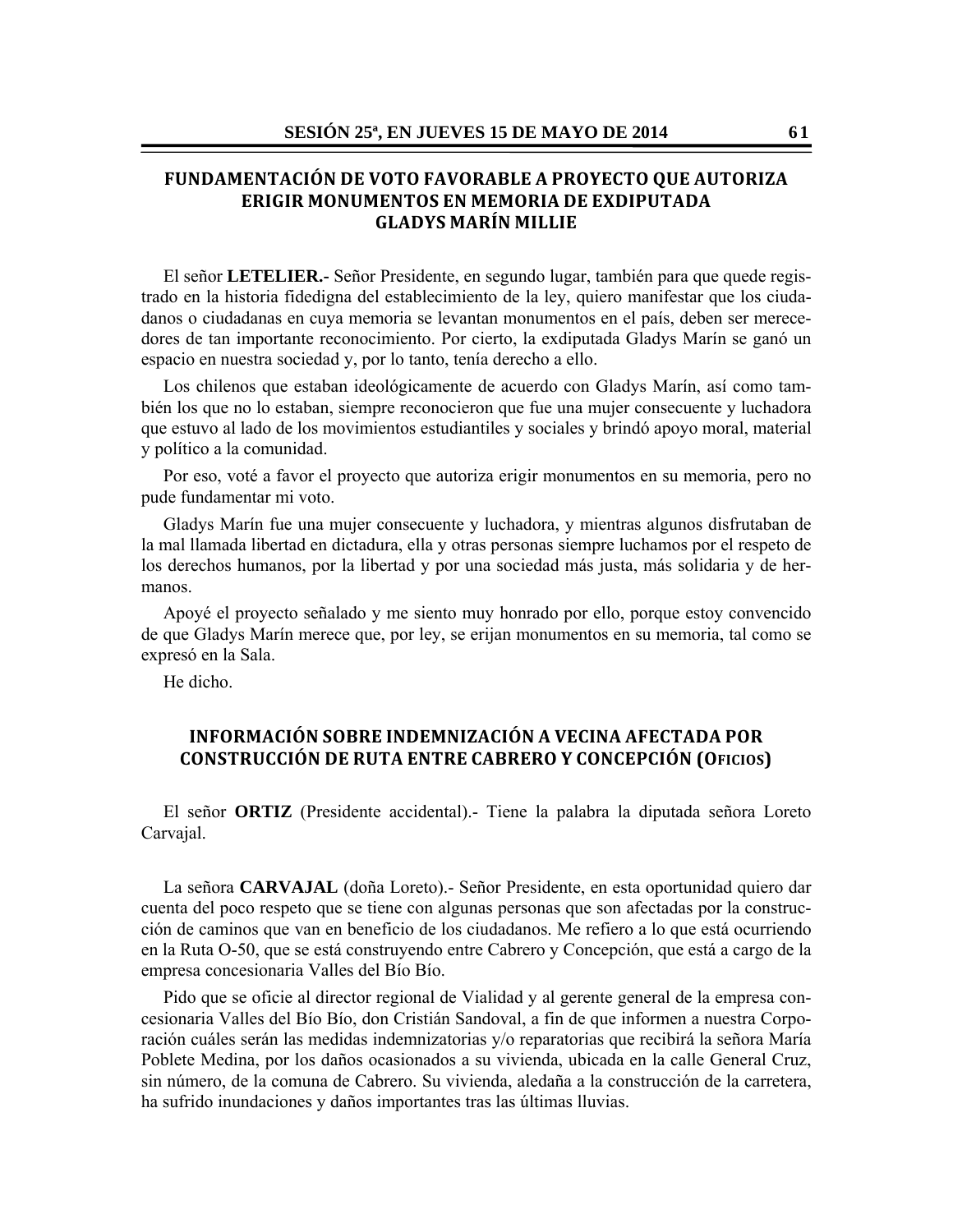## FUNDAMENTACIÓN DE VOTO FAVORABLE A PROYECTO QUE AUTORIZA ERIGIR MONUMENTOS EN MEMORIA DE EXDIPUTADA GLADYS MARÍN MILLIE

El señor **LETELIER.-** Señor Presidente, en segundo lugar, también para que quede registrado en la historia fidedigna del establecimiento de la ley, quiero manifestar que los ciudadanos o ciudadanas en cuya memoria se levantan monumentos en el país, deben ser merecedores de tan importante reconocimiento. Por cierto, la exdiputada Gladys Marín se ganó un espacio en nuestra sociedad y, por lo tanto, tenía derecho a ello.

Los chilenos que estaban ideológicamente de acuerdo con Gladys Marín, así como también los que no lo estaban, siempre reconocieron que fue una mujer consecuente y luchadora que estuvo al lado de los movimientos estudiantiles y sociales y brindó apoyo moral, material y político a la comunidad.

Por eso, voté a favor el proyecto que autoriza erigir monumentos en su memoria, pero no pude fundamentar mi voto.

Gladys Marín fue una mujer consecuente y luchadora, y mientras algunos disfrutaban de la mal llamada libertad en dictadura, ella y otras personas siempre luchamos por el respeto de los derechos humanos, por la libertad y por una sociedad más justa, más solidaria y de hermanos.

Apoyé el proyecto señalado y me siento muy honrado por ello, porque estoy convencido de que Gladys Marín merece que, por ley, se erijan monumentos en su memoria, tal como se expresó en la Sala.

He dicho.

## INFORMACIÓN SOBRE INDEMNIZACIÓN A VECINA AFECTADA POR CONSTRUCCIÓN DE RUTA ENTRE CABRERO Y CONCEPCIÓN (OFICIOS)

El señor **ORTIZ** (Presidente accidental).- Tiene la palabra la diputada señora Loreto Carvajal.

La señora **CARVAJAL** (doña Loreto).- Señor Presidente, en esta oportunidad quiero dar cuenta del poco respeto que se tiene con algunas personas que son afectadas por la construcción de caminos que van en beneficio de los ciudadanos. Me refiero a lo que está ocurriendo en la Ruta O-50, que se está construyendo entre Cabrero y Concepción, que está a cargo de la empresa concesionaria Valles del Bío Bío.

Pido que se oficie al director regional de Vialidad y al gerente general de la empresa concesionaria Valles del Bío Bío, don Cristián Sandoval, a fin de que informen a nuestra Corporación cuáles serán las medidas indemnizatorias y/o reparatorias que recibirá la señora María Poblete Medina, por los daños ocasionados a su vivienda, ubicada en la calle General Cruz, sin número, de la comuna de Cabrero. Su vivienda, aledaña a la construcción de la carretera, ha sufrido inundaciones y daños importantes tras las últimas lluvias.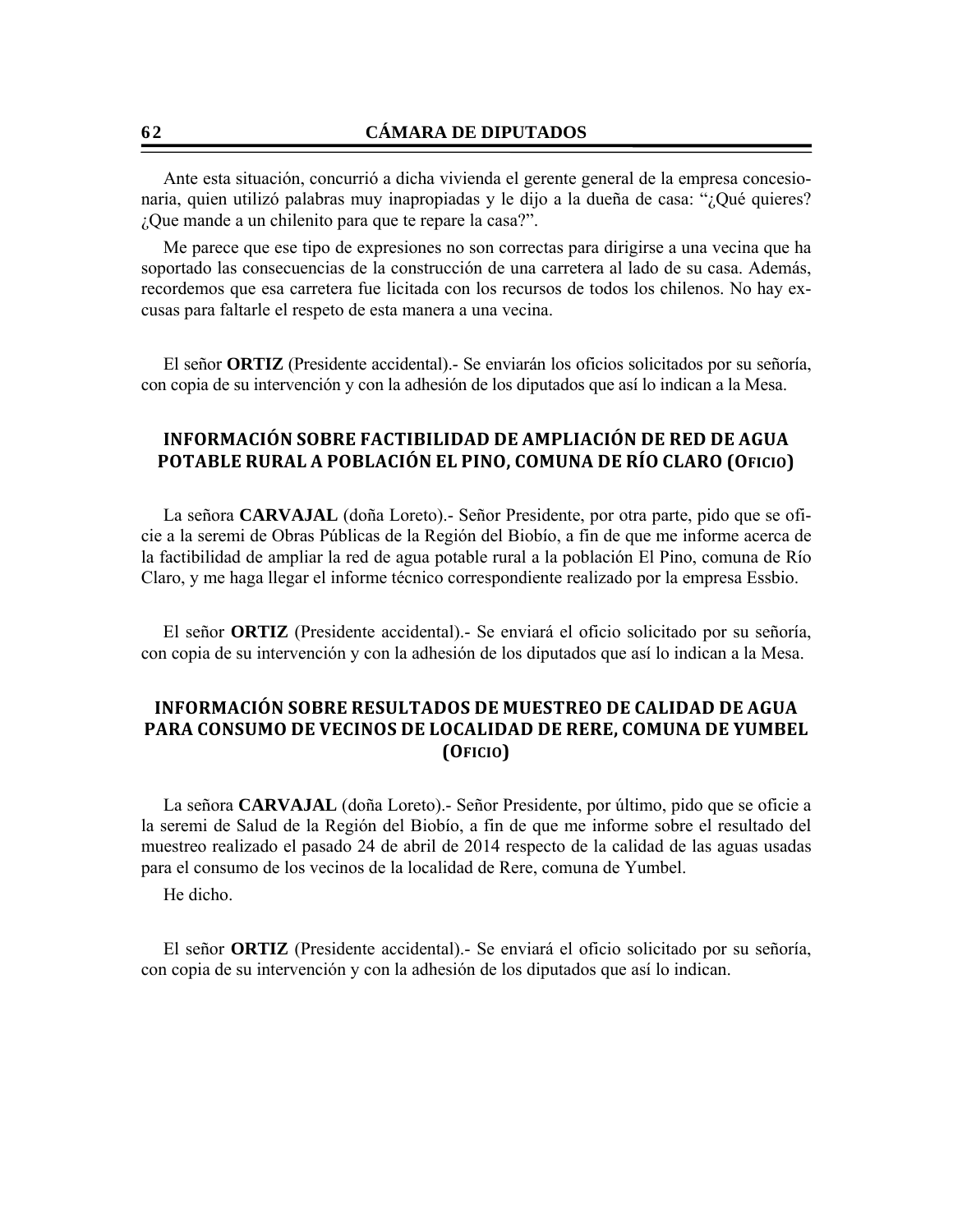Ante esta situación, concurrió a dicha vivienda el gerente general de la empresa concesionaria, quien utilizó palabras muy inapropiadas y le dijo a la dueña de casa: "¿Qué quieres? ¿Que mande a un chilenito para que te repare la casa?".

Me parece que ese tipo de expresiones no son correctas para dirigirse a una vecina que ha soportado las consecuencias de la construcción de una carretera al lado de su casa. Además, recordemos que esa carretera fue licitada con los recursos de todos los chilenos. No hay excusas para faltarle el respeto de esta manera a una vecina.

El señor **ORTIZ** (Presidente accidental).- Se enviarán los oficios solicitados por su señoría, con copia de su intervención y con la adhesión de los diputados que así lo indican a la Mesa.

## INFORMACIÓN SOBRE FACTIBILIDAD DE AMPLIACIÓN DE RED DE AGUA POTABLE RURAL A POBLACIÓN EL PINO, COMUNA DE RÍO CLARO (OFICIO)

La señora **CARVAJAL** (doña Loreto).- Señor Presidente, por otra parte, pido que se oficie a la seremi de Obras Públicas de la Región del Biobío, a fin de que me informe acerca de la factibilidad de ampliar la red de agua potable rural a la población El Pino, comuna de Río Claro, y me haga llegar el informe técnico correspondiente realizado por la empresa Essbio.

El señor **ORTIZ** (Presidente accidental).- Se enviará el oficio solicitado por su señoría, con copia de su intervención y con la adhesión de los diputados que así lo indican a la Mesa.

## INFORMACIÓN SOBRE RESULTADOS DE MUESTREO DE CALIDAD DE AGUA PARA CONSUMO DE VECINOS DE LOCALIDAD DE RERE, COMUNA DE YUMBEL (OFICIO)

La señora **CARVAJAL** (doña Loreto).- Señor Presidente, por último, pido que se oficie a la seremi de Salud de la Región del Biobío, a fin de que me informe sobre el resultado del muestreo realizado el pasado 24 de abril de 2014 respecto de la calidad de las aguas usadas para el consumo de los vecinos de la localidad de Rere, comuna de Yumbel.

He dicho.

El señor **ORTIZ** (Presidente accidental).- Se enviará el oficio solicitado por su señoría, con copia de su intervención y con la adhesión de los diputados que así lo indican.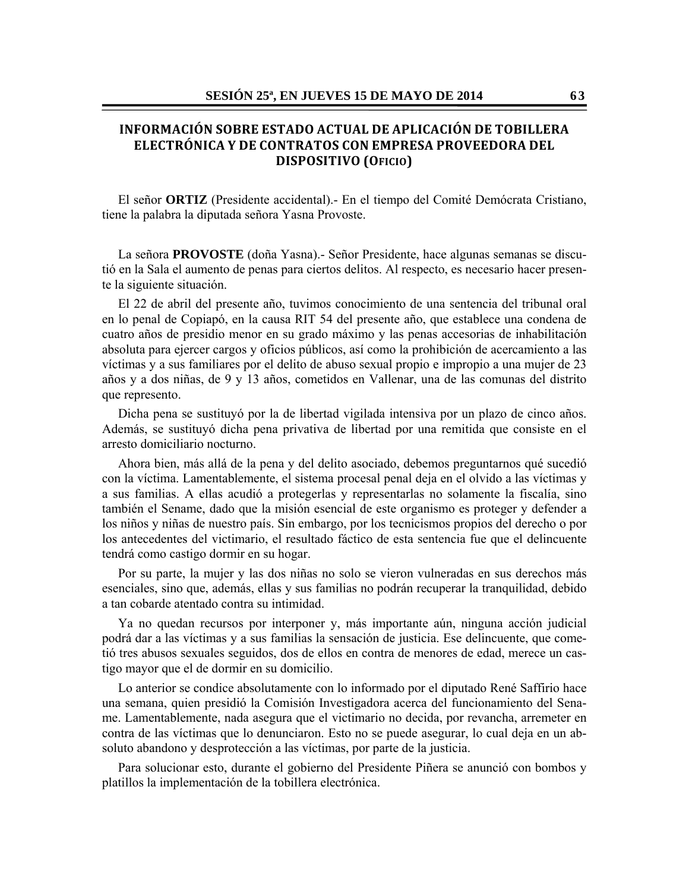## INFORMACIÓN SOBRE ESTADO ACTUAL DE APLICACIÓN DE TOBILLERA ELECTRÓNICA Y DE CONTRATOS CON EMPRESA PROVEEDORA DEL DISPOSITIVO (OFICIO)

El señor **ORTIZ** (Presidente accidental).- En el tiempo del Comité Demócrata Cristiano, tiene la palabra la diputada señora Yasna Provoste.

La señora **PROVOSTE** (doña Yasna).- Señor Presidente, hace algunas semanas se discutió en la Sala el aumento de penas para ciertos delitos. Al respecto, es necesario hacer presente la siguiente situación.

El 22 de abril del presente año, tuvimos conocimiento de una sentencia del tribunal oral en lo penal de Copiapó, en la causa RIT 54 del presente año, que establece una condena de cuatro años de presidio menor en su grado máximo y las penas accesorias de inhabilitación absoluta para ejercer cargos y oficios públicos, así como la prohibición de acercamiento a las víctimas y a sus familiares por el delito de abuso sexual propio e impropio a una mujer de 23 años y a dos niñas, de 9 y 13 años, cometidos en Vallenar, una de las comunas del distrito que represento.

Dicha pena se sustituyó por la de libertad vigilada intensiva por un plazo de cinco años. Además, se sustituyó dicha pena privativa de libertad por una remitida que consiste en el arresto domiciliario nocturno.

Ahora bien, más allá de la pena y del delito asociado, debemos preguntarnos qué sucedió con la víctima. Lamentablemente, el sistema procesal penal deja en el olvido a las víctimas y a sus familias. A ellas acudió a protegerlas y representarlas no solamente la fiscalía, sino también el Sename, dado que la misión esencial de este organismo es proteger y defender a los niños y niñas de nuestro país. Sin embargo, por los tecnicismos propios del derecho o por los antecedentes del victimario, el resultado fáctico de esta sentencia fue que el delincuente tendrá como castigo dormir en su hogar.

Por su parte, la mujer y las dos niñas no solo se vieron vulneradas en sus derechos más esenciales, sino que, además, ellas y sus familias no podrán recuperar la tranquilidad, debido a tan cobarde atentado contra su intimidad.

Ya no quedan recursos por interponer y, más importante aún, ninguna acción judicial podrá dar a las víctimas y a sus familias la sensación de justicia. Ese delincuente, que cometió tres abusos sexuales seguidos, dos de ellos en contra de menores de edad, merece un castigo mayor que el de dormir en su domicilio.

Lo anterior se condice absolutamente con lo informado por el diputado René Saffirio hace una semana, quien presidió la Comisión Investigadora acerca del funcionamiento del Sename. Lamentablemente, nada asegura que el victimario no decida, por revancha, arremeter en contra de las víctimas que lo denunciaron. Esto no se puede asegurar, lo cual deja en un absoluto abandono y desprotección a las víctimas, por parte de la justicia.

Para solucionar esto, durante el gobierno del Presidente Piñera se anunció con bombos y platillos la implementación de la tobillera electrónica.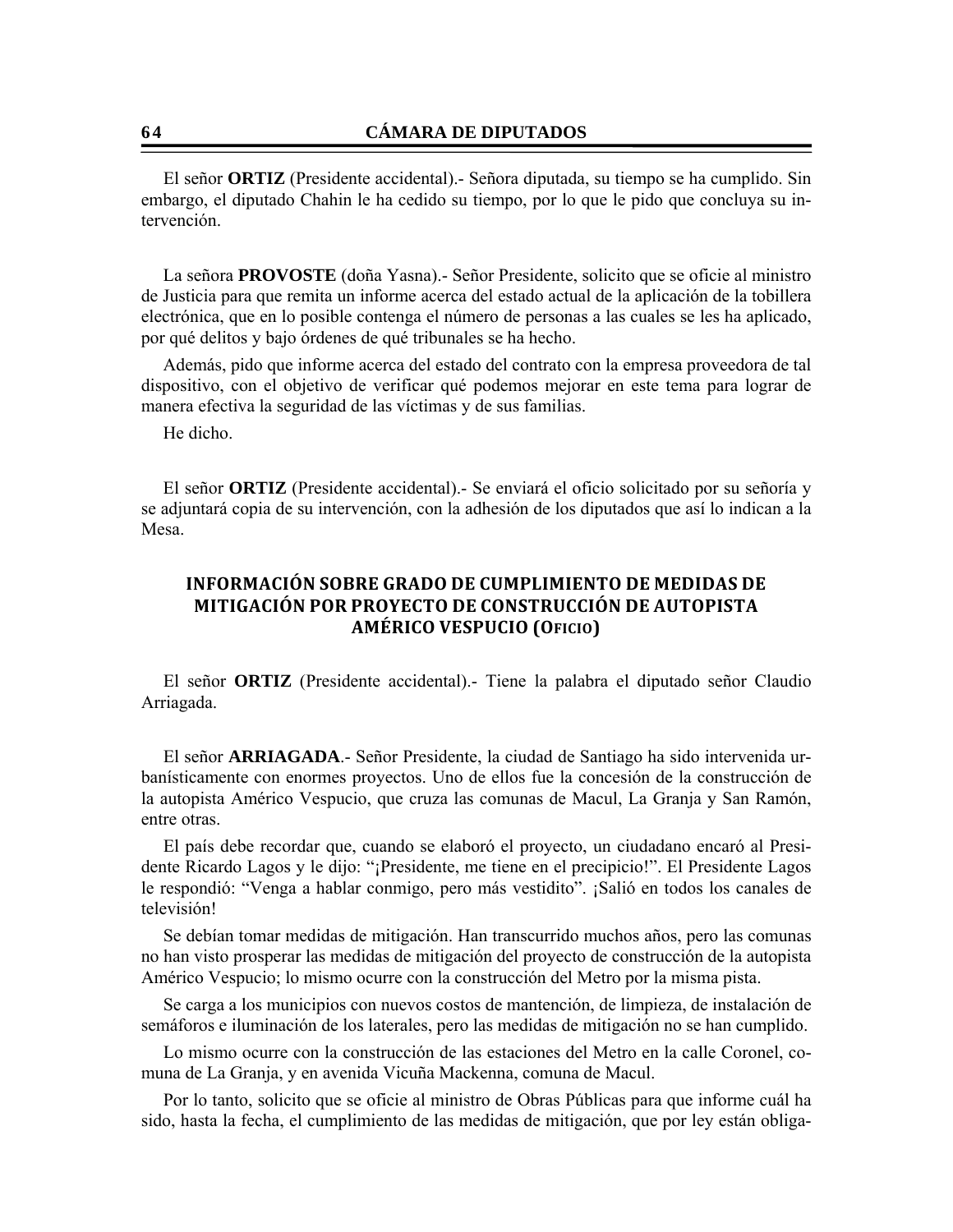El señor **ORTIZ** (Presidente accidental).- Señora diputada, su tiempo se ha cumplido. Sin embargo, el diputado Chahin le ha cedido su tiempo, por lo que le pido que concluya su intervención.

La señora **PROVOSTE** (doña Yasna).- Señor Presidente, solicito que se oficie al ministro de Justicia para que remita un informe acerca del estado actual de la aplicación de la tobillera electrónica, que en lo posible contenga el número de personas a las cuales se les ha aplicado, por qué delitos y bajo órdenes de qué tribunales se ha hecho.

Además, pido que informe acerca del estado del contrato con la empresa proveedora de tal dispositivo, con el objetivo de verificar qué podemos mejorar en este tema para lograr de manera efectiva la seguridad de las víctimas y de sus familias.

He dicho.

El señor **ORTIZ** (Presidente accidental).- Se enviará el oficio solicitado por su señoría y se adjuntará copia de su intervención, con la adhesión de los diputados que así lo indican a la Mesa.

## INFORMACIÓN SOBRE GRADO DE CUMPLIMIENTO DE MEDIDAS DE MITIGACIÓN POR PROYECTO DE CONSTRUCCIÓN DE AUTOPISTA AMÉRICO VESPUCIO (OFICIO)

El señor **ORTIZ** (Presidente accidental).- Tiene la palabra el diputado señor Claudio Arriagada.

El señor **ARRIAGADA**.- Señor Presidente, la ciudad de Santiago ha sido intervenida urbanísticamente con enormes proyectos. Uno de ellos fue la concesión de la construcción de la autopista Américo Vespucio, que cruza las comunas de Macul, La Granja y San Ramón, entre otras.

El país debe recordar que, cuando se elaboró el proyecto, un ciudadano encaró al Presidente Ricardo Lagos y le dijo: "¡Presidente, me tiene en el precipicio!". El Presidente Lagos le respondió: "Venga a hablar conmigo, pero más vestidito". ¡Salió en todos los canales de televisión!

Se debían tomar medidas de mitigación. Han transcurrido muchos años, pero las comunas no han visto prosperar las medidas de mitigación del proyecto de construcción de la autopista Américo Vespucio; lo mismo ocurre con la construcción del Metro por la misma pista.

Se carga a los municipios con nuevos costos de mantención, de limpieza, de instalación de semáforos e iluminación de los laterales, pero las medidas de mitigación no se han cumplido.

Lo mismo ocurre con la construcción de las estaciones del Metro en la calle Coronel, comuna de La Granja, y en avenida Vicuña Mackenna, comuna de Macul.

Por lo tanto, solicito que se oficie al ministro de Obras Públicas para que informe cuál ha sido, hasta la fecha, el cumplimiento de las medidas de mitigación, que por ley están obliga-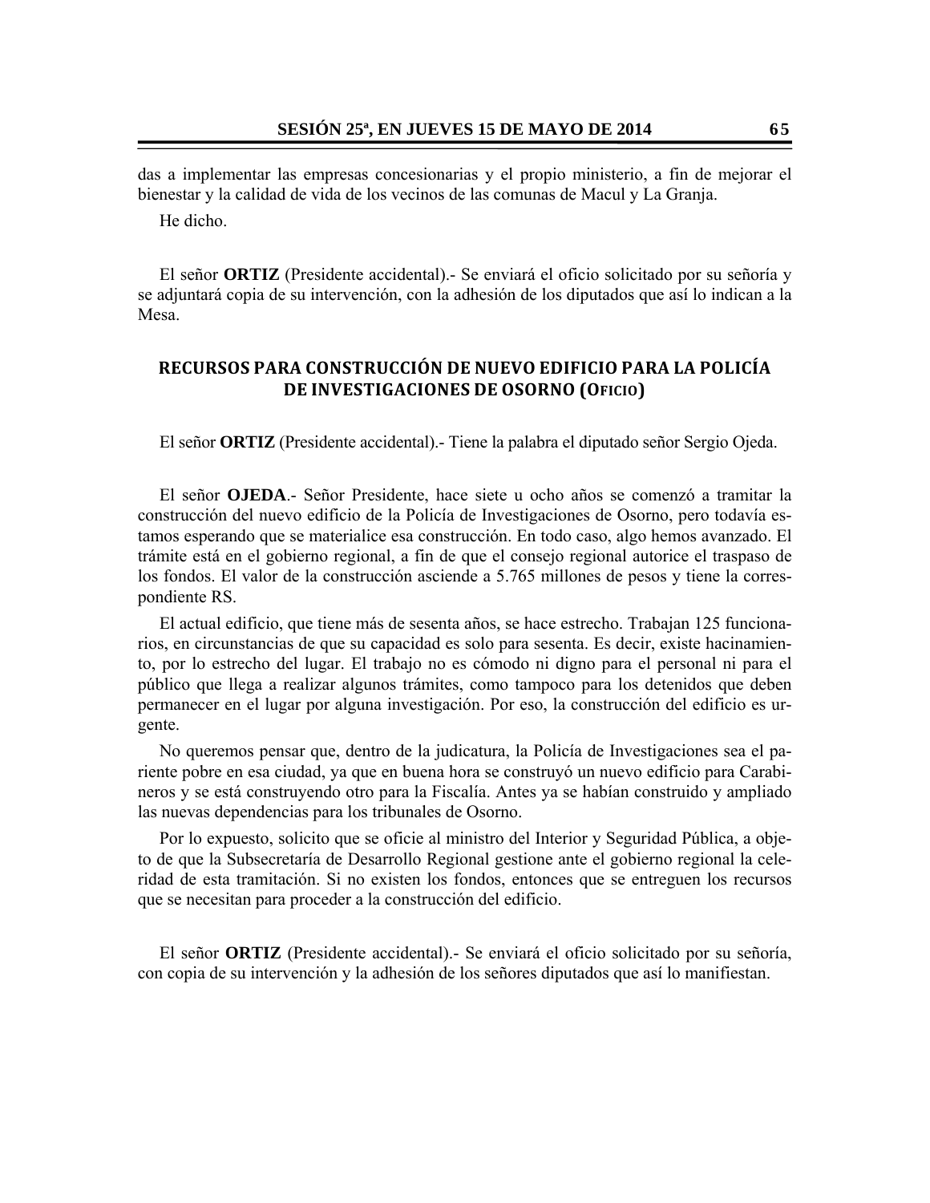das a implementar las empresas concesionarias y el propio ministerio, a fin de mejorar el bienestar y la calidad de vida de los vecinos de las comunas de Macul y La Granja.

He dicho.

El señor **ORTIZ** (Presidente accidental).- Se enviará el oficio solicitado por su señoría y se adjuntará copia de su intervención, con la adhesión de los diputados que así lo indican a la Mesa.

## RECURSOS PARA CONSTRUCCIÓN DE NUEVO EDIFICIO PARA LA POLICÍA DE INVESTIGACIONES DE OSORNO (OFICIO)

El señor **ORTIZ** (Presidente accidental).- Tiene la palabra el diputado señor Sergio Ojeda.

El señor **OJEDA**.- Señor Presidente, hace siete u ocho años se comenzó a tramitar la construcción del nuevo edificio de la Policía de Investigaciones de Osorno, pero todavía estamos esperando que se materialice esa construcción. En todo caso, algo hemos avanzado. El trámite está en el gobierno regional, a fin de que el consejo regional autorice el traspaso de los fondos. El valor de la construcción asciende a 5.765 millones de pesos y tiene la correspondiente RS.

El actual edificio, que tiene más de sesenta años, se hace estrecho. Trabajan 125 funcionarios, en circunstancias de que su capacidad es solo para sesenta. Es decir, existe hacinamiento, por lo estrecho del lugar. El trabajo no es cómodo ni digno para el personal ni para el público que llega a realizar algunos trámites, como tampoco para los detenidos que deben permanecer en el lugar por alguna investigación. Por eso, la construcción del edificio es urgente.

No queremos pensar que, dentro de la judicatura, la Policía de Investigaciones sea el pariente pobre en esa ciudad, ya que en buena hora se construyó un nuevo edificio para Carabineros y se está construyendo otro para la Fiscalía. Antes ya se habían construido y ampliado las nuevas dependencias para los tribunales de Osorno.

Por lo expuesto, solicito que se oficie al ministro del Interior y Seguridad Pública, a objeto de que la Subsecretaría de Desarrollo Regional gestione ante el gobierno regional la celeridad de esta tramitación. Si no existen los fondos, entonces que se entreguen los recursos que se necesitan para proceder a la construcción del edificio.

El señor **ORTIZ** (Presidente accidental).- Se enviará el oficio solicitado por su señoría, con copia de su intervención y la adhesión de los señores diputados que así lo manifiestan.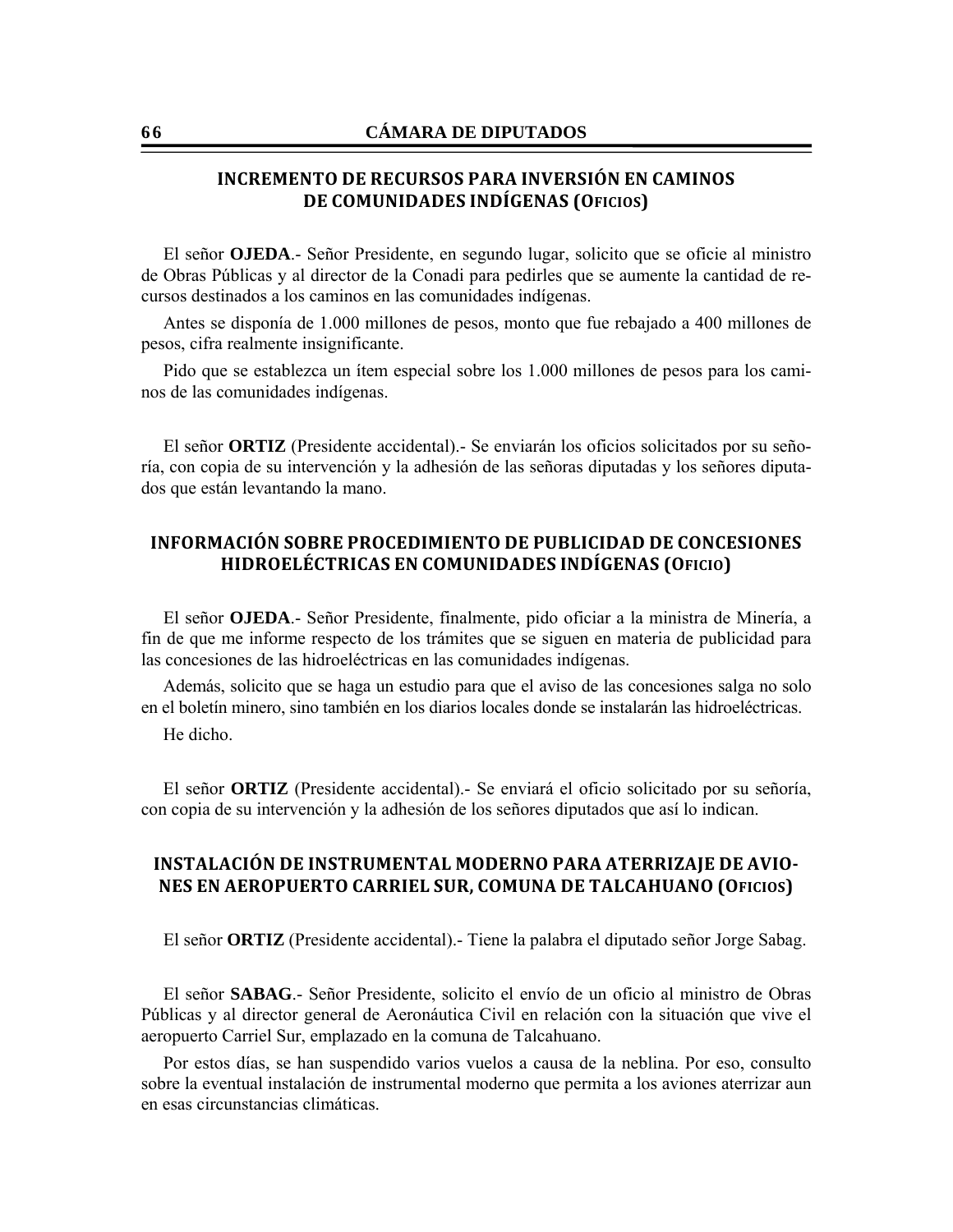## INCREMENTO DE RECURSOS PARA INVERSIÓN EN CAMINOS DE COMUNIDADES INDÍGENAS (OFICIOS)

El señor **OJEDA**.- Señor Presidente, en segundo lugar, solicito que se oficie al ministro de Obras Públicas y al director de la Conadi para pedirles que se aumente la cantidad de recursos destinados a los caminos en las comunidades indígenas.

Antes se disponía de 1.000 millones de pesos, monto que fue rebajado a 400 millones de pesos, cifra realmente insignificante.

Pido que se establezca un ítem especial sobre los 1.000 millones de pesos para los caminos de las comunidades indígenas.

El señor **ORTIZ** (Presidente accidental).- Se enviarán los oficios solicitados por su señoría, con copia de su intervención y la adhesión de las señoras diputadas y los señores diputados que están levantando la mano.

## INFORMACIÓN SOBRE PROCEDIMIENTO DE PUBLICIDAD DE CONCESIONES HIDROELÉCTRICAS EN COMUNIDADES INDÍGENAS (OFICIO)

El señor **OJEDA**.- Señor Presidente, finalmente, pido oficiar a la ministra de Minería, a fin de que me informe respecto de los trámites que se siguen en materia de publicidad para las concesiones de las hidroeléctricas en las comunidades indígenas.

Además, solicito que se haga un estudio para que el aviso de las concesiones salga no solo en el boletín minero, sino también en los diarios locales donde se instalarán las hidroeléctricas.

He dicho.

El señor **ORTIZ** (Presidente accidental).- Se enviará el oficio solicitado por su señoría, con copia de su intervención y la adhesión de los señores diputados que así lo indican.

## INSTALACIÓN DE INSTRUMENTAL MODERNO PARA ATERRIZAJE DE AVIONES EN AEROPUERTO CARRIEL SUR, COMUNA DE TALCAHUANO (OFICIOS)

El señor **ORTIZ** (Presidente accidental).- Tiene la palabra el diputado señor Jorge Sabag.

El señor **SABAG**.- Señor Presidente, solicito el envío de un oficio al ministro de Obras Públicas y al director general de Aeronáutica Civil en relación con la situación que vive el aeropuerto Carriel Sur, emplazado en la comuna de Talcahuano.

Por estos días, se han suspendido varios vuelos a causa de la neblina. Por eso, consulto sobre la eventual instalación de instrumental moderno que permita a los aviones aterrizar aun en esas circunstancias climáticas.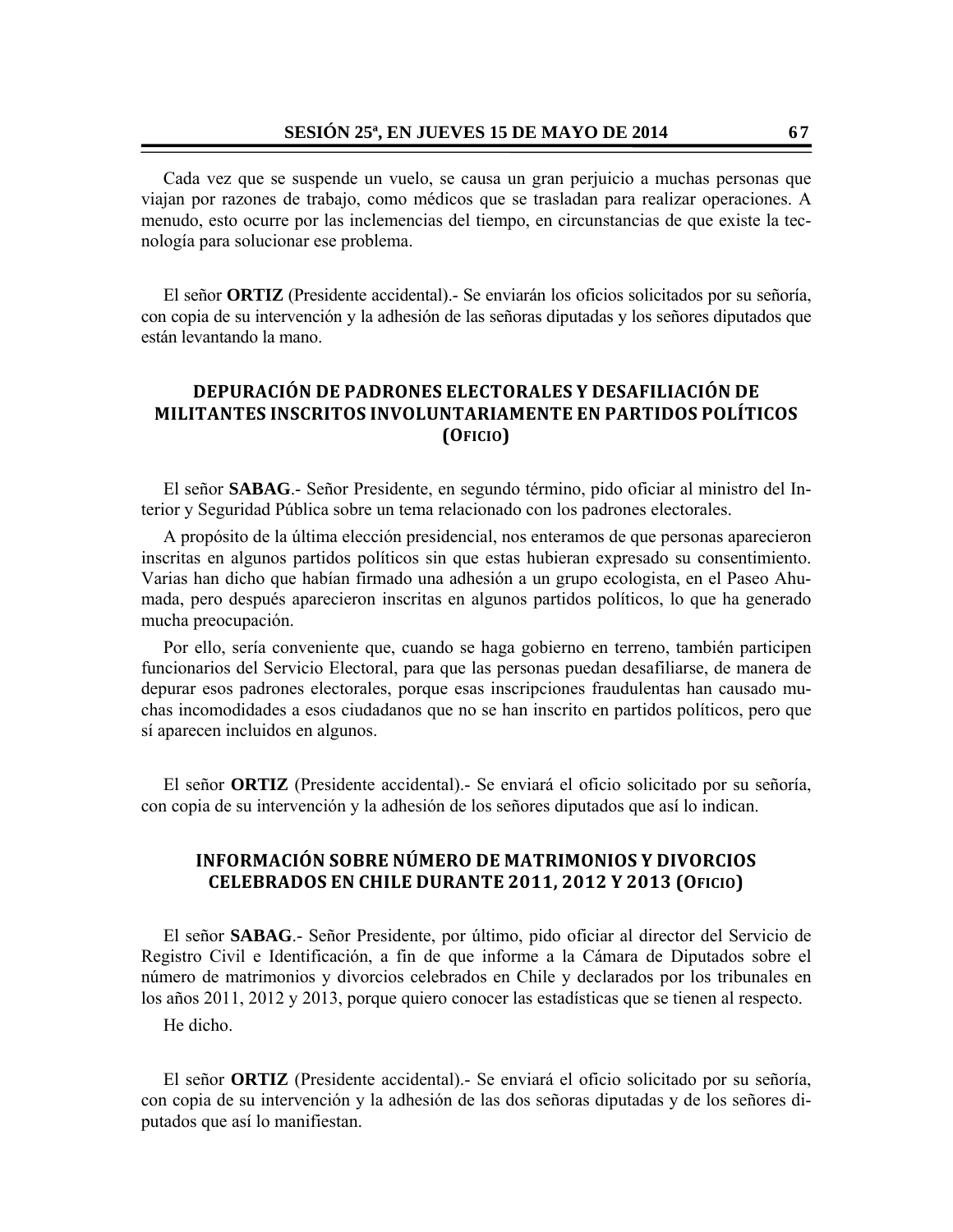Cada vez que se suspende un vuelo, se causa un gran perjuicio a muchas personas que viajan por razones de trabajo, como médicos que se trasladan para realizar operaciones. A menudo, esto ocurre por las inclemencias del tiempo, en circunstancias de que existe la tecnología para solucionar ese problema.

El señor **ORTIZ** (Presidente accidental).- Se enviarán los oficios solicitados por su señoría, con copia de su intervención y la adhesión de las señoras diputadas y los señores diputados que están levantando la mano.

## DEPURACIÓN DE PADRONES ELECTORALES Y DESAFILIACIÓN DE MILITANTES INSCRITOS INVOLUNTARIAMENTE EN PARTIDOS POLÍTICOS (OFICIO)

El señor **SABAG**.- Señor Presidente, en segundo término, pido oficiar al ministro del Interior y Seguridad Pública sobre un tema relacionado con los padrones electorales.

A propósito de la última elección presidencial, nos enteramos de que personas aparecieron inscritas en algunos partidos políticos sin que estas hubieran expresado su consentimiento. Varias han dicho que habían firmado una adhesión a un grupo ecologista, en el Paseo Ahumada, pero después aparecieron inscritas en algunos partidos políticos, lo que ha generado mucha preocupación.

Por ello, sería conveniente que, cuando se haga gobierno en terreno, también participen funcionarios del Servicio Electoral, para que las personas puedan desafiliarse, de manera de depurar esos padrones electorales, porque esas inscripciones fraudulentas han causado muchas incomodidades a esos ciudadanos que no se han inscrito en partidos políticos, pero que sí aparecen incluidos en algunos.

El señor **ORTIZ** (Presidente accidental).- Se enviará el oficio solicitado por su señoría, con copia de su intervención y la adhesión de los señores diputados que así lo indican.

## INFORMACIÓN SOBRE NÚMERO DE MATRIMONIOS Y DIVORCIOS CELEBRADOS EN CHILE DURANTE 2011, 2012 Y 2013 (OFICIO)

El señor **SABAG**.- Señor Presidente, por último, pido oficiar al director del Servicio de Registro Civil e Identificación, a fin de que informe a la Cámara de Diputados sobre el número de matrimonios y divorcios celebrados en Chile y declarados por los tribunales en los años 2011, 2012 y 2013, porque quiero conocer las estadísticas que se tienen al respecto.

He dicho.

El señor **ORTIZ** (Presidente accidental).- Se enviará el oficio solicitado por su señoría, con copia de su intervención y la adhesión de las dos señoras diputadas y de los señores diputados que así lo manifiestan.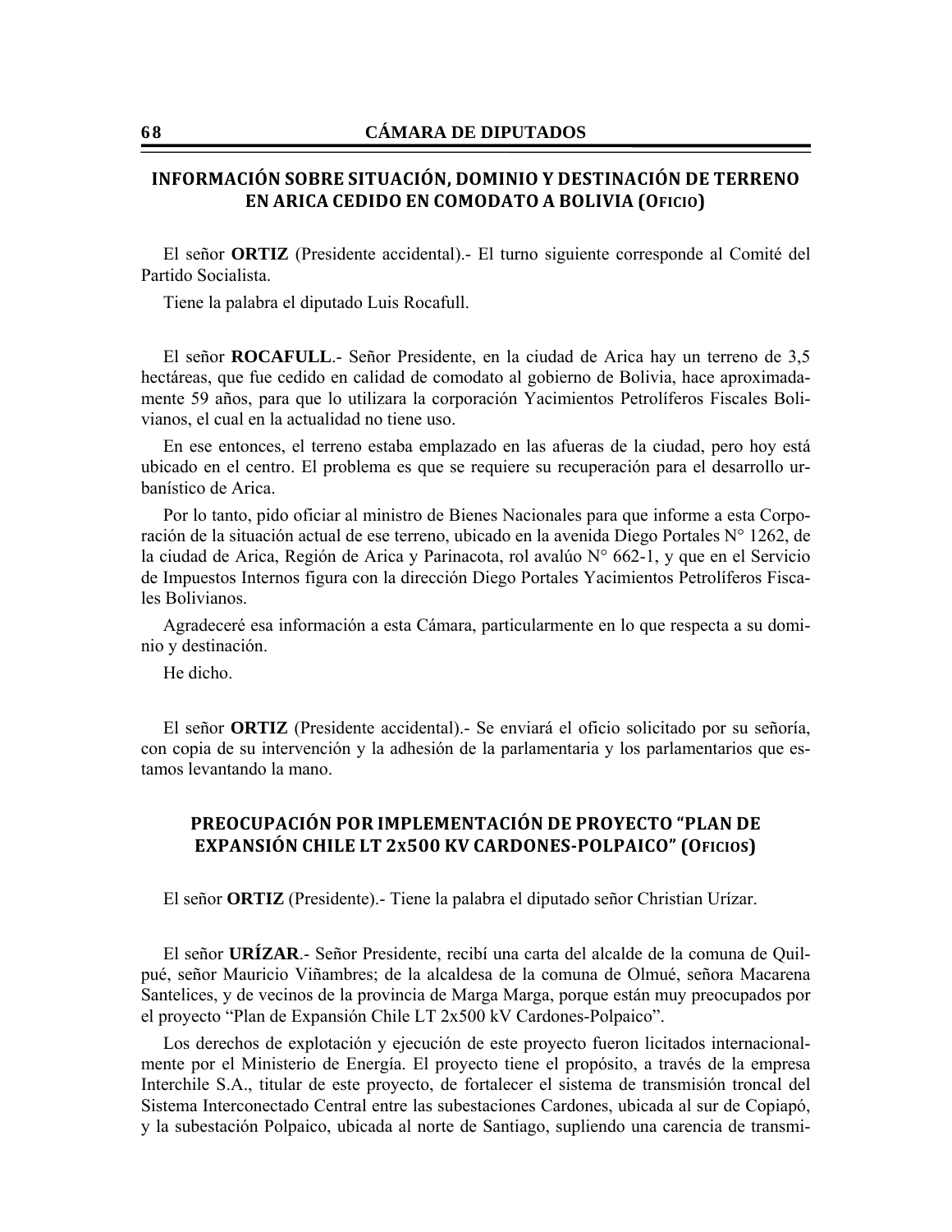## INFORMACIÓN SOBRE SITUACIÓN, DOMINIO Y DESTINACIÓN DE TERRENO EN ARICA CEDIDO EN COMODATO A BOLIVIA (OFICIO)

El señor **ORTIZ** (Presidente accidental).- El turno siguiente corresponde al Comité del Partido Socialista.

Tiene la palabra el diputado Luis Rocafull.

El señor **ROCAFULL**.- Señor Presidente, en la ciudad de Arica hay un terreno de 3,5 hectáreas, que fue cedido en calidad de comodato al gobierno de Bolivia, hace aproximadamente 59 años, para que lo utilizara la corporación Yacimientos Petrolíferos Fiscales Bolivianos, el cual en la actualidad no tiene uso.

En ese entonces, el terreno estaba emplazado en las afueras de la ciudad, pero hoy está ubicado en el centro. El problema es que se requiere su recuperación para el desarrollo urbanístico de Arica.

Por lo tanto, pido oficiar al ministro de Bienes Nacionales para que informe a esta Corporación de la situación actual de ese terreno, ubicado en la avenida Diego Portales N° 1262, de la ciudad de Arica, Región de Arica y Parinacota, rol avalúo N° 662-1, y que en el Servicio de Impuestos Internos figura con la dirección Diego Portales Yacimientos Petrolíferos Fiscales Bolivianos.

Agradeceré esa información a esta Cámara, particularmente en lo que respecta a su dominio y destinación.

He dicho.

El señor **ORTIZ** (Presidente accidental).- Se enviará el oficio solicitado por su señoría, con copia de su intervención y la adhesión de la parlamentaria y los parlamentarios que estamos levantando la mano.

## PREOCUPACIÓN POR IMPLEMENTACIÓN DE PROYECTO "PLAN DE EXPANSIÓN CHILE LT 2x500 KV CARDONES-POLPAICO" (OFICIOS)

El señor **ORTIZ** (Presidente).- Tiene la palabra el diputado señor Christian Urízar.

El señor **URÍZAR**.- Señor Presidente, recibí una carta del alcalde de la comuna de Quilpué, señor Mauricio Viñambres; de la alcaldesa de la comuna de Olmué, señora Macarena Santelices, y de vecinos de la provincia de Marga Marga, porque están muy preocupados por el proyecto "Plan de Expansión Chile LT 2x500 kV Cardones-Polpaico".

Los derechos de explotación y ejecución de este proyecto fueron licitados internacionalmente por el Ministerio de Energía. El proyecto tiene el propósito, a través de la empresa Interchile S.A., titular de este proyecto, de fortalecer el sistema de transmisión troncal del Sistema Interconectado Central entre las subestaciones Cardones, ubicada al sur de Copiapó, y la subestación Polpaico, ubicada al norte de Santiago, supliendo una carencia de transmi-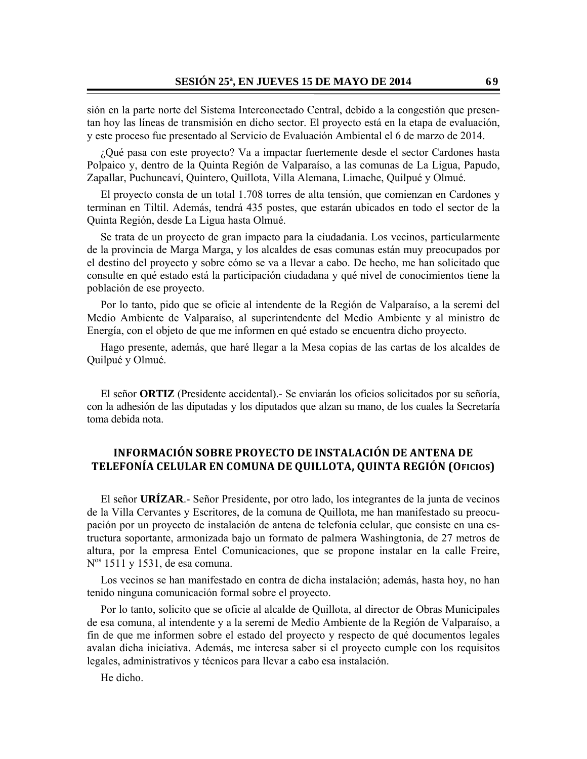sión en la parte norte del Sistema Interconectado Central, debido a la congestión que presentan hoy las líneas de transmisión en dicho sector. El proyecto está en la etapa de evaluación, y este proceso fue presentado al Servicio de Evaluación Ambiental el 6 de marzo de 2014.

¿Qué pasa con este proyecto? Va a impactar fuertemente desde el sector Cardones hasta Polpaico y, dentro de la Quinta Región de Valparaíso, a las comunas de La Ligua, Papudo, Zapallar, Puchuncaví, Quintero, Quillota, Villa Alemana, Limache, Quilpué y Olmué.

El proyecto consta de un total 1.708 torres de alta tensión, que comienzan en Cardones y terminan en Tiltil. Además, tendrá 435 postes, que estarán ubicados en todo el sector de la Quinta Región, desde La Ligua hasta Olmué.

Se trata de un proyecto de gran impacto para la ciudadanía. Los vecinos, particularmente de la provincia de Marga Marga, y los alcaldes de esas comunas están muy preocupados por el destino del proyecto y sobre cómo se va a llevar a cabo. De hecho, me han solicitado que consulte en qué estado está la participación ciudadana y qué nivel de conocimientos tiene la población de ese proyecto.

Por lo tanto, pido que se oficie al intendente de la Región de Valparaíso, a la seremi del Medio Ambiente de Valparaíso, al superintendente del Medio Ambiente y al ministro de Energía, con el objeto de que me informen en qué estado se encuentra dicho proyecto.

Hago presente, además, que haré llegar a la Mesa copias de las cartas de los alcaldes de Quilpué y Olmué.

El señor **ORTIZ** (Presidente accidental).- Se enviarán los oficios solicitados por su señoría, con la adhesión de las diputadas y los diputados que alzan su mano, de los cuales la Secretaría toma debida nota.

## INFORMACIÓN SOBRE PROYECTO DE INSTALACIÓN DE ANTENA DE TELEFONÍA CELULAR EN COMUNA DE QUILLOTA, QUINTA REGIÓN (OFICIOS)

El señor **URÍZAR**.- Señor Presidente, por otro lado, los integrantes de la junta de vecinos de la Villa Cervantes y Escritores, de la comuna de Quillota, me han manifestado su preocupación por un proyecto de instalación de antena de telefonía celular, que consiste en una estructura soportante, armonizada bajo un formato de palmera Washingtonia, de 27 metros de altura, por la empresa Entel Comunicaciones, que se propone instalar en la calle Freire, N[os] 1511 y 1531, de esa comuna.

Los vecinos se han manifestado en contra de dicha instalación; además, hasta hoy, no han tenido ninguna comunicación formal sobre el proyecto.

Por lo tanto, solicito que se oficie al alcalde de Quillota, al director de Obras Municipales de esa comuna, al intendente y a la seremi de Medio Ambiente de la Región de Valparaíso, a fin de que me informen sobre el estado del proyecto y respecto de qué documentos legales avalan dicha iniciativa. Además, me interesa saber si el proyecto cumple con los requisitos legales, administrativos y técnicos para llevar a cabo esa instalación.

He dicho.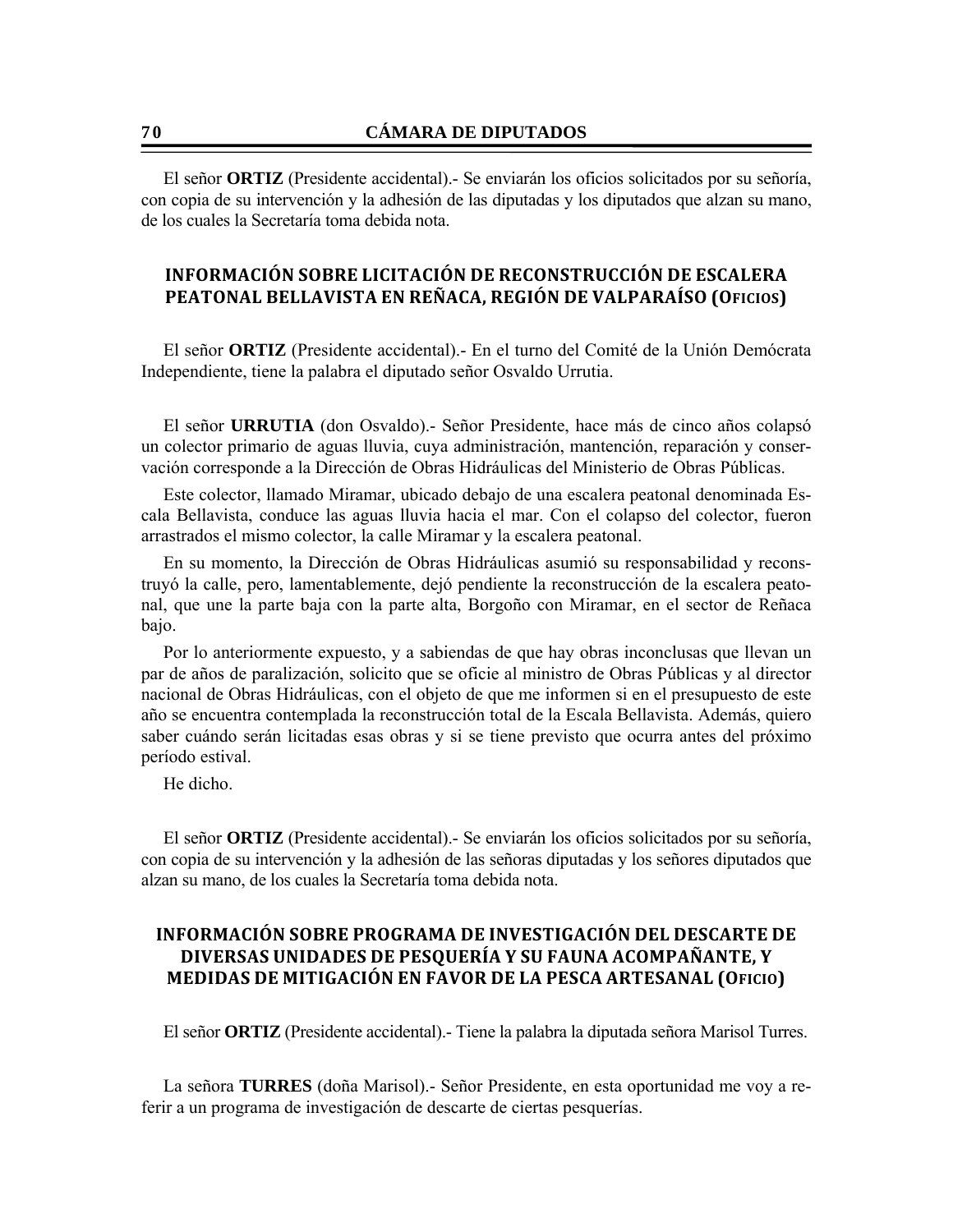El señor **ORTIZ** (Presidente accidental).- Se enviarán los oficios solicitados por su señoría, con copia de su intervención y la adhesión de las diputadas y los diputados que alzan su mano, de los cuales la Secretaría toma debida nota.

## INFORMACIÓN SOBRE LICITACIÓN DE RECONSTRUCCIÓN DE ESCALERA PEATONAL BELLAVISTA EN REÑACA, REGIÓN DE VALPARAÍSO (OFICIOS)

El señor **ORTIZ** (Presidente accidental).- En el turno del Comité de la Unión Demócrata Independiente, tiene la palabra el diputado señor Osvaldo Urrutia.

El señor **URRUTIA** (don Osvaldo).- Señor Presidente, hace más de cinco años colapsó un colector primario de aguas lluvia, cuya administración, mantención, reparación y conservación corresponde a la Dirección de Obras Hidráulicas del Ministerio de Obras Públicas.

Este colector, llamado Miramar, ubicado debajo de una escalera peatonal denominada Escala Bellavista, conduce las aguas lluvia hacia el mar. Con el colapso del colector, fueron arrastrados el mismo colector, la calle Miramar y la escalera peatonal.

En su momento, la Dirección de Obras Hidráulicas asumió su responsabilidad y reconstruyó la calle, pero, lamentablemente, dejó pendiente la reconstrucción de la escalera peatonal, que une la parte baja con la parte alta, Borgoño con Miramar, en el sector de Reñaca bajo.

Por lo anteriormente expuesto, y a sabiendas de que hay obras inconclusas que llevan un par de años de paralización, solicito que se oficie al ministro de Obras Públicas y al director nacional de Obras Hidráulicas, con el objeto de que me informen si en el presupuesto de este año se encuentra contemplada la reconstrucción total de la Escala Bellavista. Además, quiero saber cuándo serán licitadas esas obras y si se tiene previsto que ocurra antes del próximo período estival.

He dicho.

El señor **ORTIZ** (Presidente accidental).- Se enviarán los oficios solicitados por su señoría, con copia de su intervención y la adhesión de las señoras diputadas y los señores diputados que alzan su mano, de los cuales la Secretaría toma debida nota.

## INFORMACIÓN SOBRE PROGRAMA DE INVESTIGACIÓN DEL DESCARTE DE DIVERSAS UNIDADES DE PESQUERÍA Y SU FAUNA ACOMPAÑANTE, Y MEDIDAS DE MITIGACIÓN EN FAVOR DE LA PESCA ARTESANAL (OFICIO)

El señor **ORTIZ** (Presidente accidental).- Tiene la palabra la diputada señora Marisol Turres.

La señora **TURRES** (doña Marisol).- Señor Presidente, en esta oportunidad me voy a referir a un programa de investigación de descarte de ciertas pesquerías.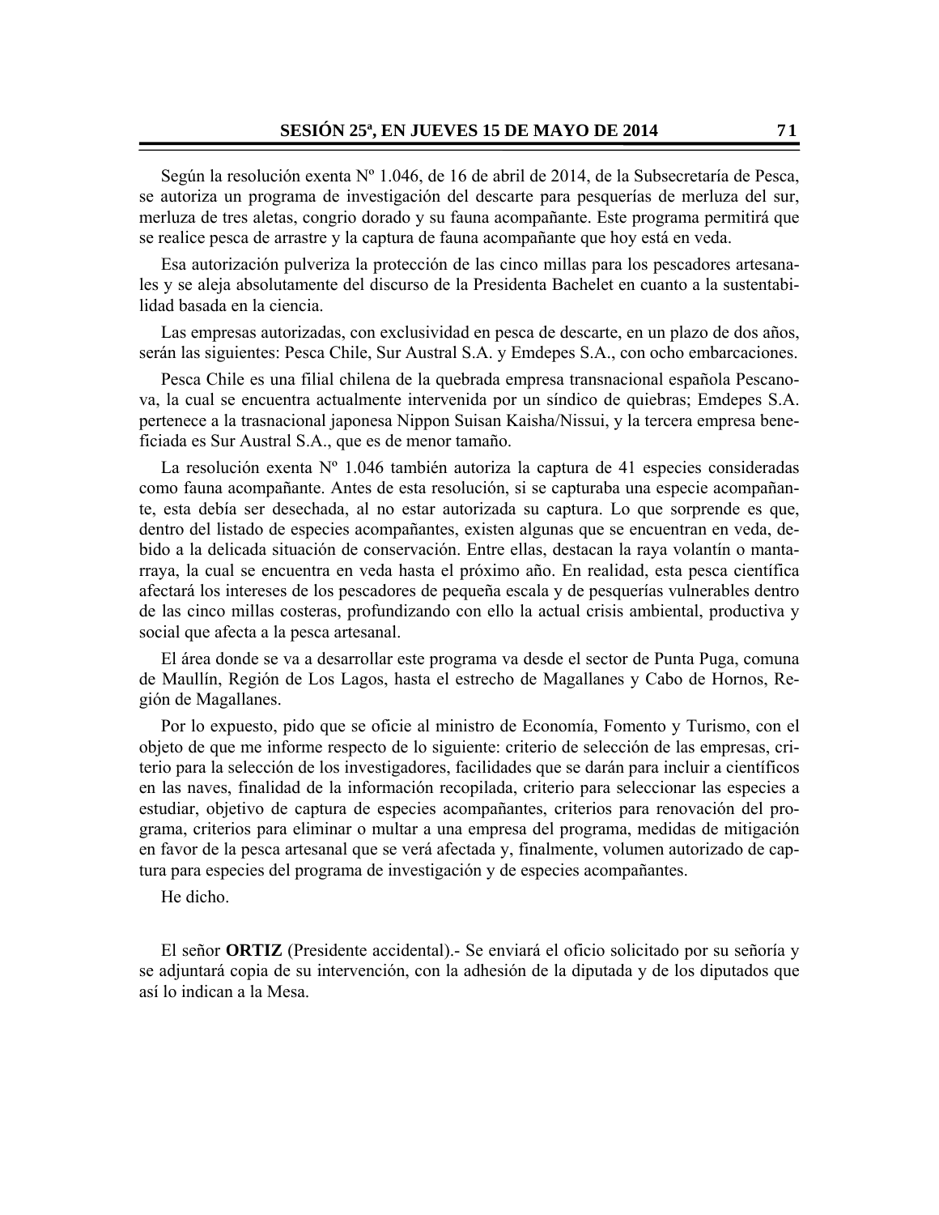Según la resolución exenta Nº 1.046, de 16 de abril de 2014, de la Subsecretaría de Pesca, se autoriza un programa de investigación del descarte para pesquerías de merluza del sur, merluza de tres aletas, congrio dorado y su fauna acompañante. Este programa permitirá que se realice pesca de arrastre y la captura de fauna acompañante que hoy está en veda.

Esa autorización pulveriza la protección de las cinco millas para los pescadores artesanales y se aleja absolutamente del discurso de la Presidenta Bachelet en cuanto a la sustentabilidad basada en la ciencia.

Las empresas autorizadas, con exclusividad en pesca de descarte, en un plazo de dos años, serán las siguientes: Pesca Chile, Sur Austral S.A. y Emdepes S.A., con ocho embarcaciones.

Pesca Chile es una filial chilena de la quebrada empresa transnacional española Pescanova, la cual se encuentra actualmente intervenida por un síndico de quiebras; Emdepes S.A. pertenece a la trasnacional japonesa Nippon Suisan Kaisha/Nissui, y la tercera empresa beneficiada es Sur Austral S.A., que es de menor tamaño.

La resolución exenta Nº 1.046 también autoriza la captura de 41 especies consideradas como fauna acompañante. Antes de esta resolución, si se capturaba una especie acompañante, esta debía ser desechada, al no estar autorizada su captura. Lo que sorprende es que, dentro del listado de especies acompañantes, existen algunas que se encuentran en veda, debido a la delicada situación de conservación. Entre ellas, destacan la raya volantín o mantarraya, la cual se encuentra en veda hasta el próximo año. En realidad, esta pesca científica afectará los intereses de los pescadores de pequeña escala y de pesquerías vulnerables dentro de las cinco millas costeras, profundizando con ello la actual crisis ambiental, productiva y social que afecta a la pesca artesanal.

El área donde se va a desarrollar este programa va desde el sector de Punta Puga, comuna de Maullín, Región de Los Lagos, hasta el estrecho de Magallanes y Cabo de Hornos, Región de Magallanes.

Por lo expuesto, pido que se oficie al ministro de Economía, Fomento y Turismo, con el objeto de que me informe respecto de lo siguiente: criterio de selección de las empresas, criterio para la selección de los investigadores, facilidades que se darán para incluir a científicos en las naves, finalidad de la información recopilada, criterio para seleccionar las especies a estudiar, objetivo de captura de especies acompañantes, criterios para renovación del programa, criterios para eliminar o multar a una empresa del programa, medidas de mitigación en favor de la pesca artesanal que se verá afectada y, finalmente, volumen autorizado de captura para especies del programa de investigación y de especies acompañantes.

He dicho.

El señor **ORTIZ** (Presidente accidental).- Se enviará el oficio solicitado por su señoría y se adjuntará copia de su intervención, con la adhesión de la diputada y de los diputados que así lo indican a la Mesa.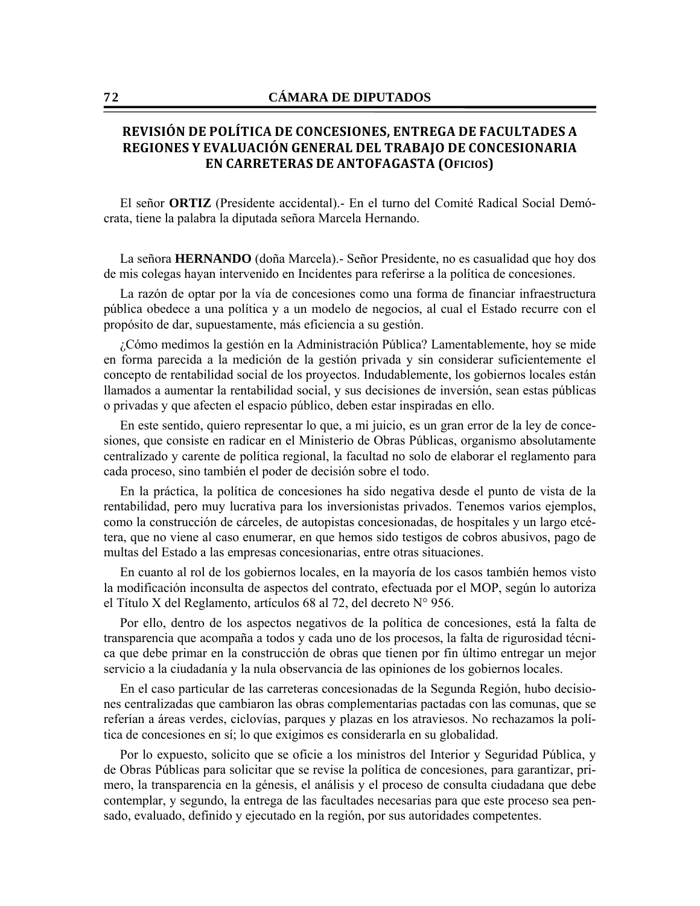## REVISIÓN DE POLÍTICA DE CONCESIONES, ENTREGA DE FACULTADES A REGIONES Y EVALUACIÓN GENERAL DEL TRABAJO DE CONCESIONARIA EN CARRETERAS DE ANTOFAGASTA (OFICIOS)

El señor **ORTIZ** (Presidente accidental).- En el turno del Comité Radical Social Demócrata, tiene la palabra la diputada señora Marcela Hernando.

La señora **HERNANDO** (doña Marcela).- Señor Presidente, no es casualidad que hoy dos de mis colegas hayan intervenido en Incidentes para referirse a la política de concesiones.

La razón de optar por la vía de concesiones como una forma de financiar infraestructura pública obedece a una política y a un modelo de negocios, al cual el Estado recurre con el propósito de dar, supuestamente, más eficiencia a su gestión.

¿Cómo medimos la gestión en la Administración Pública? Lamentablemente, hoy se mide en forma parecida a la medición de la gestión privada y sin considerar suficientemente el concepto de rentabilidad social de los proyectos. Indudablemente, los gobiernos locales están llamados a aumentar la rentabilidad social, y sus decisiones de inversión, sean estas públicas o privadas y que afecten el espacio público, deben estar inspiradas en ello.

En este sentido, quiero representar lo que, a mi juicio, es un gran error de la ley de concesiones, que consiste en radicar en el Ministerio de Obras Públicas, organismo absolutamente centralizado y carente de política regional, la facultad no solo de elaborar el reglamento para cada proceso, sino también el poder de decisión sobre el todo.

En la práctica, la política de concesiones ha sido negativa desde el punto de vista de la rentabilidad, pero muy lucrativa para los inversionistas privados. Tenemos varios ejemplos, como la construcción de cárceles, de autopistas concesionadas, de hospitales y un largo etcétera, que no viene al caso enumerar, en que hemos sido testigos de cobros abusivos, pago de multas del Estado a las empresas concesionarias, entre otras situaciones.

En cuanto al rol de los gobiernos locales, en la mayoría de los casos también hemos visto la modificación inconsulta de aspectos del contrato, efectuada por el MOP, según lo autoriza el Título X del Reglamento, artículos 68 al 72, del decreto N° 956.

Por ello, dentro de los aspectos negativos de la política de concesiones, está la falta de transparencia que acompaña a todos y cada uno de los procesos, la falta de rigurosidad técnica que debe primar en la construcción de obras que tienen por fin último entregar un mejor servicio a la ciudadanía y la nula observancia de las opiniones de los gobiernos locales.

En el caso particular de las carreteras concesionadas de la Segunda Región, hubo decisiones centralizadas que cambiaron las obras complementarias pactadas con las comunas, que se referían a áreas verdes, ciclovías, parques y plazas en los atraviesos. No rechazamos la política de concesiones en sí; lo que exigimos es considerarla en su globalidad.

Por lo expuesto, solicito que se oficie a los ministros del Interior y Seguridad Pública, y de Obras Públicas para solicitar que se revise la política de concesiones, para garantizar, primero, la transparencia en la génesis, el análisis y el proceso de consulta ciudadana que debe contemplar, y segundo, la entrega de las facultades necesarias para que este proceso sea pensado, evaluado, definido y ejecutado en la región, por sus autoridades competentes.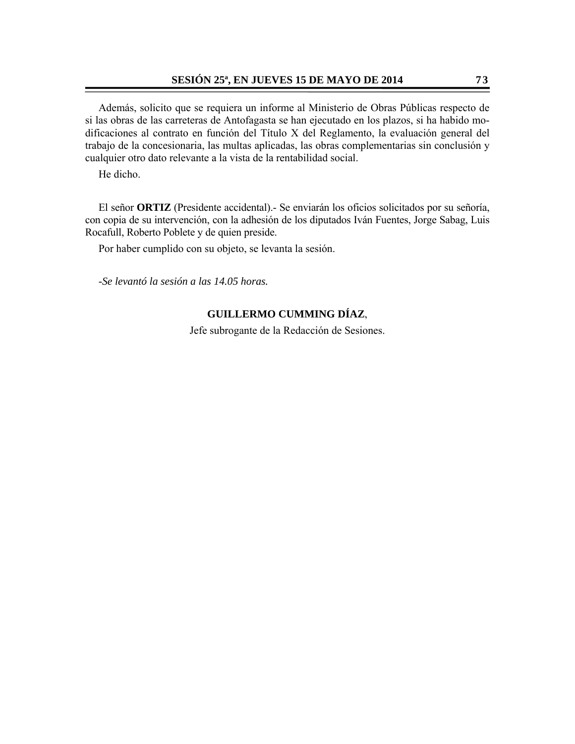Además, solicito que se requiera un informe al Ministerio de Obras Públicas respecto de si las obras de las carreteras de Antofagasta se han ejecutado en los plazos, si ha habido modificaciones al contrato en función del Título X del Reglamento, la evaluación general del trabajo de la concesionaria, las multas aplicadas, las obras complementarias sin conclusión y cualquier otro dato relevante a la vista de la rentabilidad social.

He dicho.

El señor **ORTIZ** (Presidente accidental).- Se enviarán los oficios solicitados por su señoría, con copia de su intervención, con la adhesión de los diputados Iván Fuentes, Jorge Sabag, Luis Rocafull, Roberto Poblete y de quien preside.

Por haber cumplido con su objeto, se levanta la sesión.

*-Se levantó la sesión a las 14.05 horas.*

**GUILLERMO CUMMING DÍAZ**,

Jefe subrogante de la Redacción de Sesiones.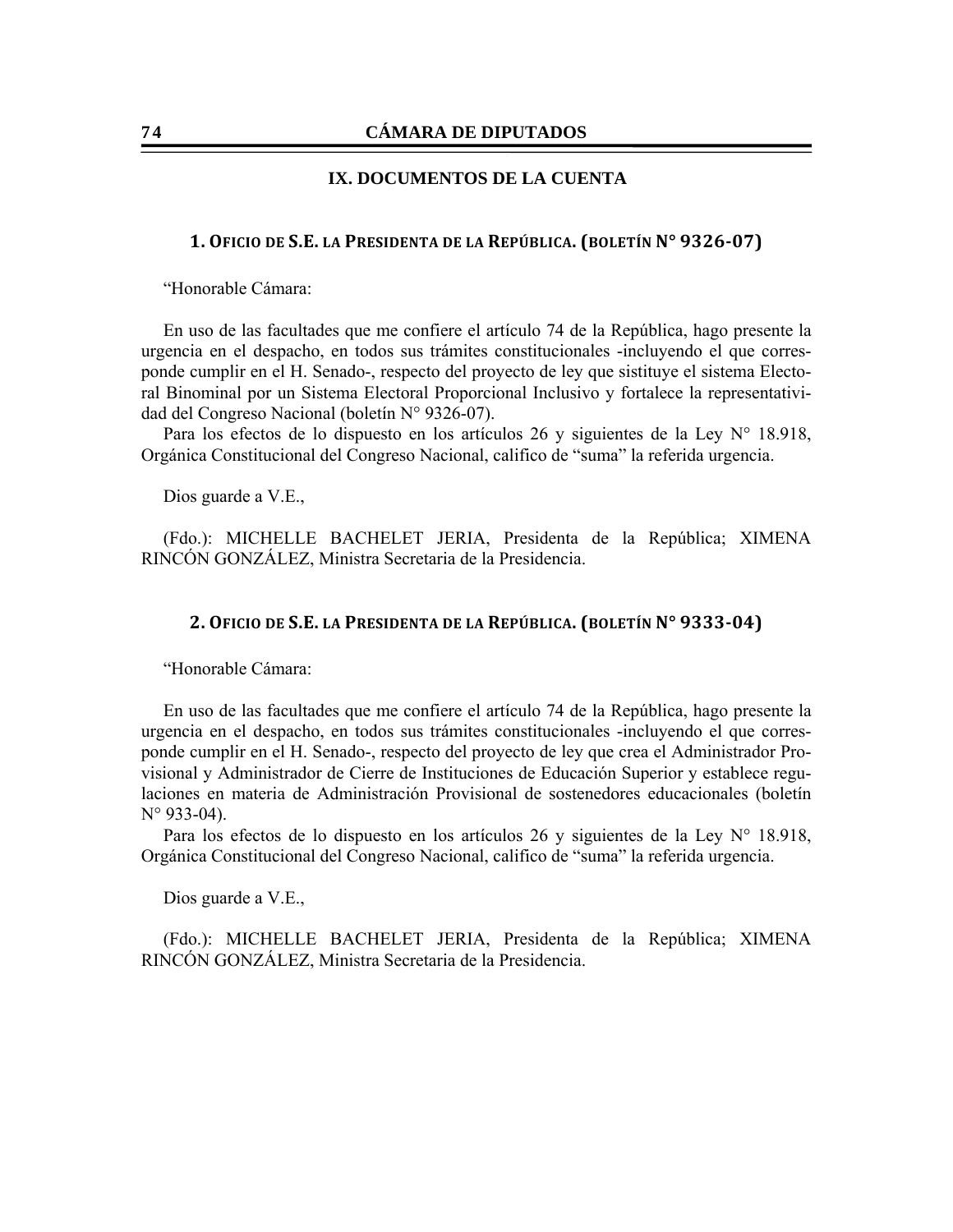## IX. DOCUMENTOS DE LA CUENTA

### 1. OFICIO DE S.E. LA PRESIDENTA DE LA REPÚBLICA. (BOLETÍN N° 9326-07)

"Honorable Cámara:

En uso de las facultades que me confiere el artículo 74 de la República, hago presente la urgencia en el despacho, en todos sus trámites constitucionales -incluyendo el que corresponde cumplir en el H. Senado-, respecto del proyecto de ley que sistituye el sistema Electoral Binominal por un Sistema Electoral Proporcional Inclusivo y fortalece la representatividad del Congreso Nacional (boletín N° 9326-07).

Para los efectos de lo dispuesto en los artículos 26 y siguientes de la Ley N° 18.918, Orgánica Constitucional del Congreso Nacional, califico de "suma" la referida urgencia.

Dios guarde a V.E.,

(Fdo.): MICHELLE BACHELET JERIA, Presidenta de la República; XIMENA RINCÓN GONZÁLEZ, Ministra Secretaria de la Presidencia.

### 2. OFICIO DE S.E. LA PRESIDENTA DE LA REPÚBLICA. (BOLETÍN N° 9333-04)

"Honorable Cámara:

En uso de las facultades que me confiere el artículo 74 de la República, hago presente la urgencia en el despacho, en todos sus trámites constitucionales -incluyendo el que corresponde cumplir en el H. Senado-, respecto del proyecto de ley que crea el Administrador Provisional y Administrador de Cierre de Instituciones de Educación Superior y establece regulaciones en materia de Administración Provisional de sostenedores educacionales (boletín N° 933-04).

Para los efectos de lo dispuesto en los artículos 26 y siguientes de la Ley N° 18.918, Orgánica Constitucional del Congreso Nacional, califico de "suma" la referida urgencia.

Dios guarde a V.E.,

(Fdo.): MICHELLE BACHELET JERIA, Presidenta de la República; XIMENA RINCÓN GONZÁLEZ, Ministra Secretaria de la Presidencia.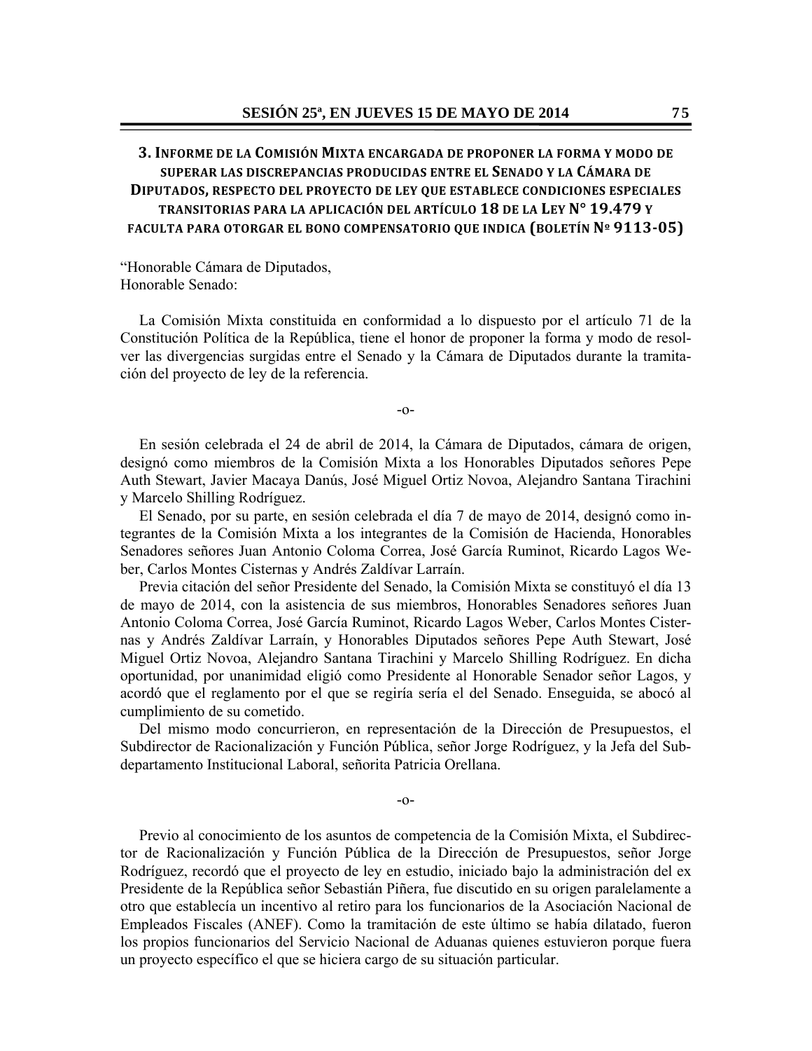### 3. INFORME DE LA COMISIÓN MIXTA ENCARGADA DE PROPONER LA FORMA Y MODO DE SUPERAR LAS DISCREPANCIAS PRODUCIDAS ENTRE EL SENADO Y LA CÁMARA DE DIPUTADOS, RESPECTO DEL PROYECTO DE LEY QUE ESTABLECE CONDICIONES ESPECIALES TRANSITORIAS PARA LA APLICACIÓN DEL ARTÍCULO 18 DE LA LEY N° 19.479 Y FACULTA PARA OTORGAR EL BONO COMPENSATORIO QUE INDICA (BOLETÍN Nº 9113-05)

"Honorable Cámara de Diputados,
Honorable Senado:

La Comisión Mixta constituida en conformidad a lo dispuesto por el artículo 71 de la Constitución Política de la República, tiene el honor de proponer la forma y modo de resolver las divergencias surgidas entre el Senado y la Cámara de Diputados durante la tramitación del proyecto de ley de la referencia.

-o-

En sesión celebrada el 24 de abril de 2014, la Cámara de Diputados, cámara de origen, designó como miembros de la Comisión Mixta a los Honorables Diputados señores Pepe Auth Stewart, Javier Macaya Danús, José Miguel Ortiz Novoa, Alejandro Santana Tirachini y Marcelo Shilling Rodríguez.

El Senado, por su parte, en sesión celebrada el día 7 de mayo de 2014, designó como integrantes de la Comisión Mixta a los integrantes de la Comisión de Hacienda, Honorables Senadores señores Juan Antonio Coloma Correa, José García Ruminot, Ricardo Lagos Weber, Carlos Montes Cisternas y Andrés Zaldívar Larraín.

Previa citación del señor Presidente del Senado, la Comisión Mixta se constituyó el día 13 de mayo de 2014, con la asistencia de sus miembros, Honorables Senadores señores Juan Antonio Coloma Correa, José García Ruminot, Ricardo Lagos Weber, Carlos Montes Cisternas y Andrés Zaldívar Larraín, y Honorables Diputados señores Pepe Auth Stewart, José Miguel Ortiz Novoa, Alejandro Santana Tirachini y Marcelo Shilling Rodríguez. En dicha oportunidad, por unanimidad eligió como Presidente al Honorable Senador señor Lagos, y acordó que el reglamento por el que se regiría sería el del Senado. Enseguida, se abocó al cumplimiento de su cometido.

Del mismo modo concurrieron, en representación de la Dirección de Presupuestos, el Subdirector de Racionalización y Función Pública, señor Jorge Rodríguez, y la Jefa del Subdepartamento Institucional Laboral, señorita Patricia Orellana.

-o-

Previo al conocimiento de los asuntos de competencia de la Comisión Mixta, el Subdirector de Racionalización y Función Pública de la Dirección de Presupuestos, señor Jorge Rodríguez, recordó que el proyecto de ley en estudio, iniciado bajo la administración del ex Presidente de la República señor Sebastián Piñera, fue discutido en su origen paralelamente a otro que establecía un incentivo al retiro para los funcionarios de la Asociación Nacional de Empleados Fiscales (ANEF). Como la tramitación de este último se había dilatado, fueron los propios funcionarios del Servicio Nacional de Aduanas quienes estuvieron porque fuera un proyecto específico el que se hiciera cargo de su situación particular.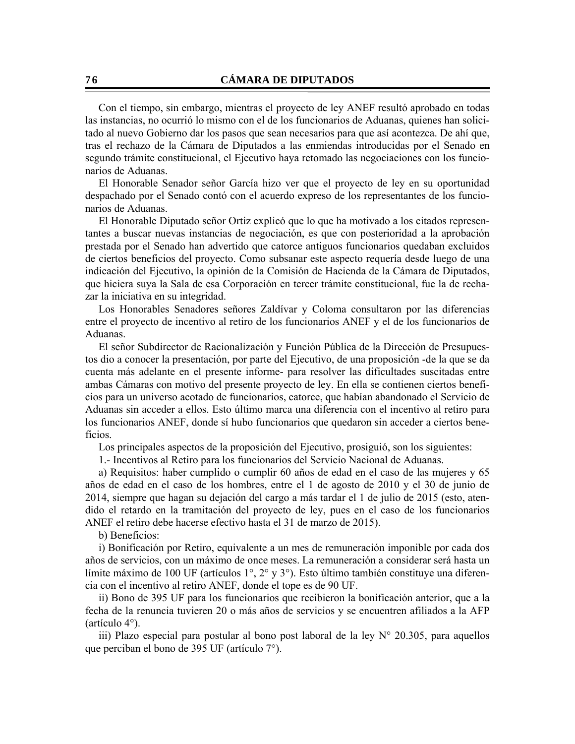Con el tiempo, sin embargo, mientras el proyecto de ley ANEF resultó aprobado en todas las instancias, no ocurrió lo mismo con el de los funcionarios de Aduanas, quienes han solicitado al nuevo Gobierno dar los pasos que sean necesarios para que así acontezca. De ahí que, tras el rechazo de la Cámara de Diputados a las enmiendas introducidas por el Senado en segundo trámite constitucional, el Ejecutivo haya retomado las negociaciones con los funcionarios de Aduanas.

El Honorable Senador señor García hizo ver que el proyecto de ley en su oportunidad despachado por el Senado contó con el acuerdo expreso de los representantes de los funcionarios de Aduanas.

El Honorable Diputado señor Ortiz explicó que lo que ha motivado a los citados representantes a buscar nuevas instancias de negociación, es que con posterioridad a la aprobación prestada por el Senado han advertido que catorce antiguos funcionarios quedaban excluidos de ciertos beneficios del proyecto. Como subsanar este aspecto requería desde luego de una indicación del Ejecutivo, la opinión de la Comisión de Hacienda de la Cámara de Diputados, que hiciera suya la Sala de esa Corporación en tercer trámite constitucional, fue la de rechazar la iniciativa en su integridad.

Los Honorables Senadores señores Zaldívar y Coloma consultaron por las diferencias entre el proyecto de incentivo al retiro de los funcionarios ANEF y el de los funcionarios de Aduanas.

El señor Subdirector de Racionalización y Función Pública de la Dirección de Presupuestos dio a conocer la presentación, por parte del Ejecutivo, de una proposición -de la que se da cuenta más adelante en el presente informe- para resolver las dificultades suscitadas entre ambas Cámaras con motivo del presente proyecto de ley. En ella se contienen ciertos beneficios para un universo acotado de funcionarios, catorce, que habían abandonado el Servicio de Aduanas sin acceder a ellos. Esto último marca una diferencia con el incentivo al retiro para los funcionarios ANEF, donde sí hubo funcionarios que quedaron sin acceder a ciertos beneficios.

Los principales aspectos de la proposición del Ejecutivo, prosiguió, son los siguientes:

1.- Incentivos al Retiro para los funcionarios del Servicio Nacional de Aduanas.

a) Requisitos: haber cumplido o cumplir 60 años de edad en el caso de las mujeres y 65 años de edad en el caso de los hombres, entre el 1 de agosto de 2010 y el 30 de junio de 2014, siempre que hagan su dejación del cargo a más tardar el 1 de julio de 2015 (esto, atendido el retardo en la tramitación del proyecto de ley, pues en el caso de los funcionarios ANEF el retiro debe hacerse efectivo hasta el 31 de marzo de 2015).

b) Beneficios:

i) Bonificación por Retiro, equivalente a un mes de remuneración imponible por cada dos años de servicios, con un máximo de once meses. La remuneración a considerar será hasta un límite máximo de 100 UF (artículos 1°, 2° y 3°). Esto último también constituye una diferencia con el incentivo al retiro ANEF, donde el tope es de 90 UF.

ii) Bono de 395 UF para los funcionarios que recibieron la bonificación anterior, que a la fecha de la renuncia tuvieren 20 o más años de servicios y se encuentren afiliados a la AFP (artículo 4°).

iii) Plazo especial para postular al bono post laboral de la ley N° 20.305, para aquellos que perciban el bono de 395 UF (artículo 7°).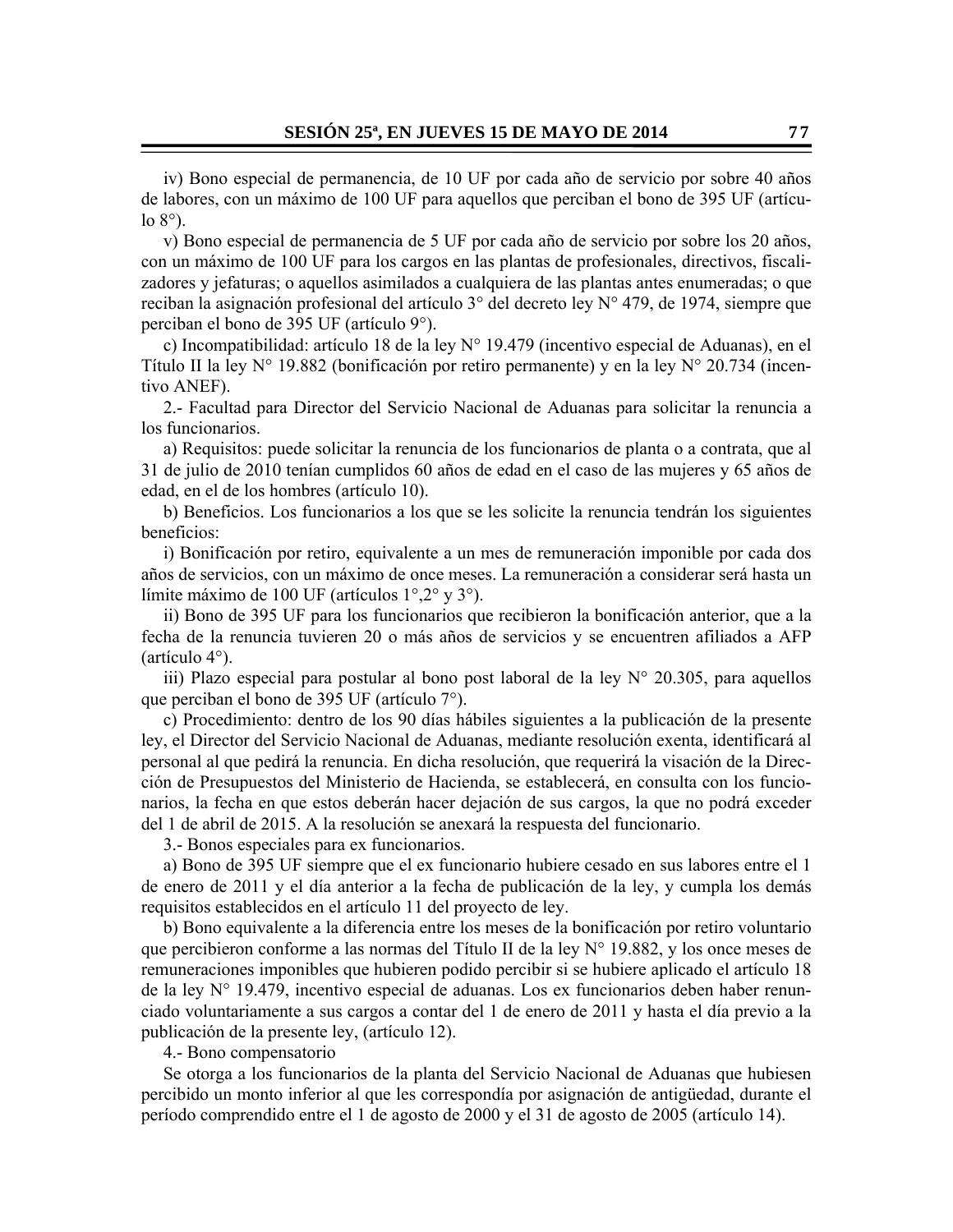iv) Bono especial de permanencia, de 10 UF por cada año de servicio por sobre 40 años de labores, con un máximo de 100 UF para aquellos que perciban el bono de 395 UF (artículo 8°).

v) Bono especial de permanencia de 5 UF por cada año de servicio por sobre los 20 años, con un máximo de 100 UF para los cargos en las plantas de profesionales, directivos, fiscalizadores y jefaturas; o aquellos asimilados a cualquiera de las plantas antes enumeradas; o que reciban la asignación profesional del artículo 3° del decreto ley N° 479, de 1974, siempre que perciban el bono de 395 UF (artículo 9°).

c) Incompatibilidad: artículo 18 de la ley N° 19.479 (incentivo especial de Aduanas), en el Título II la ley N° 19.882 (bonificación por retiro permanente) y en la ley N° 20.734 (incentivo ANEF).

2.- Facultad para Director del Servicio Nacional de Aduanas para solicitar la renuncia a los funcionarios.

a) Requisitos: puede solicitar la renuncia de los funcionarios de planta o a contrata, que al 31 de julio de 2010 tenían cumplidos 60 años de edad en el caso de las mujeres y 65 años de edad, en el de los hombres (artículo 10).

b) Beneficios. Los funcionarios a los que se les solicite la renuncia tendrán los siguientes beneficios:

i) Bonificación por retiro, equivalente a un mes de remuneración imponible por cada dos años de servicios, con un máximo de once meses. La remuneración a considerar será hasta un límite máximo de 100 UF (artículos 1°,2° y 3°).

ii) Bono de 395 UF para los funcionarios que recibieron la bonificación anterior, que a la fecha de la renuncia tuvieren 20 o más años de servicios y se encuentren afiliados a AFP (artículo 4°).

iii) Plazo especial para postular al bono post laboral de la ley N° 20.305, para aquellos que perciban el bono de 395 UF (artículo 7°).

c) Procedimiento: dentro de los 90 días hábiles siguientes a la publicación de la presente ley, el Director del Servicio Nacional de Aduanas, mediante resolución exenta, identificará al personal al que pedirá la renuncia. En dicha resolución, que requerirá la visación de la Dirección de Presupuestos del Ministerio de Hacienda, se establecerá, en consulta con los funcionarios, la fecha en que estos deberán hacer dejación de sus cargos, la que no podrá exceder del 1 de abril de 2015. A la resolución se anexará la respuesta del funcionario.

3.- Bonos especiales para ex funcionarios.

a) Bono de 395 UF siempre que el ex funcionario hubiere cesado en sus labores entre el 1 de enero de 2011 y el día anterior a la fecha de publicación de la ley, y cumpla los demás requisitos establecidos en el artículo 11 del proyecto de ley.

b) Bono equivalente a la diferencia entre los meses de la bonificación por retiro voluntario que percibieron conforme a las normas del Título II de la ley N° 19.882, y los once meses de remuneraciones imponibles que hubieren podido percibir si se hubiere aplicado el artículo 18 de la ley N° 19.479, incentivo especial de aduanas. Los ex funcionarios deben haber renunciado voluntariamente a sus cargos a contar del 1 de enero de 2011 y hasta el día previo a la publicación de la presente ley, (artículo 12).

4.- Bono compensatorio

Se otorga a los funcionarios de la planta del Servicio Nacional de Aduanas que hubiesen percibido un monto inferior al que les correspondía por asignación de antigüedad, durante el período comprendido entre el 1 de agosto de 2000 y el 31 de agosto de 2005 (artículo 14).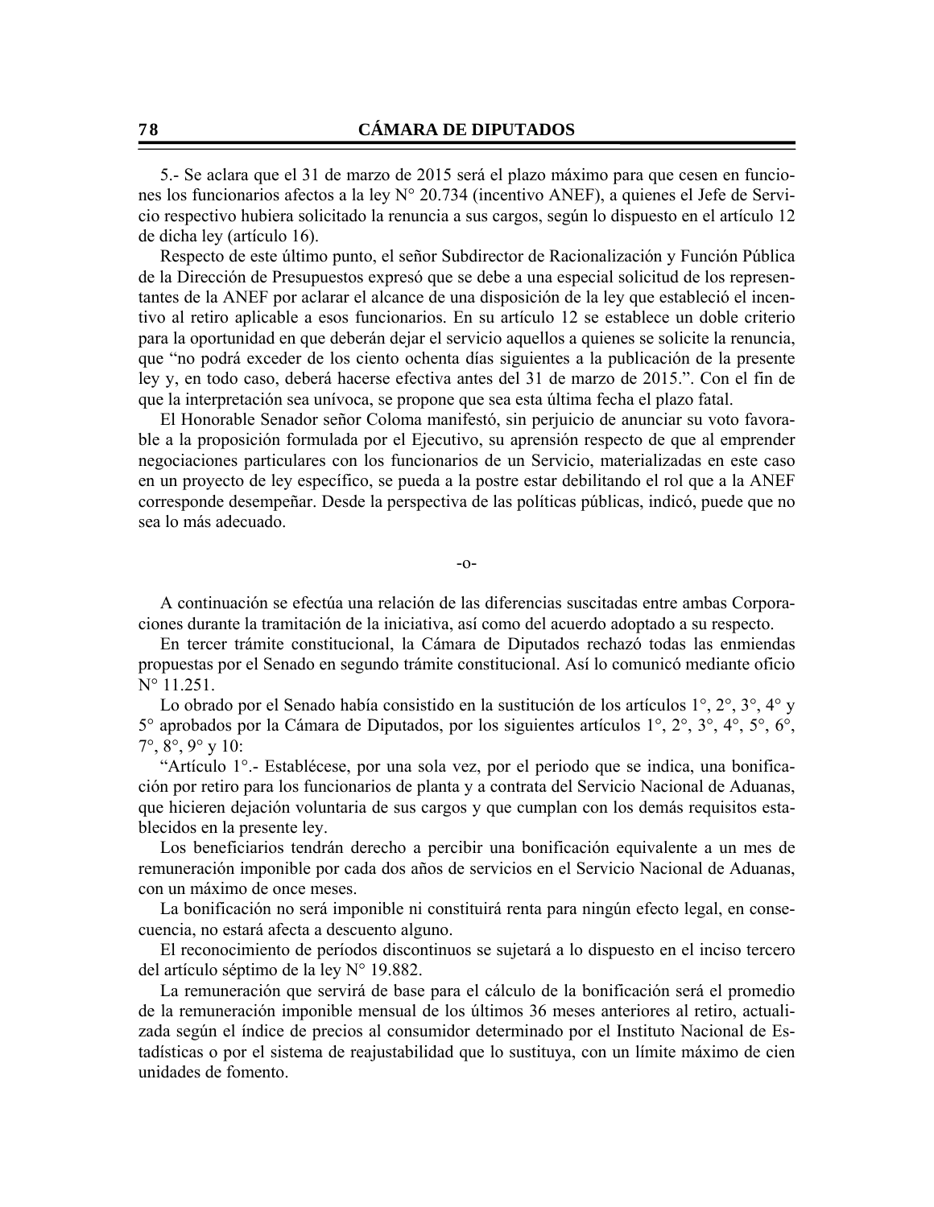5.- Se aclara que el 31 de marzo de 2015 será el plazo máximo para que cesen en funciones los funcionarios afectos a la ley N° 20.734 (incentivo ANEF), a quienes el Jefe de Servicio respectivo hubiera solicitado la renuncia a sus cargos, según lo dispuesto en el artículo 12 de dicha ley (artículo 16).

Respecto de este último punto, el señor Subdirector de Racionalización y Función Pública de la Dirección de Presupuestos expresó que se debe a una especial solicitud de los representantes de la ANEF por aclarar el alcance de una disposición de la ley que estableció el incentivo al retiro aplicable a esos funcionarios. En su artículo 12 se establece un doble criterio para la oportunidad en que deberán dejar el servicio aquellos a quienes se solicite la renuncia, que "no podrá exceder de los ciento ochenta días siguientes a la publicación de la presente ley y, en todo caso, deberá hacerse efectiva antes del 31 de marzo de 2015.". Con el fin de que la interpretación sea unívoca, se propone que sea esta última fecha el plazo fatal.

El Honorable Senador señor Coloma manifestó, sin perjuicio de anunciar su voto favorable a la proposición formulada por el Ejecutivo, su aprensión respecto de que al emprender negociaciones particulares con los funcionarios de un Servicio, materializadas en este caso en un proyecto de ley específico, se pueda a la postre estar debilitando el rol que a la ANEF corresponde desempeñar. Desde la perspectiva de las políticas públicas, indicó, puede que no sea lo más adecuado.

-o-

A continuación se efectúa una relación de las diferencias suscitadas entre ambas Corporaciones durante la tramitación de la iniciativa, así como del acuerdo adoptado a su respecto.

En tercer trámite constitucional, la Cámara de Diputados rechazó todas las enmiendas propuestas por el Senado en segundo trámite constitucional. Así lo comunicó mediante oficio N° 11.251.

Lo obrado por el Senado había consistido en la sustitución de los artículos 1°, 2°, 3°, 4° y 5° aprobados por la Cámara de Diputados, por los siguientes artículos 1°, 2°, 3°, 4°, 5°, 6°, 7°, 8°, 9° y 10:

"Artículo 1°.- Establécese, por una sola vez, por el periodo que se indica, una bonificación por retiro para los funcionarios de planta y a contrata del Servicio Nacional de Aduanas, que hicieren dejación voluntaria de sus cargos y que cumplan con los demás requisitos establecidos en la presente ley.

Los beneficiarios tendrán derecho a percibir una bonificación equivalente a un mes de remuneración imponible por cada dos años de servicios en el Servicio Nacional de Aduanas, con un máximo de once meses.

La bonificación no será imponible ni constituirá renta para ningún efecto legal, en consecuencia, no estará afecta a descuento alguno.

El reconocimiento de períodos discontinuos se sujetará a lo dispuesto en el inciso tercero del artículo séptimo de la ley N° 19.882.

La remuneración que servirá de base para el cálculo de la bonificación será el promedio de la remuneración imponible mensual de los últimos 36 meses anteriores al retiro, actualizada según el índice de precios al consumidor determinado por el Instituto Nacional de Estadísticas o por el sistema de reajustabilidad que lo sustituya, con un límite máximo de cien unidades de fomento.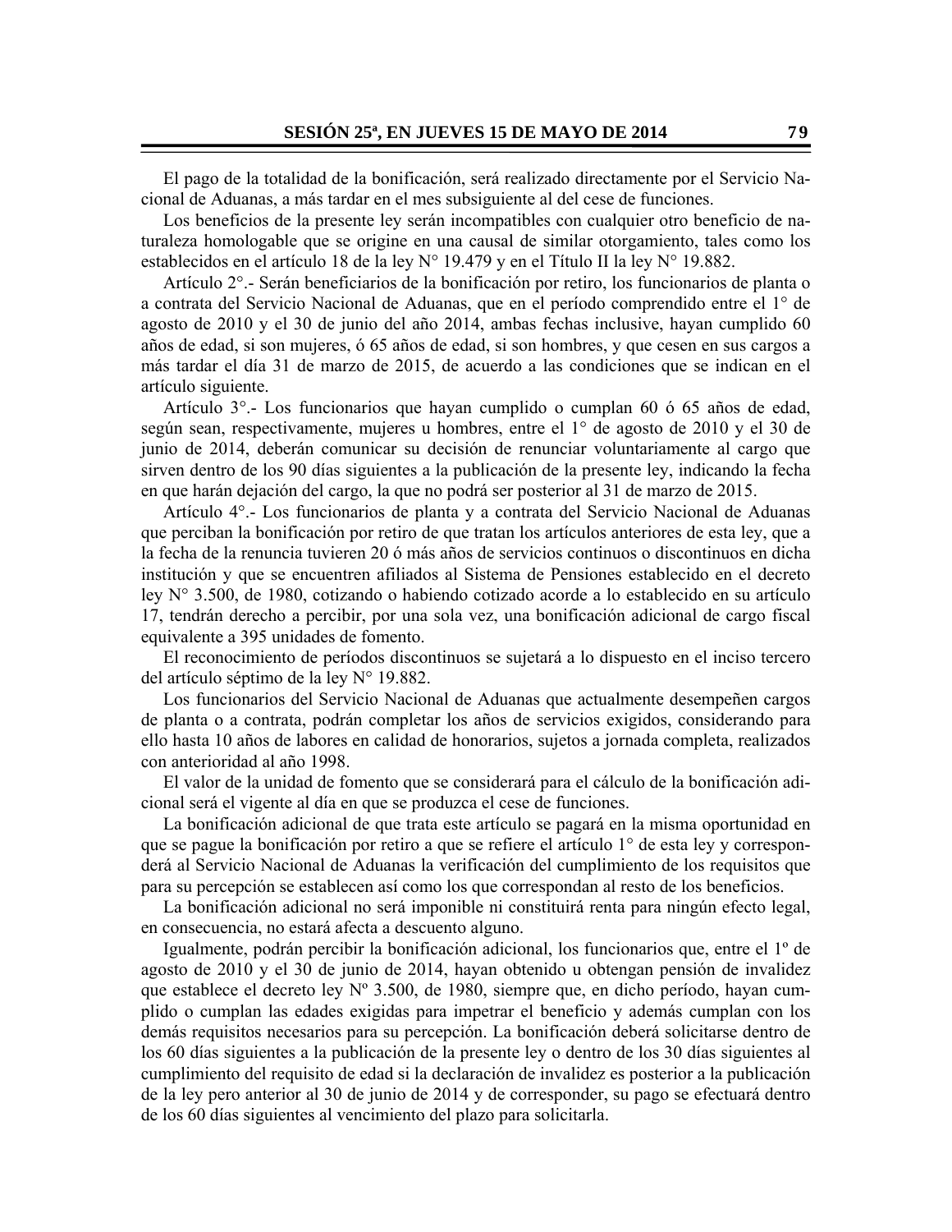El pago de la totalidad de la bonificación, será realizado directamente por el Servicio Nacional de Aduanas, a más tardar en el mes subsiguiente al del cese de funciones.

Los beneficios de la presente ley serán incompatibles con cualquier otro beneficio de naturaleza homologable que se origine en una causal de similar otorgamiento, tales como los establecidos en el artículo 18 de la ley N° 19.479 y en el Título II la ley N° 19.882.

Artículo 2°.- Serán beneficiarios de la bonificación por retiro, los funcionarios de planta o a contrata del Servicio Nacional de Aduanas, que en el período comprendido entre el 1° de agosto de 2010 y el 30 de junio del año 2014, ambas fechas inclusive, hayan cumplido 60 años de edad, si son mujeres, ó 65 años de edad, si son hombres, y que cesen en sus cargos a más tardar el día 31 de marzo de 2015, de acuerdo a las condiciones que se indican en el artículo siguiente.

Artículo 3°.- Los funcionarios que hayan cumplido o cumplan 60 ó 65 años de edad, según sean, respectivamente, mujeres u hombres, entre el 1° de agosto de 2010 y el 30 de junio de 2014, deberán comunicar su decisión de renunciar voluntariamente al cargo que sirven dentro de los 90 días siguientes a la publicación de la presente ley, indicando la fecha en que harán dejación del cargo, la que no podrá ser posterior al 31 de marzo de 2015.

Artículo 4°.- Los funcionarios de planta y a contrata del Servicio Nacional de Aduanas que perciban la bonificación por retiro de que tratan los artículos anteriores de esta ley, que a la fecha de la renuncia tuvieren 20 ó más años de servicios continuos o discontinuos en dicha institución y que se encuentren afiliados al Sistema de Pensiones establecido en el decreto ley N° 3.500, de 1980, cotizando o habiendo cotizado acorde a lo establecido en su artículo 17, tendrán derecho a percibir, por una sola vez, una bonificación adicional de cargo fiscal equivalente a 395 unidades de fomento.

El reconocimiento de períodos discontinuos se sujetará a lo dispuesto en el inciso tercero del artículo séptimo de la ley N° 19.882.

Los funcionarios del Servicio Nacional de Aduanas que actualmente desempeñen cargos de planta o a contrata, podrán completar los años de servicios exigidos, considerando para ello hasta 10 años de labores en calidad de honorarios, sujetos a jornada completa, realizados con anterioridad al año 1998.

El valor de la unidad de fomento que se considerará para el cálculo de la bonificación adicional será el vigente al día en que se produzca el cese de funciones.

La bonificación adicional de que trata este artículo se pagará en la misma oportunidad en que se pague la bonificación por retiro a que se refiere el artículo 1° de esta ley y corresponderá al Servicio Nacional de Aduanas la verificación del cumplimiento de los requisitos que para su percepción se establecen así como los que correspondan al resto de los beneficios.

La bonificación adicional no será imponible ni constituirá renta para ningún efecto legal, en consecuencia, no estará afecta a descuento alguno.

Igualmente, podrán percibir la bonificación adicional, los funcionarios que, entre el 1º de agosto de 2010 y el 30 de junio de 2014, hayan obtenido u obtengan pensión de invalidez que establece el decreto ley Nº 3.500, de 1980, siempre que, en dicho período, hayan cumplido o cumplan las edades exigidas para impetrar el beneficio y además cumplan con los demás requisitos necesarios para su percepción. La bonificación deberá solicitarse dentro de los 60 días siguientes a la publicación de la presente ley o dentro de los 30 días siguientes al cumplimiento del requisito de edad si la declaración de invalidez es posterior a la publicación de la ley pero anterior al 30 de junio de 2014 y de corresponder, su pago se efectuará dentro de los 60 días siguientes al vencimiento del plazo para solicitarla.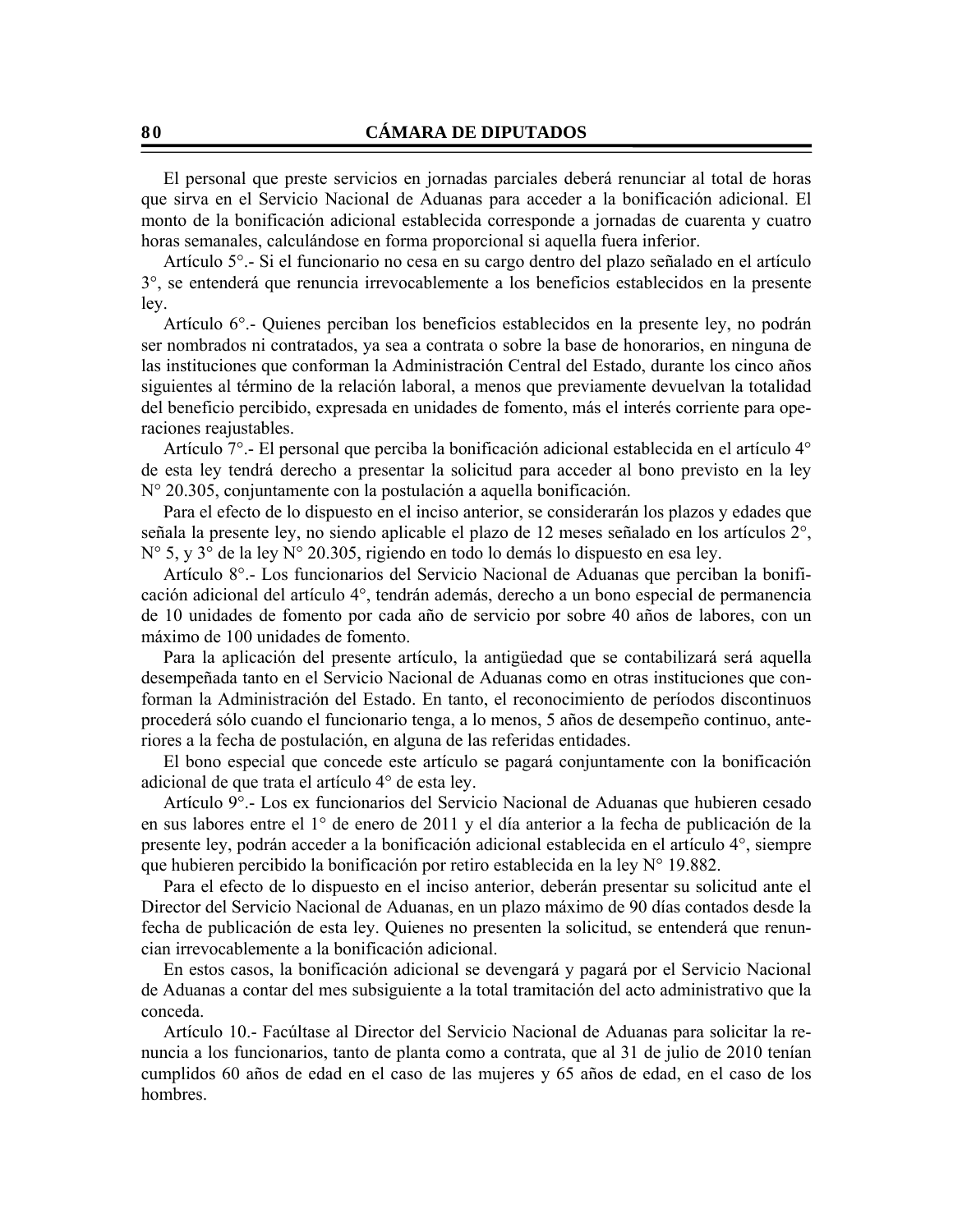El personal que preste servicios en jornadas parciales deberá renunciar al total de horas que sirva en el Servicio Nacional de Aduanas para acceder a la bonificación adicional. El monto de la bonificación adicional establecida corresponde a jornadas de cuarenta y cuatro horas semanales, calculándose en forma proporcional si aquella fuera inferior.

Artículo 5°.- Si el funcionario no cesa en su cargo dentro del plazo señalado en el artículo 3°, se entenderá que renuncia irrevocablemente a los beneficios establecidos en la presente ley.

Artículo 6°.- Quienes perciban los beneficios establecidos en la presente ley, no podrán ser nombrados ni contratados, ya sea a contrata o sobre la base de honorarios, en ninguna de las instituciones que conforman la Administración Central del Estado, durante los cinco años siguientes al término de la relación laboral, a menos que previamente devuelvan la totalidad del beneficio percibido, expresada en unidades de fomento, más el interés corriente para operaciones reajustables.

Artículo 7°.- El personal que perciba la bonificación adicional establecida en el artículo 4° de esta ley tendrá derecho a presentar la solicitud para acceder al bono previsto en la ley N° 20.305, conjuntamente con la postulación a aquella bonificación.

Para el efecto de lo dispuesto en el inciso anterior, se considerarán los plazos y edades que señala la presente ley, no siendo aplicable el plazo de 12 meses señalado en los artículos 2°, N° 5, y 3° de la ley N° 20.305, rigiendo en todo lo demás lo dispuesto en esa ley.

Artículo 8°.- Los funcionarios del Servicio Nacional de Aduanas que perciban la bonificación adicional del artículo 4°, tendrán además, derecho a un bono especial de permanencia de 10 unidades de fomento por cada año de servicio por sobre 40 años de labores, con un máximo de 100 unidades de fomento.

Para la aplicación del presente artículo, la antigüedad que se contabilizará será aquella desempeñada tanto en el Servicio Nacional de Aduanas como en otras instituciones que conforman la Administración del Estado. En tanto, el reconocimiento de períodos discontinuos procederá sólo cuando el funcionario tenga, a lo menos, 5 años de desempeño continuo, anteriores a la fecha de postulación, en alguna de las referidas entidades.

El bono especial que concede este artículo se pagará conjuntamente con la bonificación adicional de que trata el artículo 4° de esta ley.

Artículo 9°.- Los ex funcionarios del Servicio Nacional de Aduanas que hubieren cesado en sus labores entre el 1° de enero de 2011 y el día anterior a la fecha de publicación de la presente ley, podrán acceder a la bonificación adicional establecida en el artículo 4°, siempre que hubieren percibido la bonificación por retiro establecida en la ley N° 19.882.

Para el efecto de lo dispuesto en el inciso anterior, deberán presentar su solicitud ante el Director del Servicio Nacional de Aduanas, en un plazo máximo de 90 días contados desde la fecha de publicación de esta ley. Quienes no presenten la solicitud, se entenderá que renuncian irrevocablemente a la bonificación adicional.

En estos casos, la bonificación adicional se devengará y pagará por el Servicio Nacional de Aduanas a contar del mes subsiguiente a la total tramitación del acto administrativo que la conceda.

Artículo 10.- Facúltase al Director del Servicio Nacional de Aduanas para solicitar la renuncia a los funcionarios, tanto de planta como a contrata, que al 31 de julio de 2010 tenían cumplidos 60 años de edad en el caso de las mujeres y 65 años de edad, en el caso de los hombres.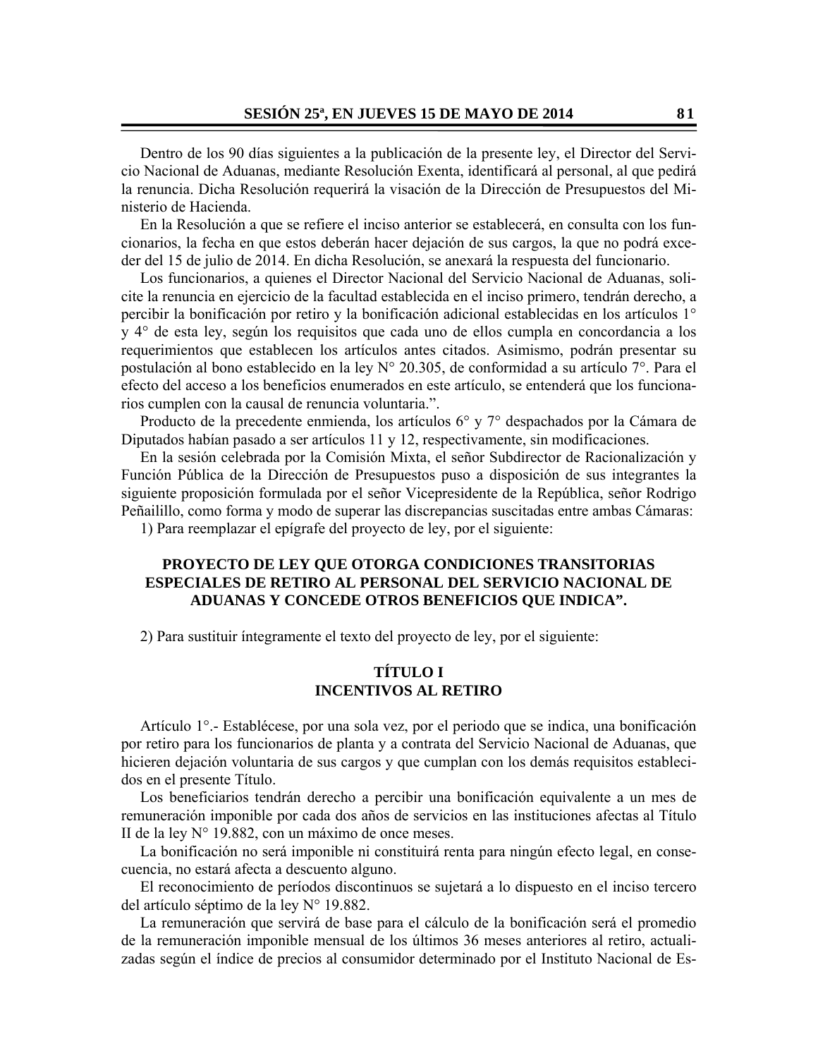Dentro de los 90 días siguientes a la publicación de la presente ley, el Director del Servicio Nacional de Aduanas, mediante Resolución Exenta, identificará al personal, al que pedirá la renuncia. Dicha Resolución requerirá la visación de la Dirección de Presupuestos del Ministerio de Hacienda.

En la Resolución a que se refiere el inciso anterior se establecerá, en consulta con los funcionarios, la fecha en que estos deberán hacer dejación de sus cargos, la que no podrá exceder del 15 de julio de 2014. En dicha Resolución, se anexará la respuesta del funcionario.

Los funcionarios, a quienes el Director Nacional del Servicio Nacional de Aduanas, solicite la renuncia en ejercicio de la facultad establecida en el inciso primero, tendrán derecho, a percibir la bonificación por retiro y la bonificación adicional establecidas en los artículos 1° y 4° de esta ley, según los requisitos que cada uno de ellos cumpla en concordancia a los requerimientos que establecen los artículos antes citados. Asimismo, podrán presentar su postulación al bono establecido en la ley N° 20.305, de conformidad a su artículo 7°. Para el efecto del acceso a los beneficios enumerados en este artículo, se entenderá que los funcionarios cumplen con la causal de renuncia voluntaria.".

Producto de la precedente enmienda, los artículos 6° y 7° despachados por la Cámara de Diputados habían pasado a ser artículos 11 y 12, respectivamente, sin modificaciones.

En la sesión celebrada por la Comisión Mixta, el señor Subdirector de Racionalización y Función Pública de la Dirección de Presupuestos puso a disposición de sus integrantes la siguiente proposición formulada por el señor Vicepresidente de la República, señor Rodrigo Peñailillo, como forma y modo de superar las discrepancias suscitadas entre ambas Cámaras:

1) Para reemplazar el epígrafe del proyecto de ley, por el siguiente:

**PROYECTO DE LEY QUE OTORGA CONDICIONES TRANSITORIAS ESPECIALES DE RETIRO AL PERSONAL DEL SERVICIO NACIONAL DE ADUANAS Y CONCEDE OTROS BENEFICIOS QUE INDICA".**

2) Para sustituir íntegramente el texto del proyecto de ley, por el siguiente:

**TÍTULO I**
**INCENTIVOS AL RETIRO**

Artículo 1°.- Establécese, por una sola vez, por el periodo que se indica, una bonificación por retiro para los funcionarios de planta y a contrata del Servicio Nacional de Aduanas, que hicieren dejación voluntaria de sus cargos y que cumplan con los demás requisitos establecidos en el presente Título.

Los beneficiarios tendrán derecho a percibir una bonificación equivalente a un mes de remuneración imponible por cada dos años de servicios en las instituciones afectas al Título II de la ley N° 19.882, con un máximo de once meses.

La bonificación no será imponible ni constituirá renta para ningún efecto legal, en consecuencia, no estará afecta a descuento alguno.

El reconocimiento de períodos discontinuos se sujetará a lo dispuesto en el inciso tercero del artículo séptimo de la ley N° 19.882.

La remuneración que servirá de base para el cálculo de la bonificación será el promedio de la remuneración imponible mensual de los últimos 36 meses anteriores al retiro, actualizadas según el índice de precios al consumidor determinado por el Instituto Nacional de Es-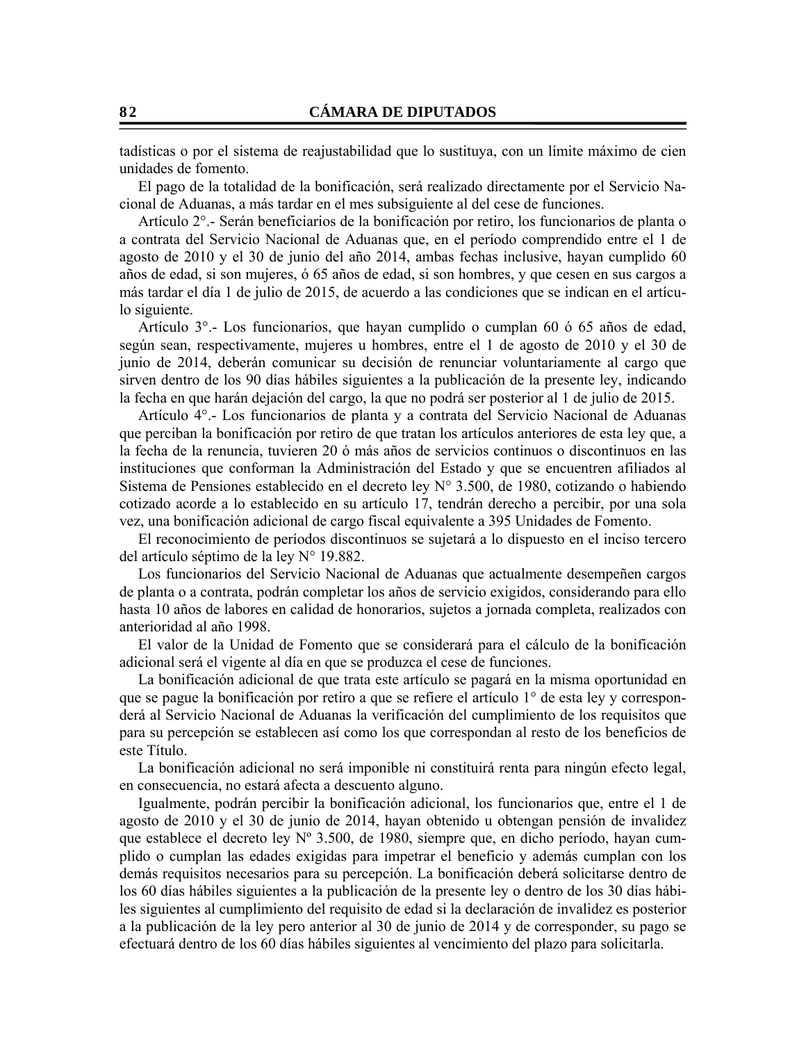tadísticas o por el sistema de reajustabilidad que lo sustituya, con un límite máximo de cien unidades de fomento.

El pago de la totalidad de la bonificación, será realizado directamente por el Servicio Nacional de Aduanas, a más tardar en el mes subsiguiente al del cese de funciones.

Artículo 2°.- Serán beneficiarios de la bonificación por retiro, los funcionarios de planta o a contrata del Servicio Nacional de Aduanas que, en el período comprendido entre el 1 de agosto de 2010 y el 30 de junio del año 2014, ambas fechas inclusive, hayan cumplido 60 años de edad, si son mujeres, ó 65 años de edad, si son hombres, y que cesen en sus cargos a más tardar el día 1 de julio de 2015, de acuerdo a las condiciones que se indican en el artículo siguiente.

Artículo 3°.- Los funcionarios, que hayan cumplido o cumplan 60 ó 65 años de edad, según sean, respectivamente, mujeres u hombres, entre el 1 de agosto de 2010 y el 30 de junio de 2014, deberán comunicar su decisión de renunciar voluntariamente al cargo que sirven dentro de los 90 días hábiles siguientes a la publicación de la presente ley, indicando la fecha en que harán dejación del cargo, la que no podrá ser posterior al 1 de julio de 2015.

Artículo 4°.- Los funcionarios de planta y a contrata del Servicio Nacional de Aduanas que perciban la bonificación por retiro de que tratan los artículos anteriores de esta ley que, a la fecha de la renuncia, tuvieren 20 ó más años de servicios continuos o discontinuos en las instituciones que conforman la Administración del Estado y que se encuentren afiliados al Sistema de Pensiones establecido en el decreto ley N° 3.500, de 1980, cotizando o habiendo cotizado acorde a lo establecido en su artículo 17, tendrán derecho a percibir, por una sola vez, una bonificación adicional de cargo fiscal equivalente a 395 Unidades de Fomento.

El reconocimiento de períodos discontinuos se sujetará a lo dispuesto en el inciso tercero del artículo séptimo de la ley N° 19.882.

Los funcionarios del Servicio Nacional de Aduanas que actualmente desempeñen cargos de planta o a contrata, podrán completar los años de servicio exigidos, considerando para ello hasta 10 años de labores en calidad de honorarios, sujetos a jornada completa, realizados con anterioridad al año 1998.

El valor de la Unidad de Fomento que se considerará para el cálculo de la bonificación adicional será el vigente al día en que se produzca el cese de funciones.

La bonificación adicional de que trata este artículo se pagará en la misma oportunidad en que se pague la bonificación por retiro a que se refiere el artículo 1° de esta ley y corresponderá al Servicio Nacional de Aduanas la verificación del cumplimiento de los requisitos que para su percepción se establecen así como los que correspondan al resto de los beneficios de este Título.

La bonificación adicional no será imponible ni constituirá renta para ningún efecto legal, en consecuencia, no estará afecta a descuento alguno.

Igualmente, podrán percibir la bonificación adicional, los funcionarios que, entre el 1 de agosto de 2010 y el 30 de junio de 2014, hayan obtenido u obtengan pensión de invalidez que establece el decreto ley Nº 3.500, de 1980, siempre que, en dicho período, hayan cumplido o cumplan las edades exigidas para impetrar el beneficio y además cumplan con los demás requisitos necesarios para su percepción. La bonificación deberá solicitarse dentro de los 60 días hábiles siguientes a la publicación de la presente ley o dentro de los 30 días hábiles siguientes al cumplimiento del requisito de edad si la declaración de invalidez es posterior a la publicación de la ley pero anterior al 30 de junio de 2014 y de corresponder, su pago se efectuará dentro de los 60 días hábiles siguientes al vencimiento del plazo para solicitarla.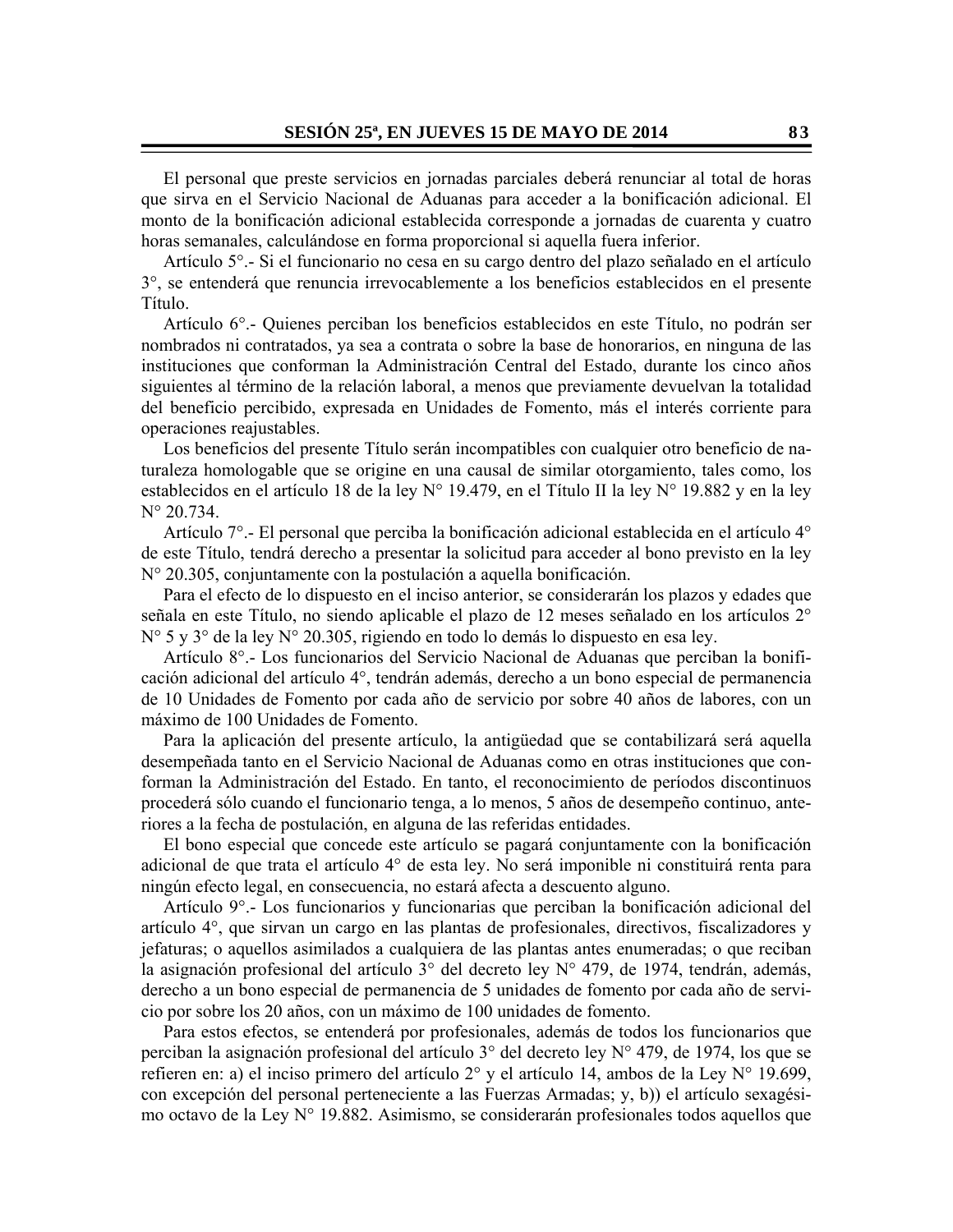El personal que preste servicios en jornadas parciales deberá renunciar al total de horas que sirva en el Servicio Nacional de Aduanas para acceder a la bonificación adicional. El monto de la bonificación adicional establecida corresponde a jornadas de cuarenta y cuatro horas semanales, calculándose en forma proporcional si aquella fuera inferior.

Artículo 5°.- Si el funcionario no cesa en su cargo dentro del plazo señalado en el artículo 3°, se entenderá que renuncia irrevocablemente a los beneficios establecidos en el presente Título.

Artículo 6°.- Quienes perciban los beneficios establecidos en este Título, no podrán ser nombrados ni contratados, ya sea a contrata o sobre la base de honorarios, en ninguna de las instituciones que conforman la Administración Central del Estado, durante los cinco años siguientes al término de la relación laboral, a menos que previamente devuelvan la totalidad del beneficio percibido, expresada en Unidades de Fomento, más el interés corriente para operaciones reajustables.

Los beneficios del presente Título serán incompatibles con cualquier otro beneficio de naturaleza homologable que se origine en una causal de similar otorgamiento, tales como, los establecidos en el artículo 18 de la ley N° 19.479, en el Título II la ley N° 19.882 y en la ley N° 20.734.

Artículo 7°.- El personal que perciba la bonificación adicional establecida en el artículo 4° de este Título, tendrá derecho a presentar la solicitud para acceder al bono previsto en la ley N° 20.305, conjuntamente con la postulación a aquella bonificación.

Para el efecto de lo dispuesto en el inciso anterior, se considerarán los plazos y edades que señala en este Título, no siendo aplicable el plazo de 12 meses señalado en los artículos 2° N° 5 y 3° de la ley N° 20.305, rigiendo en todo lo demás lo dispuesto en esa ley.

Artículo 8°.- Los funcionarios del Servicio Nacional de Aduanas que perciban la bonificación adicional del artículo 4°, tendrán además, derecho a un bono especial de permanencia de 10 Unidades de Fomento por cada año de servicio por sobre 40 años de labores, con un máximo de 100 Unidades de Fomento.

Para la aplicación del presente artículo, la antigüedad que se contabilizará será aquella desempeñada tanto en el Servicio Nacional de Aduanas como en otras instituciones que conforman la Administración del Estado. En tanto, el reconocimiento de períodos discontinuos procederá sólo cuando el funcionario tenga, a lo menos, 5 años de desempeño continuo, anteriores a la fecha de postulación, en alguna de las referidas entidades.

El bono especial que concede este artículo se pagará conjuntamente con la bonificación adicional de que trata el artículo 4° de esta ley. No será imponible ni constituirá renta para ningún efecto legal, en consecuencia, no estará afecta a descuento alguno.

Artículo 9°.- Los funcionarios y funcionarias que perciban la bonificación adicional del artículo 4°, que sirvan un cargo en las plantas de profesionales, directivos, fiscalizadores y jefaturas; o aquellos asimilados a cualquiera de las plantas antes enumeradas; o que reciban la asignación profesional del artículo 3° del decreto ley N° 479, de 1974, tendrán, además, derecho a un bono especial de permanencia de 5 unidades de fomento por cada año de servicio por sobre los 20 años, con un máximo de 100 unidades de fomento.

Para estos efectos, se entenderá por profesionales, además de todos los funcionarios que perciban la asignación profesional del artículo 3° del decreto ley N° 479, de 1974, los que se refieren en: a) el inciso primero del artículo 2° y el artículo 14, ambos de la Ley N° 19.699, con excepción del personal perteneciente a las Fuerzas Armadas; y, b)) el artículo sexagésimo octavo de la Ley N° 19.882. Asimismo, se considerarán profesionales todos aquellos que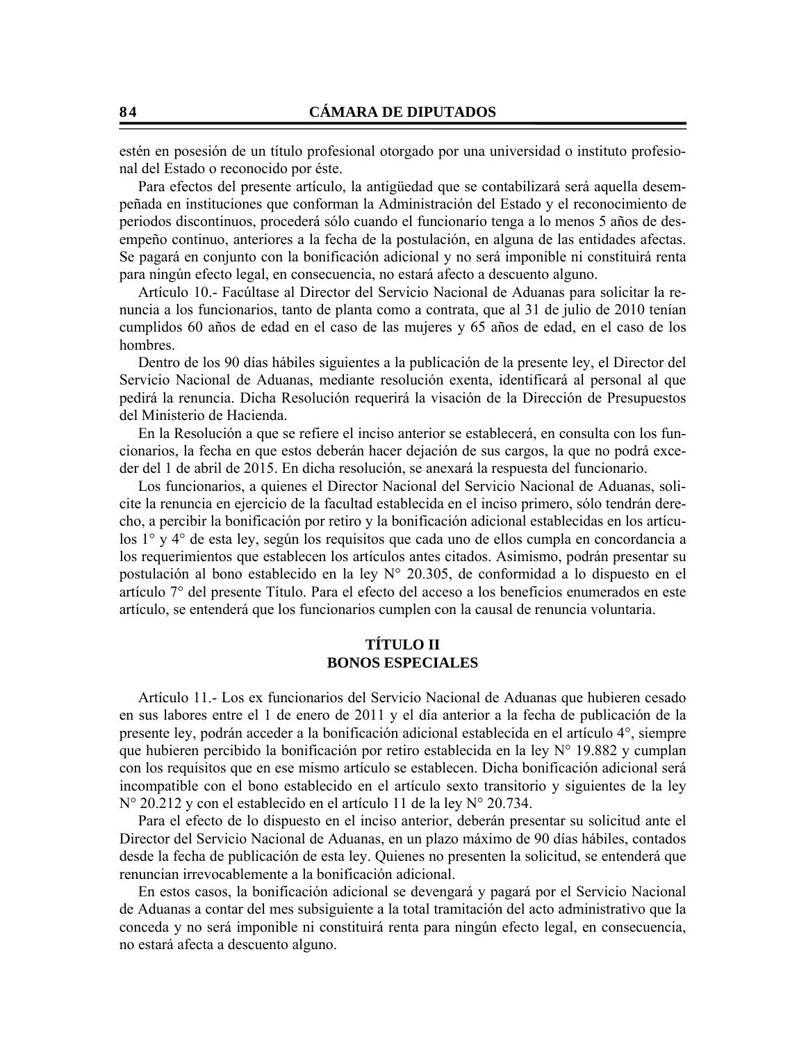estén en posesión de un título profesional otorgado por una universidad o instituto profesional del Estado o reconocido por éste.

Para efectos del presente artículo, la antigüedad que se contabilizará será aquella desempeñada en instituciones que conforman la Administración del Estado y el reconocimiento de periodos discontinuos, procederá sólo cuando el funcionario tenga a lo menos 5 años de desempeño continuo, anteriores a la fecha de la postulación, en alguna de las entidades afectas. Se pagará en conjunto con la bonificación adicional y no será imponible ni constituirá renta para ningún efecto legal, en consecuencia, no estará afecto a descuento alguno.

Artículo 10.- Facúltase al Director del Servicio Nacional de Aduanas para solicitar la renuncia a los funcionarios, tanto de planta como a contrata, que al 31 de julio de 2010 tenían cumplidos 60 años de edad en el caso de las mujeres y 65 años de edad, en el caso de los hombres.

Dentro de los 90 días hábiles siguientes a la publicación de la presente ley, el Director del Servicio Nacional de Aduanas, mediante resolución exenta, identificará al personal al que pedirá la renuncia. Dicha Resolución requerirá la visación de la Dirección de Presupuestos del Ministerio de Hacienda.

En la Resolución a que se refiere el inciso anterior se establecerá, en consulta con los funcionarios, la fecha en que estos deberán hacer dejación de sus cargos, la que no podrá exceder del 1 de abril de 2015. En dicha resolución, se anexará la respuesta del funcionario.

Los funcionarios, a quienes el Director Nacional del Servicio Nacional de Aduanas, solicite la renuncia en ejercicio de la facultad establecida en el inciso primero, sólo tendrán derecho, a percibir la bonificación por retiro y la bonificación adicional establecidas en los artículos 1° y 4° de esta ley, según los requisitos que cada uno de ellos cumpla en concordancia a los requerimientos que establecen los artículos antes citados. Asimismo, podrán presentar su postulación al bono establecido en la ley N° 20.305, de conformidad a lo dispuesto en el artículo 7° del presente Título. Para el efecto del acceso a los beneficios enumerados en este artículo, se entenderá que los funcionarios cumplen con la causal de renuncia voluntaria.

## TÍTULO II
## BONOS ESPECIALES

Artículo 11.- Los ex funcionarios del Servicio Nacional de Aduanas que hubieren cesado en sus labores entre el 1 de enero de 2011 y el día anterior a la fecha de publicación de la presente ley, podrán acceder a la bonificación adicional establecida en el artículo 4°, siempre que hubieren percibido la bonificación por retiro establecida en la ley N° 19.882 y cumplan con los requisitos que en ese mismo artículo se establecen. Dicha bonificación adicional será incompatible con el bono establecido en el artículo sexto transitorio y siguientes de la ley N° 20.212 y con el establecido en el artículo 11 de la ley N° 20.734.

Para el efecto de lo dispuesto en el inciso anterior, deberán presentar su solicitud ante el Director del Servicio Nacional de Aduanas, en un plazo máximo de 90 días hábiles, contados desde la fecha de publicación de esta ley. Quienes no presenten la solicitud, se entenderá que renuncian irrevocablemente a la bonificación adicional.

En estos casos, la bonificación adicional se devengará y pagará por el Servicio Nacional de Aduanas a contar del mes subsiguiente a la total tramitación del acto administrativo que la conceda y no será imponible ni constituirá renta para ningún efecto legal, en consecuencia, no estará afecta a descuento alguno.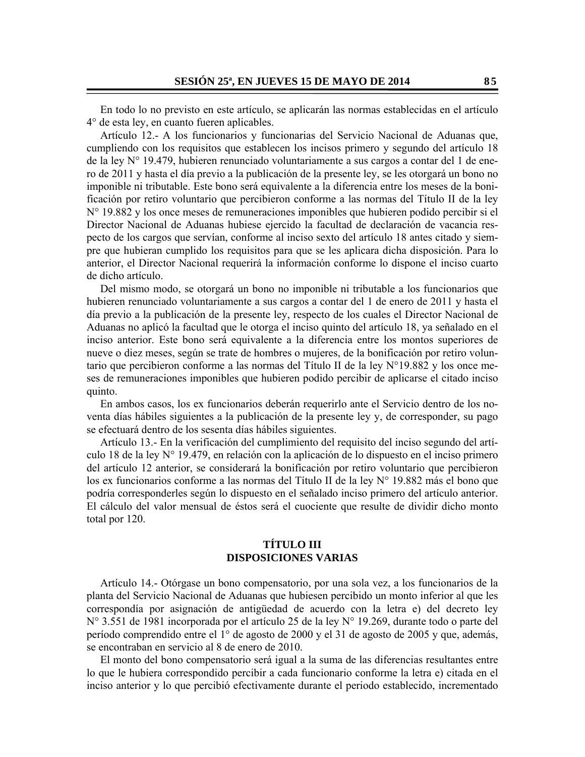En todo lo no previsto en este artículo, se aplicarán las normas establecidas en el artículo 4° de esta ley, en cuanto fueren aplicables.

Artículo 12.- A los funcionarios y funcionarias del Servicio Nacional de Aduanas que, cumpliendo con los requisitos que establecen los incisos primero y segundo del artículo 18 de la ley N° 19.479, hubieren renunciado voluntariamente a sus cargos a contar del 1 de enero de 2011 y hasta el día previo a la publicación de la presente ley, se les otorgará un bono no imponible ni tributable. Este bono será equivalente a la diferencia entre los meses de la bonificación por retiro voluntario que percibieron conforme a las normas del Título II de la ley N° 19.882 y los once meses de remuneraciones imponibles que hubieren podido percibir si el Director Nacional de Aduanas hubiese ejercido la facultad de declaración de vacancia respecto de los cargos que servían, conforme al inciso sexto del artículo 18 antes citado y siempre que hubieran cumplido los requisitos para que se les aplicara dicha disposición. Para lo anterior, el Director Nacional requerirá la información conforme lo dispone el inciso cuarto de dicho artículo.

Del mismo modo, se otorgará un bono no imponible ni tributable a los funcionarios que hubieren renunciado voluntariamente a sus cargos a contar del 1 de enero de 2011 y hasta el día previo a la publicación de la presente ley, respecto de los cuales el Director Nacional de Aduanas no aplicó la facultad que le otorga el inciso quinto del artículo 18, ya señalado en el inciso anterior. Este bono será equivalente a la diferencia entre los montos superiores de nueve o diez meses, según se trate de hombres o mujeres, de la bonificación por retiro voluntario que percibieron conforme a las normas del Título II de la ley N°19.882 y los once meses de remuneraciones imponibles que hubieren podido percibir de aplicarse el citado inciso quinto.

En ambos casos, los ex funcionarios deberán requerirlo ante el Servicio dentro de los noventa días hábiles siguientes a la publicación de la presente ley y, de corresponder, su pago se efectuará dentro de los sesenta días hábiles siguientes.

Artículo 13.- En la verificación del cumplimiento del requisito del inciso segundo del artículo 18 de la ley N° 19.479, en relación con la aplicación de lo dispuesto en el inciso primero del artículo 12 anterior, se considerará la bonificación por retiro voluntario que percibieron los ex funcionarios conforme a las normas del Título II de la ley N° 19.882 más el bono que podría corresponderles según lo dispuesto en el señalado inciso primero del artículo anterior. El cálculo del valor mensual de éstos será el cuociente que resulte de dividir dicho monto total por 120.

## TÍTULO III
## DISPOSICIONES VARIAS

Artículo 14.- Otórgase un bono compensatorio, por una sola vez, a los funcionarios de la planta del Servicio Nacional de Aduanas que hubiesen percibido un monto inferior al que les correspondía por asignación de antigüedad de acuerdo con la letra e) del decreto ley N° 3.551 de 1981 incorporada por el artículo 25 de la ley N° 19.269, durante todo o parte del período comprendido entre el 1° de agosto de 2000 y el 31 de agosto de 2005 y que, además, se encontraban en servicio al 8 de enero de 2010.

El monto del bono compensatorio será igual a la suma de las diferencias resultantes entre lo que le hubiera correspondido percibir a cada funcionario conforme la letra e) citada en el inciso anterior y lo que percibió efectivamente durante el periodo establecido, incrementado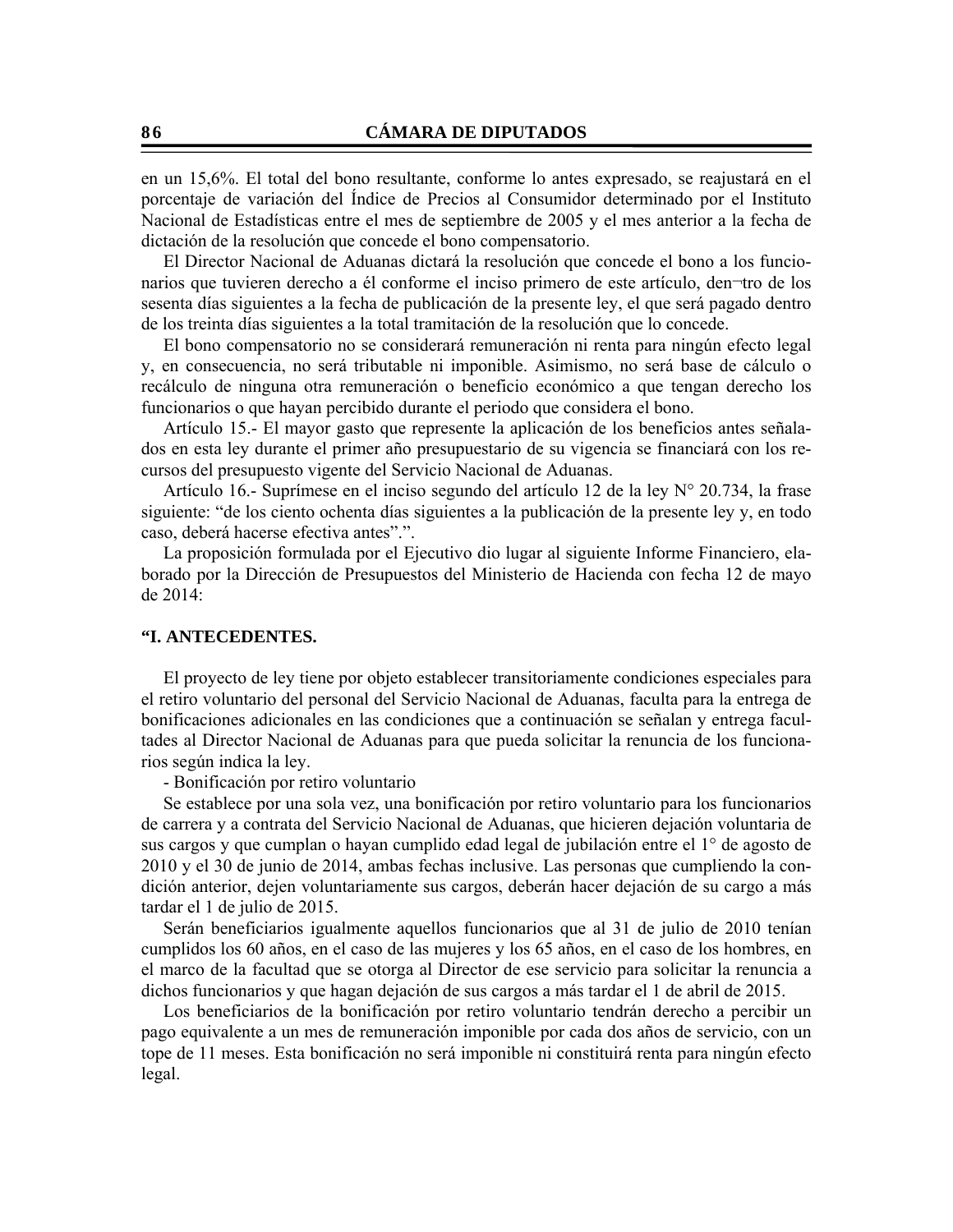en un 15,6%. El total del bono resultante, conforme lo antes expresado, se reajustará en el porcentaje de variación del Índice de Precios al Consumidor determinado por el Instituto Nacional de Estadísticas entre el mes de septiembre de 2005 y el mes anterior a la fecha de dictación de la resolución que concede el bono compensatorio.

El Director Nacional de Aduanas dictará la resolución que concede el bono a los funcionarios que tuvieren derecho a él conforme el inciso primero de este artículo, den¬tro de los sesenta días siguientes a la fecha de publicación de la presente ley, el que será pagado dentro de los treinta días siguientes a la total tramitación de la resolución que lo concede.

El bono compensatorio no se considerará remuneración ni renta para ningún efecto legal y, en consecuencia, no será tributable ni imponible. Asimismo, no será base de cálculo o recálculo de ninguna otra remuneración o beneficio económico a que tengan derecho los funcionarios o que hayan percibido durante el periodo que considera el bono.

Artículo 15.- El mayor gasto que represente la aplicación de los beneficios antes señalados en esta ley durante el primer año presupuestario de su vigencia se financiará con los recursos del presupuesto vigente del Servicio Nacional de Aduanas.

Artículo 16.- Suprímese en el inciso segundo del artículo 12 de la ley N° 20.734, la frase siguiente: "de los ciento ochenta días siguientes a la publicación de la presente ley y, en todo caso, deberá hacerse efectiva antes".".

La proposición formulada por el Ejecutivo dio lugar al siguiente Informe Financiero, elaborado por la Dirección de Presupuestos del Ministerio de Hacienda con fecha 12 de mayo de 2014:

**"I. ANTECEDENTES.**

El proyecto de ley tiene por objeto establecer transitoriamente condiciones especiales para el retiro voluntario del personal del Servicio Nacional de Aduanas, faculta para la entrega de bonificaciones adicionales en las condiciones que a continuación se señalan y entrega facultades al Director Nacional de Aduanas para que pueda solicitar la renuncia de los funcionarios según indica la ley.

- Bonificación por retiro voluntario

Se establece por una sola vez, una bonificación por retiro voluntario para los funcionarios de carrera y a contrata del Servicio Nacional de Aduanas, que hicieren dejación voluntaria de sus cargos y que cumplan o hayan cumplido edad legal de jubilación entre el 1° de agosto de 2010 y el 30 de junio de 2014, ambas fechas inclusive. Las personas que cumpliendo la condición anterior, dejen voluntariamente sus cargos, deberán hacer dejación de su cargo a más tardar el 1 de julio de 2015.

Serán beneficiarios igualmente aquellos funcionarios que al 31 de julio de 2010 tenían cumplidos los 60 años, en el caso de las mujeres y los 65 años, en el caso de los hombres, en el marco de la facultad que se otorga al Director de ese servicio para solicitar la renuncia a dichos funcionarios y que hagan dejación de sus cargos a más tardar el 1 de abril de 2015.

Los beneficiarios de la bonificación por retiro voluntario tendrán derecho a percibir un pago equivalente a un mes de remuneración imponible por cada dos años de servicio, con un tope de 11 meses. Esta bonificación no será imponible ni constituirá renta para ningún efecto legal.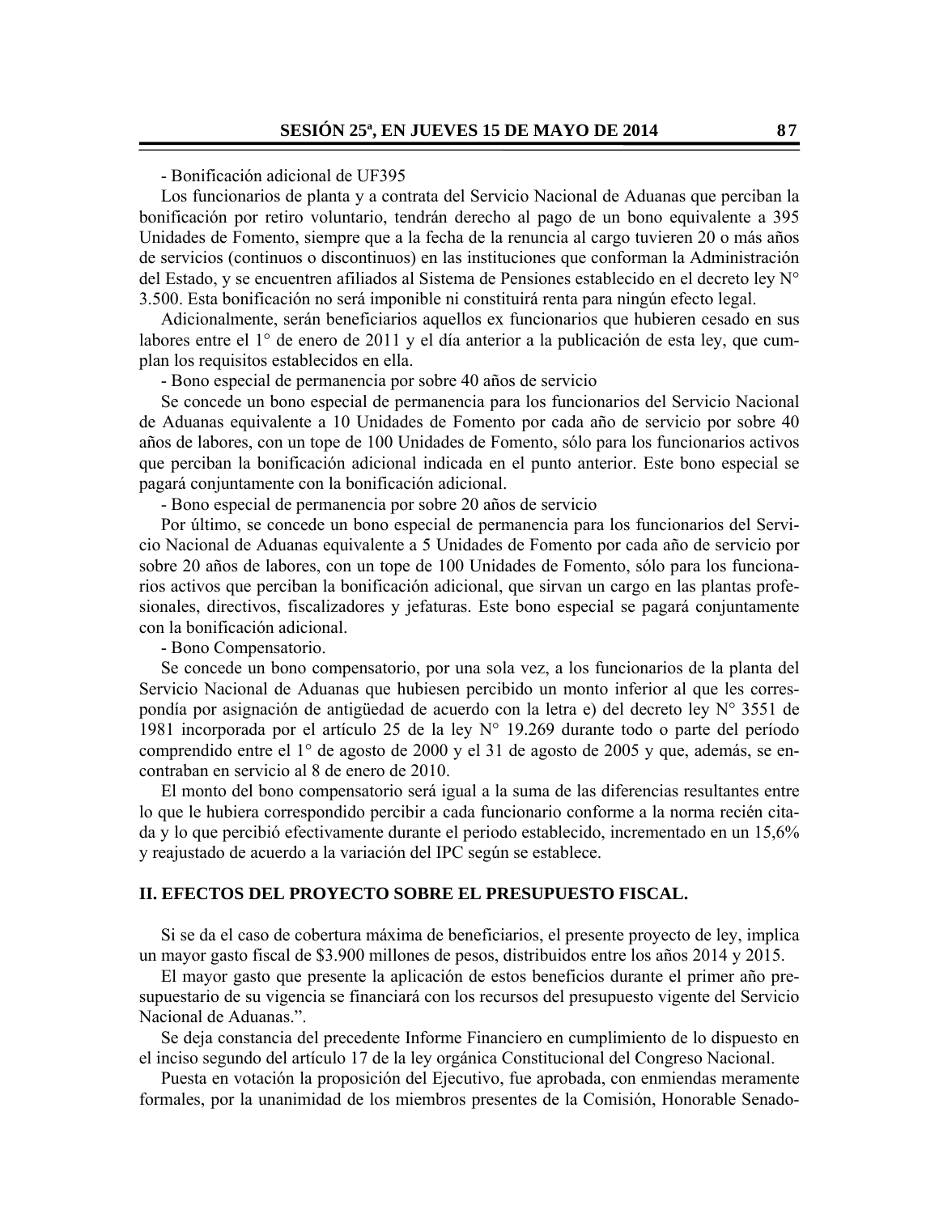- Bonificación adicional de UF395

Los funcionarios de planta y a contrata del Servicio Nacional de Aduanas que perciban la bonificación por retiro voluntario, tendrán derecho al pago de un bono equivalente a 395 Unidades de Fomento, siempre que a la fecha de la renuncia al cargo tuvieren 20 o más años de servicios (continuos o discontinuos) en las instituciones que conforman la Administración del Estado, y se encuentren afiliados al Sistema de Pensiones establecido en el decreto ley N° 3.500. Esta bonificación no será imponible ni constituirá renta para ningún efecto legal.

Adicionalmente, serán beneficiarios aquellos ex funcionarios que hubieren cesado en sus labores entre el 1° de enero de 2011 y el día anterior a la publicación de esta ley, que cumplan los requisitos establecidos en ella.

- Bono especial de permanencia por sobre 40 años de servicio

Se concede un bono especial de permanencia para los funcionarios del Servicio Nacional de Aduanas equivalente a 10 Unidades de Fomento por cada año de servicio por sobre 40 años de labores, con un tope de 100 Unidades de Fomento, sólo para los funcionarios activos que perciban la bonificación adicional indicada en el punto anterior. Este bono especial se pagará conjuntamente con la bonificación adicional.

- Bono especial de permanencia por sobre 20 años de servicio

Por último, se concede un bono especial de permanencia para los funcionarios del Servicio Nacional de Aduanas equivalente a 5 Unidades de Fomento por cada año de servicio por sobre 20 años de labores, con un tope de 100 Unidades de Fomento, sólo para los funcionarios activos que perciban la bonificación adicional, que sirvan un cargo en las plantas profesionales, directivos, fiscalizadores y jefaturas. Este bono especial se pagará conjuntamente con la bonificación adicional.

- Bono Compensatorio.

Se concede un bono compensatorio, por una sola vez, a los funcionarios de la planta del Servicio Nacional de Aduanas que hubiesen percibido un monto inferior al que les correspondía por asignación de antigüedad de acuerdo con la letra e) del decreto ley N° 3551 de 1981 incorporada por el artículo 25 de la ley N° 19.269 durante todo o parte del período comprendido entre el 1° de agosto de 2000 y el 31 de agosto de 2005 y que, además, se encontraban en servicio al 8 de enero de 2010.

El monto del bono compensatorio será igual a la suma de las diferencias resultantes entre lo que le hubiera correspondido percibir a cada funcionario conforme a la norma recién citada y lo que percibió efectivamente durante el periodo establecido, incrementado en un 15,6% y reajustado de acuerdo a la variación del IPC según se establece.

**II. EFECTOS DEL PROYECTO SOBRE EL PRESUPUESTO FISCAL.**

Si se da el caso de cobertura máxima de beneficiarios, el presente proyecto de ley, implica un mayor gasto fiscal de $3.900 millones de pesos, distribuidos entre los años 2014 y 2015.

El mayor gasto que presente la aplicación de estos beneficios durante el primer año presupuestario de su vigencia se financiará con los recursos del presupuesto vigente del Servicio Nacional de Aduanas.".

Se deja constancia del precedente Informe Financiero en cumplimiento de lo dispuesto en el inciso segundo del artículo 17 de la ley orgánica Constitucional del Congreso Nacional.

Puesta en votación la proposición del Ejecutivo, fue aprobada, con enmiendas meramente formales, por la unanimidad de los miembros presentes de la Comisión, Honorable Senado-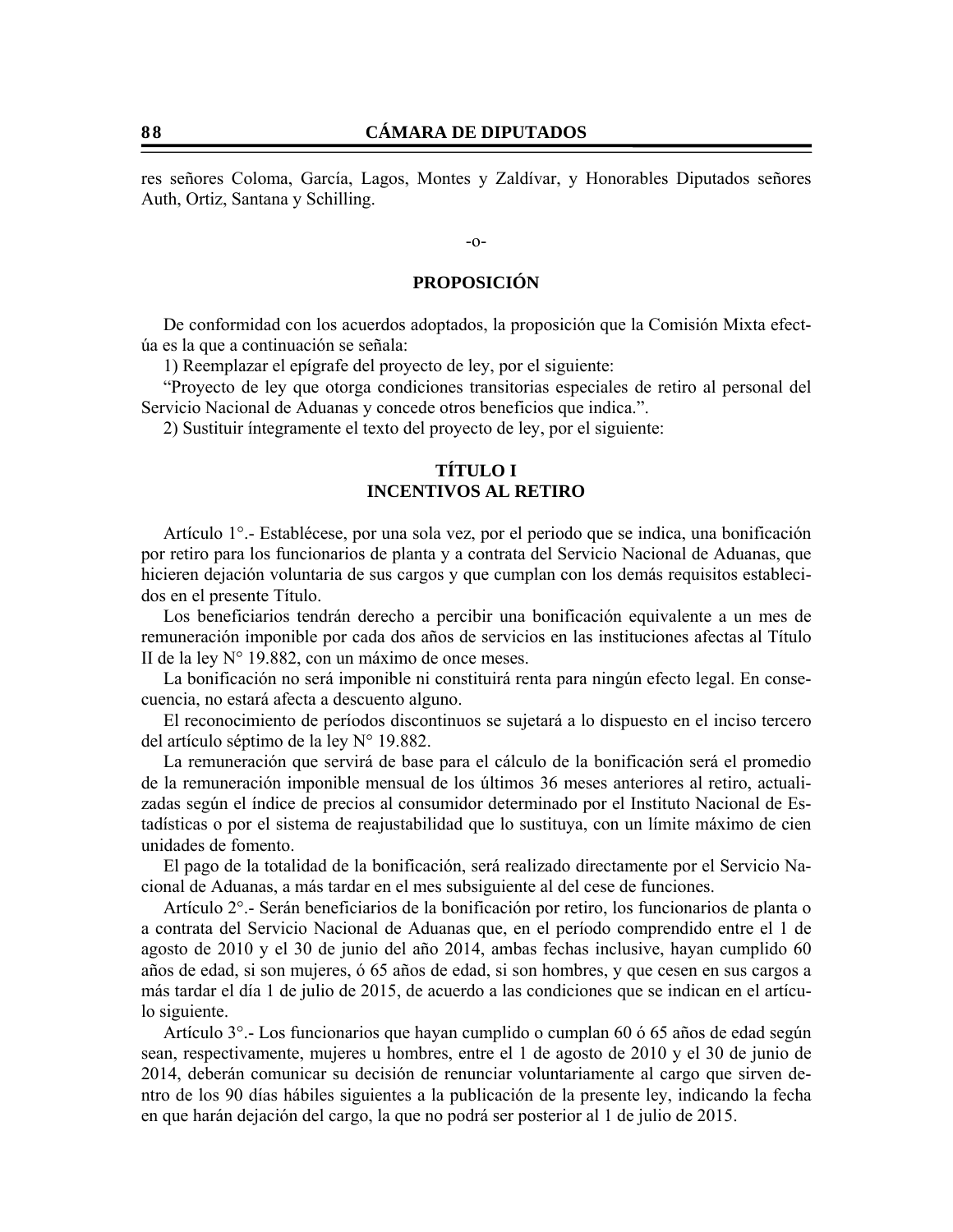res señores Coloma, García, Lagos, Montes y Zaldívar, y Honorables Diputados señores Auth, Ortiz, Santana y Schilling.

-o-

## PROPOSICIÓN

De conformidad con los acuerdos adoptados, la proposición que la Comisión Mixta efectúa es la que a continuación se señala:

1) Reemplazar el epígrafe del proyecto de ley, por el siguiente:

"Proyecto de ley que otorga condiciones transitorias especiales de retiro al personal del Servicio Nacional de Aduanas y concede otros beneficios que indica.".

2) Sustituir íntegramente el texto del proyecto de ley, por el siguiente:

## TÍTULO I
## INCENTIVOS AL RETIRO

Artículo 1°.- Establécese, por una sola vez, por el periodo que se indica, una bonificación por retiro para los funcionarios de planta y a contrata del Servicio Nacional de Aduanas, que hicieren dejación voluntaria de sus cargos y que cumplan con los demás requisitos establecidos en el presente Título.

Los beneficiarios tendrán derecho a percibir una bonificación equivalente a un mes de remuneración imponible por cada dos años de servicios en las instituciones afectas al Título II de la ley N° 19.882, con un máximo de once meses.

La bonificación no será imponible ni constituirá renta para ningún efecto legal. En consecuencia, no estará afecta a descuento alguno.

El reconocimiento de períodos discontinuos se sujetará a lo dispuesto en el inciso tercero del artículo séptimo de la ley N° 19.882.

La remuneración que servirá de base para el cálculo de la bonificación será el promedio de la remuneración imponible mensual de los últimos 36 meses anteriores al retiro, actualizadas según el índice de precios al consumidor determinado por el Instituto Nacional de Estadísticas o por el sistema de reajustabilidad que lo sustituya, con un límite máximo de cien unidades de fomento.

El pago de la totalidad de la bonificación, será realizado directamente por el Servicio Nacional de Aduanas, a más tardar en el mes subsiguiente al del cese de funciones.

Artículo 2°.- Serán beneficiarios de la bonificación por retiro, los funcionarios de planta o a contrata del Servicio Nacional de Aduanas que, en el período comprendido entre el 1 de agosto de 2010 y el 30 de junio del año 2014, ambas fechas inclusive, hayan cumplido 60 años de edad, si son mujeres, ó 65 años de edad, si son hombres, y que cesen en sus cargos a más tardar el día 1 de julio de 2015, de acuerdo a las condiciones que se indican en el artículo siguiente.

Artículo 3°.- Los funcionarios que hayan cumplido o cumplan 60 ó 65 años de edad según sean, respectivamente, mujeres u hombres, entre el 1 de agosto de 2010 y el 30 de junio de 2014, deberán comunicar su decisión de renunciar voluntariamente al cargo que sirven dentro de los 90 días hábiles siguientes a la publicación de la presente ley, indicando la fecha en que harán dejación del cargo, la que no podrá ser posterior al 1 de julio de 2015.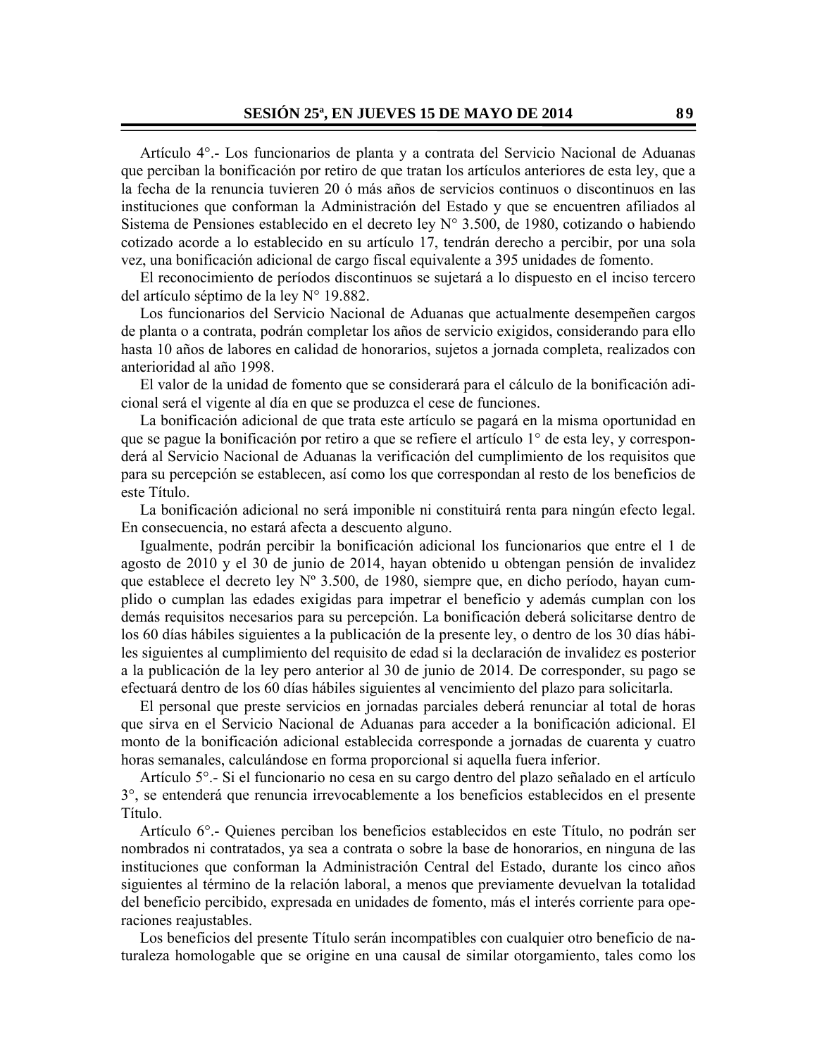Artículo 4°.- Los funcionarios de planta y a contrata del Servicio Nacional de Aduanas que perciban la bonificación por retiro de que tratan los artículos anteriores de esta ley, que a la fecha de la renuncia tuvieren 20 ó más años de servicios continuos o discontinuos en las instituciones que conforman la Administración del Estado y que se encuentren afiliados al Sistema de Pensiones establecido en el decreto ley N° 3.500, de 1980, cotizando o habiendo cotizado acorde a lo establecido en su artículo 17, tendrán derecho a percibir, por una sola vez, una bonificación adicional de cargo fiscal equivalente a 395 unidades de fomento.

El reconocimiento de períodos discontinuos se sujetará a lo dispuesto en el inciso tercero del artículo séptimo de la ley N° 19.882.

Los funcionarios del Servicio Nacional de Aduanas que actualmente desempeñen cargos de planta o a contrata, podrán completar los años de servicio exigidos, considerando para ello hasta 10 años de labores en calidad de honorarios, sujetos a jornada completa, realizados con anterioridad al año 1998.

El valor de la unidad de fomento que se considerará para el cálculo de la bonificación adicional será el vigente al día en que se produzca el cese de funciones.

La bonificación adicional de que trata este artículo se pagará en la misma oportunidad en que se pague la bonificación por retiro a que se refiere el artículo 1° de esta ley, y corresponderá al Servicio Nacional de Aduanas la verificación del cumplimiento de los requisitos que para su percepción se establecen, así como los que correspondan al resto de los beneficios de este Título.

La bonificación adicional no será imponible ni constituirá renta para ningún efecto legal. En consecuencia, no estará afecta a descuento alguno.

Igualmente, podrán percibir la bonificación adicional los funcionarios que entre el 1 de agosto de 2010 y el 30 de junio de 2014, hayan obtenido u obtengan pensión de invalidez que establece el decreto ley Nº 3.500, de 1980, siempre que, en dicho período, hayan cumplido o cumplan las edades exigidas para impetrar el beneficio y además cumplan con los demás requisitos necesarios para su percepción. La bonificación deberá solicitarse dentro de los 60 días hábiles siguientes a la publicación de la presente ley, o dentro de los 30 días hábiles siguientes al cumplimiento del requisito de edad si la declaración de invalidez es posterior a la publicación de la ley pero anterior al 30 de junio de 2014. De corresponder, su pago se efectuará dentro de los 60 días hábiles siguientes al vencimiento del plazo para solicitarla.

El personal que preste servicios en jornadas parciales deberá renunciar al total de horas que sirva en el Servicio Nacional de Aduanas para acceder a la bonificación adicional. El monto de la bonificación adicional establecida corresponde a jornadas de cuarenta y cuatro horas semanales, calculándose en forma proporcional si aquella fuera inferior.

Artículo 5°.- Si el funcionario no cesa en su cargo dentro del plazo señalado en el artículo 3°, se entenderá que renuncia irrevocablemente a los beneficios establecidos en el presente Título.

Artículo 6°.- Quienes perciban los beneficios establecidos en este Título, no podrán ser nombrados ni contratados, ya sea a contrata o sobre la base de honorarios, en ninguna de las instituciones que conforman la Administración Central del Estado, durante los cinco años siguientes al término de la relación laboral, a menos que previamente devuelvan la totalidad del beneficio percibido, expresada en unidades de fomento, más el interés corriente para operaciones reajustables.

Los beneficios del presente Título serán incompatibles con cualquier otro beneficio de naturaleza homologable que se origine en una causal de similar otorgamiento, tales como los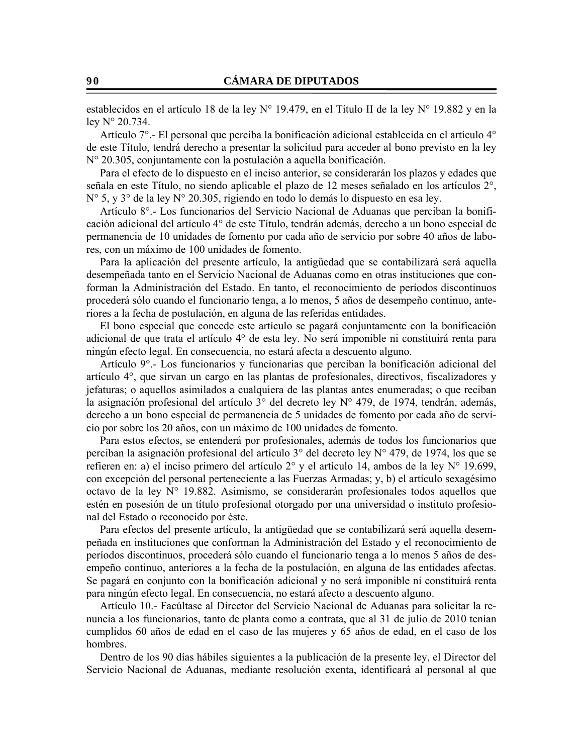establecidos en el artículo 18 de la ley N° 19.479, en el Título II de la ley N° 19.882 y en la ley N° 20.734.

Artículo 7°.- El personal que perciba la bonificación adicional establecida en el artículo 4° de este Título, tendrá derecho a presentar la solicitud para acceder al bono previsto en la ley N° 20.305, conjuntamente con la postulación a aquella bonificación.

Para el efecto de lo dispuesto en el inciso anterior, se considerarán los plazos y edades que señala en este Título, no siendo aplicable el plazo de 12 meses señalado en los artículos 2°, N° 5, y 3° de la ley N° 20.305, rigiendo en todo lo demás lo dispuesto en esa ley.

Artículo 8°.- Los funcionarios del Servicio Nacional de Aduanas que perciban la bonificación adicional del artículo 4° de este Título, tendrán además, derecho a un bono especial de permanencia de 10 unidades de fomento por cada año de servicio por sobre 40 años de labores, con un máximo de 100 unidades de fomento.

Para la aplicación del presente artículo, la antigüedad que se contabilizará será aquella desempeñada tanto en el Servicio Nacional de Aduanas como en otras instituciones que conforman la Administración del Estado. En tanto, el reconocimiento de períodos discontinuos procederá sólo cuando el funcionario tenga, a lo menos, 5 años de desempeño continuo, anteriores a la fecha de postulación, en alguna de las referidas entidades.

El bono especial que concede este artículo se pagará conjuntamente con la bonificación adicional de que trata el artículo 4° de esta ley. No será imponible ni constituirá renta para ningún efecto legal. En consecuencia, no estará afecta a descuento alguno.

Artículo 9°.- Los funcionarios y funcionarias que perciban la bonificación adicional del artículo 4°, que sirvan un cargo en las plantas de profesionales, directivos, fiscalizadores y jefaturas; o aquellos asimilados a cualquiera de las plantas antes enumeradas; o que reciban la asignación profesional del artículo 3° del decreto ley N° 479, de 1974, tendrán, además, derecho a un bono especial de permanencia de 5 unidades de fomento por cada año de servicio por sobre los 20 años, con un máximo de 100 unidades de fomento.

Para estos efectos, se entenderá por profesionales, además de todos los funcionarios que perciban la asignación profesional del artículo 3° del decreto ley N° 479, de 1974, los que se refieren en: a) el inciso primero del artículo 2° y el artículo 14, ambos de la ley N° 19.699, con excepción del personal perteneciente a las Fuerzas Armadas; y, b) el artículo sexagésimo octavo de la ley N° 19.882. Asimismo, se considerarán profesionales todos aquellos que estén en posesión de un título profesional otorgado por una universidad o instituto profesional del Estado o reconocido por éste.

Para efectos del presente artículo, la antigüedad que se contabilizará será aquella desempeñada en instituciones que conforman la Administración del Estado y el reconocimiento de períodos discontinuos, procederá sólo cuando el funcionario tenga a lo menos 5 años de desempeño continuo, anteriores a la fecha de la postulación, en alguna de las entidades afectas. Se pagará en conjunto con la bonificación adicional y no será imponible ni constituirá renta para ningún efecto legal. En consecuencia, no estará afecto a descuento alguno.

Artículo 10.- Facúltase al Director del Servicio Nacional de Aduanas para solicitar la renuncia a los funcionarios, tanto de planta como a contrata, que al 31 de julio de 2010 tenían cumplidos 60 años de edad en el caso de las mujeres y 65 años de edad, en el caso de los hombres.

Dentro de los 90 días hábiles siguientes a la publicación de la presente ley, el Director del Servicio Nacional de Aduanas, mediante resolución exenta, identificará al personal al que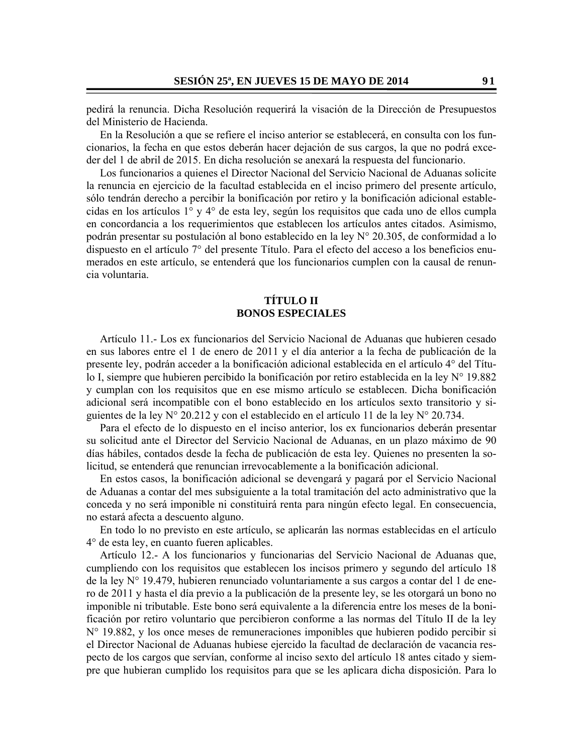pedirá la renuncia. Dicha Resolución requerirá la visación de la Dirección de Presupuestos del Ministerio de Hacienda.

En la Resolución a que se refiere el inciso anterior se establecerá, en consulta con los funcionarios, la fecha en que estos deberán hacer dejación de sus cargos, la que no podrá exceder del 1 de abril de 2015. En dicha resolución se anexará la respuesta del funcionario.

Los funcionarios a quienes el Director Nacional del Servicio Nacional de Aduanas solicite la renuncia en ejercicio de la facultad establecida en el inciso primero del presente artículo, sólo tendrán derecho a percibir la bonificación por retiro y la bonificación adicional establecidas en los artículos 1° y 4° de esta ley, según los requisitos que cada uno de ellos cumpla en concordancia a los requerimientos que establecen los artículos antes citados. Asimismo, podrán presentar su postulación al bono establecido en la ley N° 20.305, de conformidad a lo dispuesto en el artículo 7° del presente Título. Para el efecto del acceso a los beneficios enumerados en este artículo, se entenderá que los funcionarios cumplen con la causal de renuncia voluntaria.

## TÍTULO II
## BONOS ESPECIALES

Artículo 11.- Los ex funcionarios del Servicio Nacional de Aduanas que hubieren cesado en sus labores entre el 1 de enero de 2011 y el día anterior a la fecha de publicación de la presente ley, podrán acceder a la bonificación adicional establecida en el artículo 4° del Título I, siempre que hubieren percibido la bonificación por retiro establecida en la ley N° 19.882 y cumplan con los requisitos que en ese mismo artículo se establecen. Dicha bonificación adicional será incompatible con el bono establecido en los artículos sexto transitorio y siguientes de la ley N° 20.212 y con el establecido en el artículo 11 de la ley N° 20.734.

Para el efecto de lo dispuesto en el inciso anterior, los ex funcionarios deberán presentar su solicitud ante el Director del Servicio Nacional de Aduanas, en un plazo máximo de 90 días hábiles, contados desde la fecha de publicación de esta ley. Quienes no presenten la solicitud, se entenderá que renuncian irrevocablemente a la bonificación adicional.

En estos casos, la bonificación adicional se devengará y pagará por el Servicio Nacional de Aduanas a contar del mes subsiguiente a la total tramitación del acto administrativo que la conceda y no será imponible ni constituirá renta para ningún efecto legal. En consecuencia, no estará afecta a descuento alguno.

En todo lo no previsto en este artículo, se aplicarán las normas establecidas en el artículo 4° de esta ley, en cuanto fueren aplicables.

Artículo 12.- A los funcionarios y funcionarias del Servicio Nacional de Aduanas que, cumpliendo con los requisitos que establecen los incisos primero y segundo del artículo 18 de la ley N° 19.479, hubieren renunciado voluntariamente a sus cargos a contar del 1 de enero de 2011 y hasta el día previo a la publicación de la presente ley, se les otorgará un bono no imponible ni tributable. Este bono será equivalente a la diferencia entre los meses de la bonificación por retiro voluntario que percibieron conforme a las normas del Título II de la ley N° 19.882, y los once meses de remuneraciones imponibles que hubieren podido percibir si el Director Nacional de Aduanas hubiese ejercido la facultad de declaración de vacancia respecto de los cargos que servían, conforme al inciso sexto del artículo 18 antes citado y siempre que hubieran cumplido los requisitos para que se les aplicara dicha disposición. Para lo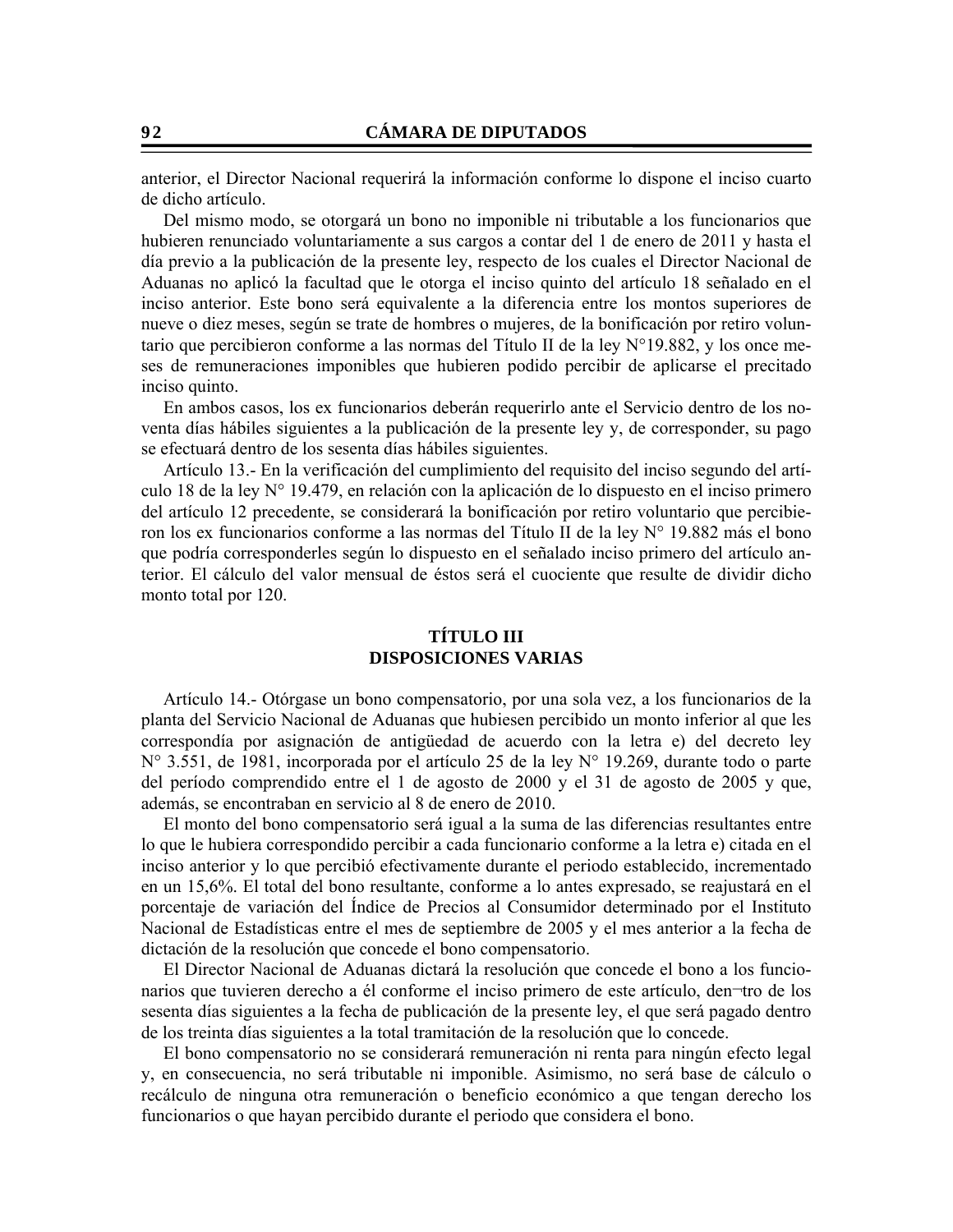anterior, el Director Nacional requerirá la información conforme lo dispone el inciso cuarto de dicho artículo.

Del mismo modo, se otorgará un bono no imponible ni tributable a los funcionarios que hubieren renunciado voluntariamente a sus cargos a contar del 1 de enero de 2011 y hasta el día previo a la publicación de la presente ley, respecto de los cuales el Director Nacional de Aduanas no aplicó la facultad que le otorga el inciso quinto del artículo 18 señalado en el inciso anterior. Este bono será equivalente a la diferencia entre los montos superiores de nueve o diez meses, según se trate de hombres o mujeres, de la bonificación por retiro voluntario que percibieron conforme a las normas del Título II de la ley N°19.882, y los once meses de remuneraciones imponibles que hubieren podido percibir de aplicarse el precitado inciso quinto.

En ambos casos, los ex funcionarios deberán requerirlo ante el Servicio dentro de los noventa días hábiles siguientes a la publicación de la presente ley y, de corresponder, su pago se efectuará dentro de los sesenta días hábiles siguientes.

Artículo 13.- En la verificación del cumplimiento del requisito del inciso segundo del artículo 18 de la ley N° 19.479, en relación con la aplicación de lo dispuesto en el inciso primero del artículo 12 precedente, se considerará la bonificación por retiro voluntario que percibieron los ex funcionarios conforme a las normas del Título II de la ley N° 19.882 más el bono que podría corresponderles según lo dispuesto en el señalado inciso primero del artículo anterior. El cálculo del valor mensual de éstos será el cuociente que resulte de dividir dicho monto total por 120.

## TÍTULO III
## DISPOSICIONES VARIAS

Artículo 14.- Otórgase un bono compensatorio, por una sola vez, a los funcionarios de la planta del Servicio Nacional de Aduanas que hubiesen percibido un monto inferior al que les correspondía por asignación de antigüedad de acuerdo con la letra e) del decreto ley N° 3.551, de 1981, incorporada por el artículo 25 de la ley N° 19.269, durante todo o parte del período comprendido entre el 1 de agosto de 2000 y el 31 de agosto de 2005 y que, además, se encontraban en servicio al 8 de enero de 2010.

El monto del bono compensatorio será igual a la suma de las diferencias resultantes entre lo que le hubiera correspondido percibir a cada funcionario conforme a la letra e) citada en el inciso anterior y lo que percibió efectivamente durante el periodo establecido, incrementado en un 15,6%. El total del bono resultante, conforme a lo antes expresado, se reajustará en el porcentaje de variación del Índice de Precios al Consumidor determinado por el Instituto Nacional de Estadísticas entre el mes de septiembre de 2005 y el mes anterior a la fecha de dictación de la resolución que concede el bono compensatorio.

El Director Nacional de Aduanas dictará la resolución que concede el bono a los funcionarios que tuvieren derecho a él conforme el inciso primero de este artículo, den¬tro de los sesenta días siguientes a la fecha de publicación de la presente ley, el que será pagado dentro de los treinta días siguientes a la total tramitación de la resolución que lo concede.

El bono compensatorio no se considerará remuneración ni renta para ningún efecto legal y, en consecuencia, no será tributable ni imponible. Asimismo, no será base de cálculo o recálculo de ninguna otra remuneración o beneficio económico a que tengan derecho los funcionarios o que hayan percibido durante el periodo que considera el bono.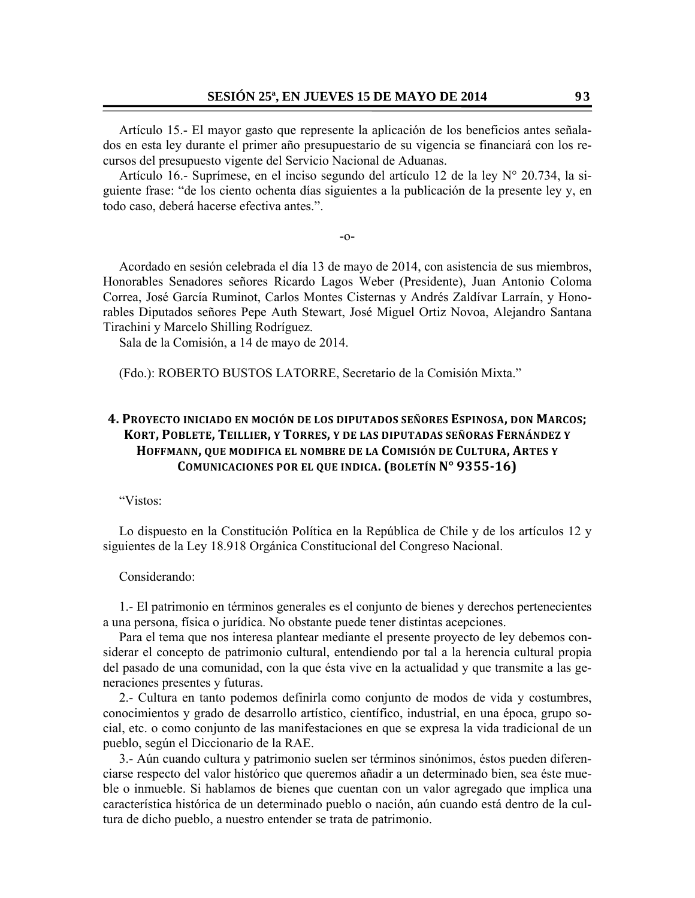Artículo 15.- El mayor gasto que represente la aplicación de los beneficios antes señalados en esta ley durante el primer año presupuestario de su vigencia se financiará con los recursos del presupuesto vigente del Servicio Nacional de Aduanas.

Artículo 16.- Suprímese, en el inciso segundo del artículo 12 de la ley N° 20.734, la siguiente frase: “de los ciento ochenta días siguientes a la publicación de la presente ley y, en todo caso, deberá hacerse efectiva antes.”.

-o-

Acordado en sesión celebrada el día 13 de mayo de 2014, con asistencia de sus miembros, Honorables Senadores señores Ricardo Lagos Weber (Presidente), Juan Antonio Coloma Correa, José García Ruminot, Carlos Montes Cisternas y Andrés Zaldívar Larraín, y Honorables Diputados señores Pepe Auth Stewart, José Miguel Ortiz Novoa, Alejandro Santana Tirachini y Marcelo Shilling Rodríguez.

Sala de la Comisión, a 14 de mayo de 2014.

(Fdo.): ROBERTO BUSTOS LATORRE, Secretario de la Comisión Mixta.”

## 4. Proyecto iniciado en moción de los diputados señores Espinosa, don Marcos; Kort, Poblete, Teillier, y Torres, y de las diputadas señoras Fernández y Hoffmann, que modifica el nombre de la Comisión de Cultura, Artes y Comunicaciones por el que indica. (boletín N° 9355-16)

“Vistos:

Lo dispuesto en la Constitución Política en la República de Chile y de los artículos 12 y siguientes de la Ley 18.918 Orgánica Constitucional del Congreso Nacional.

Considerando:

1.- El patrimonio en términos generales es el conjunto de bienes y derechos pertenecientes a una persona, física o jurídica. No obstante puede tener distintas acepciones.

Para el tema que nos interesa plantear mediante el presente proyecto de ley debemos considerar el concepto de patrimonio cultural, entendiendo por tal a la herencia cultural propia del pasado de una comunidad, con la que ésta vive en la actualidad y que transmite a las generaciones presentes y futuras.

2.- Cultura en tanto podemos definirla como conjunto de modos de vida y costumbres, conocimientos y grado de desarrollo artístico, científico, industrial, en una época, grupo social, etc. o como conjunto de las manifestaciones en que se expresa la vida tradicional de un pueblo, según el Diccionario de la RAE.

3.- Aún cuando cultura y patrimonio suelen ser términos sinónimos, éstos pueden diferenciarse respecto del valor histórico que queremos añadir a un determinado bien, sea éste mueble o inmueble. Si hablamos de bienes que cuentan con un valor agregado que implica una característica histórica de un determinado pueblo o nación, aún cuando está dentro de la cultura de dicho pueblo, a nuestro entender se trata de patrimonio.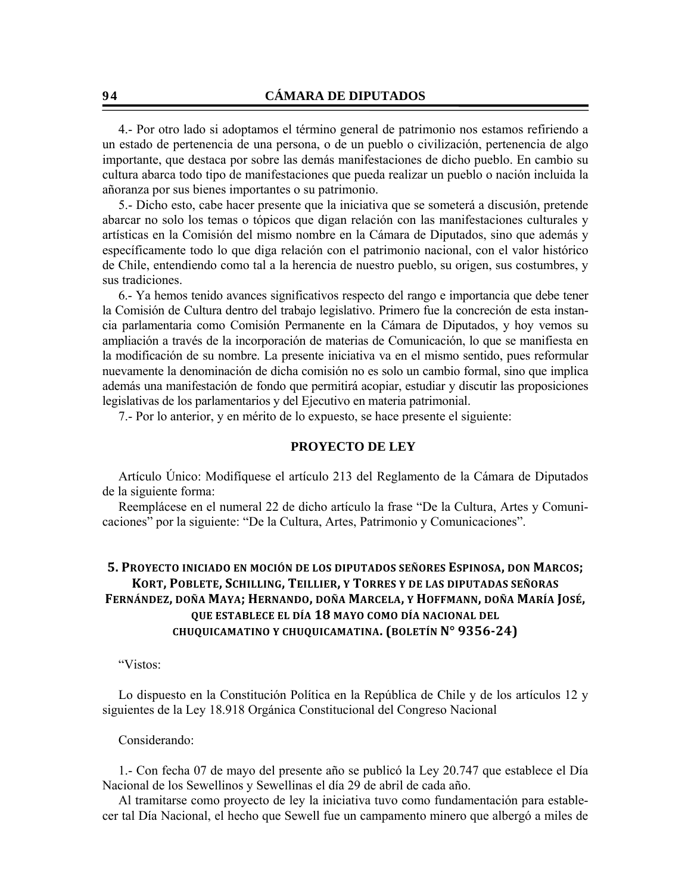4.- Por otro lado si adoptamos el término general de patrimonio nos estamos refiriendo a un estado de pertenencia de una persona, o de un pueblo o civilización, pertenencia de algo importante, que destaca por sobre las demás manifestaciones de dicho pueblo. En cambio su cultura abarca todo tipo de manifestaciones que pueda realizar un pueblo o nación incluida la añoranza por sus bienes importantes o su patrimonio.

5.- Dicho esto, cabe hacer presente que la iniciativa que se someterá a discusión, pretende abarcar no solo los temas o tópicos que digan relación con las manifestaciones culturales y artísticas en la Comisión del mismo nombre en la Cámara de Diputados, sino que además y específicamente todo lo que diga relación con el patrimonio nacional, con el valor histórico de Chile, entendiendo como tal a la herencia de nuestro pueblo, su origen, sus costumbres, y sus tradiciones.

6.- Ya hemos tenido avances significativos respecto del rango e importancia que debe tener la Comisión de Cultura dentro del trabajo legislativo. Primero fue la concreción de esta instancia parlamentaria como Comisión Permanente en la Cámara de Diputados, y hoy vemos su ampliación a través de la incorporación de materias de Comunicación, lo que se manifiesta en la modificación de su nombre. La presente iniciativa va en el mismo sentido, pues reformular nuevamente la denominación de dicha comisión no es solo un cambio formal, sino que implica además una manifestación de fondo que permitirá acopiar, estudiar y discutir las proposiciones legislativas de los parlamentarios y del Ejecutivo en materia patrimonial.

7.- Por lo anterior, y en mérito de lo expuesto, se hace presente el siguiente:

## PROYECTO DE LEY

Artículo Único: Modifíquese el artículo 213 del Reglamento de la Cámara de Diputados de la siguiente forma:

Reemplácese en el numeral 22 de dicho artículo la frase "De la Cultura, Artes y Comunicaciones" por la siguiente: "De la Cultura, Artes, Patrimonio y Comunicaciones".

## 5. Proyecto iniciado en moción de los diputados señores Espinosa, don Marcos; Kort, Poblete, Schilling, Teillier, y Torres y de las diputadas señoras Fernández, doña Maya; Hernando, doña Marcela, y Hoffmann, doña María José, que establece el día 18 mayo como día nacional del chuquicamatino y chuquicamatina. (boletín N° 9356-24)

"Vistos:

Lo dispuesto en la Constitución Política en la República de Chile y de los artículos 12 y siguientes de la Ley 18.918 Orgánica Constitucional del Congreso Nacional

Considerando:

1.- Con fecha 07 de mayo del presente año se publicó la Ley 20.747 que establece el Día Nacional de los Sewellinos y Sewellinas el día 29 de abril de cada año.

Al tramitarse como proyecto de ley la iniciativa tuvo como fundamentación para establecer tal Día Nacional, el hecho que Sewell fue un campamento minero que albergó a miles de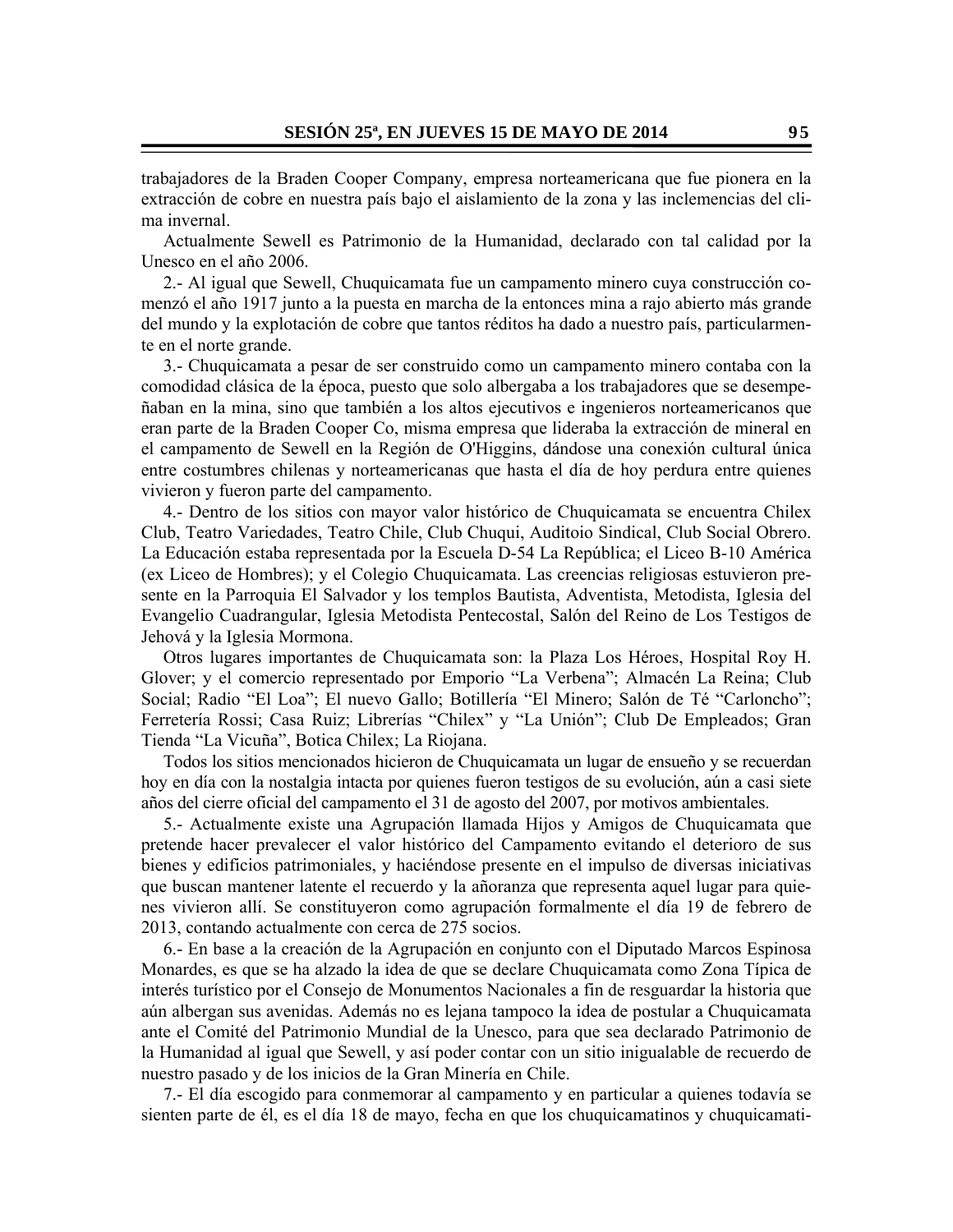trabajadores de la Braden Cooper Company, empresa norteamericana que fue pionera en la extracción de cobre en nuestra país bajo el aislamiento de la zona y las inclemencias del clima invernal.

Actualmente Sewell es Patrimonio de la Humanidad, declarado con tal calidad por la Unesco en el año 2006.

2.- Al igual que Sewell, Chuquicamata fue un campamento minero cuya construcción comenzó el año 1917 junto a la puesta en marcha de la entonces mina a rajo abierto más grande del mundo y la explotación de cobre que tantos réditos ha dado a nuestro país, particularmente en el norte grande.

3.- Chuquicamata a pesar de ser construido como un campamento minero contaba con la comodidad clásica de la época, puesto que solo albergaba a los trabajadores que se desempeñaban en la mina, sino que también a los altos ejecutivos e ingenieros norteamericanos que eran parte de la Braden Cooper Co, misma empresa que lideraba la extracción de mineral en el campamento de Sewell en la Región de O'Higgins, dándose una conexión cultural única entre costumbres chilenas y norteamericanas que hasta el día de hoy perdura entre quienes vivieron y fueron parte del campamento.

4.- Dentro de los sitios con mayor valor histórico de Chuquicamata se encuentra Chilex Club, Teatro Variedades, Teatro Chile, Club Chuqui, Auditoio Sindical, Club Social Obrero. La Educación estaba representada por la Escuela D-54 La República; el Liceo B-10 América (ex Liceo de Hombres); y el Colegio Chuquicamata. Las creencias religiosas estuvieron presente en la Parroquia El Salvador y los templos Bautista, Adventista, Metodista, Iglesia del Evangelio Cuadrangular, Iglesia Metodista Pentecostal, Salón del Reino de Los Testigos de Jehová y la Iglesia Mormona.

Otros lugares importantes de Chuquicamata son: la Plaza Los Héroes, Hospital Roy H. Glover; y el comercio representado por Emporio "La Verbena"; Almacén La Reina; Club Social; Radio "El Loa"; El nuevo Gallo; Botillería "El Minero; Salón de Té "Carloncho"; Ferretería Rossi; Casa Ruiz; Librerías "Chilex" y "La Unión"; Club De Empleados; Gran Tienda "La Vicuña", Botica Chilex; La Riojana.

Todos los sitios mencionados hicieron de Chuquicamata un lugar de ensueño y se recuerdan hoy en día con la nostalgia intacta por quienes fueron testigos de su evolución, aún a casi siete años del cierre oficial del campamento el 31 de agosto del 2007, por motivos ambientales.

5.- Actualmente existe una Agrupación llamada Hijos y Amigos de Chuquicamata que pretende hacer prevalecer el valor histórico del Campamento evitando el deterioro de sus bienes y edificios patrimoniales, y haciéndose presente en el impulso de diversas iniciativas que buscan mantener latente el recuerdo y la añoranza que representa aquel lugar para quienes vivieron allí. Se constituyeron como agrupación formalmente el día 19 de febrero de 2013, contando actualmente con cerca de 275 socios.

6.- En base a la creación de la Agrupación en conjunto con el Diputado Marcos Espinosa Monardes, es que se ha alzado la idea de que se declare Chuquicamata como Zona Típica de interés turístico por el Consejo de Monumentos Nacionales a fin de resguardar la historia que aún albergan sus avenidas. Además no es lejana tampoco la idea de postular a Chuquicamata ante el Comité del Patrimonio Mundial de la Unesco, para que sea declarado Patrimonio de la Humanidad al igual que Sewell, y así poder contar con un sitio inigualable de recuerdo de nuestro pasado y de los inicios de la Gran Minería en Chile.

7.- El día escogido para conmemorar al campamento y en particular a quienes todavía se sienten parte de él, es el día 18 de mayo, fecha en que los chuquicamatinos y chuquicamati-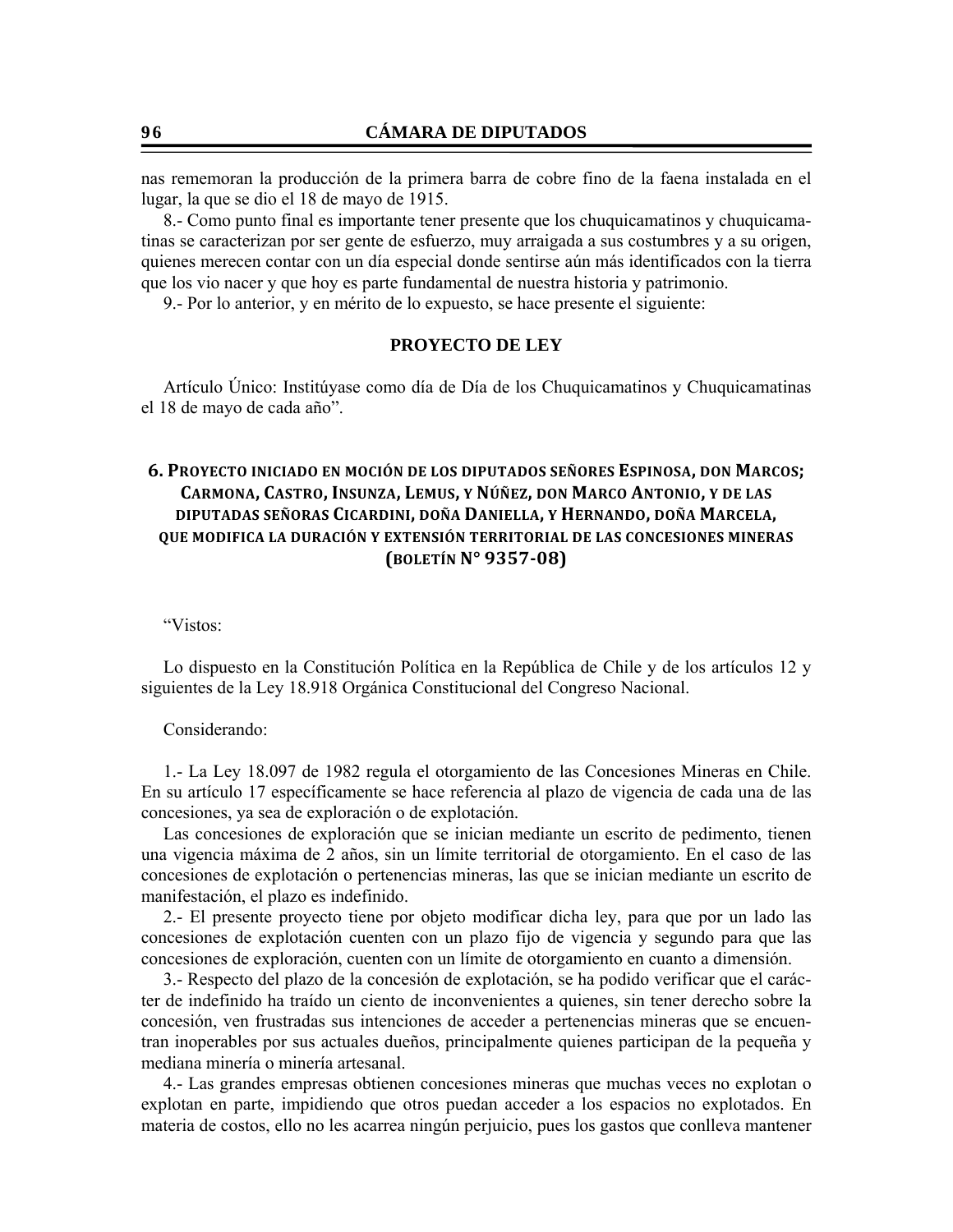nas rememoran la producción de la primera barra de cobre fino de la faena instalada en el lugar, la que se dio el 18 de mayo de 1915.

8.- Como punto final es importante tener presente que los chuquicamatinos y chuquicamatinas se caracterizan por ser gente de esfuerzo, muy arraigada a sus costumbres y a su origen, quienes merecen contar con un día especial donde sentirse aún más identificados con la tierra que los vio nacer y que hoy es parte fundamental de nuestra historia y patrimonio.

9.- Por lo anterior, y en mérito de lo expuesto, se hace presente el siguiente:

## PROYECTO DE LEY

Artículo Único: Institúyase como día de Día de los Chuquicamatinos y Chuquicamatinas el 18 de mayo de cada año".

## 6. PROYECTO INICIADO EN MOCIÓN DE LOS DIPUTADOS SEÑORES ESPINOSA, DON MARCOS; CARMONA, CASTRO, INSUNZA, LEMUS, Y NÚÑEZ, DON MARCO ANTONIO, Y DE LAS DIPUTADAS SEÑORAS CICARDINI, DOÑA DANIELLA, Y HERNANDO, DOÑA MARCELA, QUE MODIFICA LA DURACIÓN Y EXTENSIÓN TERRITORIAL DE LAS CONCESIONES MINERAS (BOLETÍN N° 9357-08)

"Vistos:

Lo dispuesto en la Constitución Política en la República de Chile y de los artículos 12 y siguientes de la Ley 18.918 Orgánica Constitucional del Congreso Nacional.

Considerando:

1.- La Ley 18.097 de 1982 regula el otorgamiento de las Concesiones Mineras en Chile. En su artículo 17 específicamente se hace referencia al plazo de vigencia de cada una de las concesiones, ya sea de exploración o de explotación.

Las concesiones de exploración que se inician mediante un escrito de pedimento, tienen una vigencia máxima de 2 años, sin un límite territorial de otorgamiento. En el caso de las concesiones de explotación o pertenencias mineras, las que se inician mediante un escrito de manifestación, el plazo es indefinido.

2.- El presente proyecto tiene por objeto modificar dicha ley, para que por un lado las concesiones de explotación cuenten con un plazo fijo de vigencia y segundo para que las concesiones de exploración, cuenten con un límite de otorgamiento en cuanto a dimensión.

3.- Respecto del plazo de la concesión de explotación, se ha podido verificar que el carácter de indefinido ha traído un ciento de inconvenientes a quienes, sin tener derecho sobre la concesión, ven frustradas sus intenciones de acceder a pertenencias mineras que se encuentran inoperables por sus actuales dueños, principalmente quienes participan de la pequeña y mediana minería o minería artesanal.

4.- Las grandes empresas obtienen concesiones mineras que muchas veces no explotan o explotan en parte, impidiendo que otros puedan acceder a los espacios no explotados. En materia de costos, ello no les acarrea ningún perjuicio, pues los gastos que conlleva mantener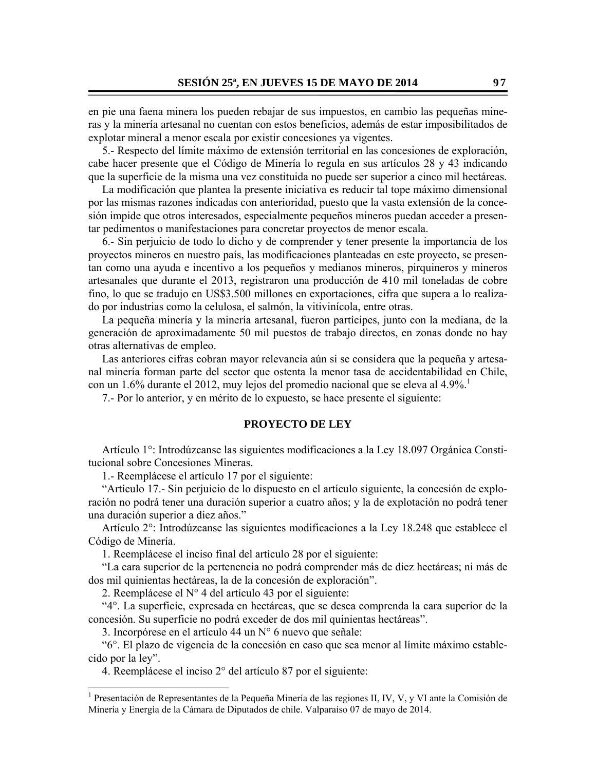en pie una faena minera los pueden rebajar de sus impuestos, en cambio las pequeñas mineras y la minería artesanal no cuentan con estos beneficios, además de estar imposibilitados de explotar mineral a menor escala por existir concesiones ya vigentes.

5.- Respecto del límite máximo de extensión territorial en las concesiones de exploración, cabe hacer presente que el Código de Minería lo regula en sus artículos 28 y 43 indicando que la superficie de la misma una vez constituida no puede ser superior a cinco mil hectáreas.

La modificación que plantea la presente iniciativa es reducir tal tope máximo dimensional por las mismas razones indicadas con anterioridad, puesto que la vasta extensión de la concesión impide que otros interesados, especialmente pequeños mineros puedan acceder a presentar pedimentos o manifestaciones para concretar proyectos de menor escala.

6.- Sin perjuicio de todo lo dicho y de comprender y tener presente la importancia de los proyectos mineros en nuestro país, las modificaciones planteadas en este proyecto, se presentan como una ayuda e incentivo a los pequeños y medianos mineros, pirquineros y mineros artesanales que durante el 2013, registraron una producción de 410 mil toneladas de cobre fino, lo que se tradujo en US$3.500 millones en exportaciones, cifra que supera a lo realizado por industrias como la celulosa, el salmón, la vitivinícola, entre otras.

La pequeña minería y la minería artesanal, fueron partícipes, junto con la mediana, de la generación de aproximadamente 50 mil puestos de trabajo directos, en zonas donde no hay otras alternativas de empleo.

Las anteriores cifras cobran mayor relevancia aún si se considera que la pequeña y artesanal minería forman parte del sector que ostenta la menor tasa de accidentabilidad en Chile, con un 1.6% durante el 2012, muy lejos del promedio nacional que se eleva al 4.9%.[1]

7.- Por lo anterior, y en mérito de lo expuesto, se hace presente el siguiente:

## PROYECTO DE LEY

Artículo 1°: Introdúzcanse las siguientes modificaciones a la Ley 18.097 Orgánica Constitucional sobre Concesiones Mineras.

1.- Reemplácese el artículo 17 por el siguiente:

"Artículo 17.- Sin perjuicio de lo dispuesto en el artículo siguiente, la concesión de exploración no podrá tener una duración superior a cuatro años; y la de explotación no podrá tener una duración superior a diez años."

Artículo 2°: Introdúzcanse las siguientes modificaciones a la Ley 18.248 que establece el Código de Minería.

1. Reemplácese el inciso final del artículo 28 por el siguiente:

"La cara superior de la pertenencia no podrá comprender más de diez hectáreas; ni más de dos mil quinientas hectáreas, la de la concesión de exploración".

2. Reemplácese el N° 4 del artículo 43 por el siguiente:

"4°. La superficie, expresada en hectáreas, que se desea comprenda la cara superior de la concesión. Su superficie no podrá exceder de dos mil quinientas hectáreas".

3. Incorpórese en el artículo 44 un N° 6 nuevo que señale:

"6°. El plazo de vigencia de la concesión en caso que sea menor al límite máximo establecido por la ley".

4. Reemplácese el inciso 2° del artículo 87 por el siguiente:

---

[1] Presentación de Representantes de la Pequeña Minería de las regiones II, IV, V, y VI ante la Comisión de Minería y Energía de la Cámara de Diputados de chile. Valparaíso 07 de mayo de 2014.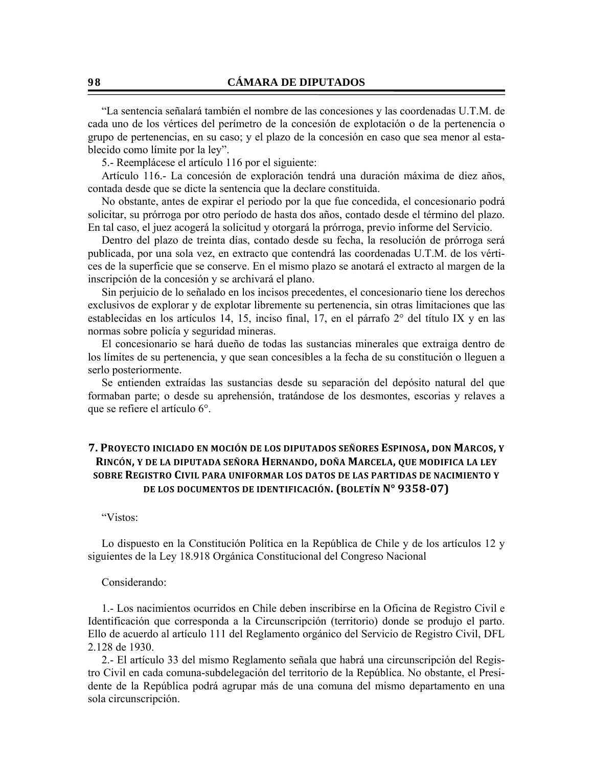"La sentencia señalará también el nombre de las concesiones y las coordenadas U.T.M. de cada uno de los vértices del perímetro de la concesión de explotación o de la pertenencia o grupo de pertenencias, en su caso; y el plazo de la concesión en caso que sea menor al establecido como límite por la ley".

5.- Reemplácese el artículo 116 por el siguiente:

Artículo 116.- La concesión de exploración tendrá una duración máxima de diez años, contada desde que se dicte la sentencia que la declare constituida.

No obstante, antes de expirar el periodo por la que fue concedida, el concesionario podrá solicitar, su prórroga por otro período de hasta dos años, contado desde el término del plazo. En tal caso, el juez acogerá la solicitud y otorgará la prórroga, previo informe del Servicio.

Dentro del plazo de treinta días, contado desde su fecha, la resolución de prórroga será publicada, por una sola vez, en extracto que contendrá las coordenadas U.T.M. de los vértices de la superficie que se conserve. En el mismo plazo se anotará el extracto al margen de la inscripción de la concesión y se archivará el plano.

Sin perjuicio de lo señalado en los incisos precedentes, el concesionario tiene los derechos exclusivos de explorar y de explotar libremente su pertenencia, sin otras limitaciones que las establecidas en los artículos 14, 15, inciso final, 17, en el párrafo 2° del título IX y en las normas sobre policía y seguridad mineras.

El concesionario se hará dueño de todas las sustancias minerales que extraiga dentro de los límites de su pertenencia, y que sean concesibles a la fecha de su constitución o lleguen a serlo posteriormente.

Se entienden extraídas las sustancias desde su separación del depósito natural del que formaban parte; o desde su aprehensión, tratándose de los desmontes, escorias y relaves a que se refiere el artículo 6°.

## 7. PROYECTO INICIADO EN MOCIÓN DE LOS DIPUTADOS SEÑORES ESPINOSA, DON MARCOS, Y RINCÓN, Y DE LA DIPUTADA SEÑORA HERNANDO, DOÑA MARCELA, QUE MODIFICA LA LEY SOBRE REGISTRO CIVIL PARA UNIFORMAR LOS DATOS DE LAS PARTIDAS DE NACIMIENTO Y DE LOS DOCUMENTOS DE IDENTIFICACIÓN. (BOLETÍN N° 9358-07)

"Vistos:

Lo dispuesto en la Constitución Política en la República de Chile y de los artículos 12 y siguientes de la Ley 18.918 Orgánica Constitucional del Congreso Nacional

Considerando:

1.- Los nacimientos ocurridos en Chile deben inscribirse en la Oficina de Registro Civil e Identificación que corresponda a la Circunscripción (territorio) donde se produjo el parto. Ello de acuerdo al artículo 111 del Reglamento orgánico del Servicio de Registro Civil, DFL 2.128 de 1930.

2.- El artículo 33 del mismo Reglamento señala que habrá una circunscripción del Registro Civil en cada comuna-subdelegación del territorio de la República. No obstante, el Presidente de la República podrá agrupar más de una comuna del mismo departamento en una sola circunscripción.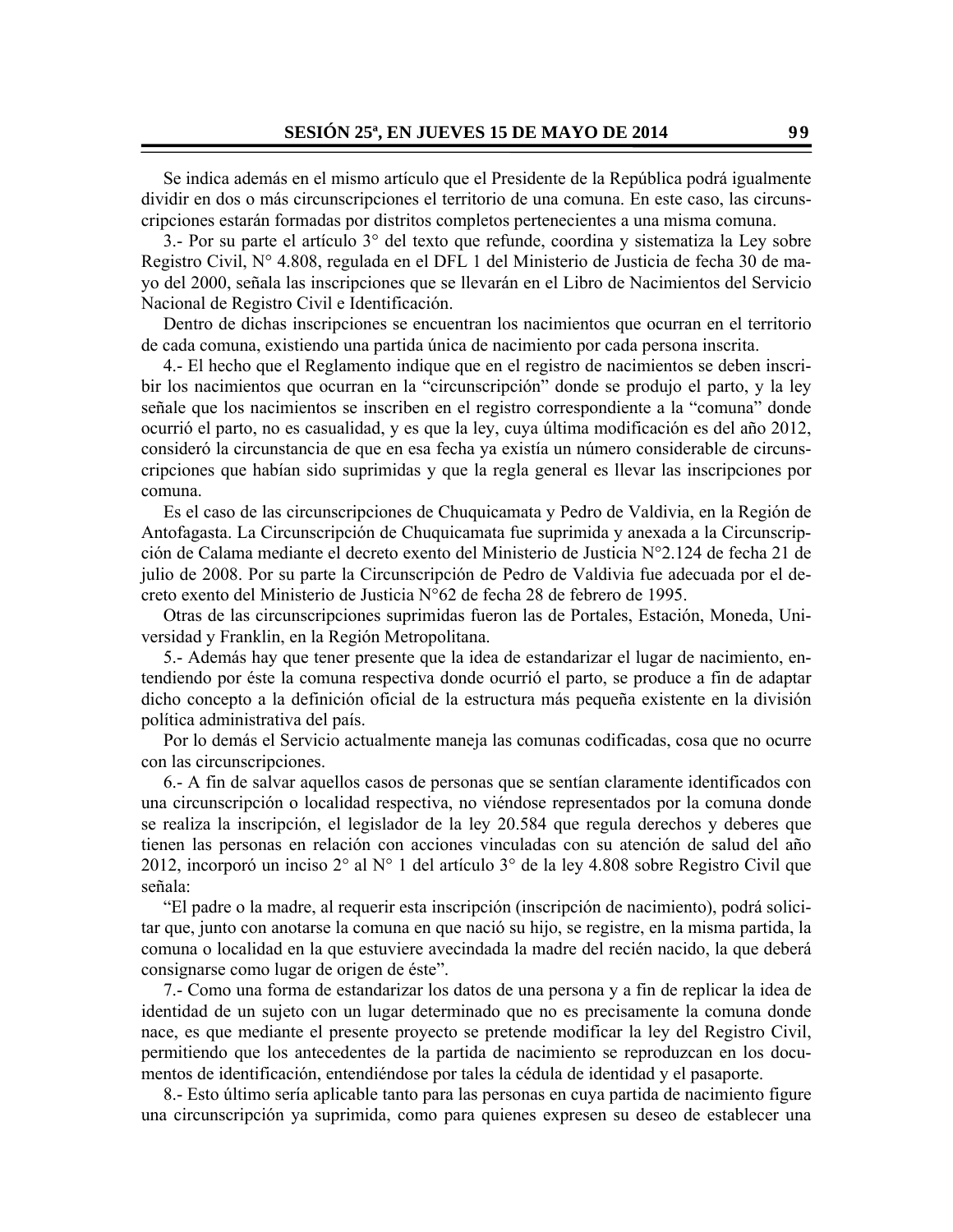Se indica además en el mismo artículo que el Presidente de la República podrá igualmente dividir en dos o más circunscripciones el territorio de una comuna. En este caso, las circunscripciones estarán formadas por distritos completos pertenecientes a una misma comuna.

3.- Por su parte el artículo 3° del texto que refunde, coordina y sistematiza la Ley sobre Registro Civil, N° 4.808, regulada en el DFL 1 del Ministerio de Justicia de fecha 30 de mayo del 2000, señala las inscripciones que se llevarán en el Libro de Nacimientos del Servicio Nacional de Registro Civil e Identificación.

Dentro de dichas inscripciones se encuentran los nacimientos que ocurran en el territorio de cada comuna, existiendo una partida única de nacimiento por cada persona inscrita.

4.- El hecho que el Reglamento indique que en el registro de nacimientos se deben inscribir los nacimientos que ocurran en la "circunscripción" donde se produjo el parto, y la ley señale que los nacimientos se inscriben en el registro correspondiente a la "comuna" donde ocurrió el parto, no es casualidad, y es que la ley, cuya última modificación es del año 2012, consideró la circunstancia de que en esa fecha ya existía un número considerable de circunscripciones que habían sido suprimidas y que la regla general es llevar las inscripciones por comuna.

Es el caso de las circunscripciones de Chuquicamata y Pedro de Valdivia, en la Región de Antofagasta. La Circunscripción de Chuquicamata fue suprimida y anexada a la Circunscripción de Calama mediante el decreto exento del Ministerio de Justicia N°2.124 de fecha 21 de julio de 2008. Por su parte la Circunscripción de Pedro de Valdivia fue adecuada por el decreto exento del Ministerio de Justicia N°62 de fecha 28 de febrero de 1995.

Otras de las circunscripciones suprimidas fueron las de Portales, Estación, Moneda, Universidad y Franklin, en la Región Metropolitana.

5.- Además hay que tener presente que la idea de estandarizar el lugar de nacimiento, entendiendo por éste la comuna respectiva donde ocurrió el parto, se produce a fin de adaptar dicho concepto a la definición oficial de la estructura más pequeña existente en la división política administrativa del país.

Por lo demás el Servicio actualmente maneja las comunas codificadas, cosa que no ocurre con las circunscripciones.

6.- A fin de salvar aquellos casos de personas que se sentían claramente identificados con una circunscripción o localidad respectiva, no viéndose representados por la comuna donde se realiza la inscripción, el legislador de la ley 20.584 que regula derechos y deberes que tienen las personas en relación con acciones vinculadas con su atención de salud del año 2012, incorporó un inciso 2° al N° 1 del artículo 3° de la ley 4.808 sobre Registro Civil que señala:

"El padre o la madre, al requerir esta inscripción (inscripción de nacimiento), podrá solicitar que, junto con anotarse la comuna en que nació su hijo, se registre, en la misma partida, la comuna o localidad en la que estuviere avecindada la madre del recién nacido, la que deberá consignarse como lugar de origen de éste".

7.- Como una forma de estandarizar los datos de una persona y a fin de replicar la idea de identidad de un sujeto con un lugar determinado que no es precisamente la comuna donde nace, es que mediante el presente proyecto se pretende modificar la ley del Registro Civil, permitiendo que los antecedentes de la partida de nacimiento se reproduzcan en los documentos de identificación, entendiéndose por tales la cédula de identidad y el pasaporte.

8.- Esto último sería aplicable tanto para las personas en cuya partida de nacimiento figure una circunscripción ya suprimida, como para quienes expresen su deseo de establecer una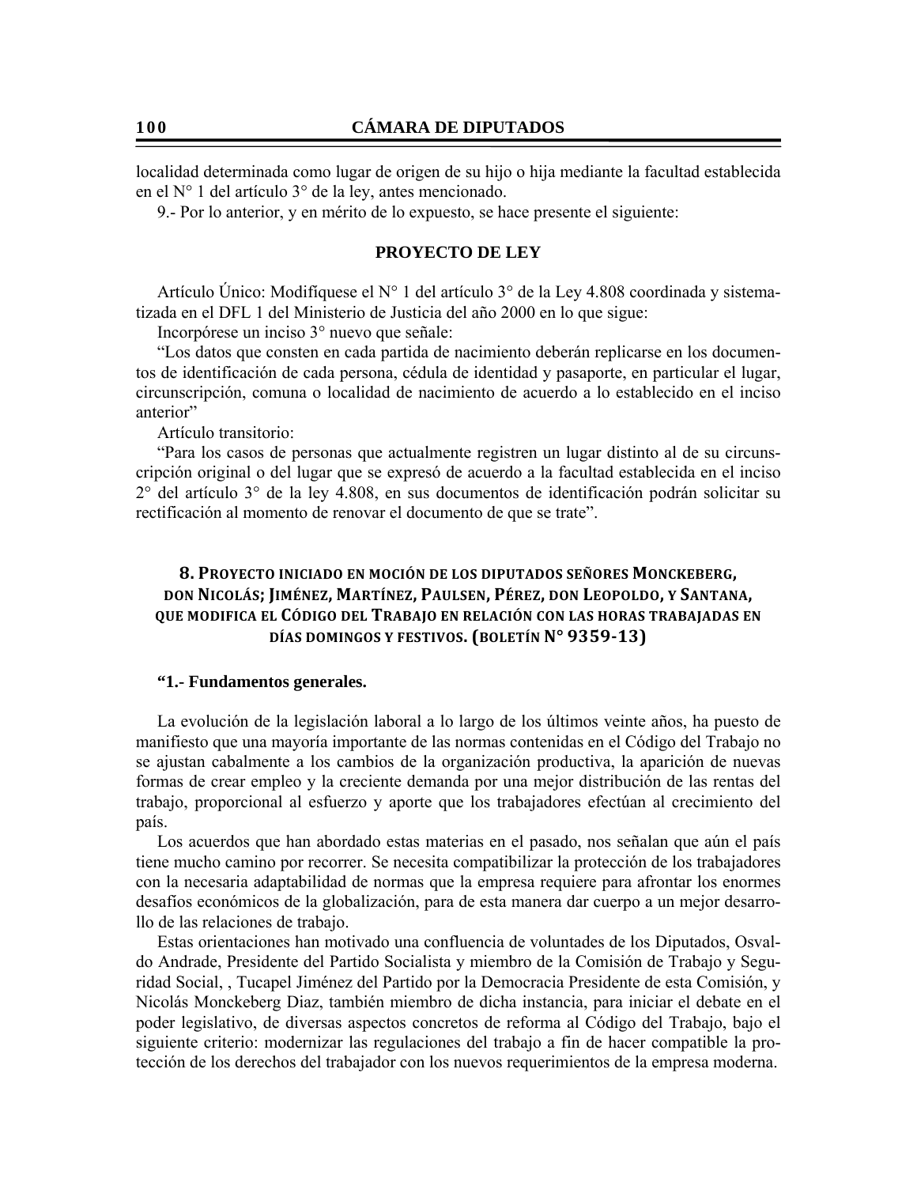localidad determinada como lugar de origen de su hijo o hija mediante la facultad establecida en el N° 1 del artículo 3° de la ley, antes mencionado.

9.- Por lo anterior, y en mérito de lo expuesto, se hace presente el siguiente:

## PROYECTO DE LEY

Artículo Único: Modifíquese el N° 1 del artículo 3° de la Ley 4.808 coordinada y sistematizada en el DFL 1 del Ministerio de Justicia del año 2000 en lo que sigue:

Incorpórese un inciso 3° nuevo que señale:

"Los datos que consten en cada partida de nacimiento deberán replicarse en los documentos de identificación de cada persona, cédula de identidad y pasaporte, en particular el lugar, circunscripción, comuna o localidad de nacimiento de acuerdo a lo establecido en el inciso anterior"

Artículo transitorio:

"Para los casos de personas que actualmente registren un lugar distinto al de su circunscripción original o del lugar que se expresó de acuerdo a la facultad establecida en el inciso 2° del artículo 3° de la ley 4.808, en sus documentos de identificación podrán solicitar su rectificación al momento de renovar el documento de que se trate".

## 8. PROYECTO INICIADO EN MOCIÓN DE LOS DIPUTADOS SEÑORES MONCKEBERG, DON NICOLÁS; JIMÉNEZ, MARTÍNEZ, PAULSEN, PÉREZ, DON LEOPOLDO, Y SANTANA, QUE MODIFICA EL CÓDIGO DEL TRABAJO EN RELACIÓN CON LAS HORAS TRABAJADAS EN DÍAS DOMINGOS Y FESTIVOS. (BOLETÍN N° 9359-13)

**"1.- Fundamentos generales.**

La evolución de la legislación laboral a lo largo de los últimos veinte años, ha puesto de manifiesto que una mayoría importante de las normas contenidas en el Código del Trabajo no se ajustan cabalmente a los cambios de la organización productiva, la aparición de nuevas formas de crear empleo y la creciente demanda por una mejor distribución de las rentas del trabajo, proporcional al esfuerzo y aporte que los trabajadores efectúan al crecimiento del país.

Los acuerdos que han abordado estas materias en el pasado, nos señalan que aún el país tiene mucho camino por recorrer. Se necesita compatibilizar la protección de los trabajadores con la necesaria adaptabilidad de normas que la empresa requiere para afrontar los enormes desafíos económicos de la globalización, para de esta manera dar cuerpo a un mejor desarrollo de las relaciones de trabajo.

Estas orientaciones han motivado una confluencia de voluntades de los Diputados, Osvaldo Andrade, Presidente del Partido Socialista y miembro de la Comisión de Trabajo y Seguridad Social, , Tucapel Jiménez del Partido por la Democracia Presidente de esta Comisión, y Nicolás Monckeberg Diaz, también miembro de dicha instancia, para iniciar el debate en el poder legislativo, de diversas aspectos concretos de reforma al Código del Trabajo, bajo el siguiente criterio: modernizar las regulaciones del trabajo a fin de hacer compatible la protección de los derechos del trabajador con los nuevos requerimientos de la empresa moderna.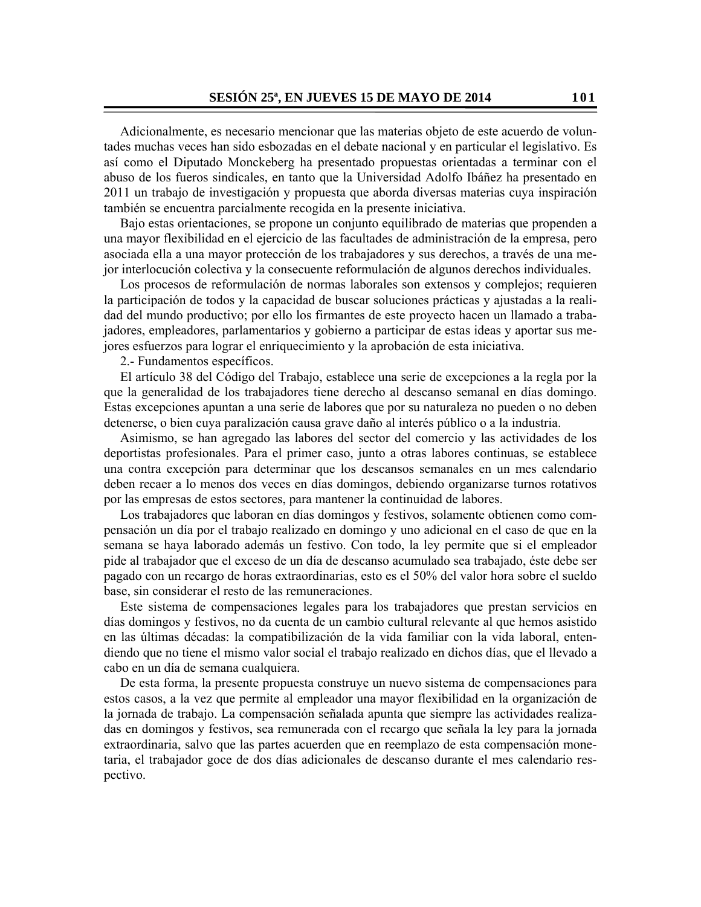Adicionalmente, es necesario mencionar que las materias objeto de este acuerdo de voluntades muchas veces han sido esbozadas en el debate nacional y en particular el legislativo. Es así como el Diputado Monckeberg ha presentado propuestas orientadas a terminar con el abuso de los fueros sindicales, en tanto que la Universidad Adolfo Ibáñez ha presentado en 2011 un trabajo de investigación y propuesta que aborda diversas materias cuya inspiración también se encuentra parcialmente recogida en la presente iniciativa.

Bajo estas orientaciones, se propone un conjunto equilibrado de materias que propenden a una mayor flexibilidad en el ejercicio de las facultades de administración de la empresa, pero asociada ella a una mayor protección de los trabajadores y sus derechos, a través de una mejor interlocución colectiva y la consecuente reformulación de algunos derechos individuales.

Los procesos de reformulación de normas laborales son extensos y complejos; requieren la participación de todos y la capacidad de buscar soluciones prácticas y ajustadas a la realidad del mundo productivo; por ello los firmantes de este proyecto hacen un llamado a trabajadores, empleadores, parlamentarios y gobierno a participar de estas ideas y aportar sus mejores esfuerzos para lograr el enriquecimiento y la aprobación de esta iniciativa.

2.- Fundamentos específicos.

El artículo 38 del Código del Trabajo, establece una serie de excepciones a la regla por la que la generalidad de los trabajadores tiene derecho al descanso semanal en días domingo. Estas excepciones apuntan a una serie de labores que por su naturaleza no pueden o no deben detenerse, o bien cuya paralización causa grave daño al interés público o a la industria.

Asimismo, se han agregado las labores del sector del comercio y las actividades de los deportistas profesionales. Para el primer caso, junto a otras labores continuas, se establece una contra excepción para determinar que los descansos semanales en un mes calendario deben recaer a lo menos dos veces en días domingos, debiendo organizarse turnos rotativos por las empresas de estos sectores, para mantener la continuidad de labores.

Los trabajadores que laboran en días domingos y festivos, solamente obtienen como compensación un día por el trabajo realizado en domingo y uno adicional en el caso de que en la semana se haya laborado además un festivo. Con todo, la ley permite que si el empleador pide al trabajador que el exceso de un día de descanso acumulado sea trabajado, éste debe ser pagado con un recargo de horas extraordinarias, esto es el 50% del valor hora sobre el sueldo base, sin considerar el resto de las remuneraciones.

Este sistema de compensaciones legales para los trabajadores que prestan servicios en días domingos y festivos, no da cuenta de un cambio cultural relevante al que hemos asistido en las últimas décadas: la compatibilización de la vida familiar con la vida laboral, entendiendo que no tiene el mismo valor social el trabajo realizado en dichos días, que el llevado a cabo en un día de semana cualquiera.

De esta forma, la presente propuesta construye un nuevo sistema de compensaciones para estos casos, a la vez que permite al empleador una mayor flexibilidad en la organización de la jornada de trabajo. La compensación señalada apunta que siempre las actividades realizadas en domingos y festivos, sea remunerada con el recargo que señala la ley para la jornada extraordinaria, salvo que las partes acuerden que en reemplazo de esta compensación monetaria, el trabajador goce de dos días adicionales de descanso durante el mes calendario respectivo.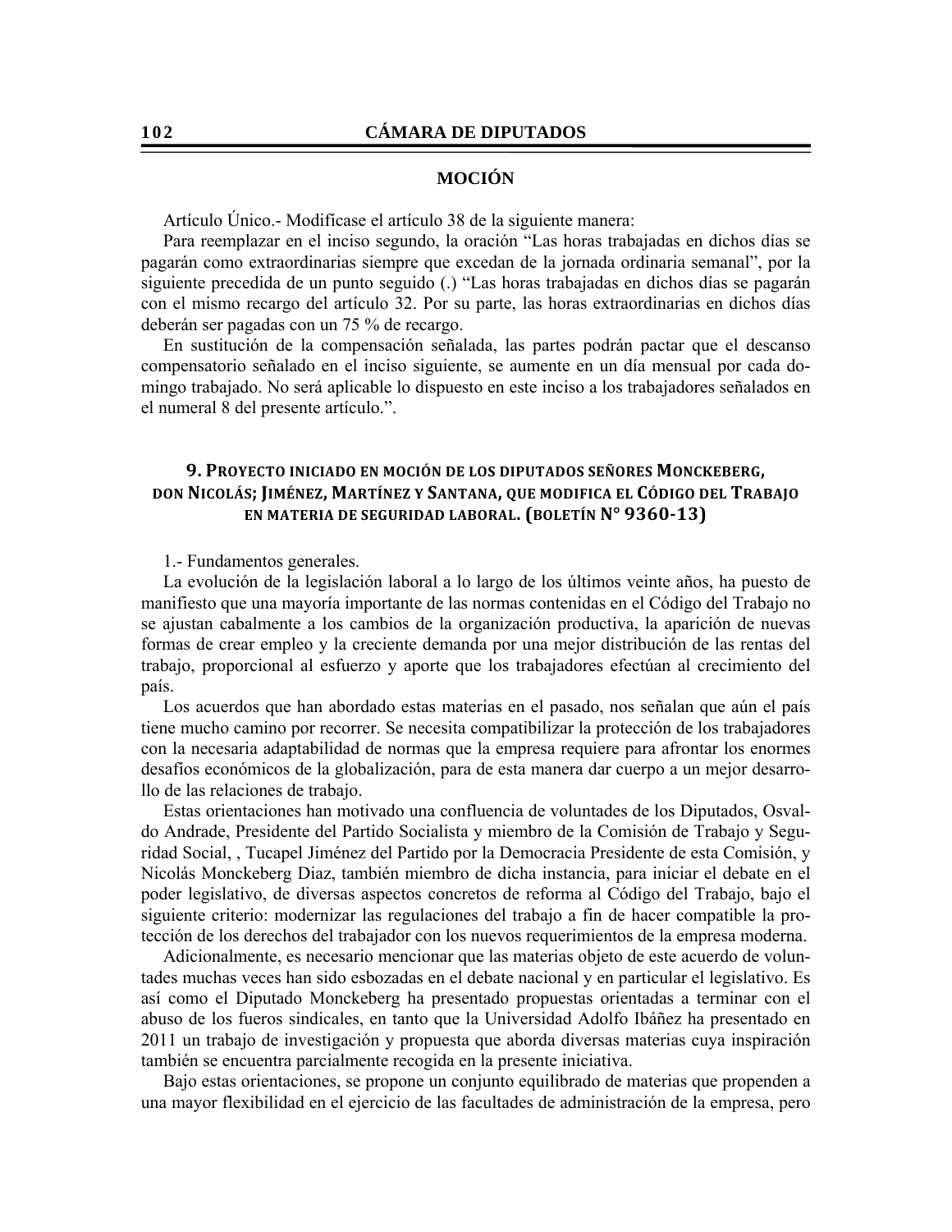## MOCIÓN

Artículo Único.- Modifícase el artículo 38 de la siguiente manera:

Para reemplazar en el inciso segundo, la oración "Las horas trabajadas en dichos días se pagarán como extraordinarias siempre que excedan de la jornada ordinaria semanal", por la siguiente precedida de un punto seguido (.) "Las horas trabajadas en dichos días se pagarán con el mismo recargo del artículo 32. Por su parte, las horas extraordinarias en dichos días deberán ser pagadas con un 75 % de recargo.

En sustitución de la compensación señalada, las partes podrán pactar que el descanso compensatorio señalado en el inciso siguiente, se aumente en un día mensual por cada domingo trabajado. No será aplicable lo dispuesto en este inciso a los trabajadores señalados en el numeral 8 del presente artículo.".

## 9. PROYECTO INICIADO EN MOCIÓN DE LOS DIPUTADOS SEÑORES MONCKEBERG, DON NICOLÁS; JIMÉNEZ, MARTÍNEZ Y SANTANA, QUE MODIFICA EL CÓDIGO DEL TRABAJO EN MATERIA DE SEGURIDAD LABORAL. (BOLETÍN N° 9360-13)

1.- Fundamentos generales.

La evolución de la legislación laboral a lo largo de los últimos veinte años, ha puesto de manifiesto que una mayoría importante de las normas contenidas en el Código del Trabajo no se ajustan cabalmente a los cambios de la organización productiva, la aparición de nuevas formas de crear empleo y la creciente demanda por una mejor distribución de las rentas del trabajo, proporcional al esfuerzo y aporte que los trabajadores efectúan al crecimiento del país.

Los acuerdos que han abordado estas materias en el pasado, nos señalan que aún el país tiene mucho camino por recorrer. Se necesita compatibilizar la protección de los trabajadores con la necesaria adaptabilidad de normas que la empresa requiere para afrontar los enormes desafíos económicos de la globalización, para de esta manera dar cuerpo a un mejor desarrollo de las relaciones de trabajo.

Estas orientaciones han motivado una confluencia de voluntades de los Diputados, Osvaldo Andrade, Presidente del Partido Socialista y miembro de la Comisión de Trabajo y Seguridad Social, , Tucapel Jiménez del Partido por la Democracia Presidente de esta Comisión, y Nicolás Monckeberg Diaz, también miembro de dicha instancia, para iniciar el debate en el poder legislativo, de diversas aspectos concretos de reforma al Código del Trabajo, bajo el siguiente criterio: modernizar las regulaciones del trabajo a fin de hacer compatible la protección de los derechos del trabajador con los nuevos requerimientos de la empresa moderna.

Adicionalmente, es necesario mencionar que las materias objeto de este acuerdo de voluntades muchas veces han sido esbozadas en el debate nacional y en particular el legislativo. Es así como el Diputado Monckeberg ha presentado propuestas orientadas a terminar con el abuso de los fueros sindicales, en tanto que la Universidad Adolfo Ibáñez ha presentado en 2011 un trabajo de investigación y propuesta que aborda diversas materias cuya inspiración también se encuentra parcialmente recogida en la presente iniciativa.

Bajo estas orientaciones, se propone un conjunto equilibrado de materias que propenden a una mayor flexibilidad en el ejercicio de las facultades de administración de la empresa, pero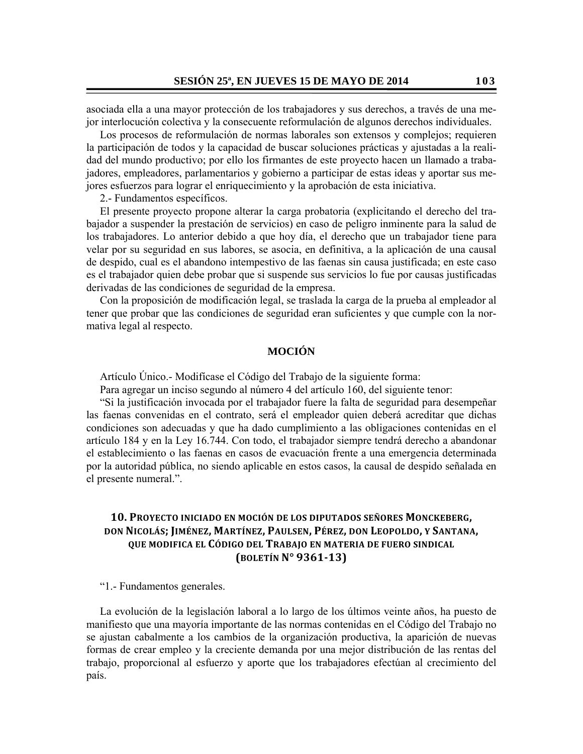asociada ella a una mayor protección de los trabajadores y sus derechos, a través de una mejor interlocución colectiva y la consecuente reformulación de algunos derechos individuales.

Los procesos de reformulación de normas laborales son extensos y complejos; requieren la participación de todos y la capacidad de buscar soluciones prácticas y ajustadas a la realidad del mundo productivo; por ello los firmantes de este proyecto hacen un llamado a trabajadores, empleadores, parlamentarios y gobierno a participar de estas ideas y aportar sus mejores esfuerzos para lograr el enriquecimiento y la aprobación de esta iniciativa.

2.- Fundamentos específicos.

El presente proyecto propone alterar la carga probatoria (explicitando el derecho del trabajador a suspender la prestación de servicios) en caso de peligro inminente para la salud de los trabajadores. Lo anterior debido a que hoy día, el derecho que un trabajador tiene para velar por su seguridad en sus labores, se asocia, en definitiva, a la aplicación de una causal de despido, cual es el abandono intempestivo de las faenas sin causa justificada; en este caso es el trabajador quien debe probar que si suspende sus servicios lo fue por causas justificadas derivadas de las condiciones de seguridad de la empresa.

Con la proposición de modificación legal, se traslada la carga de la prueba al empleador al tener que probar que las condiciones de seguridad eran suficientes y que cumple con la normativa legal al respecto.

## MOCIÓN

Artículo Único.- Modifícase el Código del Trabajo de la siguiente forma:

Para agregar un inciso segundo al número 4 del artículo 160, del siguiente tenor:

"Si la justificación invocada por el trabajador fuere la falta de seguridad para desempeñar las faenas convenidas en el contrato, será el empleador quien deberá acreditar que dichas condiciones son adecuadas y que ha dado cumplimiento a las obligaciones contenidas en el artículo 184 y en la Ley 16.744. Con todo, el trabajador siempre tendrá derecho a abandonar el establecimiento o las faenas en casos de evacuación frente a una emergencia determinada por la autoridad pública, no siendo aplicable en estos casos, la causal de despido señalada en el presente numeral.".

## 10. PROYECTO INICIADO EN MOCIÓN DE LOS DIPUTADOS SEÑORES MONCKEBERG, DON NICOLÁS; JIMÉNEZ, MARTÍNEZ, PAULSEN, PÉREZ, DON LEOPOLDO, Y SANTANA, QUE MODIFICA EL CÓDIGO DEL TRABAJO EN MATERIA DE FUERO SINDICAL (BOLETÍN N° 9361-13)

"1.- Fundamentos generales.

La evolución de la legislación laboral a lo largo de los últimos veinte años, ha puesto de manifiesto que una mayoría importante de las normas contenidas en el Código del Trabajo no se ajustan cabalmente a los cambios de la organización productiva, la aparición de nuevas formas de crear empleo y la creciente demanda por una mejor distribución de las rentas del trabajo, proporcional al esfuerzo y aporte que los trabajadores efectúan al crecimiento del país.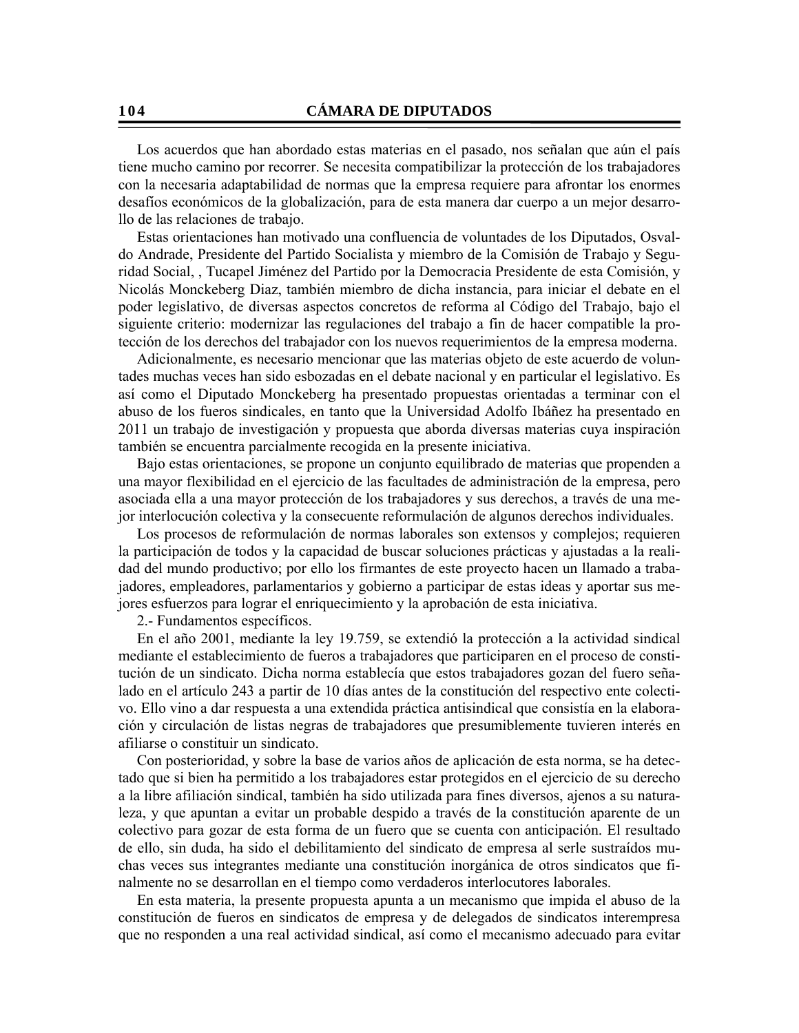Los acuerdos que han abordado estas materias en el pasado, nos señalan que aún el país tiene mucho camino por recorrer. Se necesita compatibilizar la protección de los trabajadores con la necesaria adaptabilidad de normas que la empresa requiere para afrontar los enormes desafíos económicos de la globalización, para de esta manera dar cuerpo a un mejor desarrollo de las relaciones de trabajo.

Estas orientaciones han motivado una confluencia de voluntades de los Diputados, Osvaldo Andrade, Presidente del Partido Socialista y miembro de la Comisión de Trabajo y Seguridad Social, , Tucapel Jiménez del Partido por la Democracia Presidente de esta Comisión, y Nicolás Monckeberg Diaz, también miembro de dicha instancia, para iniciar el debate en el poder legislativo, de diversas aspectos concretos de reforma al Código del Trabajo, bajo el siguiente criterio: modernizar las regulaciones del trabajo a fin de hacer compatible la protección de los derechos del trabajador con los nuevos requerimientos de la empresa moderna.

Adicionalmente, es necesario mencionar que las materias objeto de este acuerdo de voluntades muchas veces han sido esbozadas en el debate nacional y en particular el legislativo. Es así como el Diputado Monckeberg ha presentado propuestas orientadas a terminar con el abuso de los fueros sindicales, en tanto que la Universidad Adolfo Ibáñez ha presentado en 2011 un trabajo de investigación y propuesta que aborda diversas materias cuya inspiración también se encuentra parcialmente recogida en la presente iniciativa.

Bajo estas orientaciones, se propone un conjunto equilibrado de materias que propenden a una mayor flexibilidad en el ejercicio de las facultades de administración de la empresa, pero asociada ella a una mayor protección de los trabajadores y sus derechos, a través de una mejor interlocución colectiva y la consecuente reformulación de algunos derechos individuales.

Los procesos de reformulación de normas laborales son extensos y complejos; requieren la participación de todos y la capacidad de buscar soluciones prácticas y ajustadas a la realidad del mundo productivo; por ello los firmantes de este proyecto hacen un llamado a trabajadores, empleadores, parlamentarios y gobierno a participar de estas ideas y aportar sus mejores esfuerzos para lograr el enriquecimiento y la aprobación de esta iniciativa.

2.- Fundamentos específicos.

En el año 2001, mediante la ley 19.759, se extendió la protección a la actividad sindical mediante el establecimiento de fueros a trabajadores que participaren en el proceso de constitución de un sindicato. Dicha norma establecía que estos trabajadores gozan del fuero señalado en el artículo 243 a partir de 10 días antes de la constitución del respectivo ente colectivo. Ello vino a dar respuesta a una extendida práctica antisindical que consistía en la elaboración y circulación de listas negras de trabajadores que presumiblemente tuvieren interés en afiliarse o constituir un sindicato.

Con posterioridad, y sobre la base de varios años de aplicación de esta norma, se ha detectado que si bien ha permitido a los trabajadores estar protegidos en el ejercicio de su derecho a la libre afiliación sindical, también ha sido utilizada para fines diversos, ajenos a su naturaleza, y que apuntan a evitar un probable despido a través de la constitución aparente de un colectivo para gozar de esta forma de un fuero que se cuenta con anticipación. El resultado de ello, sin duda, ha sido el debilitamiento del sindicato de empresa al serle sustraídos muchas veces sus integrantes mediante una constitución inorgánica de otros sindicatos que finalmente no se desarrollan en el tiempo como verdaderos interlocutores laborales.

En esta materia, la presente propuesta apunta a un mecanismo que impida el abuso de la constitución de fueros en sindicatos de empresa y de delegados de sindicatos interempresa que no responden a una real actividad sindical, así como el mecanismo adecuado para evitar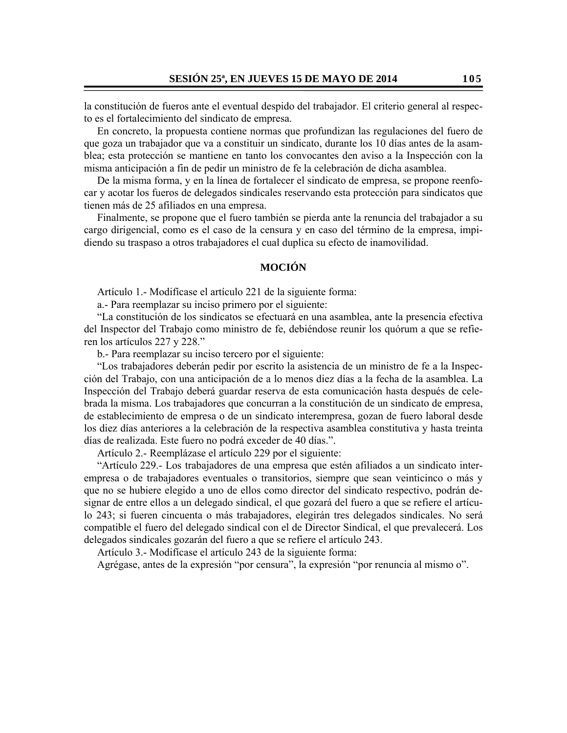la constitución de fueros ante el eventual despido del trabajador. El criterio general al respecto es el fortalecimiento del sindicato de empresa.

En concreto, la propuesta contiene normas que profundizan las regulaciones del fuero de que goza un trabajador que va a constituir un sindicato, durante los 10 días antes de la asamblea; esta protección se mantiene en tanto los convocantes den aviso a la Inspección con la misma anticipación a fin de pedir un ministro de fe la celebración de dicha asamblea.

De la misma forma, y en la línea de fortalecer el sindicato de empresa, se propone reenfocar y acotar los fueros de delegados sindicales reservando esta protección para sindicatos que tienen más de 25 afiliados en una empresa.

Finalmente, se propone que el fuero también se pierda ante la renuncia del trabajador a su cargo dirigencial, como es el caso de la censura y en caso del término de la empresa, impidiendo su traspaso a otros trabajadores el cual duplica su efecto de inamovilidad.

**MOCIÓN**

Artículo 1.- Modifícase el artículo 221 de la siguiente forma:

a.- Para reemplazar su inciso primero por el siguiente:

"La constitución de los sindicatos se efectuará en una asamblea, ante la presencia efectiva del Inspector del Trabajo como ministro de fe, debiéndose reunir los quórum a que se refieren los artículos 227 y 228."

b.- Para reemplazar su inciso tercero por el siguiente:

"Los trabajadores deberán pedir por escrito la asistencia de un ministro de fe a la Inspección del Trabajo, con una anticipación de a lo menos diez días a la fecha de la asamblea. La Inspección del Trabajo deberá guardar reserva de esta comunicación hasta después de celebrada la misma. Los trabajadores que concurran a la constitución de un sindicato de empresa, de establecimiento de empresa o de un sindicato interempresa, gozan de fuero laboral desde los diez días anteriores a la celebración de la respectiva asamblea constitutiva y hasta treinta días de realizada. Este fuero no podrá exceder de 40 días.".

Artículo 2.- Reemplázase el artículo 229 por el siguiente:

"Artículo 229.- Los trabajadores de una empresa que estén afiliados a un sindicato interempresa o de trabajadores eventuales o transitorios, siempre que sean veinticinco o más y que no se hubiere elegido a uno de ellos como director del sindicato respectivo, podrán designar de entre ellos a un delegado sindical, el que gozará del fuero a que se refiere el artículo 243; si fueren cincuenta o más trabajadores, elegirán tres delegados sindicales. No será compatible el fuero del delegado sindical con el de Director Sindical, el que prevalecerá. Los delegados sindicales gozarán del fuero a que se refiere el artículo 243.

Artículo 3.- Modifícase el artículo 243 de la siguiente forma:

Agrégase, antes de la expresión "por censura", la expresión "por renuncia al mismo o".